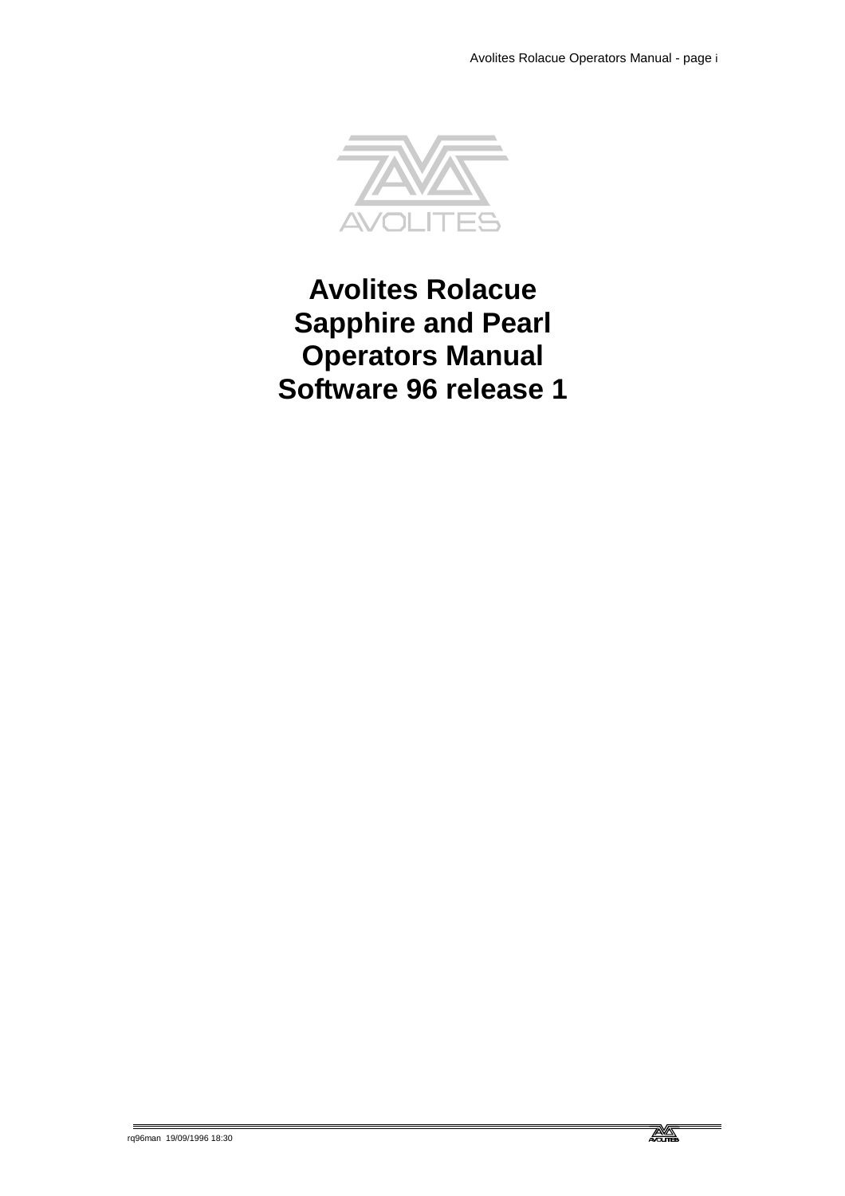# Avolites Rolacue Sapphire and Pearl Operators Manual Software 96 release 1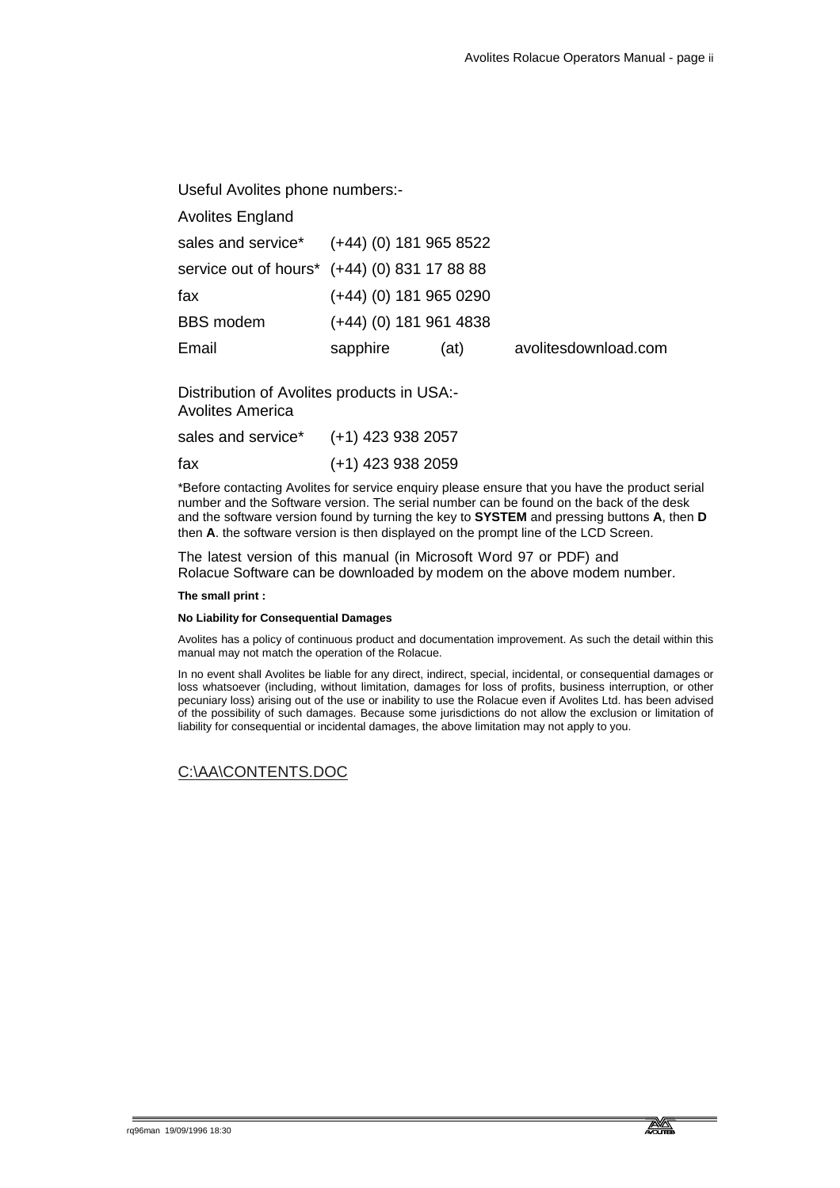Useful Avolites phone numbers:-

Avolites England

| | | | |
|---|---|---|---|
| sales and service* | (+44) (0) 181 965 8522 | | |
| service out of hours* | (+44) (0) 831 17 88 88 | | |
| fax | (+44) (0) 181 965 0290 | | |
| BBS modem | (+44) (0) 181 961 4838 | | |
| Email | sapphire | (at) | avolitesdownload.com |

Distribution of Avolites products in USA:-
Avolites America

| | |
|---|---|
| sales and service* | (+1) 423 938 2057 |
| fax | (+1) 423 938 2059 |

*Before contacting Avolites for service enquiry please ensure that you have the product serial number and the Software version. The serial number can be found on the back of the desk and the software version found by turning the key to **SYSTEM** and pressing buttons **A**, then **D** then **A**. the software version is then displayed on the prompt line of the LCD Screen.

The latest version of this manual (in Microsoft Word 97 or PDF) and Rolacue Software can be downloaded by modem on the above modem number.

**The small print :**

**No Liability for Consequential Damages**

Avolites has a policy of continuous product and documentation improvement. As such the detail within this manual may not match the operation of the Rolacue.

In no event shall Avolites be liable for any direct, indirect, special, incidental, or consequential damages or loss whatsoever (including, without limitation, damages for loss of profits, business interruption, or other pecuniary loss) arising out of the use or inability to use the Rolacue even if Avolites Ltd. has been advised of the possibility of such damages. Because some jurisdictions do not allow the exclusion or limitation of liability for consequential or incidental damages, the above limitation may not apply to you.

C:\AA\CONTENTS.DOC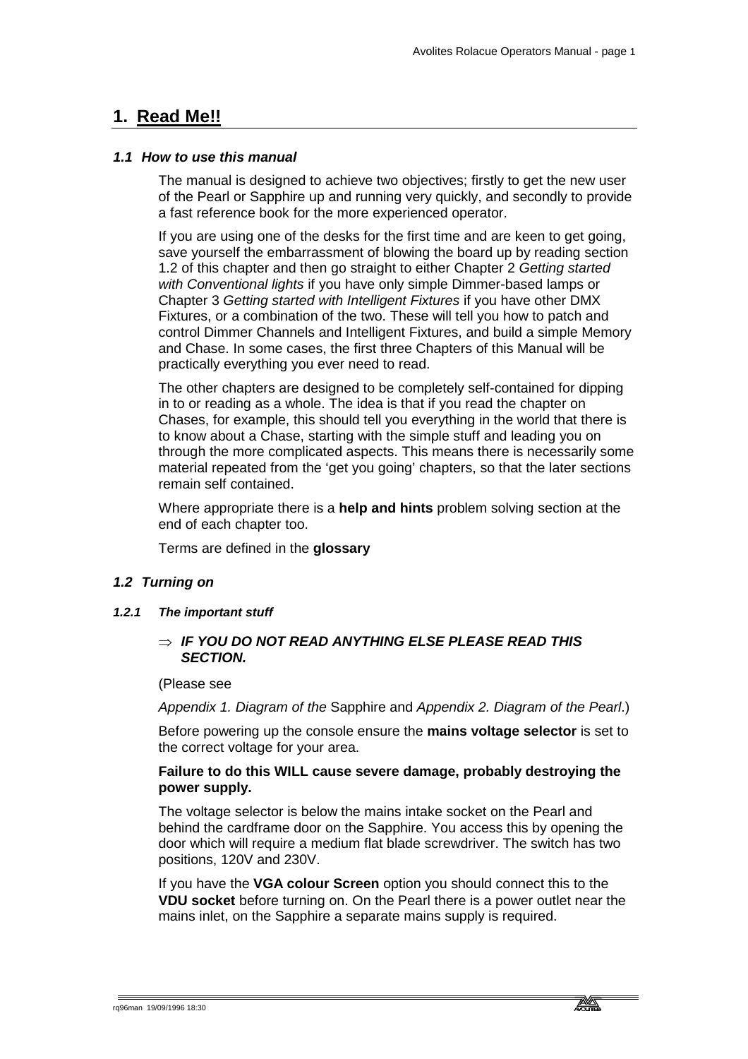# 1. Read Me!!

### 1.1 How to use this manual

The manual is designed to achieve two objectives; firstly to get the new user of the Pearl or Sapphire up and running very quickly, and secondly to provide a fast reference book for the more experienced operator.

If you are using one of the desks for the first time and are keen to get going, save yourself the embarrassment of blowing the board up by reading section 1.2 of this chapter and then go straight to either Chapter 2 *Getting started with Conventional lights* if you have only simple Dimmer-based lamps or Chapter 3 *Getting started with Intelligent Fixtures* if you have other DMX Fixtures, or a combination of the two. These will tell you how to patch and control Dimmer Channels and Intelligent Fixtures, and build a simple Memory and Chase. In some cases, the first three Chapters of this Manual will be practically everything you ever need to read.

The other chapters are designed to be completely self-contained for dipping in to or reading as a whole. The idea is that if you read the chapter on Chases, for example, this should tell you everything in the world that there is to know about a Chase, starting with the simple stuff and leading you on through the more complicated aspects. This means there is necessarily some material repeated from the 'get you going' chapters, so that the later sections remain self contained.

Where appropriate there is a **help and hints** problem solving section at the end of each chapter too.

Terms are defined in the **glossary**

### 1.2 Turning on

#### 1.2.1 The important stuff

⇒ ***IF YOU DO NOT READ ANYTHING ELSE PLEASE READ THIS SECTION.***

(Please see

*Appendix 1. Diagram of the* Sapphire and *Appendix 2. Diagram of the Pearl*.)

Before powering up the console ensure the **mains voltage selector** is set to the correct voltage for your area.

**Failure to do this WILL cause severe damage, probably destroying the power supply.**

The voltage selector is below the mains intake socket on the Pearl and behind the cardframe door on the Sapphire. You access this by opening the door which will require a medium flat blade screwdriver. The switch has two positions, 120V and 230V.

If you have the **VGA colour Screen** option you should connect this to the **VDU socket** before turning on. On the Pearl there is a power outlet near the mains inlet, on the Sapphire a separate mains supply is required.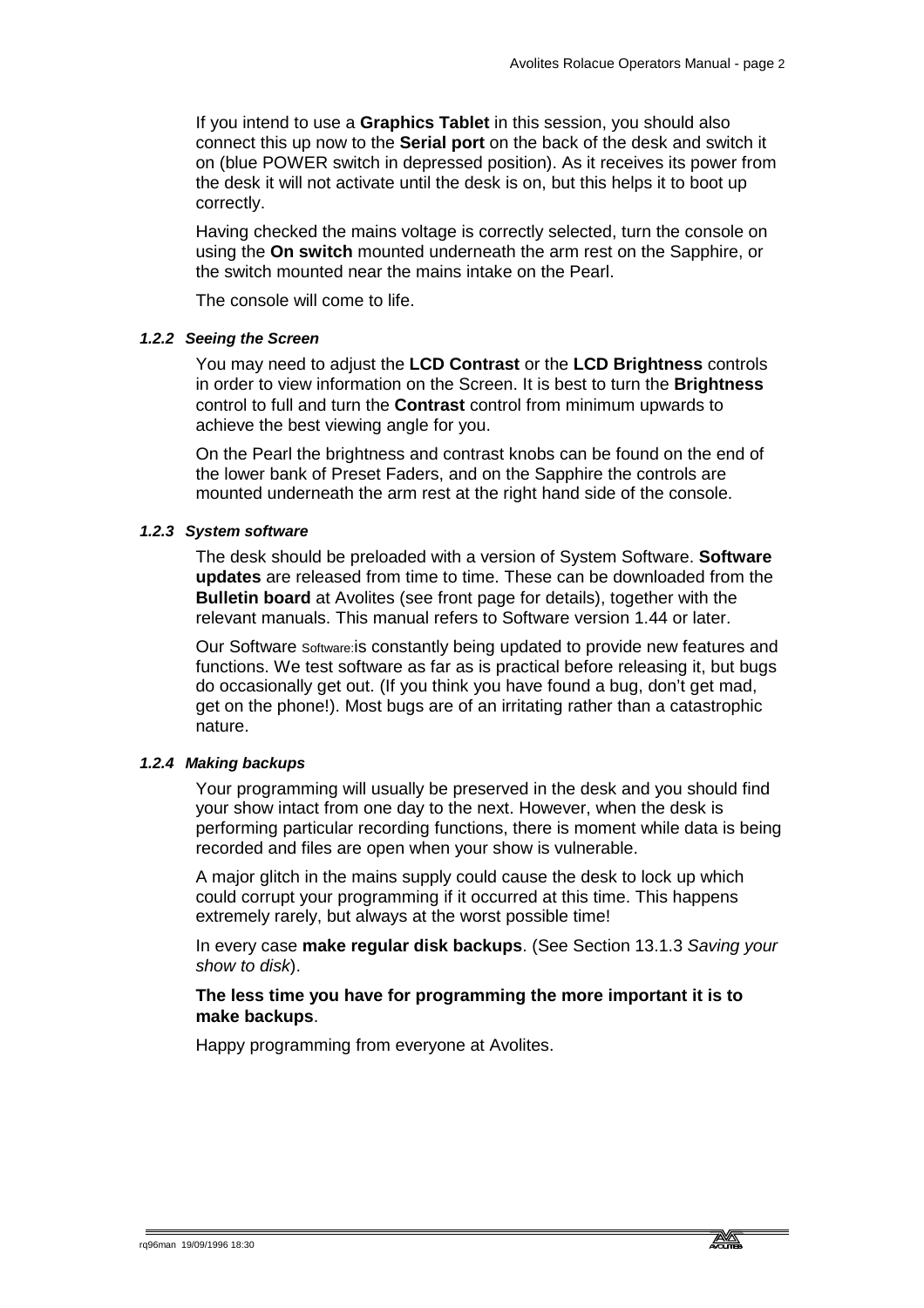If you intend to use a **Graphics Tablet** in this session, you should also connect this up now to the **Serial port** on the back of the desk and switch it on (blue POWER switch in depressed position). As it receives its power from the desk it will not activate until the desk is on, but this helps it to boot up correctly.

Having checked the mains voltage is correctly selected, turn the console on using the **On switch** mounted underneath the arm rest on the Sapphire, or the switch mounted near the mains intake on the Pearl.

The console will come to life.

#### *1.2.2 Seeing the Screen*

You may need to adjust the **LCD Contrast** or the **LCD Brightness** controls in order to view information on the Screen. It is best to turn the **Brightness** control to full and turn the **Contrast** control from minimum upwards to achieve the best viewing angle for you.

On the Pearl the brightness and contrast knobs can be found on the end of the lower bank of Preset Faders, and on the Sapphire the controls are mounted underneath the arm rest at the right hand side of the console.

#### *1.2.3 System software*

The desk should be preloaded with a version of System Software. **Software updates** are released from time to time. These can be downloaded from the **Bulletin board** at Avolites (see front page for details), together with the relevant manuals. This manual refers to Software version 1.44 or later.

Our Software Software:is constantly being updated to provide new features and functions. We test software as far as is practical before releasing it, but bugs do occasionally get out. (If you think you have found a bug, don't get mad, get on the phone!). Most bugs are of an irritating rather than a catastrophic nature.

#### *1.2.4 Making backups*

Your programming will usually be preserved in the desk and you should find your show intact from one day to the next. However, when the desk is performing particular recording functions, there is moment while data is being recorded and files are open when your show is vulnerable.

A major glitch in the mains supply could cause the desk to lock up which could corrupt your programming if it occurred at this time. This happens extremely rarely, but always at the worst possible time!

In every case **make regular disk backups**. (See Section 13.1.3 *Saving your show to disk*).

**The less time you have for programming the more important it is to make backups**.

Happy programming from everyone at Avolites.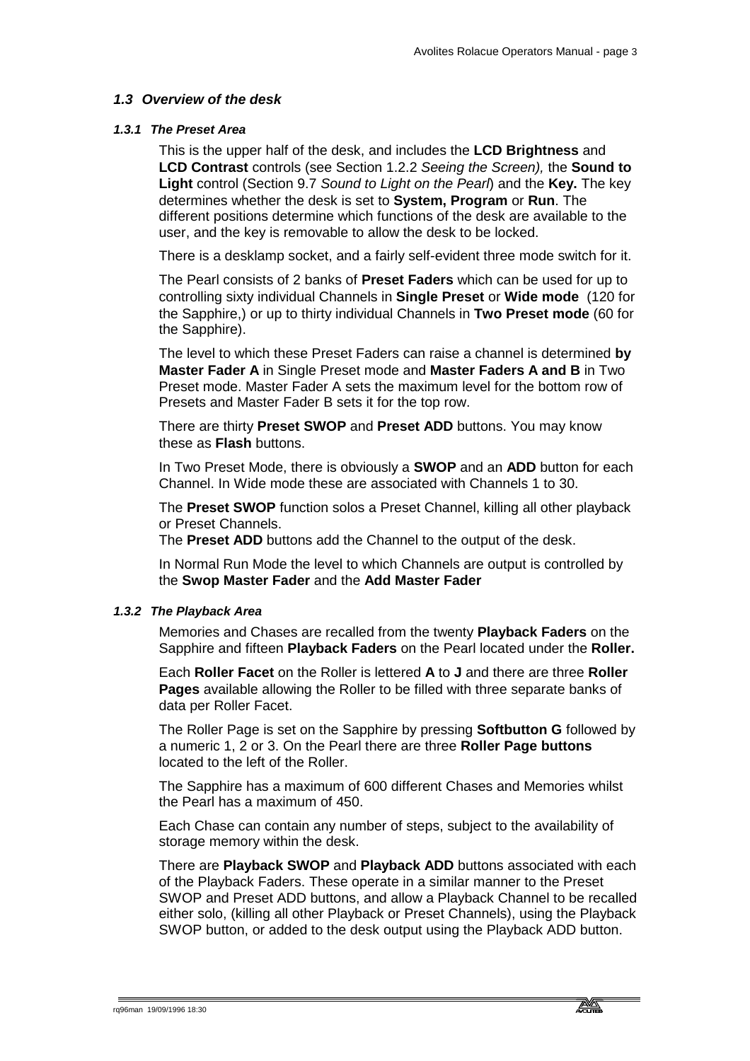## *1.3 Overview of the desk*

### *1.3.1 The Preset Area*

This is the upper half of the desk, and includes the **LCD Brightness** and **LCD Contrast** controls (see Section 1.2.2 *Seeing the Screen),* the **Sound to Light** control (Section 9.7 *Sound to Light on the Pearl*) and the **Key.** The key determines whether the desk is set to **System, Program** or **Run**. The different positions determine which functions of the desk are available to the user, and the key is removable to allow the desk to be locked.

There is a desklamp socket, and a fairly self-evident three mode switch for it.

The Pearl consists of 2 banks of **Preset Faders** which can be used for up to controlling sixty individual Channels in **Single Preset** or **Wide mode** (120 for the Sapphire,) or up to thirty individual Channels in **Two Preset mode** (60 for the Sapphire).

The level to which these Preset Faders can raise a channel is determined **by Master Fader A** in Single Preset mode and **Master Faders A and B** in Two Preset mode. Master Fader A sets the maximum level for the bottom row of Presets and Master Fader B sets it for the top row.

There are thirty **Preset SWOP** and **Preset ADD** buttons. You may know these as **Flash** buttons.

In Two Preset Mode, there is obviously a **SWOP** and an **ADD** button for each Channel. In Wide mode these are associated with Channels 1 to 30.

The **Preset SWOP** function solos a Preset Channel, killing all other playback or Preset Channels.
The **Preset ADD** buttons add the Channel to the output of the desk.

In Normal Run Mode the level to which Channels are output is controlled by the **Swop Master Fader** and the **Add Master Fader**

### *1.3.2 The Playback Area*

Memories and Chases are recalled from the twenty **Playback Faders** on the Sapphire and fifteen **Playback Faders** on the Pearl located under the **Roller.**

Each **Roller Facet** on the Roller is lettered **A** to **J** and there are three **Roller Pages** available allowing the Roller to be filled with three separate banks of data per Roller Facet.

The Roller Page is set on the Sapphire by pressing **Softbutton G** followed by a numeric 1, 2 or 3. On the Pearl there are three **Roller Page buttons** located to the left of the Roller.

The Sapphire has a maximum of 600 different Chases and Memories whilst the Pearl has a maximum of 450.

Each Chase can contain any number of steps, subject to the availability of storage memory within the desk.

There are **Playback SWOP** and **Playback ADD** buttons associated with each of the Playback Faders. These operate in a similar manner to the Preset SWOP and Preset ADD buttons, and allow a Playback Channel to be recalled either solo, (killing all other Playback or Preset Channels), using the Playback SWOP button, or added to the desk output using the Playback ADD button.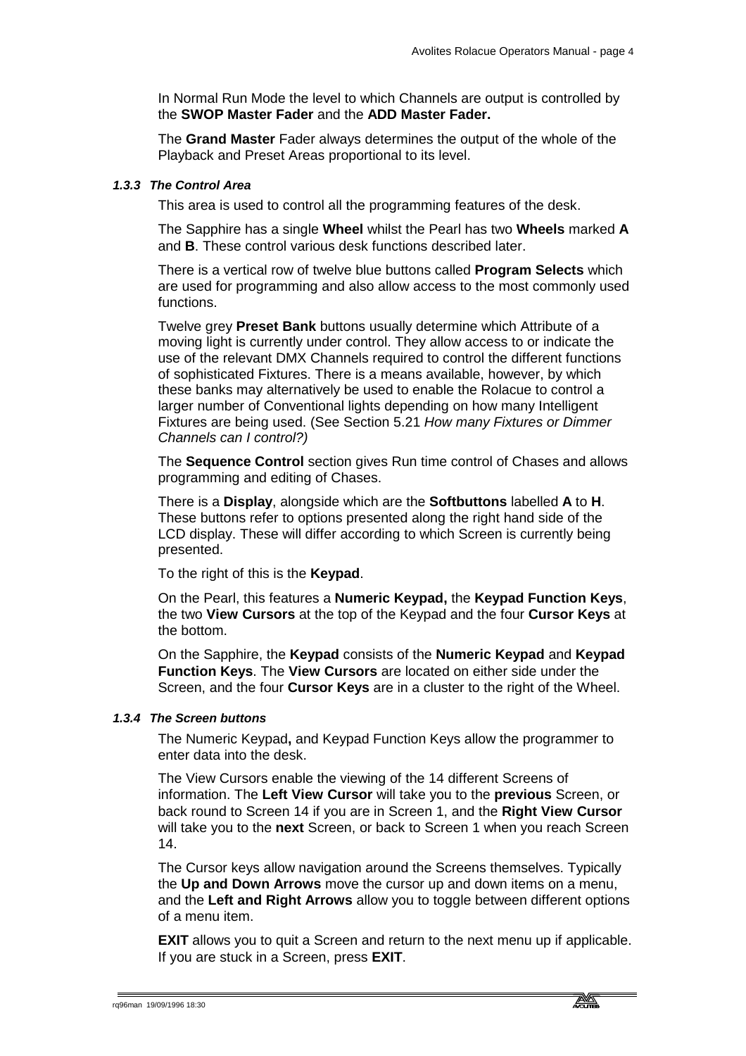In Normal Run Mode the level to which Channels are output is controlled by the **SWOP Master Fader** and the **ADD Master Fader.**

The **Grand Master** Fader always determines the output of the whole of the Playback and Preset Areas proportional to its level.

#### *1.3.3 The Control Area*

This area is used to control all the programming features of the desk.

The Sapphire has a single **Wheel** whilst the Pearl has two **Wheels** marked **A** and **B**. These control various desk functions described later.

There is a vertical row of twelve blue buttons called **Program Selects** which are used for programming and also allow access to the most commonly used functions.

Twelve grey **Preset Bank** buttons usually determine which Attribute of a moving light is currently under control. They allow access to or indicate the use of the relevant DMX Channels required to control the different functions of sophisticated Fixtures. There is a means available, however, by which these banks may alternatively be used to enable the Rolacue to control a larger number of Conventional lights depending on how many Intelligent Fixtures are being used. (See Section 5.21 *How many Fixtures or Dimmer Channels can I control?)*

The **Sequence Control** section gives Run time control of Chases and allows programming and editing of Chases.

There is a **Display**, alongside which are the **Softbuttons** labelled **A** to **H**. These buttons refer to options presented along the right hand side of the LCD display. These will differ according to which Screen is currently being presented.

To the right of this is the **Keypad**.

On the Pearl, this features a **Numeric Keypad,** the **Keypad Function Keys**, the two **View Cursors** at the top of the Keypad and the four **Cursor Keys** at the bottom.

On the Sapphire, the **Keypad** consists of the **Numeric Keypad** and **Keypad Function Keys**. The **View Cursors** are located on either side under the Screen, and the four **Cursor Keys** are in a cluster to the right of the Wheel.

#### *1.3.4 The Screen buttons*

The Numeric Keypad**,** and Keypad Function Keys allow the programmer to enter data into the desk.

The View Cursors enable the viewing of the 14 different Screens of information. The **Left View Cursor** will take you to the **previous** Screen, or back round to Screen 14 if you are in Screen 1, and the **Right View Cursor** will take you to the **next** Screen, or back to Screen 1 when you reach Screen 14.

The Cursor keys allow navigation around the Screens themselves. Typically the **Up and Down Arrows** move the cursor up and down items on a menu, and the **Left and Right Arrows** allow you to toggle between different options of a menu item.

**EXIT** allows you to quit a Screen and return to the next menu up if applicable. If you are stuck in a Screen, press **EXIT**.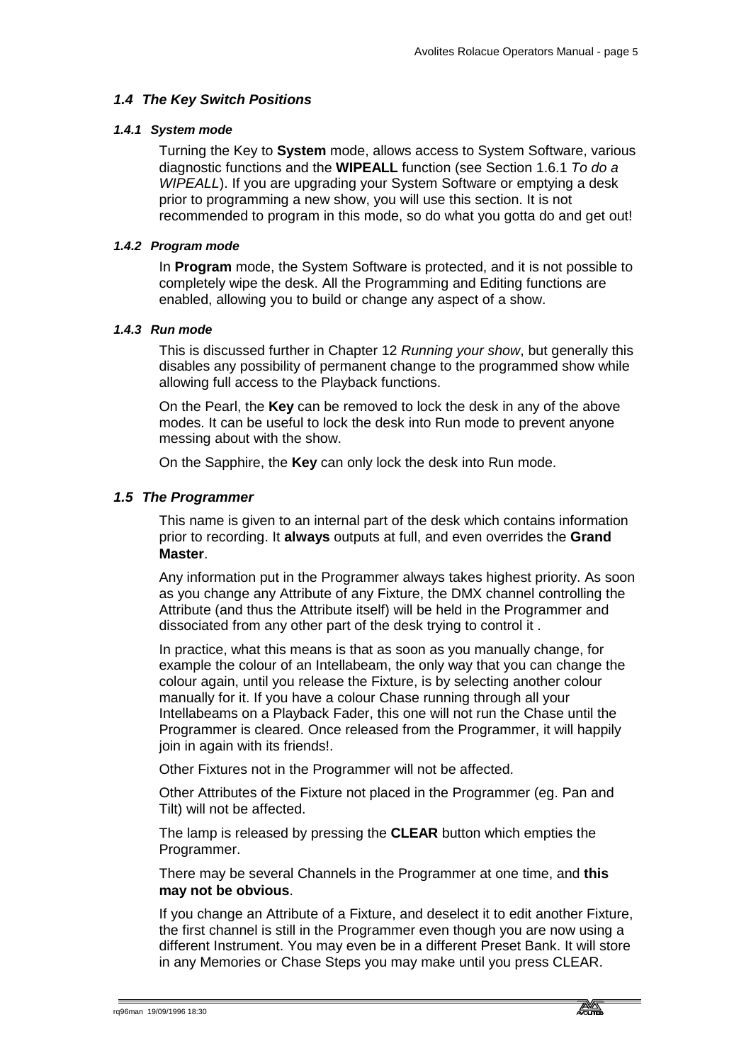## *1.4 The Key Switch Positions*

### *1.4.1 System mode*

Turning the Key to **System** mode, allows access to System Software, various diagnostic functions and the **WIPEALL** function (see Section 1.6.1 *To do a WIPEALL*). If you are upgrading your System Software or emptying a desk prior to programming a new show, you will use this section. It is not recommended to program in this mode, so do what you gotta do and get out!

### *1.4.2 Program mode*

In **Program** mode, the System Software is protected, and it is not possible to completely wipe the desk. All the Programming and Editing functions are enabled, allowing you to build or change any aspect of a show.

### *1.4.3 Run mode*

This is discussed further in Chapter 12 *Running your show*, but generally this disables any possibility of permanent change to the programmed show while allowing full access to the Playback functions.

On the Pearl, the **Key** can be removed to lock the desk in any of the above modes. It can be useful to lock the desk into Run mode to prevent anyone messing about with the show.

On the Sapphire, the **Key** can only lock the desk into Run mode.

## *1.5 The Programmer*

This name is given to an internal part of the desk which contains information prior to recording. It **always** outputs at full, and even overrides the **Grand Master**.

Any information put in the Programmer always takes highest priority. As soon as you change any Attribute of any Fixture, the DMX channel controlling the Attribute (and thus the Attribute itself) will be held in the Programmer and dissociated from any other part of the desk trying to control it .

In practice, what this means is that as soon as you manually change, for example the colour of an Intellabeam, the only way that you can change the colour again, until you release the Fixture, is by selecting another colour manually for it. If you have a colour Chase running through all your Intellabeams on a Playback Fader, this one will not run the Chase until the Programmer is cleared. Once released from the Programmer, it will happily join in again with its friends!.

Other Fixtures not in the Programmer will not be affected.

Other Attributes of the Fixture not placed in the Programmer (eg. Pan and Tilt) will not be affected.

The lamp is released by pressing the **CLEAR** button which empties the Programmer.

There may be several Channels in the Programmer at one time, and **this may not be obvious**.

If you change an Attribute of a Fixture, and deselect it to edit another Fixture, the first channel is still in the Programmer even though you are now using a different Instrument. You may even be in a different Preset Bank. It will store in any Memories or Chase Steps you may make until you press CLEAR.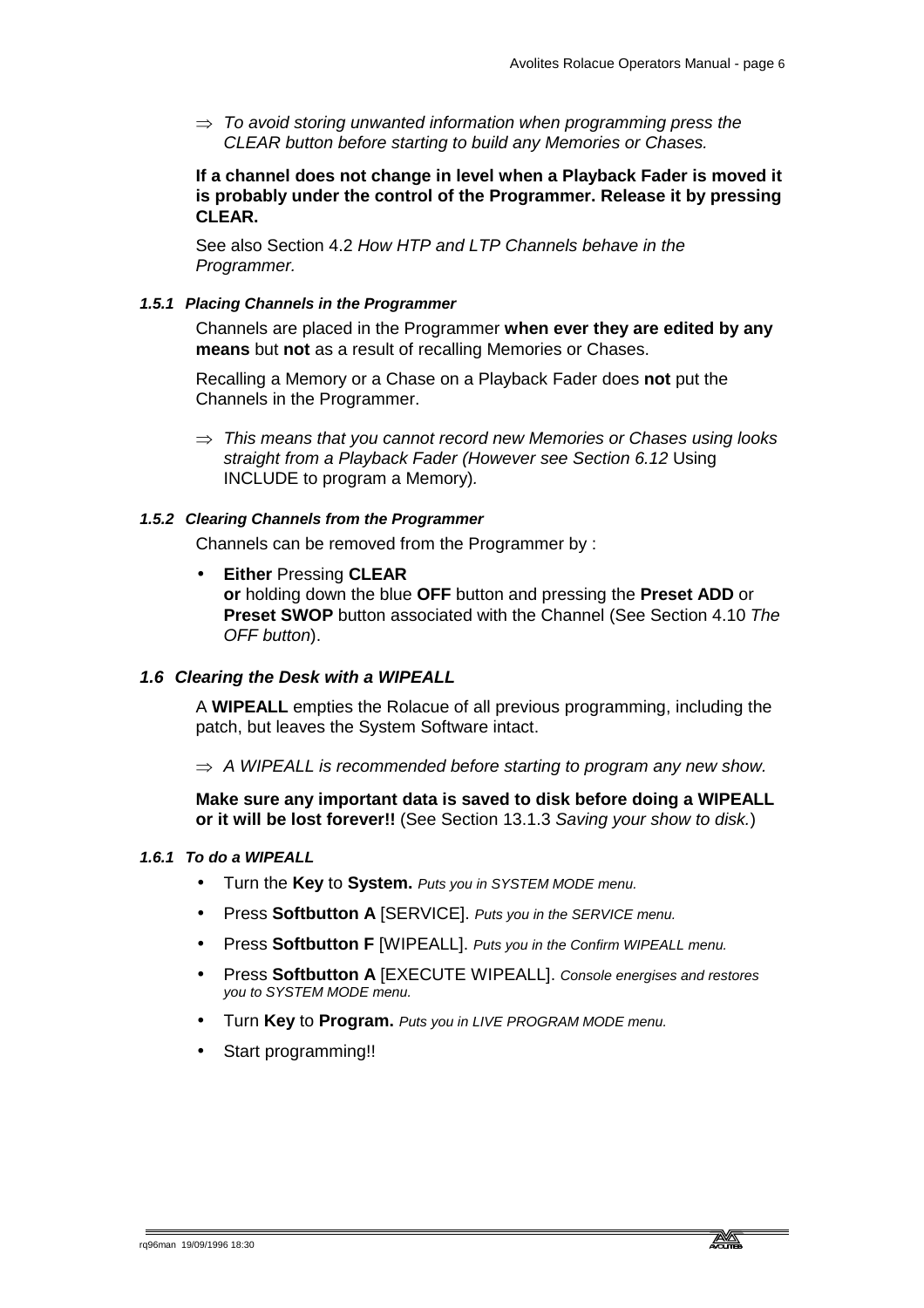⇒ *To avoid storing unwanted information when programming press the CLEAR button before starting to build any Memories or Chases.*

**If a channel does not change in level when a Playback Fader is moved it is probably under the control of the Programmer. Release it by pressing CLEAR.**

See also Section 4.2 *How HTP and LTP Channels behave in the Programmer.*

#### *1.5.1 Placing Channels in the Programmer*

Channels are placed in the Programmer **when ever they are edited by any means** but **not** as a result of recalling Memories or Chases.

Recalling a Memory or a Chase on a Playback Fader does **not** put the Channels in the Programmer.

⇒ *This means that you cannot record new Memories or Chases using looks straight from a Playback Fader (However see Section 6.12* Using INCLUDE to program a Memory*).*

#### *1.5.2 Clearing Channels from the Programmer*

Channels can be removed from the Programmer by :

- **Either** Pressing **CLEAR**
  **or** holding down the blue **OFF** button and pressing the **Preset ADD** or **Preset SWOP** button associated with the Channel (See Section 4.10 *The OFF button*).

### *1.6 Clearing the Desk with a WIPEALL*

A **WIPEALL** empties the Rolacue of all previous programming, including the patch, but leaves the System Software intact.

⇒ *A WIPEALL is recommended before starting to program any new show.*

**Make sure any important data is saved to disk before doing a WIPEALL or it will be lost forever!!** (See Section 13.1.3 *Saving your show to disk.*)

#### *1.6.1 To do a WIPEALL*

- Turn the **Key** to **System.** *Puts you in SYSTEM MODE menu.*
- Press **Softbutton A** [SERVICE]. *Puts you in the SERVICE menu.*
- Press **Softbutton F** [WIPEALL]. *Puts you in the Confirm WIPEALL menu.*
- Press **Softbutton A** [EXECUTE WIPEALL]. *Console energises and restores you to SYSTEM MODE menu.*
- Turn **Key** to **Program.** *Puts you in LIVE PROGRAM MODE menu.*
- Start programming!!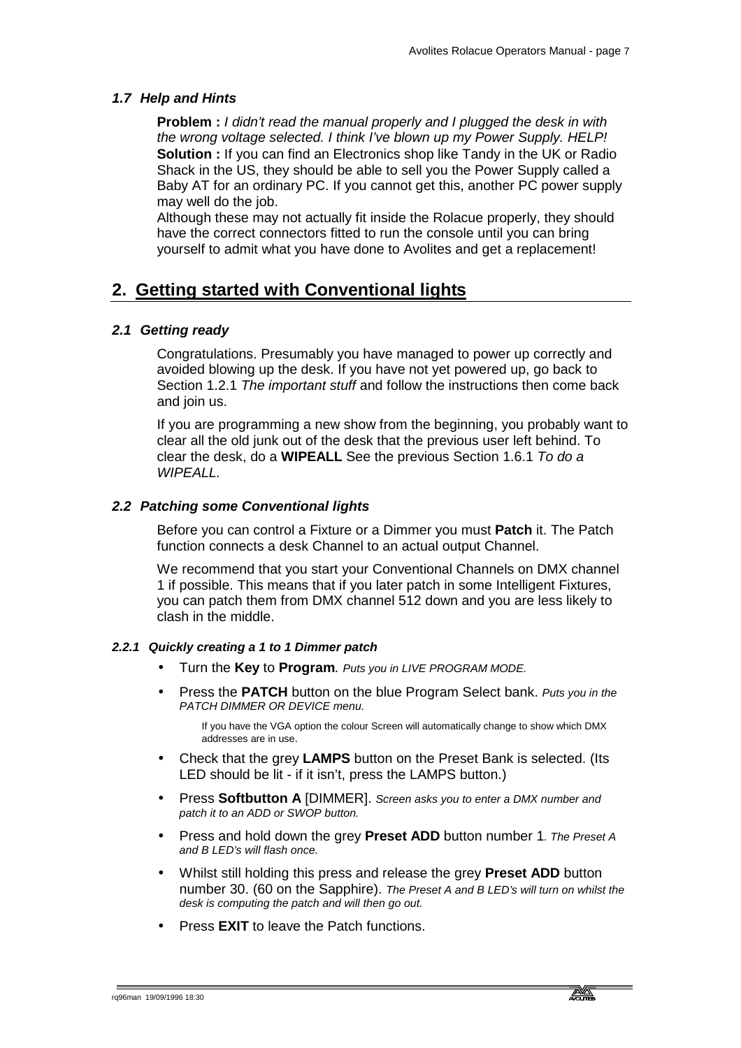### *1.7 Help and Hints*

**Problem :** *I didn't read the manual properly and I plugged the desk in with the wrong voltage selected. I think I've blown up my Power Supply. HELP!*
**Solution :** If you can find an Electronics shop like Tandy in the UK or Radio Shack in the US, they should be able to sell you the Power Supply called a Baby AT for an ordinary PC. If you cannot get this, another PC power supply may well do the job.
Although these may not actually fit inside the Rolacue properly, they should have the correct connectors fitted to run the console until you can bring yourself to admit what you have done to Avolites and get a replacement!

# 2. Getting started with Conventional lights

### *2.1 Getting ready*

Congratulations. Presumably you have managed to power up correctly and avoided blowing up the desk. If you have not yet powered up, go back to Section 1.2.1 *The important stuff* and follow the instructions then come back and join us.

If you are programming a new show from the beginning, you probably want to clear all the old junk out of the desk that the previous user left behind. To clear the desk, do a **WIPEALL** See the previous Section 1.6.1 *To do a WIPEALL.*

### *2.2 Patching some Conventional lights*

Before you can control a Fixture or a Dimmer you must **Patch** it. The Patch function connects a desk Channel to an actual output Channel.

We recommend that you start your Conventional Channels on DMX channel 1 if possible. This means that if you later patch in some Intelligent Fixtures, you can patch them from DMX channel 512 down and you are less likely to clash in the middle.

#### *2.2.1 Quickly creating a 1 to 1 Dimmer patch*

- Turn the **Key** to **Program**. *Puts you in LIVE PROGRAM MODE.*
- Press the **PATCH** button on the blue Program Select bank. *Puts you in the PATCH DIMMER OR DEVICE menu.*

  If you have the VGA option the colour Screen will automatically change to show which DMX addresses are in use.
- Check that the grey **LAMPS** button on the Preset Bank is selected. (Its LED should be lit - if it isn't, press the LAMPS button.)
- Press **Softbutton A** [DIMMER]. *Screen asks you to enter a DMX number and patch it to an ADD or SWOP button.*
- Press and hold down the grey **Preset ADD** button number 1. *The Preset A and B LED's will flash once.*
- Whilst still holding this press and release the grey **Preset ADD** button number 30. (60 on the Sapphire). *The Preset A and B LED's will turn on whilst the desk is computing the patch and will then go out.*
- Press **EXIT** to leave the Patch functions.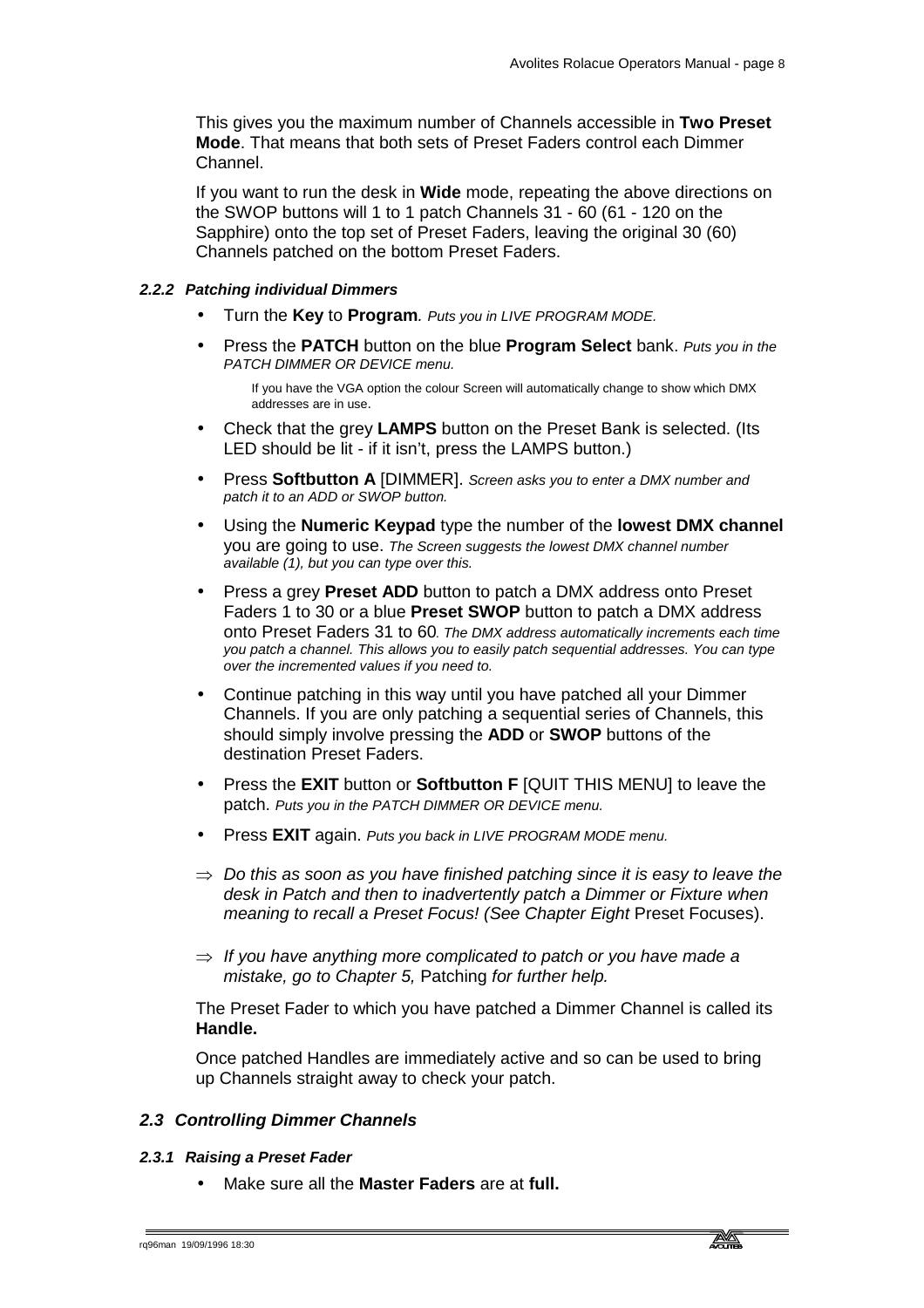This gives you the maximum number of Channels accessible in **Two Preset Mode**. That means that both sets of Preset Faders control each Dimmer Channel.

If you want to run the desk in **Wide** mode, repeating the above directions on the SWOP buttons will 1 to 1 patch Channels 31 - 60 (61 - 120 on the Sapphire) onto the top set of Preset Faders, leaving the original 30 (60) Channels patched on the bottom Preset Faders.

#### *2.2.2 Patching individual Dimmers*

- Turn the **Key** to **Program**. *Puts you in LIVE PROGRAM MODE.*
- Press the **PATCH** button on the blue **Program Select** bank. *Puts you in the PATCH DIMMER OR DEVICE menu.*

  If you have the VGA option the colour Screen will automatically change to show which DMX addresses are in use.

- Check that the grey **LAMPS** button on the Preset Bank is selected. (Its LED should be lit - if it isn't, press the LAMPS button.)
- Press **Softbutton A** [DIMMER]. *Screen asks you to enter a DMX number and patch it to an ADD or SWOP button.*
- Using the **Numeric Keypad** type the number of the **lowest DMX channel** you are going to use. *The Screen suggests the lowest DMX channel number available (1), but you can type over this.*
- Press a grey **Preset ADD** button to patch a DMX address onto Preset Faders 1 to 30 or a blue **Preset SWOP** button to patch a DMX address onto Preset Faders 31 to 60*. The DMX address automatically increments each time you patch a channel. This allows you to easily patch sequential addresses. You can type over the incremented values if you need to.*
- Continue patching in this way until you have patched all your Dimmer Channels. If you are only patching a sequential series of Channels, this should simply involve pressing the **ADD** or **SWOP** buttons of the destination Preset Faders.
- Press the **EXIT** button or **Softbutton F** [QUIT THIS MENU] to leave the patch. *Puts you in the PATCH DIMMER OR DEVICE menu.*
- Press **EXIT** again. *Puts you back in LIVE PROGRAM MODE menu.*

⇒ *Do this as soon as you have finished patching since it is easy to leave the desk in Patch and then to inadvertently patch a Dimmer or Fixture when meaning to recall a Preset Focus! (See Chapter Eight* Preset Focuses).

⇒ *If you have anything more complicated to patch or you have made a mistake, go to Chapter 5,* Patching *for further help.*

The Preset Fader to which you have patched a Dimmer Channel is called its **Handle.**

Once patched Handles are immediately active and so can be used to bring up Channels straight away to check your patch.

### *2.3 Controlling Dimmer Channels*

#### *2.3.1 Raising a Preset Fader*

- Make sure all the **Master Faders** are at **full.**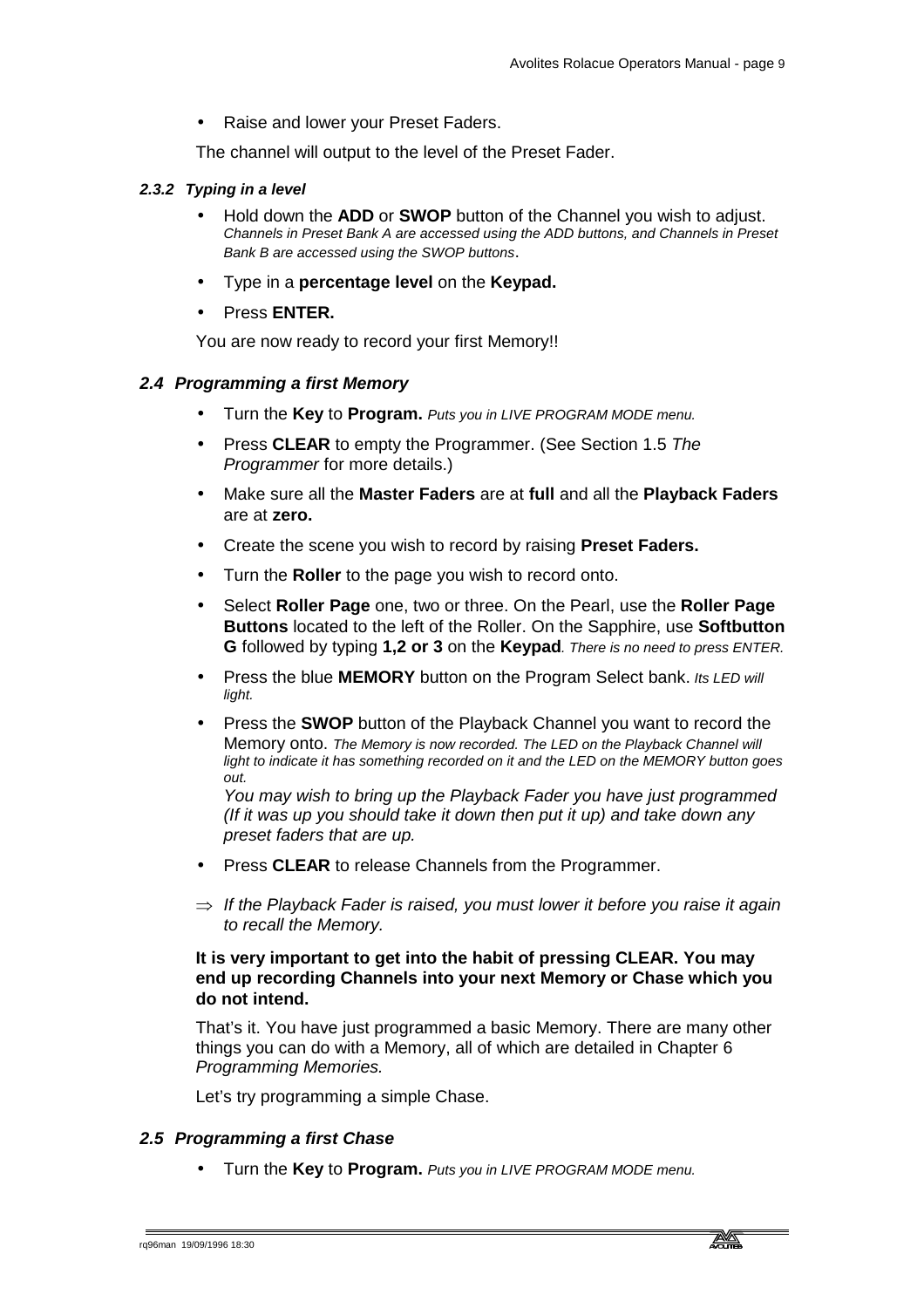- Raise and lower your Preset Faders.

The channel will output to the level of the Preset Fader.

#### *2.3.2 Typing in a level*

- Hold down the **ADD** or **SWOP** button of the Channel you wish to adjust. *Channels in Preset Bank A are accessed using the ADD buttons, and Channels in Preset Bank B are accessed using the SWOP buttons*.
- Type in a **percentage level** on the **Keypad.**
- Press **ENTER.**

You are now ready to record your first Memory!!

### *2.4 Programming a first Memory*

- Turn the **Key** to **Program.** *Puts you in LIVE PROGRAM MODE menu.*
- Press **CLEAR** to empty the Programmer. (See Section 1.5 *The Programmer* for more details.)
- Make sure all the **Master Faders** are at **full** and all the **Playback Faders** are at **zero.**
- Create the scene you wish to record by raising **Preset Faders.**
- Turn the **Roller** to the page you wish to record onto.
- Select **Roller Page** one, two or three. On the Pearl, use the **Roller Page Buttons** located to the left of the Roller. On the Sapphire, use **Softbutton G** followed by typing **1,2 or 3** on the **Keypad**. *There is no need to press ENTER.*
- Press the blue **MEMORY** button on the Program Select bank. *Its LED will light.*
- Press the **SWOP** button of the Playback Channel you want to record the Memory onto. *The Memory is now recorded. The LED on the Playback Channel will light to indicate it has something recorded on it and the LED on the MEMORY button goes out.*
  *You may wish to bring up the Playback Fader you have just programmed (If it was up you should take it down then put it up) and take down any preset faders that are up.*
- Press **CLEAR** to release Channels from the Programmer.

⇒ *If the Playback Fader is raised, you must lower it before you raise it again to recall the Memory.*

**It is very important to get into the habit of pressing CLEAR. You may end up recording Channels into your next Memory or Chase which you do not intend.**

That's it. You have just programmed a basic Memory. There are many other things you can do with a Memory, all of which are detailed in Chapter 6 *Programming Memories.*

Let's try programming a simple Chase.

### *2.5 Programming a first Chase*

- Turn the **Key** to **Program.** *Puts you in LIVE PROGRAM MODE menu.*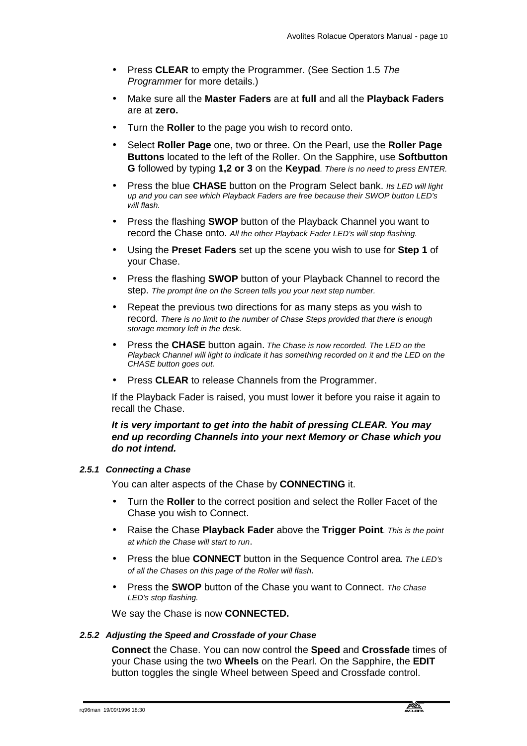- Press **CLEAR** to empty the Programmer. (See Section 1.5 *The Programmer* for more details.)
- Make sure all the **Master Faders** are at **full** and all the **Playback Faders** are at **zero.**
- Turn the **Roller** to the page you wish to record onto.
- Select **Roller Page** one, two or three. On the Pearl, use the **Roller Page Buttons** located to the left of the Roller. On the Sapphire, use **Softbutton G** followed by typing **1,2 or 3** on the **Keypad**. *There is no need to press ENTER.*
- Press the blue **CHASE** button on the Program Select bank. *Its LED will light up and you can see which Playback Faders are free because their SWOP button LED's will flash.*
- Press the flashing **SWOP** button of the Playback Channel you want to record the Chase onto. *All the other Playback Fader LED's will stop flashing.*
- Using the **Preset Faders** set up the scene you wish to use for **Step 1** of your Chase.
- Press the flashing **SWOP** button of your Playback Channel to record the step. *The prompt line on the Screen tells you your next step number.*
- Repeat the previous two directions for as many steps as you wish to record. *There is no limit to the number of Chase Steps provided that there is enough storage memory left in the desk.*
- Press the **CHASE** button again. *The Chase is now recorded. The LED on the Playback Channel will light to indicate it has something recorded on it and the LED on the CHASE button goes out.*
- Press **CLEAR** to release Channels from the Programmer.

If the Playback Fader is raised, you must lower it before you raise it again to recall the Chase.

***It is very important to get into the habit of pressing CLEAR. You may end up recording Channels into your next Memory or Chase which you do not intend.***

#### *2.5.1 Connecting a Chase*

You can alter aspects of the Chase by **CONNECTING** it.

- Turn the **Roller** to the correct position and select the Roller Facet of the Chase you wish to Connect.
- Raise the Chase **Playback Fader** above the **Trigger Point**. *This is the point at which the Chase will start to run*.
- Press the blue **CONNECT** button in the Sequence Control area. *The LED's of all the Chases on this page of the Roller will flash.*
- Press the **SWOP** button of the Chase you want to Connect. *The Chase LED's stop flashing.*

We say the Chase is now **CONNECTED.**

#### *2.5.2 Adjusting the Speed and Crossfade of your Chase*

**Connect** the Chase. You can now control the **Speed** and **Crossfade** times of your Chase using the two **Wheels** on the Pearl. On the Sapphire, the **EDIT** button toggles the single Wheel between Speed and Crossfade control.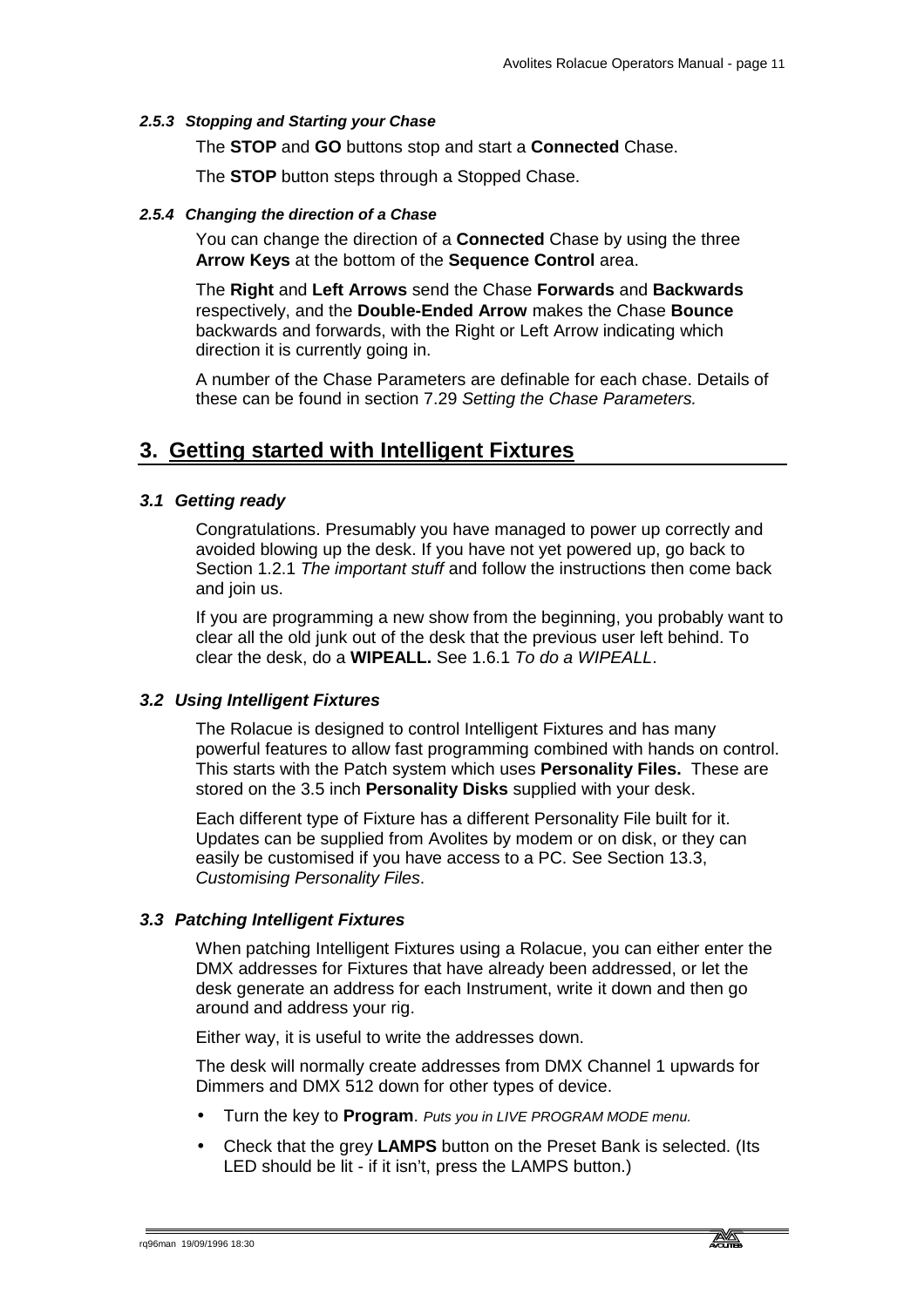#### *2.5.3 Stopping and Starting your Chase*

The **STOP** and **GO** buttons stop and start a **Connected** Chase.

The **STOP** button steps through a Stopped Chase.

#### *2.5.4 Changing the direction of a Chase*

You can change the direction of a **Connected** Chase by using the three **Arrow Keys** at the bottom of the **Sequence Control** area.

The **Right** and **Left Arrows** send the Chase **Forwards** and **Backwards** respectively, and the **Double-Ended Arrow** makes the Chase **Bounce** backwards and forwards, with the Right or Left Arrow indicating which direction it is currently going in.

A number of the Chase Parameters are definable for each chase. Details of these can be found in section 7.29 *Setting the Chase Parameters.*

## 3. Getting started with Intelligent Fixtures

### *3.1 Getting ready*

Congratulations. Presumably you have managed to power up correctly and avoided blowing up the desk. If you have not yet powered up, go back to Section 1.2.1 *The important stuff* and follow the instructions then come back and join us.

If you are programming a new show from the beginning, you probably want to clear all the old junk out of the desk that the previous user left behind. To clear the desk, do a **WIPEALL.** See 1.6.1 *To do a WIPEALL*.

### *3.2 Using Intelligent Fixtures*

The Rolacue is designed to control Intelligent Fixtures and has many powerful features to allow fast programming combined with hands on control. This starts with the Patch system which uses **Personality Files.** These are stored on the 3.5 inch **Personality Disks** supplied with your desk.

Each different type of Fixture has a different Personality File built for it. Updates can be supplied from Avolites by modem or on disk, or they can easily be customised if you have access to a PC. See Section 13.3, *Customising Personality Files*.

### *3.3 Patching Intelligent Fixtures*

When patching Intelligent Fixtures using a Rolacue, you can either enter the DMX addresses for Fixtures that have already been addressed, or let the desk generate an address for each Instrument, write it down and then go around and address your rig.

Either way, it is useful to write the addresses down.

The desk will normally create addresses from DMX Channel 1 upwards for Dimmers and DMX 512 down for other types of device.

- Turn the key to **Program**. *Puts you in LIVE PROGRAM MODE menu.*
- Check that the grey **LAMPS** button on the Preset Bank is selected. (Its LED should be lit - if it isn't, press the LAMPS button.)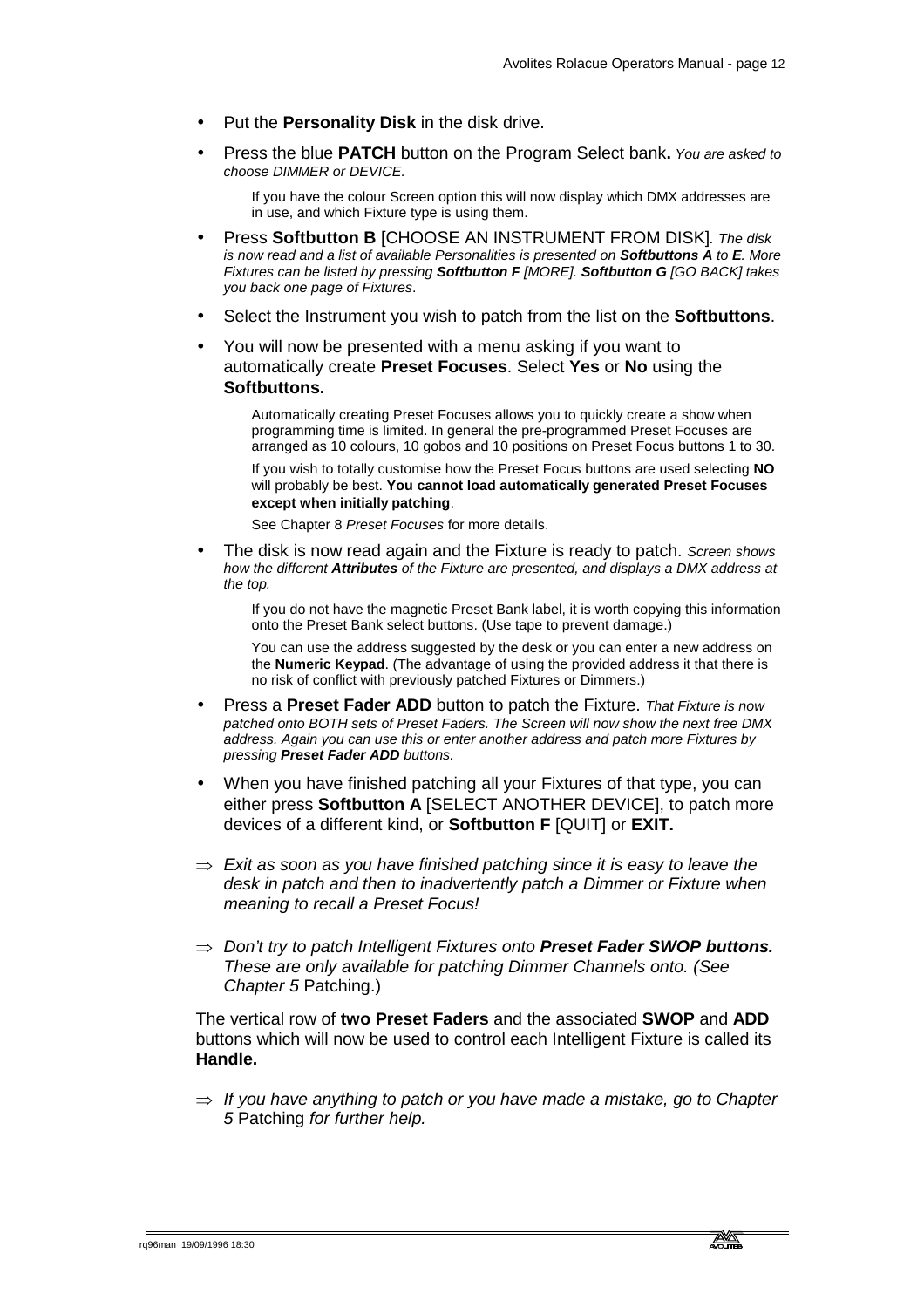- Put the **Personality Disk** in the disk drive.
- Press the blue **PATCH** button on the Program Select bank**.** *You are asked to choose DIMMER or DEVICE.*

  If you have the colour Screen option this will now display which DMX addresses are in use, and which Fixture type is using them.

- Press **Softbutton B** [CHOOSE AN INSTRUMENT FROM DISK]*. The disk is now read and a list of available Personalities is presented on **Softbuttons A** to **E**. More Fixtures can be listed by pressing **Softbutton F** [MORE]. **Softbutton G** [GO BACK] takes you back one page of Fixtures*.
- Select the Instrument you wish to patch from the list on the **Softbuttons**.
- You will now be presented with a menu asking if you want to automatically create **Preset Focuses**. Select **Yes** or **No** using the **Softbuttons.**

  Automatically creating Preset Focuses allows you to quickly create a show when programming time is limited. In general the pre-programmed Preset Focuses are arranged as 10 colours, 10 gobos and 10 positions on Preset Focus buttons 1 to 30.

  If you wish to totally customise how the Preset Focus buttons are used selecting **NO** will probably be best. **You cannot load automatically generated Preset Focuses except when initially patching**.

  See Chapter 8 *Preset Focuses* for more details.

- The disk is now read again and the Fixture is ready to patch. *Screen shows how the different **Attributes** of the Fixture are presented, and displays a DMX address at the top.*

  If you do not have the magnetic Preset Bank label, it is worth copying this information onto the Preset Bank select buttons. (Use tape to prevent damage.)

  You can use the address suggested by the desk or you can enter a new address on the **Numeric Keypad**. (The advantage of using the provided address it that there is no risk of conflict with previously patched Fixtures or Dimmers.)

- Press a **Preset Fader ADD** button to patch the Fixture. *That Fixture is now patched onto BOTH sets of Preset Faders. The Screen will now show the next free DMX address. Again you can use this or enter another address and patch more Fixtures by pressing **Preset Fader ADD** buttons.*
- When you have finished patching all your Fixtures of that type, you can either press **Softbutton A** [SELECT ANOTHER DEVICE], to patch more devices of a different kind, or **Softbutton F** [QUIT] or **EXIT.**

⇒ *Exit as soon as you have finished patching since it is easy to leave the desk in patch and then to inadvertently patch a Dimmer or Fixture when meaning to recall a Preset Focus!*

⇒ *Don't try to patch Intelligent Fixtures onto **Preset Fader SWOP buttons.** These are only available for patching Dimmer Channels onto. (See Chapter 5* Patching.)

The vertical row of **two Preset Faders** and the associated **SWOP** and **ADD** buttons which will now be used to control each Intelligent Fixture is called its **Handle.**

⇒ *If you have anything to patch or you have made a mistake, go to Chapter 5* Patching *for further help.*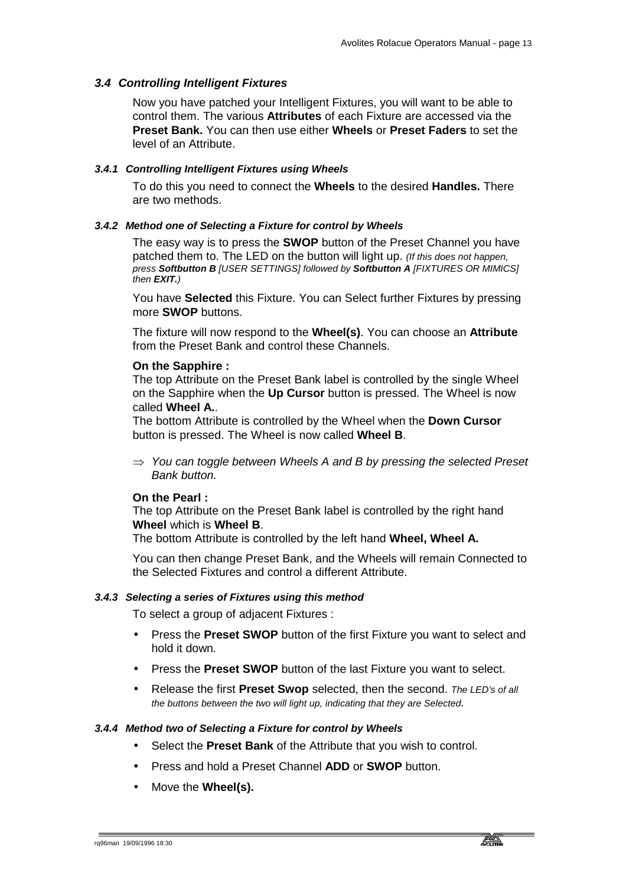## *3.4 Controlling Intelligent Fixtures*

Now you have patched your Intelligent Fixtures, you will want to be able to control them. The various **Attributes** of each Fixture are accessed via the **Preset Bank.** You can then use either **Wheels** or **Preset Faders** to set the level of an Attribute.

### *3.4.1 Controlling Intelligent Fixtures using Wheels*

To do this you need to connect the **Wheels** to the desired **Handles.** There are two methods.

### *3.4.2 Method one of Selecting a Fixture for control by Wheels*

The easy way is to press the **SWOP** button of the Preset Channel you have patched them to. The LED on the button will light up. *(If this does not happen, press **Softbutton B** [USER SETTINGS] followed by **Softbutton A** [FIXTURES OR MIMICS] then **EXIT.**)*

You have **Selected** this Fixture. You can Select further Fixtures by pressing more **SWOP** buttons.

The fixture will now respond to the **Wheel(s)**. You can choose an **Attribute** from the Preset Bank and control these Channels.

**On the Sapphire :**
The top Attribute on the Preset Bank label is controlled by the single Wheel on the Sapphire when the **Up Cursor** button is pressed. The Wheel is now called **Wheel A.**.
The bottom Attribute is controlled by the Wheel when the **Down Cursor** button is pressed. The Wheel is now called **Wheel B**.

⇒ *You can toggle between Wheels A and B by pressing the selected Preset Bank button.*

**On the Pearl :**
The top Attribute on the Preset Bank label is controlled by the right hand **Wheel** which is **Wheel B**.
The bottom Attribute is controlled by the left hand **Wheel, Wheel A.**

You can then change Preset Bank, and the Wheels will remain Connected to the Selected Fixtures and control a different Attribute.

### *3.4.3 Selecting a series of Fixtures using this method*

To select a group of adjacent Fixtures :

- Press the **Preset SWOP** button of the first Fixture you want to select and hold it down*.*
- Press the **Preset SWOP** button of the last Fixture you want to select.
- Release the first **Preset Swop** selected, then the second. *The LED's of all the buttons between the two will light up, indicating that they are Selected.*

### *3.4.4 Method two of Selecting a Fixture for control by Wheels*

- Select the **Preset Bank** of the Attribute that you wish to control.
- Press and hold a Preset Channel **ADD** or **SWOP** button.
- Move the **Wheel(s).**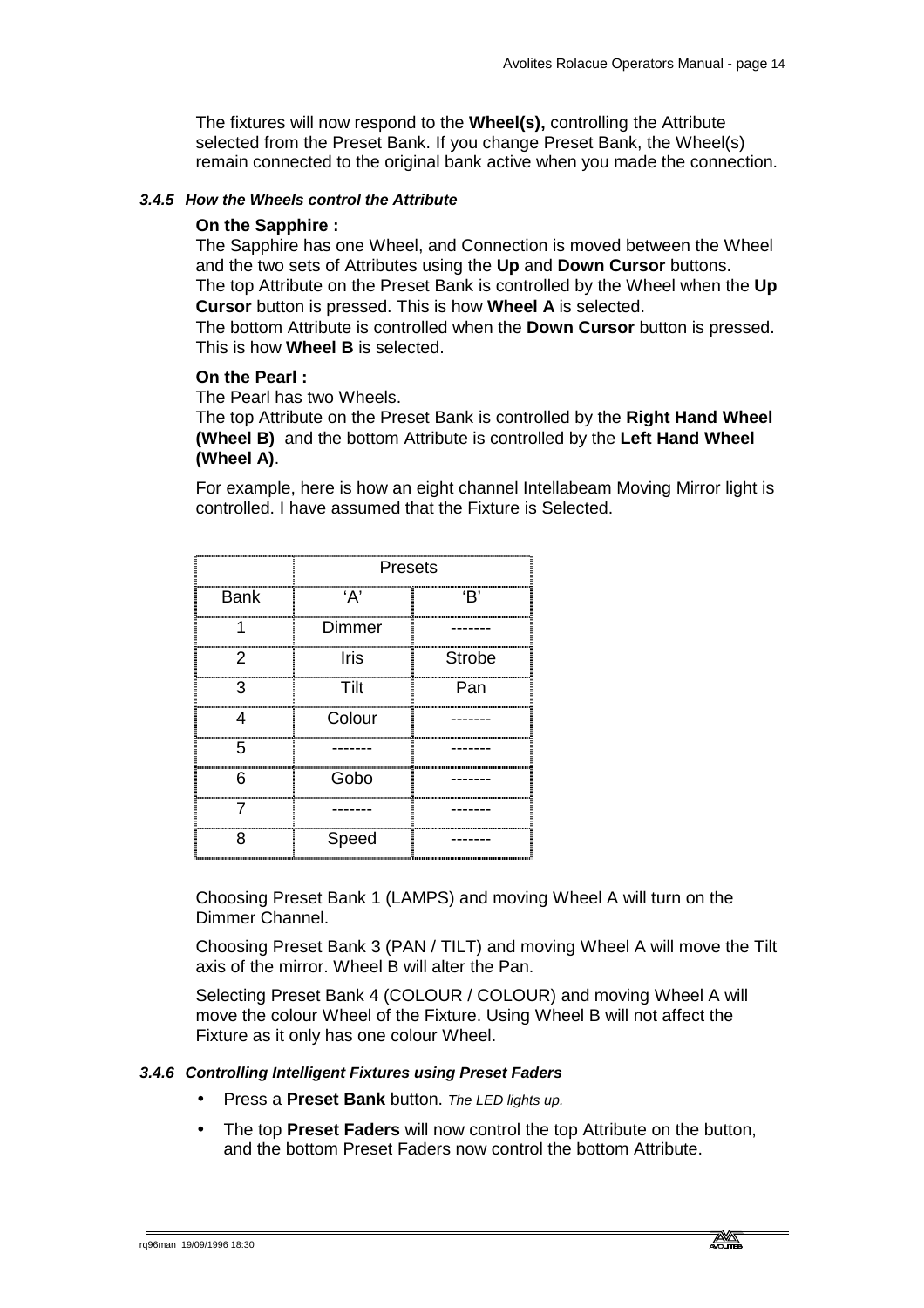The fixtures will now respond to the **Wheel(s),** controlling the Attribute selected from the Preset Bank. If you change Preset Bank, the Wheel(s) remain connected to the original bank active when you made the connection.

#### *3.4.5 How the Wheels control the Attribute*

**On the Sapphire :**

The Sapphire has one Wheel, and Connection is moved between the Wheel and the two sets of Attributes using the **Up** and **Down Cursor** buttons.
The top Attribute on the Preset Bank is controlled by the Wheel when the **Up Cursor** button is pressed. This is how **Wheel A** is selected.
The bottom Attribute is controlled when the **Down Cursor** button is pressed. This is how **Wheel B** is selected.

**On the Pearl :**

The Pearl has two Wheels.
The top Attribute on the Preset Bank is controlled by the **Right Hand Wheel (Wheel B)** and the bottom Attribute is controlled by the **Left Hand Wheel (Wheel A)**.

For example, here is how an eight channel Intellabeam Moving Mirror light is controlled. I have assumed that the Fixture is Selected.

| | Presets | |
|---|---|---|
| Bank | 'A' | 'B' |
| 1 | Dimmer | ------- |
| 2 | Iris | Strobe |
| 3 | Tilt | Pan |
| 4 | Colour | ------- |
| 5 | ------- | ------- |
| 6 | Gobo | ------- |
| 7 | ------- | ------- |
| 8 | Speed | ------- |

Choosing Preset Bank 1 (LAMPS) and moving Wheel A will turn on the Dimmer Channel.

Choosing Preset Bank 3 (PAN / TILT) and moving Wheel A will move the Tilt axis of the mirror. Wheel B will alter the Pan.

Selecting Preset Bank 4 (COLOUR / COLOUR) and moving Wheel A will move the colour Wheel of the Fixture. Using Wheel B will not affect the Fixture as it only has one colour Wheel.

#### *3.4.6 Controlling Intelligent Fixtures using Preset Faders*

- Press a **Preset Bank** button. *The LED lights up.*
- The top **Preset Faders** will now control the top Attribute on the button, and the bottom Preset Faders now control the bottom Attribute.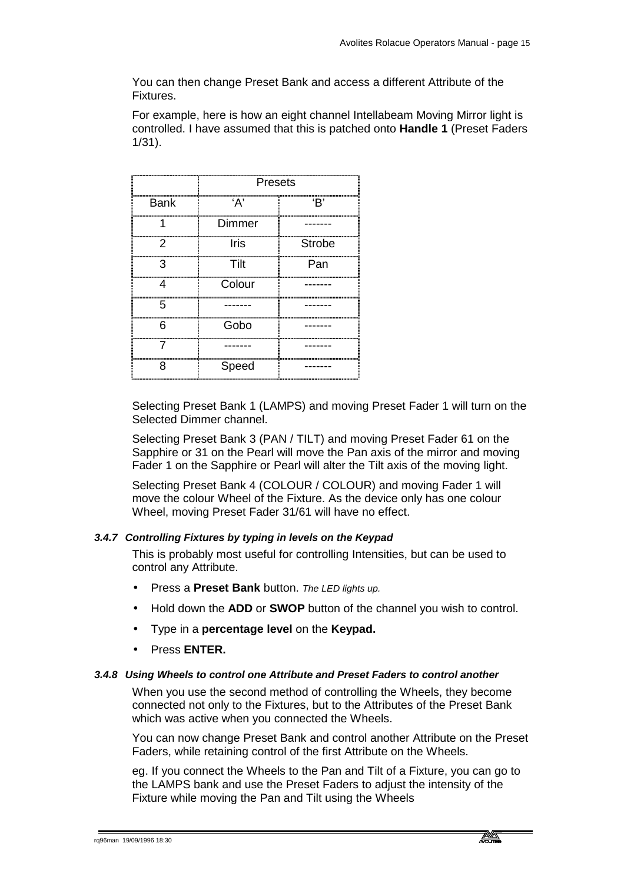You can then change Preset Bank and access a different Attribute of the Fixtures.

For example, here is how an eight channel Intellabeam Moving Mirror light is controlled. I have assumed that this is patched onto **Handle 1** (Preset Faders 1/31).

| | Presets | |
|---|---|---|
| Bank | 'A' | 'B' |
| 1 | Dimmer | ------- |
| 2 | Iris | Strobe |
| 3 | Tilt | Pan |
| 4 | Colour | ------- |
| 5 | ------- | ------- |
| 6 | Gobo | ------- |
| 7 | ------- | ------- |
| 8 | Speed | ------- |

Selecting Preset Bank 1 (LAMPS) and moving Preset Fader 1 will turn on the Selected Dimmer channel.

Selecting Preset Bank 3 (PAN / TILT) and moving Preset Fader 61 on the Sapphire or 31 on the Pearl will move the Pan axis of the mirror and moving Fader 1 on the Sapphire or Pearl will alter the Tilt axis of the moving light.

Selecting Preset Bank 4 (COLOUR / COLOUR) and moving Fader 1 will move the colour Wheel of the Fixture. As the device only has one colour Wheel, moving Preset Fader 31/61 will have no effect.

#### *3.4.7 Controlling Fixtures by typing in levels on the Keypad*

This is probably most useful for controlling Intensities, but can be used to control any Attribute.

- Press a **Preset Bank** button. *The LED lights up.*
- Hold down the **ADD** or **SWOP** button of the channel you wish to control.
- Type in a **percentage level** on the **Keypad.**
- Press **ENTER.**

#### *3.4.8 Using Wheels to control one Attribute and Preset Faders to control another*

When you use the second method of controlling the Wheels, they become connected not only to the Fixtures, but to the Attributes of the Preset Bank which was active when you connected the Wheels.

You can now change Preset Bank and control another Attribute on the Preset Faders, while retaining control of the first Attribute on the Wheels.

eg. If you connect the Wheels to the Pan and Tilt of a Fixture, you can go to the LAMPS bank and use the Preset Faders to adjust the intensity of the Fixture while moving the Pan and Tilt using the Wheels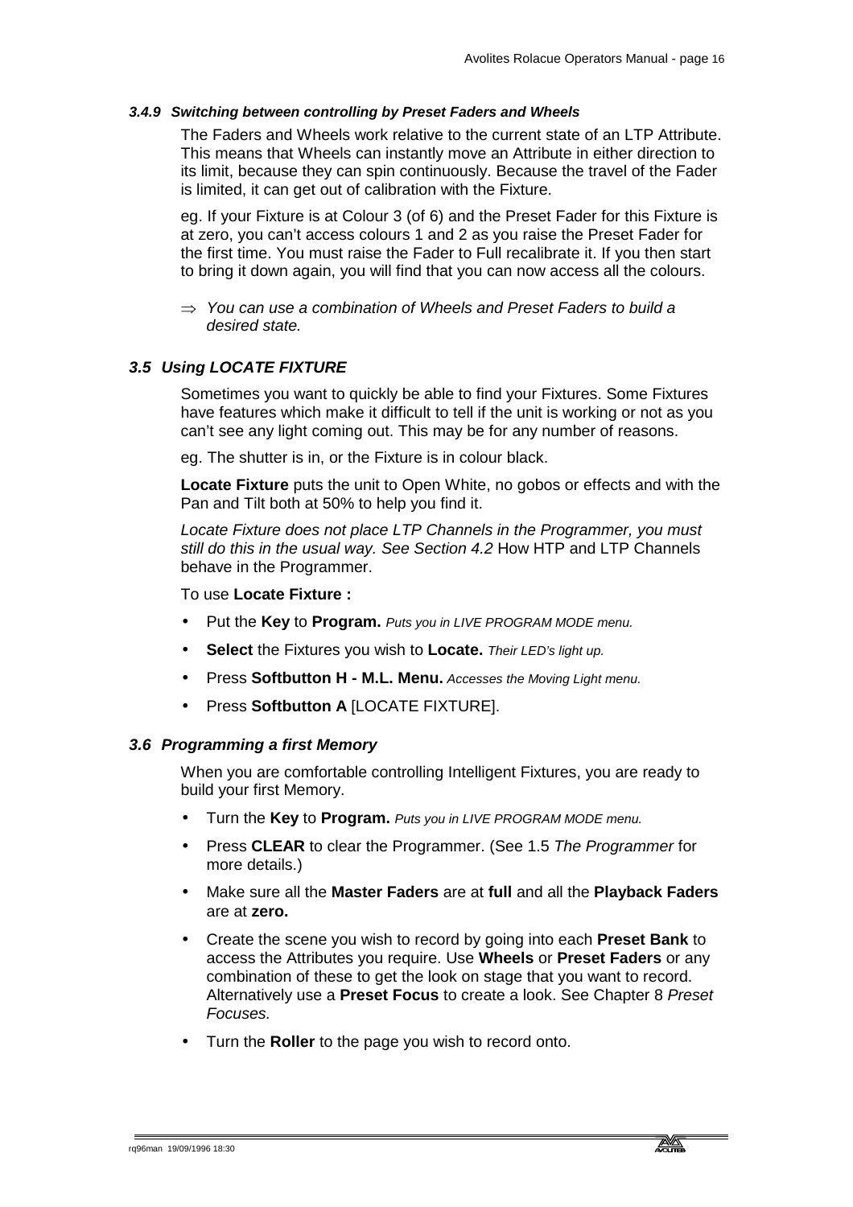#### *3.4.9 Switching between controlling by Preset Faders and Wheels*

The Faders and Wheels work relative to the current state of an LTP Attribute. This means that Wheels can instantly move an Attribute in either direction to its limit, because they can spin continuously. Because the travel of the Fader is limited, it can get out of calibration with the Fixture.

eg. If your Fixture is at Colour 3 (of 6) and the Preset Fader for this Fixture is at zero, you can't access colours 1 and 2 as you raise the Preset Fader for the first time. You must raise the Fader to Full recalibrate it. If you then start to bring it down again, you will find that you can now access all the colours.

⇒ *You can use a combination of Wheels and Preset Faders to build a desired state.*

### *3.5 Using LOCATE FIXTURE*

Sometimes you want to quickly be able to find your Fixtures. Some Fixtures have features which make it difficult to tell if the unit is working or not as you can't see any light coming out. This may be for any number of reasons.

eg. The shutter is in, or the Fixture is in colour black.

**Locate Fixture** puts the unit to Open White, no gobos or effects and with the Pan and Tilt both at 50% to help you find it.

*Locate Fixture does not place LTP Channels in the Programmer, you must still do this in the usual way. See Section 4.2* How HTP and LTP Channels behave in the Programmer.

To use **Locate Fixture :**

- Put the **Key** to **Program.** *Puts you in LIVE PROGRAM MODE menu.*
- **Select** the Fixtures you wish to **Locate.** *Their LED's light up.*
- Press **Softbutton H - M.L. Menu.** *Accesses the Moving Light menu.*
- Press **Softbutton A** [LOCATE FIXTURE].

### *3.6 Programming a first Memory*

When you are comfortable controlling Intelligent Fixtures, you are ready to build your first Memory.

- Turn the **Key** to **Program.** *Puts you in LIVE PROGRAM MODE menu.*
- Press **CLEAR** to clear the Programmer. (See 1.5 *The Programmer* for more details.)
- Make sure all the **Master Faders** are at **full** and all the **Playback Faders** are at **zero.**
- Create the scene you wish to record by going into each **Preset Bank** to access the Attributes you require. Use **Wheels** or **Preset Faders** or any combination of these to get the look on stage that you want to record. Alternatively use a **Preset Focus** to create a look. See Chapter 8 *Preset Focuses.*
- Turn the **Roller** to the page you wish to record onto.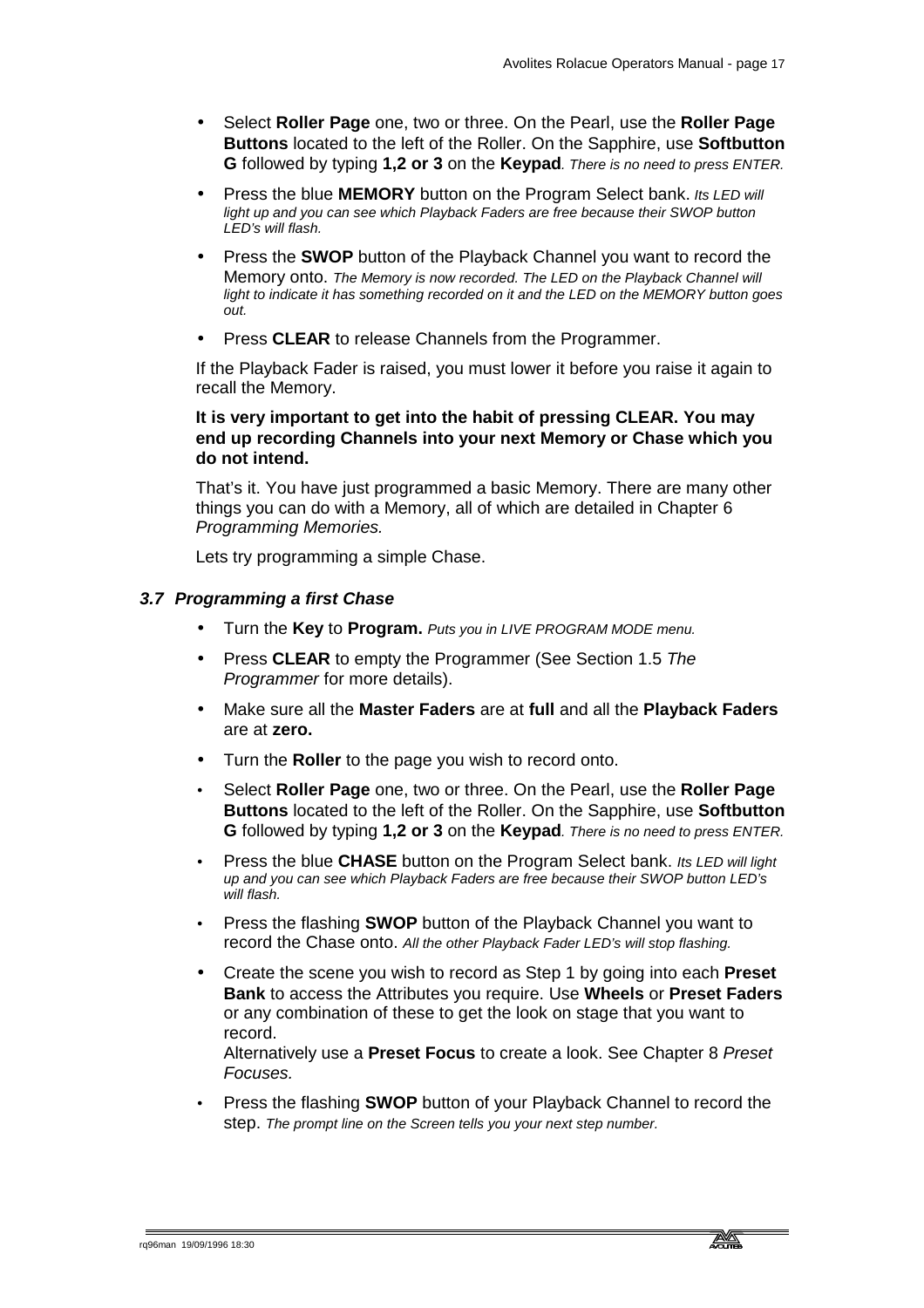- Select **Roller Page** one, two or three. On the Pearl, use the **Roller Page Buttons** located to the left of the Roller. On the Sapphire, use **Softbutton G** followed by typing **1,2 or 3** on the **Keypad**. *There is no need to press ENTER.*
- Press the blue **MEMORY** button on the Program Select bank. *Its LED will light up and you can see which Playback Faders are free because their SWOP button LED's will flash.*
- Press the **SWOP** button of the Playback Channel you want to record the Memory onto. *The Memory is now recorded. The LED on the Playback Channel will light to indicate it has something recorded on it and the LED on the MEMORY button goes out.*
- Press **CLEAR** to release Channels from the Programmer.

If the Playback Fader is raised, you must lower it before you raise it again to recall the Memory.

**It is very important to get into the habit of pressing CLEAR. You may end up recording Channels into your next Memory or Chase which you do not intend.**

That's it. You have just programmed a basic Memory. There are many other things you can do with a Memory, all of which are detailed in Chapter 6 *Programming Memories.*

Lets try programming a simple Chase.

### *3.7 Programming a first Chase*

- Turn the **Key** to **Program.** *Puts you in LIVE PROGRAM MODE menu.*
- Press **CLEAR** to empty the Programmer (See Section 1.5 *The Programmer* for more details).
- Make sure all the **Master Faders** are at **full** and all the **Playback Faders** are at **zero.**
- Turn the **Roller** to the page you wish to record onto.
- Select **Roller Page** one, two or three. On the Pearl, use the **Roller Page Buttons** located to the left of the Roller. On the Sapphire, use **Softbutton G** followed by typing **1,2 or 3** on the **Keypad**. *There is no need to press ENTER.*
- Press the blue **CHASE** button on the Program Select bank. *Its LED will light up and you can see which Playback Faders are free because their SWOP button LED's will flash.*
- Press the flashing **SWOP** button of the Playback Channel you want to record the Chase onto. *All the other Playback Fader LED's will stop flashing.*
- Create the scene you wish to record as Step 1 by going into each **Preset Bank** to access the Attributes you require. Use **Wheels** or **Preset Faders** or any combination of these to get the look on stage that you want to record.
  Alternatively use a **Preset Focus** to create a look. See Chapter 8 *Preset Focuses.*
- Press the flashing **SWOP** button of your Playback Channel to record the step. *The prompt line on the Screen tells you your next step number.*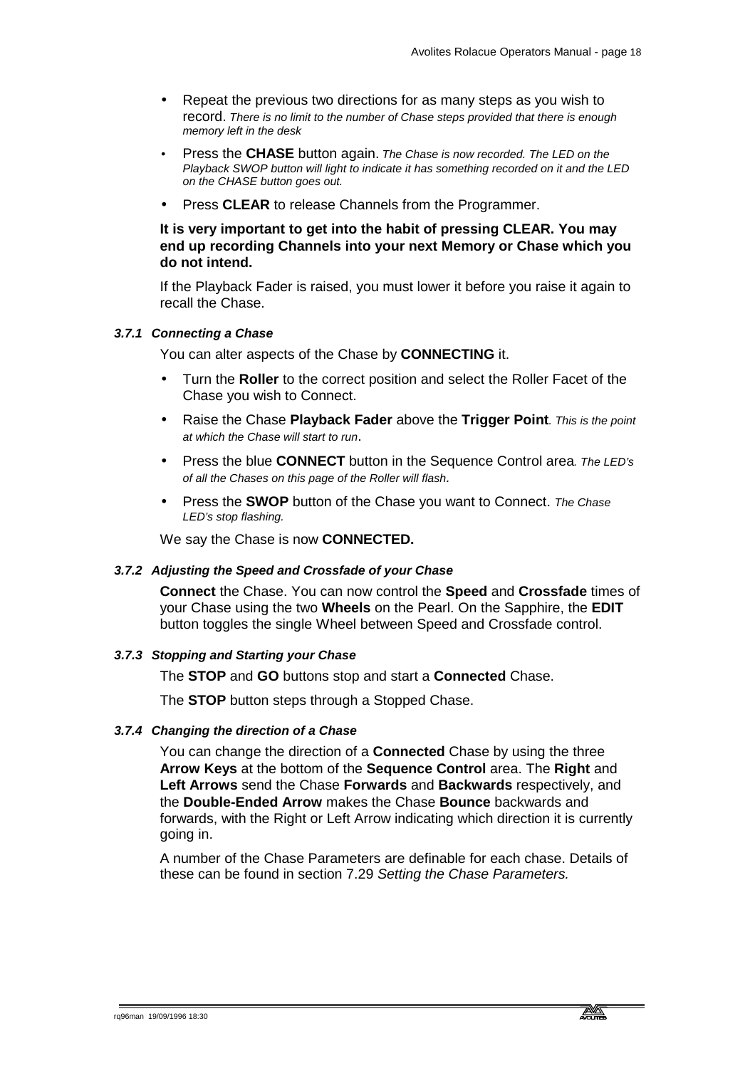- Repeat the previous two directions for as many steps as you wish to record. *There is no limit to the number of Chase steps provided that there is enough memory left in the desk*
- Press the **CHASE** button again. *The Chase is now recorded. The LED on the Playback SWOP button will light to indicate it has something recorded on it and the LED on the CHASE button goes out.*
- Press **CLEAR** to release Channels from the Programmer.

**It is very important to get into the habit of pressing CLEAR. You may end up recording Channels into your next Memory or Chase which you do not intend.**

If the Playback Fader is raised, you must lower it before you raise it again to recall the Chase.

### *3.7.1 Connecting a Chase*

You can alter aspects of the Chase by **CONNECTING** it.

- Turn the **Roller** to the correct position and select the Roller Facet of the Chase you wish to Connect.
- Raise the Chase **Playback Fader** above the **Trigger Point**. *This is the point at which the Chase will start to run*.
- Press the blue **CONNECT** button in the Sequence Control area. *The LED's of all the Chases on this page of the Roller will flash.*
- Press the **SWOP** button of the Chase you want to Connect. *The Chase LED's stop flashing.*

We say the Chase is now **CONNECTED.**

### *3.7.2 Adjusting the Speed and Crossfade of your Chase*

**Connect** the Chase. You can now control the **Speed** and **Crossfade** times of your Chase using the two **Wheels** on the Pearl. On the Sapphire, the **EDIT** button toggles the single Wheel between Speed and Crossfade control.

### *3.7.3 Stopping and Starting your Chase*

The **STOP** and **GO** buttons stop and start a **Connected** Chase.

The **STOP** button steps through a Stopped Chase.

### *3.7.4 Changing the direction of a Chase*

You can change the direction of a **Connected** Chase by using the three **Arrow Keys** at the bottom of the **Sequence Control** area. The **Right** and **Left Arrows** send the Chase **Forwards** and **Backwards** respectively, and the **Double-Ended Arrow** makes the Chase **Bounce** backwards and forwards, with the Right or Left Arrow indicating which direction it is currently going in.

A number of the Chase Parameters are definable for each chase. Details of these can be found in section 7.29 *Setting the Chase Parameters.*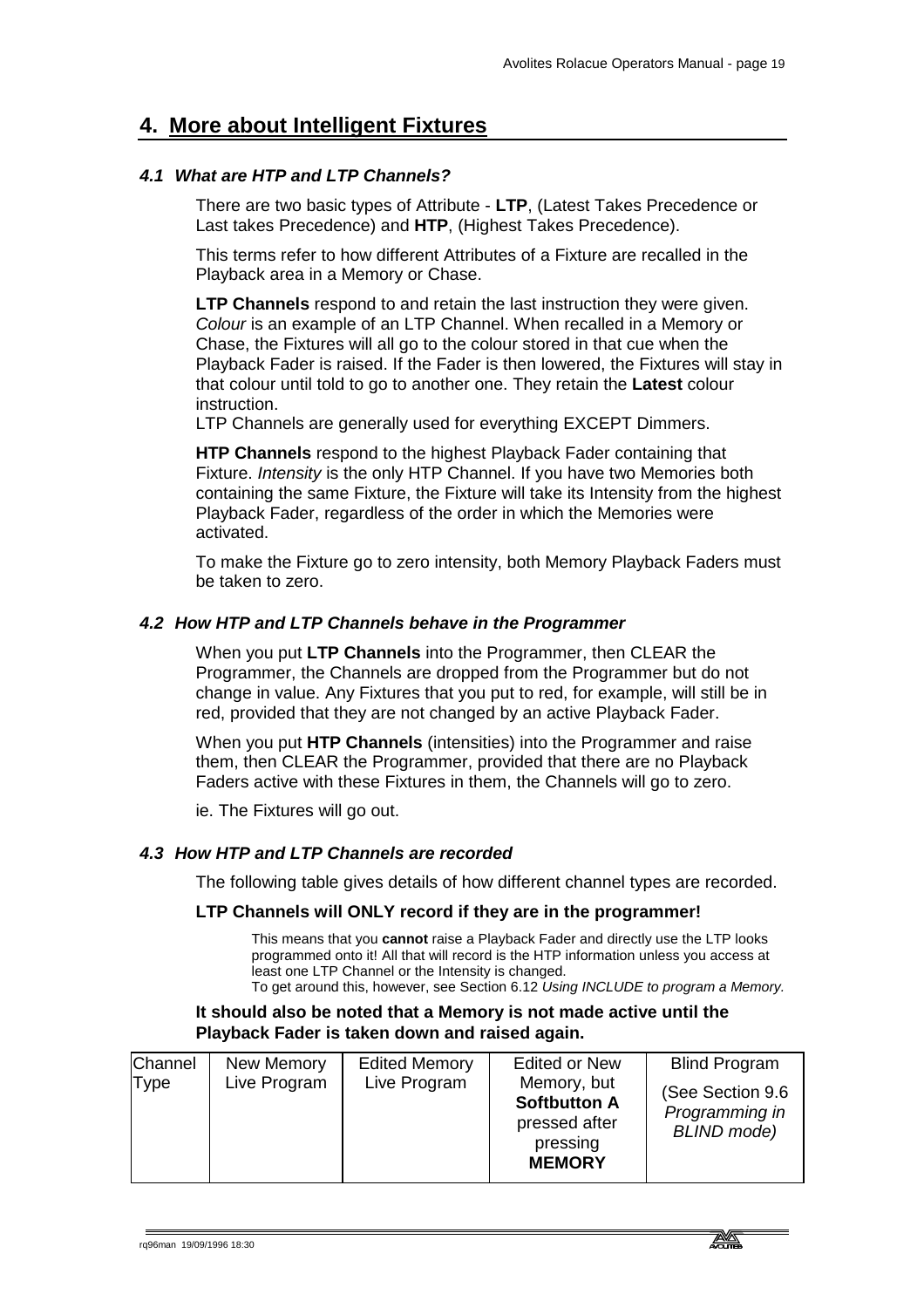# 4. More about Intelligent Fixtures

### *4.1 What are HTP and LTP Channels?*

There are two basic types of Attribute - **LTP**, (Latest Takes Precedence or Last takes Precedence) and **HTP**, (Highest Takes Precedence).

This terms refer to how different Attributes of a Fixture are recalled in the Playback area in a Memory or Chase.

**LTP Channels** respond to and retain the last instruction they were given. *Colour* is an example of an LTP Channel. When recalled in a Memory or Chase, the Fixtures will all go to the colour stored in that cue when the Playback Fader is raised. If the Fader is then lowered, the Fixtures will stay in that colour until told to go to another one. They retain the **Latest** colour instruction.

LTP Channels are generally used for everything EXCEPT Dimmers.

**HTP Channels** respond to the highest Playback Fader containing that Fixture. *Intensity* is the only HTP Channel. If you have two Memories both containing the same Fixture, the Fixture will take its Intensity from the highest Playback Fader, regardless of the order in which the Memories were activated.

To make the Fixture go to zero intensity, both Memory Playback Faders must be taken to zero.

### *4.2 How HTP and LTP Channels behave in the Programmer*

When you put **LTP Channels** into the Programmer, then CLEAR the Programmer, the Channels are dropped from the Programmer but do not change in value. Any Fixtures that you put to red, for example, will still be in red, provided that they are not changed by an active Playback Fader.

When you put **HTP Channels** (intensities) into the Programmer and raise them, then CLEAR the Programmer, provided that there are no Playback Faders active with these Fixtures in them, the Channels will go to zero.

ie. The Fixtures will go out.

### *4.3 How HTP and LTP Channels are recorded*

The following table gives details of how different channel types are recorded.

**LTP Channels will ONLY record if they are in the programmer!**

This means that you **cannot** raise a Playback Fader and directly use the LTP looks programmed onto it! All that will record is the HTP information unless you access at least one LTP Channel or the Intensity is changed.
To get around this, however, see Section 6.12 *Using INCLUDE to program a Memory.*

**It should also be noted that a Memory is not made active until the Playback Fader is taken down and raised again.**

| Channel Type | New Memory Live Program | Edited Memory Live Program | Edited or New Memory, but **Softbutton A** pressed after pressing **MEMORY** | Blind Program (See Section 9.6 *Programming in BLIND mode)* |
|---|---|---|---|---|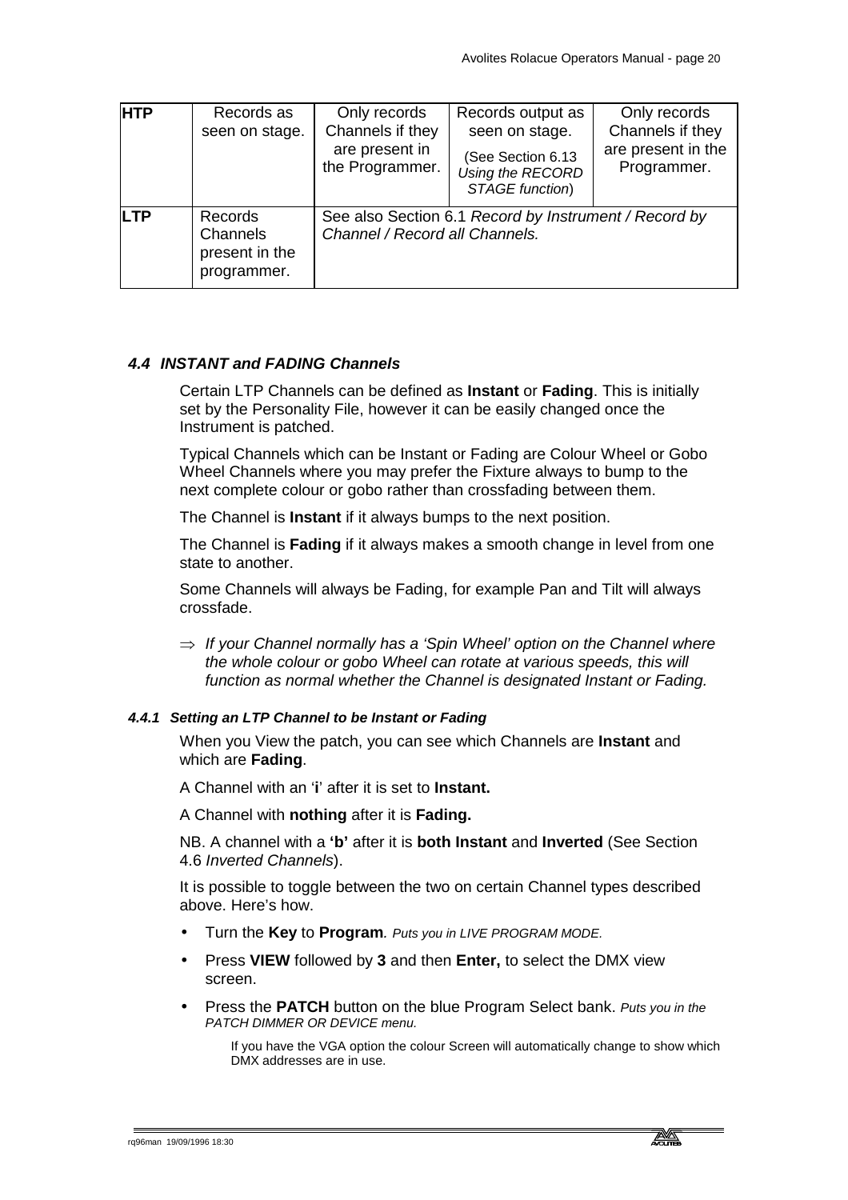| **HTP** | Records as seen on stage. | Only records Channels if they are present in the Programmer. | Records output as seen on stage. (See Section 6.13 *Using the RECORD STAGE function*) | Only records Channels if they are present in the Programmer. |
|---|---|---|---|---|
| **LTP** | Records Channels present in the programmer. | See also Section 6.1 *Record by Instrument / Record by Channel / Record all Channels.* | | |

### *4.4 INSTANT and FADING Channels*

Certain LTP Channels can be defined as **Instant** or **Fading**. This is initially set by the Personality File, however it can be easily changed once the Instrument is patched.

Typical Channels which can be Instant or Fading are Colour Wheel or Gobo Wheel Channels where you may prefer the Fixture always to bump to the next complete colour or gobo rather than crossfading between them.

The Channel is **Instant** if it always bumps to the next position.

The Channel is **Fading** if it always makes a smooth change in level from one state to another.

Some Channels will always be Fading, for example Pan and Tilt will always crossfade.

⇒ *If your Channel normally has a 'Spin Wheel' option on the Channel where the whole colour or gobo Wheel can rotate at various speeds, this will function as normal whether the Channel is designated Instant or Fading.*

#### *4.4.1 Setting an LTP Channel to be Instant or Fading*

When you View the patch, you can see which Channels are **Instant** and which are **Fading**.

A Channel with an '**i**' after it is set to **Instant.**

A Channel with **nothing** after it is **Fading.**

NB. A channel with a **'b'** after it is **both Instant** and **Inverted** (See Section 4.6 *Inverted Channels*).

It is possible to toggle between the two on certain Channel types described above. Here's how.

- Turn the **Key** to **Program**. *Puts you in LIVE PROGRAM MODE.*
- Press **VIEW** followed by **3** and then **Enter,** to select the DMX view screen.
- Press the **PATCH** button on the blue Program Select bank. *Puts you in the PATCH DIMMER OR DEVICE menu.*

  If you have the VGA option the colour Screen will automatically change to show which DMX addresses are in use.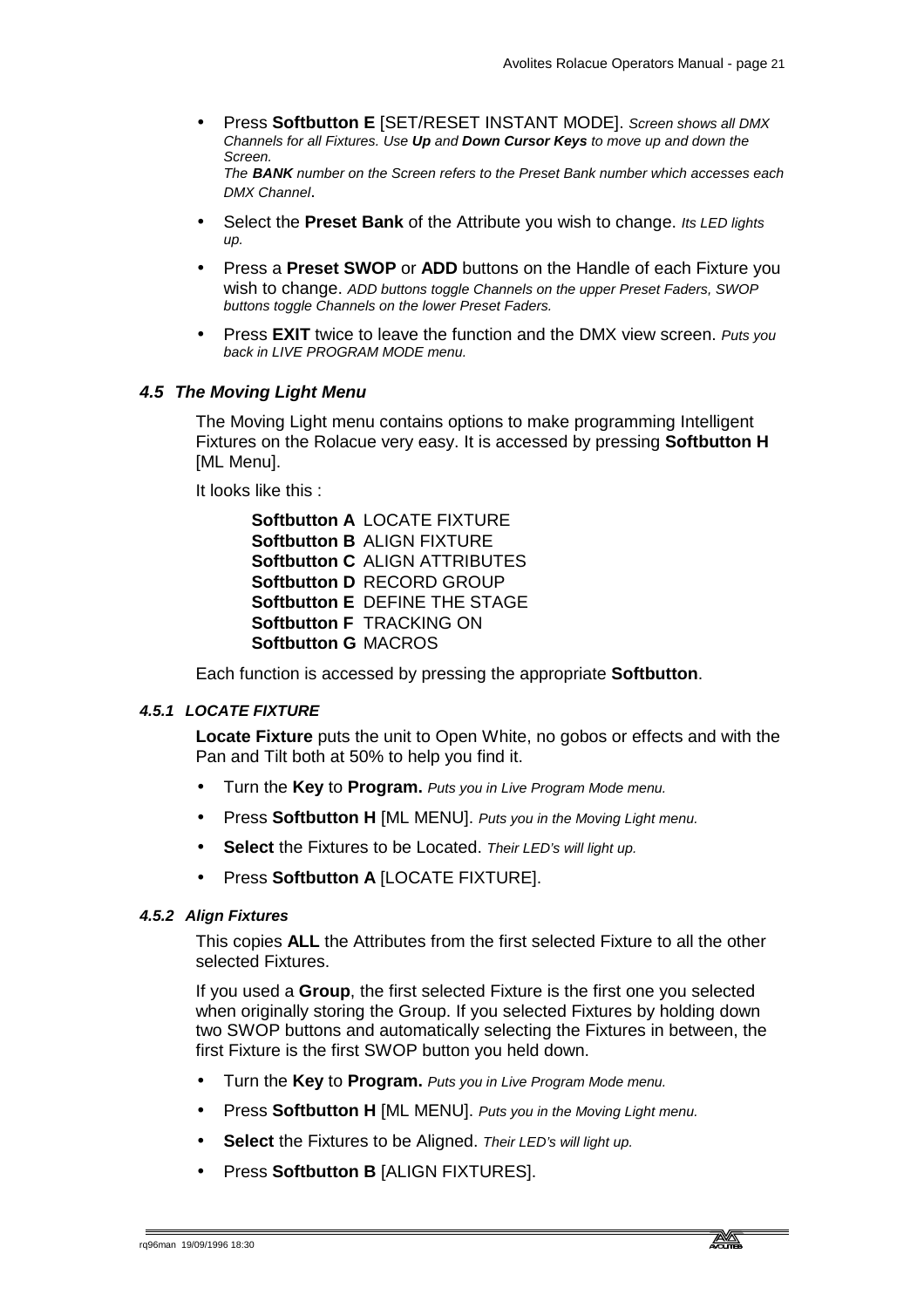- Press **Softbutton E** [SET/RESET INSTANT MODE]. *Screen shows all DMX Channels for all Fixtures. Use **Up** and **Down Cursor Keys** to move up and down the Screen.*
  *The **BANK** number on the Screen refers to the Preset Bank number which accesses each DMX Channel*.
- Select the **Preset Bank** of the Attribute you wish to change. *Its LED lights up.*
- Press a **Preset SWOP** or **ADD** buttons on the Handle of each Fixture you wish to change. *ADD buttons toggle Channels on the upper Preset Faders, SWOP buttons toggle Channels on the lower Preset Faders.*
- Press **EXIT** twice to leave the function and the DMX view screen. *Puts you back in LIVE PROGRAM MODE menu.*

### *4.5 The Moving Light Menu*

The Moving Light menu contains options to make programming Intelligent Fixtures on the Rolacue very easy. It is accessed by pressing **Softbutton H** [ML Menu].

It looks like this :

**Softbutton A** LOCATE FIXTURE
**Softbutton B** ALIGN FIXTURE
**Softbutton C** ALIGN ATTRIBUTES
**Softbutton D** RECORD GROUP
**Softbutton E** DEFINE THE STAGE
**Softbutton F** TRACKING ON
**Softbutton G** MACROS

Each function is accessed by pressing the appropriate **Softbutton**.

#### *4.5.1 LOCATE FIXTURE*

**Locate Fixture** puts the unit to Open White, no gobos or effects and with the Pan and Tilt both at 50% to help you find it.

- Turn the **Key** to **Program.** *Puts you in Live Program Mode menu.*
- Press **Softbutton H** [ML MENU]. *Puts you in the Moving Light menu.*
- **Select** the Fixtures to be Located. *Their LED's will light up.*
- Press **Softbutton A** [LOCATE FIXTURE].

#### *4.5.2 Align Fixtures*

This copies **ALL** the Attributes from the first selected Fixture to all the other selected Fixtures.

If you used a **Group**, the first selected Fixture is the first one you selected when originally storing the Group. If you selected Fixtures by holding down two SWOP buttons and automatically selecting the Fixtures in between, the first Fixture is the first SWOP button you held down.

- Turn the **Key** to **Program.** *Puts you in Live Program Mode menu.*
- Press **Softbutton H** [ML MENU]. *Puts you in the Moving Light menu.*
- **Select** the Fixtures to be Aligned. *Their LED's will light up.*
- Press **Softbutton B** [ALIGN FIXTURES].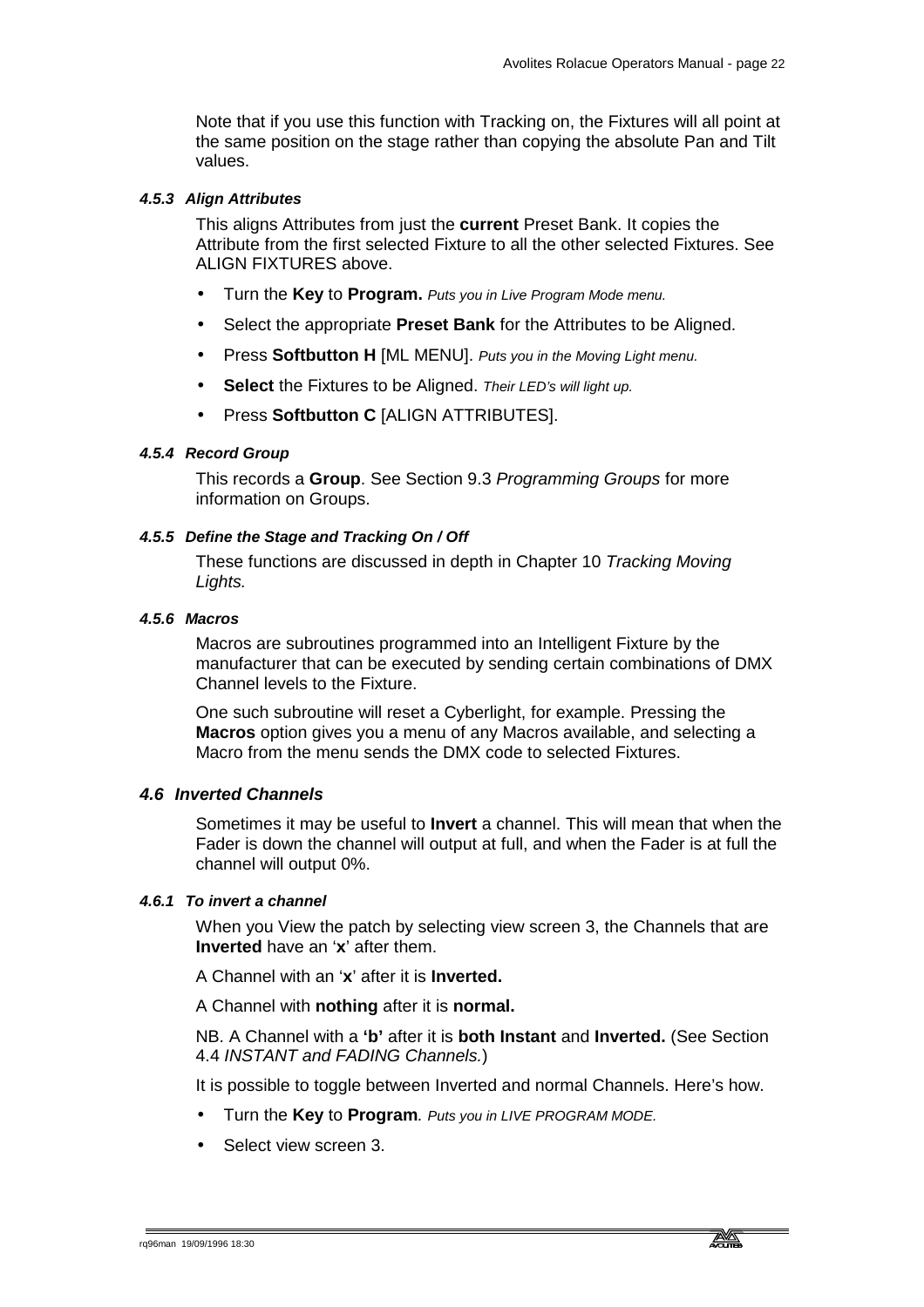Note that if you use this function with Tracking on, the Fixtures will all point at the same position on the stage rather than copying the absolute Pan and Tilt values.

#### *4.5.3 Align Attributes*

This aligns Attributes from just the **current** Preset Bank. It copies the Attribute from the first selected Fixture to all the other selected Fixtures. See ALIGN FIXTURES above.

- Turn the **Key** to **Program.** *Puts you in Live Program Mode menu.*
- Select the appropriate **Preset Bank** for the Attributes to be Aligned.
- Press **Softbutton H** [ML MENU]. *Puts you in the Moving Light menu.*
- **Select** the Fixtures to be Aligned. *Their LED's will light up.*
- Press **Softbutton C** [ALIGN ATTRIBUTES].

#### *4.5.4 Record Group*

This records a **Group**. See Section 9.3 *Programming Groups* for more information on Groups.

#### *4.5.5 Define the Stage and Tracking On / Off*

These functions are discussed in depth in Chapter 10 *Tracking Moving Lights.*

#### *4.5.6 Macros*

Macros are subroutines programmed into an Intelligent Fixture by the manufacturer that can be executed by sending certain combinations of DMX Channel levels to the Fixture.

One such subroutine will reset a Cyberlight, for example. Pressing the **Macros** option gives you a menu of any Macros available, and selecting a Macro from the menu sends the DMX code to selected Fixtures.

### *4.6 Inverted Channels*

Sometimes it may be useful to **Invert** a channel. This will mean that when the Fader is down the channel will output at full, and when the Fader is at full the channel will output 0%.

#### *4.6.1 To invert a channel*

When you View the patch by selecting view screen 3, the Channels that are **Inverted** have an '**x**' after them.

A Channel with an '**x**' after it is **Inverted.**

A Channel with **nothing** after it is **normal.**

NB. A Channel with a **'b'** after it is **both Instant** and **Inverted.** (See Section 4.4 *INSTANT and FADING Channels.*)

It is possible to toggle between Inverted and normal Channels. Here's how.

- Turn the **Key** to **Program***. Puts you in LIVE PROGRAM MODE.*
- Select view screen 3.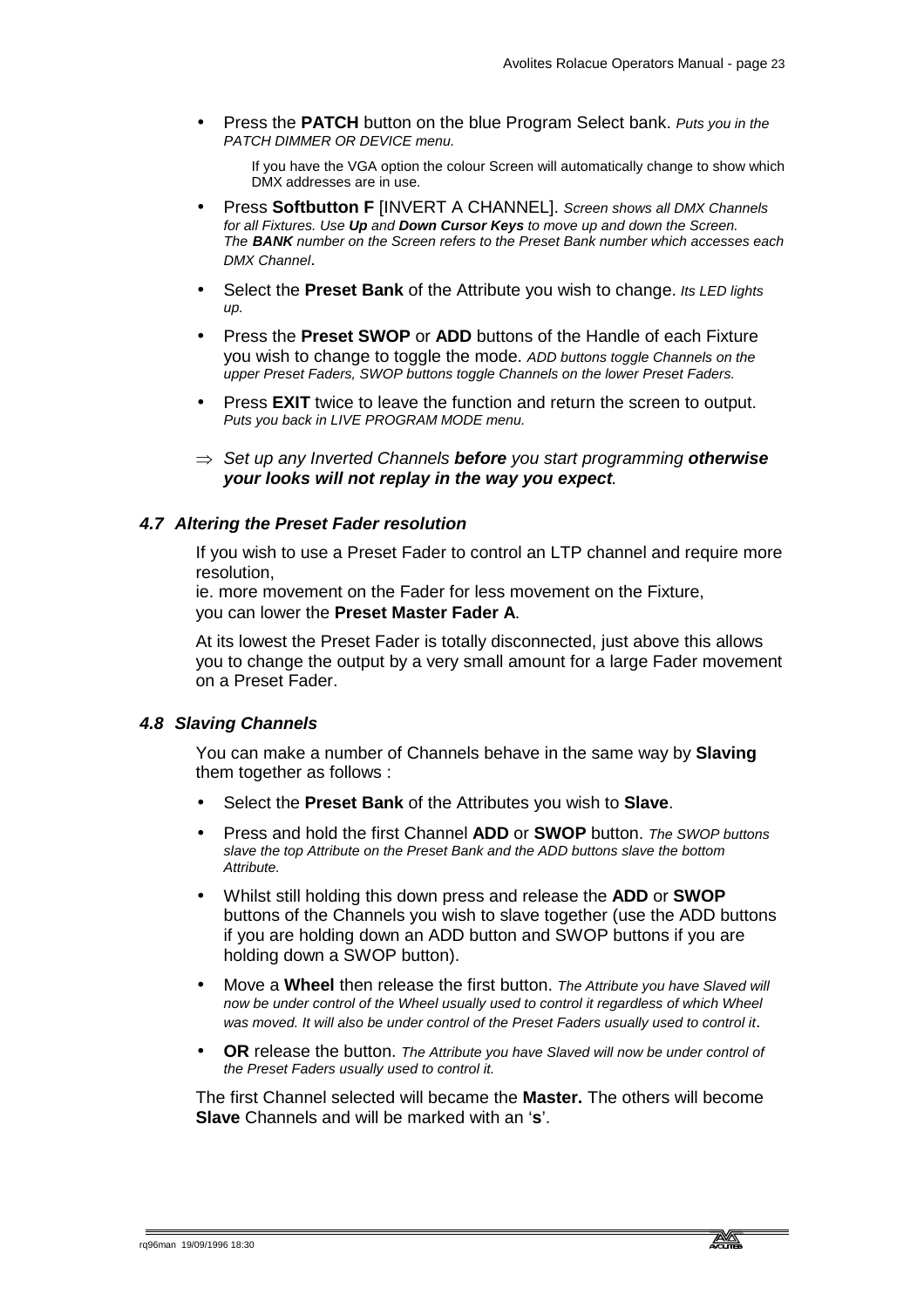- Press the **PATCH** button on the blue Program Select bank. *Puts you in the PATCH DIMMER OR DEVICE menu.*

  If you have the VGA option the colour Screen will automatically change to show which DMX addresses are in use.

- Press **Softbutton F** [INVERT A CHANNEL]. *Screen shows all DMX Channels for all Fixtures. Use **Up** and **Down Cursor Keys** to move up and down the Screen. The **BANK** number on the Screen refers to the Preset Bank number which accesses each DMX Channel*.

- Select the **Preset Bank** of the Attribute you wish to change. *Its LED lights up.*

- Press the **Preset SWOP** or **ADD** buttons of the Handle of each Fixture you wish to change to toggle the mode. *ADD buttons toggle Channels on the upper Preset Faders, SWOP buttons toggle Channels on the lower Preset Faders.*

- Press **EXIT** twice to leave the function and return the screen to output. *Puts you back in LIVE PROGRAM MODE menu.*

⇒ *Set up any Inverted Channels **before** you start programming **otherwise your looks will not replay in the way you expect**.*

### *4.7 Altering the Preset Fader resolution*

If you wish to use a Preset Fader to control an LTP channel and require more resolution,
ie. more movement on the Fader for less movement on the Fixture,
you can lower the **Preset Master Fader A**.

At its lowest the Preset Fader is totally disconnected, just above this allows you to change the output by a very small amount for a large Fader movement on a Preset Fader.

### *4.8 Slaving Channels*

You can make a number of Channels behave in the same way by **Slaving** them together as follows :

- Select the **Preset Bank** of the Attributes you wish to **Slave**.

- Press and hold the first Channel **ADD** or **SWOP** button. *The SWOP buttons slave the top Attribute on the Preset Bank and the ADD buttons slave the bottom Attribute.*

- Whilst still holding this down press and release the **ADD** or **SWOP** buttons of the Channels you wish to slave together (use the ADD buttons if you are holding down an ADD button and SWOP buttons if you are holding down a SWOP button).

- Move a **Wheel** then release the first button. *The Attribute you have Slaved will now be under control of the Wheel usually used to control it regardless of which Wheel was moved. It will also be under control of the Preset Faders usually used to control it*.

- **OR** release the button. *The Attribute you have Slaved will now be under control of the Preset Faders usually used to control it.*

The first Channel selected will became the **Master.** The others will become **Slave** Channels and will be marked with an '**s**'.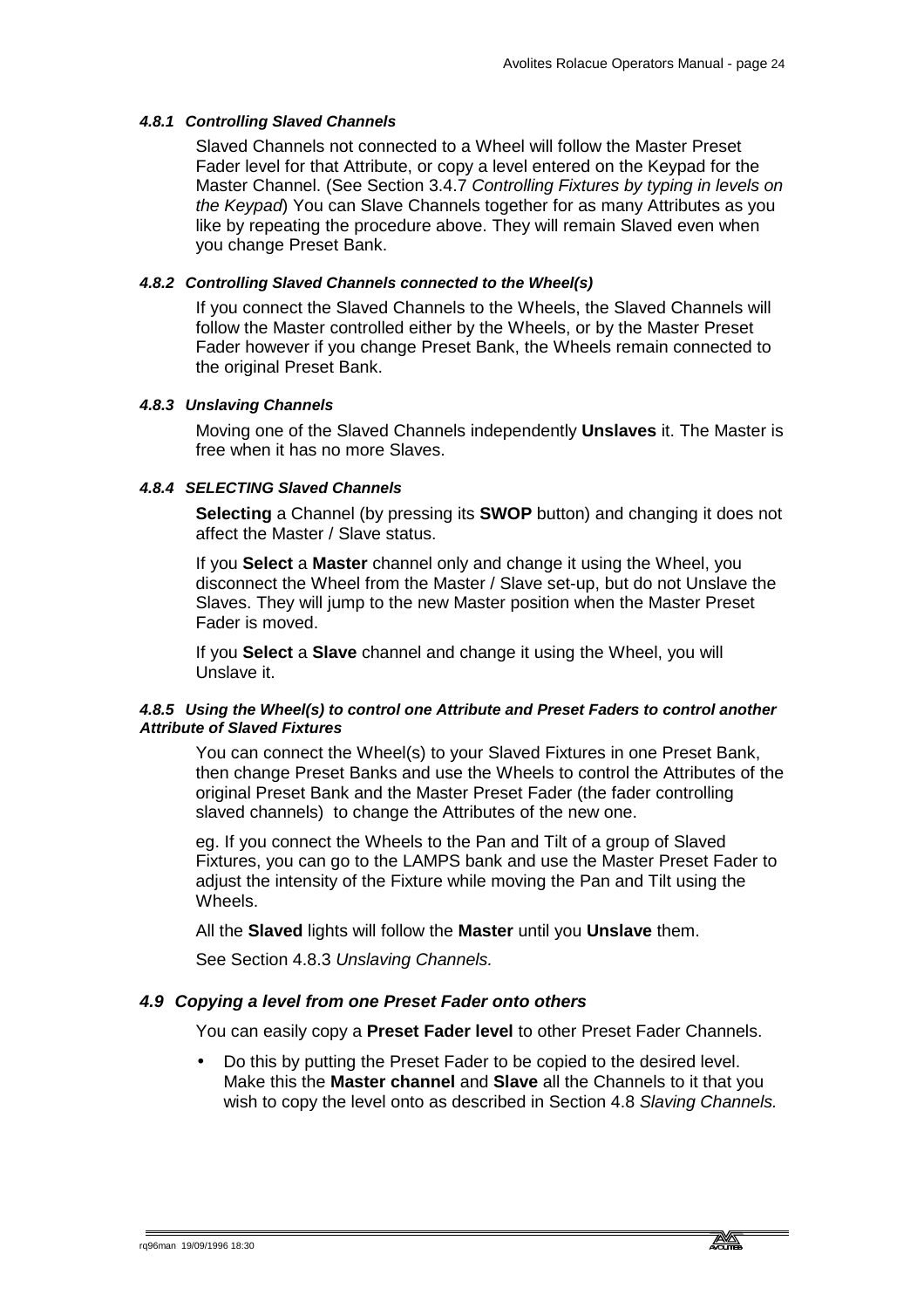#### *4.8.1 Controlling Slaved Channels*

Slaved Channels not connected to a Wheel will follow the Master Preset Fader level for that Attribute, or copy a level entered on the Keypad for the Master Channel. (See Section 3.4.7 *Controlling Fixtures by typing in levels on the Keypad*) You can Slave Channels together for as many Attributes as you like by repeating the procedure above. They will remain Slaved even when you change Preset Bank.

#### *4.8.2 Controlling Slaved Channels connected to the Wheel(s)*

If you connect the Slaved Channels to the Wheels, the Slaved Channels will follow the Master controlled either by the Wheels, or by the Master Preset Fader however if you change Preset Bank, the Wheels remain connected to the original Preset Bank.

#### *4.8.3 Unslaving Channels*

Moving one of the Slaved Channels independently **Unslaves** it. The Master is free when it has no more Slaves.

#### *4.8.4 SELECTING Slaved Channels*

**Selecting** a Channel (by pressing its **SWOP** button) and changing it does not affect the Master / Slave status.

If you **Select** a **Master** channel only and change it using the Wheel, you disconnect the Wheel from the Master / Slave set-up, but do not Unslave the Slaves. They will jump to the new Master position when the Master Preset Fader is moved.

If you **Select** a **Slave** channel and change it using the Wheel, you will Unslave it.

#### *4.8.5 Using the Wheel(s) to control one Attribute and Preset Faders to control another Attribute of Slaved Fixtures*

You can connect the Wheel(s) to your Slaved Fixtures in one Preset Bank, then change Preset Banks and use the Wheels to control the Attributes of the original Preset Bank and the Master Preset Fader (the fader controlling slaved channels) to change the Attributes of the new one.

eg. If you connect the Wheels to the Pan and Tilt of a group of Slaved Fixtures, you can go to the LAMPS bank and use the Master Preset Fader to adjust the intensity of the Fixture while moving the Pan and Tilt using the Wheels.

All the **Slaved** lights will follow the **Master** until you **Unslave** them.

See Section 4.8.3 *Unslaving Channels.*

### *4.9 Copying a level from one Preset Fader onto others*

You can easily copy a **Preset Fader level** to other Preset Fader Channels.

- Do this by putting the Preset Fader to be copied to the desired level. Make this the **Master channel** and **Slave** all the Channels to it that you wish to copy the level onto as described in Section 4.8 *Slaving Channels.*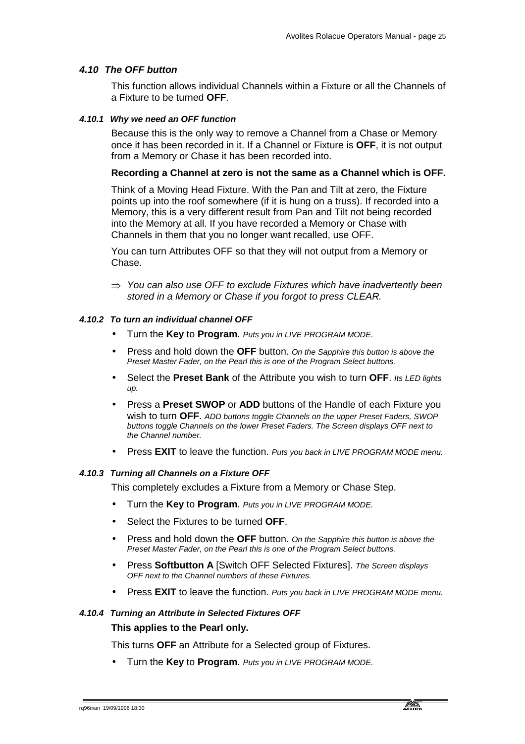## *4.10 The OFF button*

This function allows individual Channels within a Fixture or all the Channels of a Fixture to be turned **OFF**.

#### *4.10.1 Why we need an OFF function*

Because this is the only way to remove a Channel from a Chase or Memory once it has been recorded in it. If a Channel or Fixture is **OFF**, it is not output from a Memory or Chase it has been recorded into.

**Recording a Channel at zero is not the same as a Channel which is OFF.**

Think of a Moving Head Fixture. With the Pan and Tilt at zero, the Fixture points up into the roof somewhere (if it is hung on a truss). If recorded into a Memory, this is a very different result from Pan and Tilt not being recorded into the Memory at all. If you have recorded a Memory or Chase with Channels in them that you no longer want recalled, use OFF.

You can turn Attributes OFF so that they will not output from a Memory or Chase.

⇒ *You can also use OFF to exclude Fixtures which have inadvertently been stored in a Memory or Chase if you forgot to press CLEAR.*

#### *4.10.2 To turn an individual channel OFF*

- Turn the **Key** to **Program**. *Puts you in LIVE PROGRAM MODE.*
- Press and hold down the **OFF** button. *On the Sapphire this button is above the Preset Master Fader, on the Pearl this is one of the Program Select buttons.*
- Select the **Preset Bank** of the Attribute you wish to turn **OFF**. *Its LED lights up.*
- Press a **Preset SWOP** or **ADD** buttons of the Handle of each Fixture you wish to turn **OFF**. *ADD buttons toggle Channels on the upper Preset Faders, SWOP buttons toggle Channels on the lower Preset Faders. The Screen displays OFF next to the Channel number.*
- Press **EXIT** to leave the function. *Puts you back in LIVE PROGRAM MODE menu.*

#### *4.10.3 Turning all Channels on a Fixture OFF*

This completely excludes a Fixture from a Memory or Chase Step.

- Turn the **Key** to **Program**. *Puts you in LIVE PROGRAM MODE.*
- Select the Fixtures to be turned **OFF**.
- Press and hold down the **OFF** button. *On the Sapphire this button is above the Preset Master Fader, on the Pearl this is one of the Program Select buttons.*
- Press **Softbutton A** [Switch OFF Selected Fixtures]. *The Screen displays OFF next to the Channel numbers of these Fixtures.*
- Press **EXIT** to leave the function. *Puts you back in LIVE PROGRAM MODE menu.*

#### *4.10.4 Turning an Attribute in Selected Fixtures OFF*

**This applies to the Pearl only.**

This turns **OFF** an Attribute for a Selected group of Fixtures.

- Turn the **Key** to **Program**. *Puts you in LIVE PROGRAM MODE.*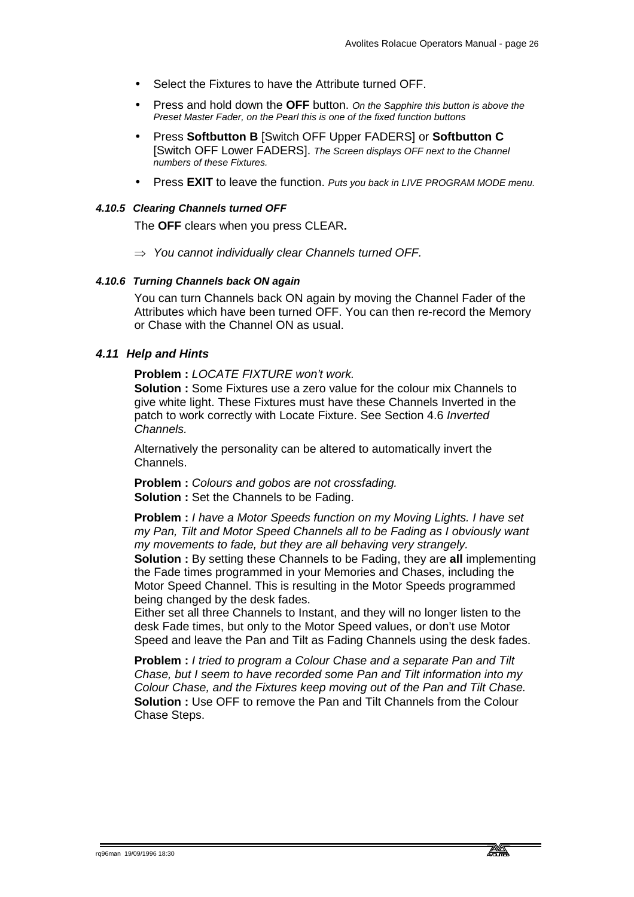- Select the Fixtures to have the Attribute turned OFF.
- Press and hold down the **OFF** button. *On the Sapphire this button is above the Preset Master Fader, on the Pearl this is one of the fixed function buttons*
- Press **Softbutton B** [Switch OFF Upper FADERS] or **Softbutton C** [Switch OFF Lower FADERS]. *The Screen displays OFF next to the Channel numbers of these Fixtures.*
- Press **EXIT** to leave the function. *Puts you back in LIVE PROGRAM MODE menu.*

#### *4.10.5 Clearing Channels turned OFF*

The **OFF** clears when you press CLEAR**.**

⇒ *You cannot individually clear Channels turned OFF.*

#### *4.10.6 Turning Channels back ON again*

You can turn Channels back ON again by moving the Channel Fader of the Attributes which have been turned OFF. You can then re-record the Memory or Chase with the Channel ON as usual.

### *4.11 Help and Hints*

**Problem :** *LOCATE FIXTURE won't work.*
**Solution :** Some Fixtures use a zero value for the colour mix Channels to give white light. These Fixtures must have these Channels Inverted in the patch to work correctly with Locate Fixture. See Section 4.6 *Inverted Channels.*

Alternatively the personality can be altered to automatically invert the Channels.

**Problem :** *Colours and gobos are not crossfading.*
**Solution :** Set the Channels to be Fading.

**Problem :** *I have a Motor Speeds function on my Moving Lights. I have set my Pan, Tilt and Motor Speed Channels all to be Fading as I obviously want my movements to fade, but they are all behaving very strangely.*
**Solution :** By setting these Channels to be Fading, they are **all** implementing the Fade times programmed in your Memories and Chases, including the Motor Speed Channel. This is resulting in the Motor Speeds programmed being changed by the desk fades.
Either set all three Channels to Instant, and they will no longer listen to the desk Fade times, but only to the Motor Speed values, or don't use Motor Speed and leave the Pan and Tilt as Fading Channels using the desk fades.

**Problem :** *I tried to program a Colour Chase and a separate Pan and Tilt Chase, but I seem to have recorded some Pan and Tilt information into my Colour Chase, and the Fixtures keep moving out of the Pan and Tilt Chase.*
**Solution :** Use OFF to remove the Pan and Tilt Channels from the Colour Chase Steps.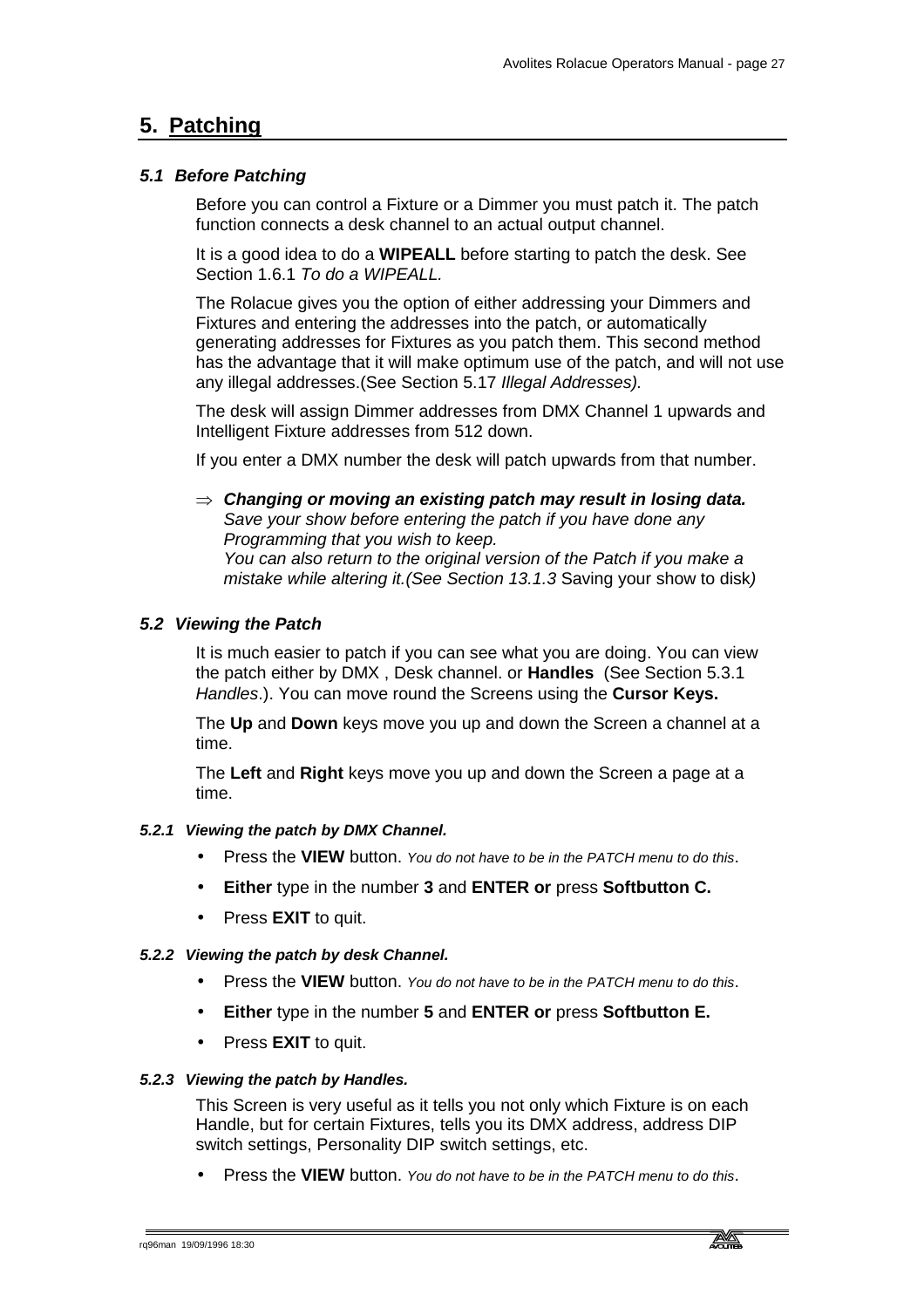# 5. Patching

## *5.1 Before Patching*

Before you can control a Fixture or a Dimmer you must patch it. The patch function connects a desk channel to an actual output channel.

It is a good idea to do a **WIPEALL** before starting to patch the desk. See Section 1.6.1 *To do a WIPEALL.*

The Rolacue gives you the option of either addressing your Dimmers and Fixtures and entering the addresses into the patch, or automatically generating addresses for Fixtures as you patch them. This second method has the advantage that it will make optimum use of the patch, and will not use any illegal addresses.(See Section 5.17 *Illegal Addresses).*

The desk will assign Dimmer addresses from DMX Channel 1 upwards and Intelligent Fixture addresses from 512 down.

If you enter a DMX number the desk will patch upwards from that number.

⇒ ***Changing or moving an existing patch may result in losing data.*** *Save your show before entering the patch if you have done any Programming that you wish to keep.*
*You can also return to the original version of the Patch if you make a mistake while altering it.(See Section 13.1.3* Saving your show to disk*)*

## *5.2 Viewing the Patch*

It is much easier to patch if you can see what you are doing. You can view the patch either by DMX , Desk channel. or **Handles** (See Section 5.3.1 *Handles*.). You can move round the Screens using the **Cursor Keys.**

The **Up** and **Down** keys move you up and down the Screen a channel at a time.

The **Left** and **Right** keys move you up and down the Screen a page at a time.

### *5.2.1 Viewing the patch by DMX Channel.*

- Press the **VIEW** button. *You do not have to be in the PATCH menu to do this*.
- **Either** type in the number **3** and **ENTER or** press **Softbutton C.**
- Press **EXIT** to quit.

### *5.2.2 Viewing the patch by desk Channel.*

- Press the **VIEW** button. *You do not have to be in the PATCH menu to do this*.
- **Either** type in the number **5** and **ENTER or** press **Softbutton E.**
- Press **EXIT** to quit.

### *5.2.3 Viewing the patch by Handles.*

This Screen is very useful as it tells you not only which Fixture is on each Handle, but for certain Fixtures, tells you its DMX address, address DIP switch settings, Personality DIP switch settings, etc.

- Press the **VIEW** button. *You do not have to be in the PATCH menu to do this*.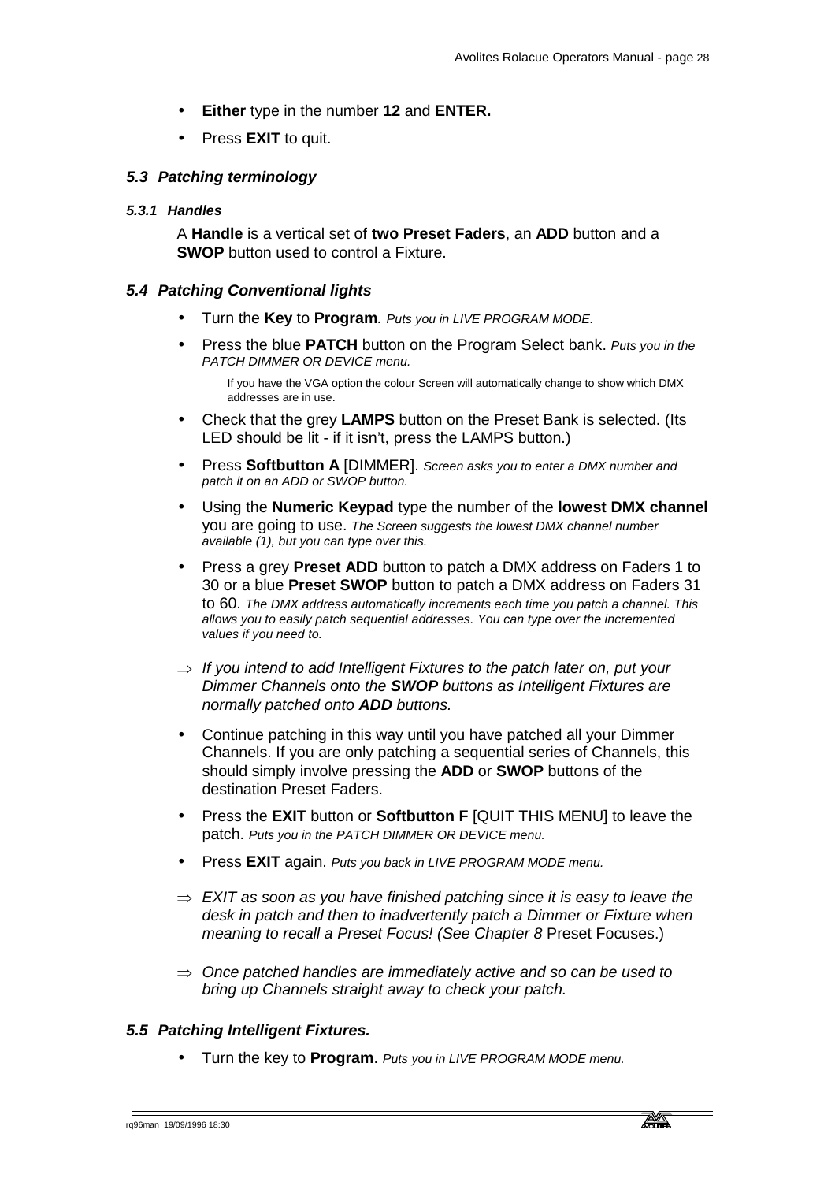- **Either** type in the number **12** and **ENTER.**
- Press **EXIT** to quit.

## *5.3 Patching terminology*

### *5.3.1 Handles*

A **Handle** is a vertical set of **two Preset Faders**, an **ADD** button and a **SWOP** button used to control a Fixture.

## *5.4 Patching Conventional lights*

- Turn the **Key** to **Program**. *Puts you in LIVE PROGRAM MODE.*
- Press the blue **PATCH** button on the Program Select bank. *Puts you in the PATCH DIMMER OR DEVICE menu.*

  If you have the VGA option the colour Screen will automatically change to show which DMX addresses are in use.

- Check that the grey **LAMPS** button on the Preset Bank is selected. (Its LED should be lit - if it isn't, press the LAMPS button.)
- Press **Softbutton A** [DIMMER]. *Screen asks you to enter a DMX number and patch it on an ADD or SWOP button.*
- Using the **Numeric Keypad** type the number of the **lowest DMX channel** you are going to use. *The Screen suggests the lowest DMX channel number available (1), but you can type over this.*
- Press a grey **Preset ADD** button to patch a DMX address on Faders 1 to 30 or a blue **Preset SWOP** button to patch a DMX address on Faders 31 to 60. *The DMX address automatically increments each time you patch a channel. This allows you to easily patch sequential addresses. You can type over the incremented values if you need to.*

⇒ *If you intend to add Intelligent Fixtures to the patch later on, put your Dimmer Channels onto the **SWOP** buttons as Intelligent Fixtures are normally patched onto **ADD** buttons.*

- Continue patching in this way until you have patched all your Dimmer Channels. If you are only patching a sequential series of Channels, this should simply involve pressing the **ADD** or **SWOP** buttons of the destination Preset Faders.
- Press the **EXIT** button or **Softbutton F** [QUIT THIS MENU] to leave the patch. *Puts you in the PATCH DIMMER OR DEVICE menu.*
- Press **EXIT** again. *Puts you back in LIVE PROGRAM MODE menu.*

⇒ *EXIT as soon as you have finished patching since it is easy to leave the desk in patch and then to inadvertently patch a Dimmer or Fixture when meaning to recall a Preset Focus! (See Chapter 8* Preset Focuses.)

⇒ *Once patched handles are immediately active and so can be used to bring up Channels straight away to check your patch.*

## *5.5 Patching Intelligent Fixtures.*

- Turn the key to **Program**. *Puts you in LIVE PROGRAM MODE menu.*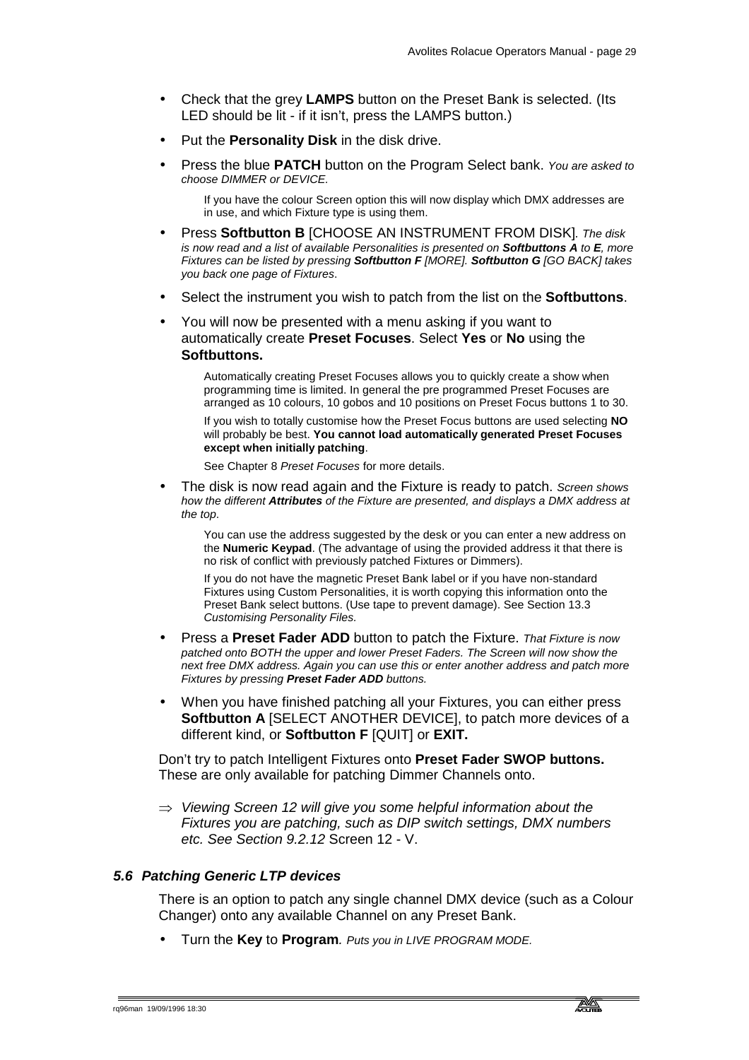- Check that the grey **LAMPS** button on the Preset Bank is selected. (Its LED should be lit - if it isn't, press the LAMPS button.)
- Put the **Personality Disk** in the disk drive.
- Press the blue **PATCH** button on the Program Select bank. *You are asked to choose DIMMER or DEVICE.*

  If you have the colour Screen option this will now display which DMX addresses are in use, and which Fixture type is using them.

- Press **Softbutton B** [CHOOSE AN INSTRUMENT FROM DISK]*. The disk is now read and a list of available Personalities is presented on **Softbuttons A** to **E**, more Fixtures can be listed by pressing **Softbutton F** [MORE]. **Softbutton G** [GO BACK] takes you back one page of Fixtures*.
- Select the instrument you wish to patch from the list on the **Softbuttons**.
- You will now be presented with a menu asking if you want to automatically create **Preset Focuses**. Select **Yes** or **No** using the **Softbuttons.**

  Automatically creating Preset Focuses allows you to quickly create a show when programming time is limited. In general the pre programmed Preset Focuses are arranged as 10 colours, 10 gobos and 10 positions on Preset Focus buttons 1 to 30.

  If you wish to totally customise how the Preset Focus buttons are used selecting **NO** will probably be best. **You cannot load automatically generated Preset Focuses except when initially patching**.

  See Chapter 8 *Preset Focuses* for more details.

- The disk is now read again and the Fixture is ready to patch. *Screen shows how the different **Attributes** of the Fixture are presented, and displays a DMX address at the top*.

  You can use the address suggested by the desk or you can enter a new address on the **Numeric Keypad**. (The advantage of using the provided address it that there is no risk of conflict with previously patched Fixtures or Dimmers).

  If you do not have the magnetic Preset Bank label or if you have non-standard Fixtures using Custom Personalities, it is worth copying this information onto the Preset Bank select buttons. (Use tape to prevent damage). See Section 13.3 *Customising Personality Files.*

- Press a **Preset Fader ADD** button to patch the Fixture. *That Fixture is now patched onto BOTH the upper and lower Preset Faders. The Screen will now show the next free DMX address. Again you can use this or enter another address and patch more Fixtures by pressing **Preset Fader ADD** buttons.*
- When you have finished patching all your Fixtures, you can either press **Softbutton A** [SELECT ANOTHER DEVICE], to patch more devices of a different kind, or **Softbutton F** [QUIT] or **EXIT.**

Don't try to patch Intelligent Fixtures onto **Preset Fader SWOP buttons.** These are only available for patching Dimmer Channels onto.

⇒ *Viewing Screen 12 will give you some helpful information about the Fixtures you are patching, such as DIP switch settings, DMX numbers etc. See Section 9.2.12* Screen 12 - V.

### *5.6 Patching Generic LTP devices*

There is an option to patch any single channel DMX device (such as a Colour Changer) onto any available Channel on any Preset Bank.

- Turn the **Key** to **Program**. *Puts you in LIVE PROGRAM MODE.*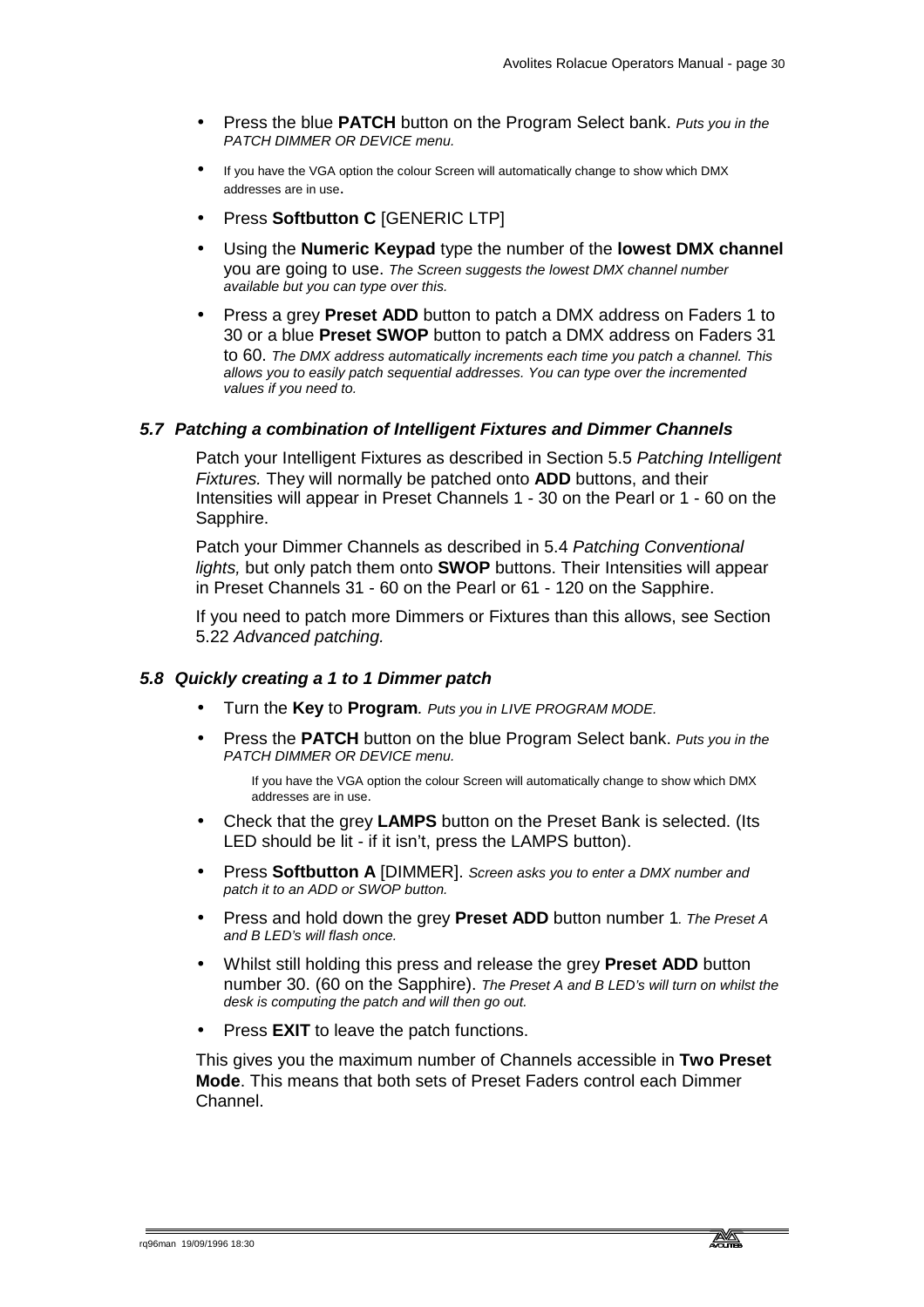- Press the blue **PATCH** button on the Program Select bank. *Puts you in the PATCH DIMMER OR DEVICE menu.*
- If you have the VGA option the colour Screen will automatically change to show which DMX addresses are in use.
- Press **Softbutton C** [GENERIC LTP]
- Using the **Numeric Keypad** type the number of the **lowest DMX channel** you are going to use. *The Screen suggests the lowest DMX channel number available but you can type over this.*
- Press a grey **Preset ADD** button to patch a DMX address on Faders 1 to 30 or a blue **Preset SWOP** button to patch a DMX address on Faders 31 to 60. *The DMX address automatically increments each time you patch a channel. This allows you to easily patch sequential addresses. You can type over the incremented values if you need to.*

### *5.7 Patching a combination of Intelligent Fixtures and Dimmer Channels*

Patch your Intelligent Fixtures as described in Section 5.5 *Patching Intelligent Fixtures.* They will normally be patched onto **ADD** buttons, and their Intensities will appear in Preset Channels 1 - 30 on the Pearl or 1 - 60 on the Sapphire.

Patch your Dimmer Channels as described in 5.4 *Patching Conventional lights,* but only patch them onto **SWOP** buttons. Their Intensities will appear in Preset Channels 31 - 60 on the Pearl or 61 - 120 on the Sapphire.

If you need to patch more Dimmers or Fixtures than this allows, see Section 5.22 *Advanced patching.*

### *5.8 Quickly creating a 1 to 1 Dimmer patch*

- Turn the **Key** to **Program**. *Puts you in LIVE PROGRAM MODE.*
- Press the **PATCH** button on the blue Program Select bank. *Puts you in the PATCH DIMMER OR DEVICE menu.*

  If you have the VGA option the colour Screen will automatically change to show which DMX addresses are in use.
- Check that the grey **LAMPS** button on the Preset Bank is selected. (Its LED should be lit - if it isn't, press the LAMPS button).
- Press **Softbutton A** [DIMMER]. *Screen asks you to enter a DMX number and patch it to an ADD or SWOP button.*
- Press and hold down the grey **Preset ADD** button number 1. *The Preset A and B LED's will flash once.*
- Whilst still holding this press and release the grey **Preset ADD** button number 30. (60 on the Sapphire). *The Preset A and B LED's will turn on whilst the desk is computing the patch and will then go out.*
- Press **EXIT** to leave the patch functions.

This gives you the maximum number of Channels accessible in **Two Preset Mode**. This means that both sets of Preset Faders control each Dimmer Channel.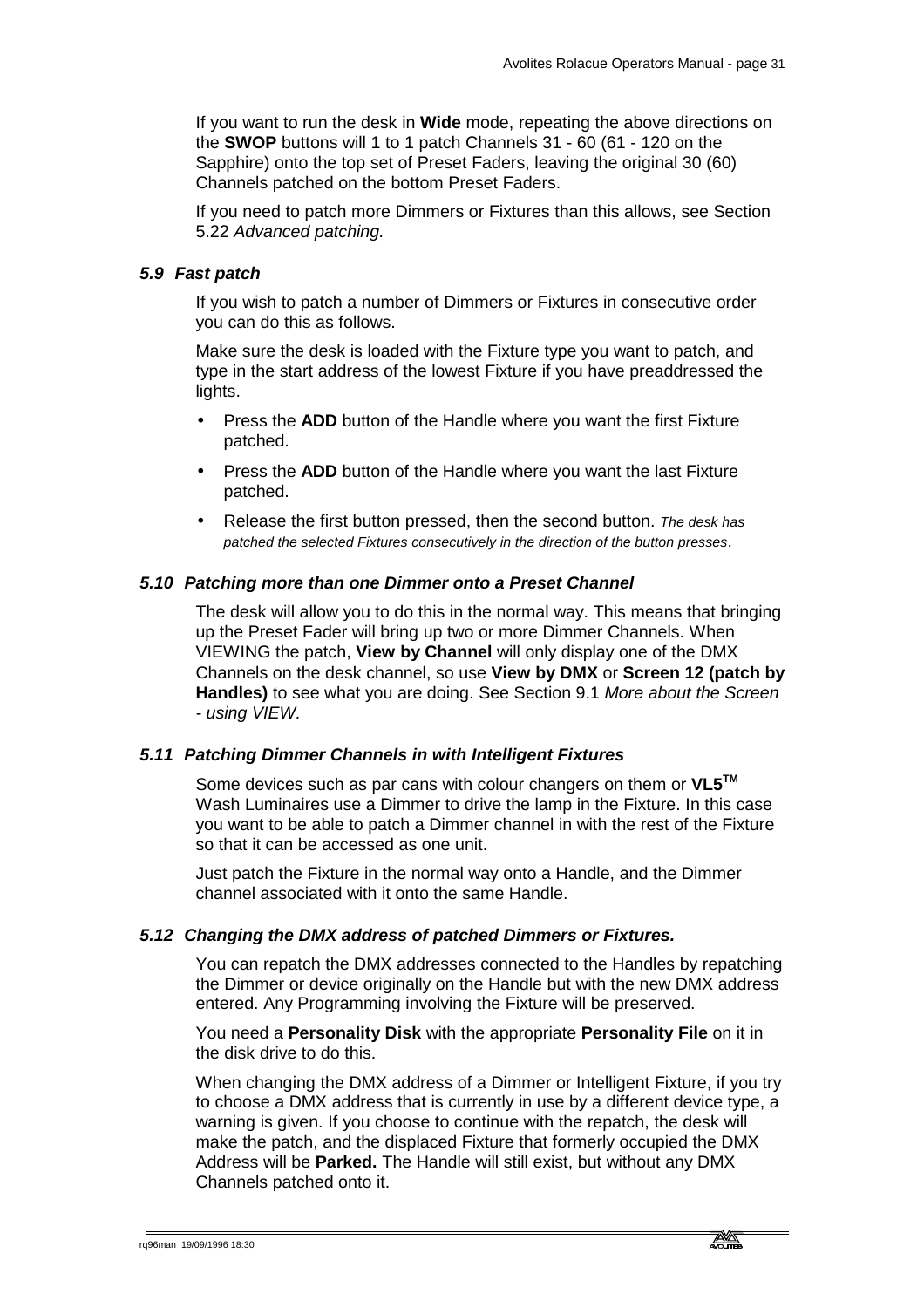If you want to run the desk in **Wide** mode, repeating the above directions on the **SWOP** buttons will 1 to 1 patch Channels 31 - 60 (61 - 120 on the Sapphire) onto the top set of Preset Faders, leaving the original 30 (60) Channels patched on the bottom Preset Faders.

If you need to patch more Dimmers or Fixtures than this allows, see Section 5.22 *Advanced patching.*

### *5.9 Fast patch*

If you wish to patch a number of Dimmers or Fixtures in consecutive order you can do this as follows.

Make sure the desk is loaded with the Fixture type you want to patch, and type in the start address of the lowest Fixture if you have preaddressed the lights.

- Press the **ADD** button of the Handle where you want the first Fixture patched.
- Press the **ADD** button of the Handle where you want the last Fixture patched.
- Release the first button pressed, then the second button. *The desk has patched the selected Fixtures consecutively in the direction of the button presses*.

### *5.10 Patching more than one Dimmer onto a Preset Channel*

The desk will allow you to do this in the normal way. This means that bringing up the Preset Fader will bring up two or more Dimmer Channels. When VIEWING the patch, **View by Channel** will only display one of the DMX Channels on the desk channel, so use **View by DMX** or **Screen 12 (patch by Handles)** to see what you are doing. See Section 9.1 *More about the Screen - using VIEW.*

### *5.11 Patching Dimmer Channels in with Intelligent Fixtures*

Some devices such as par cans with colour changers on them or **VL5™** Wash Luminaires use a Dimmer to drive the lamp in the Fixture. In this case you want to be able to patch a Dimmer channel in with the rest of the Fixture so that it can be accessed as one unit.

Just patch the Fixture in the normal way onto a Handle, and the Dimmer channel associated with it onto the same Handle.

### *5.12 Changing the DMX address of patched Dimmers or Fixtures.*

You can repatch the DMX addresses connected to the Handles by repatching the Dimmer or device originally on the Handle but with the new DMX address entered. Any Programming involving the Fixture will be preserved.

You need a **Personality Disk** with the appropriate **Personality File** on it in the disk drive to do this.

When changing the DMX address of a Dimmer or Intelligent Fixture, if you try to choose a DMX address that is currently in use by a different device type, a warning is given. If you choose to continue with the repatch, the desk will make the patch, and the displaced Fixture that formerly occupied the DMX Address will be **Parked.** The Handle will still exist, but without any DMX Channels patched onto it.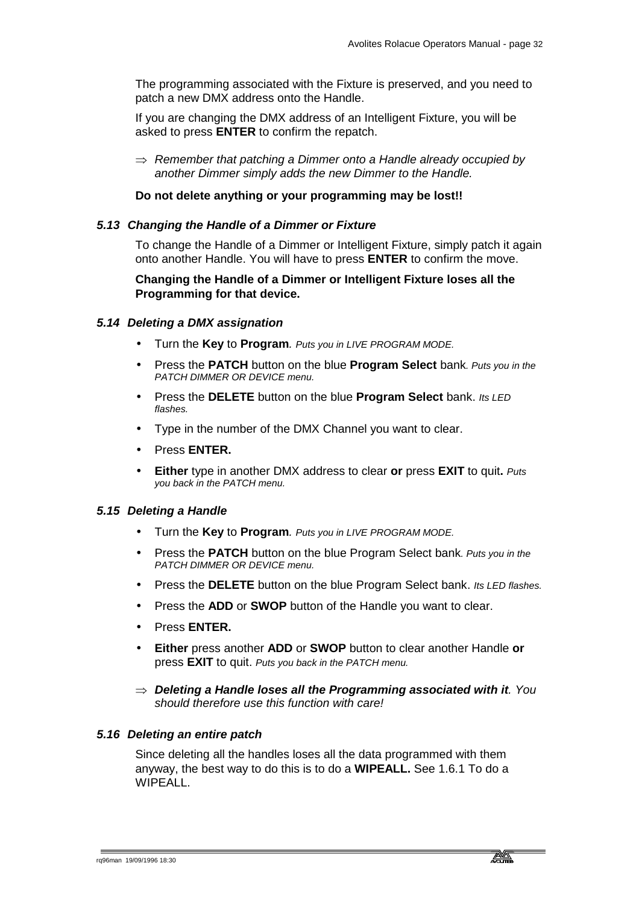The programming associated with the Fixture is preserved, and you need to patch a new DMX address onto the Handle.

If you are changing the DMX address of an Intelligent Fixture, you will be asked to press **ENTER** to confirm the repatch.

⇒ *Remember that patching a Dimmer onto a Handle already occupied by another Dimmer simply adds the new Dimmer to the Handle.*

**Do not delete anything or your programming may be lost!!**

### *5.13 Changing the Handle of a Dimmer or Fixture*

To change the Handle of a Dimmer or Intelligent Fixture, simply patch it again onto another Handle. You will have to press **ENTER** to confirm the move.

**Changing the Handle of a Dimmer or Intelligent Fixture loses all the Programming for that device.**

### *5.14 Deleting a DMX assignation*

- Turn the **Key** to **Program**. *Puts you in LIVE PROGRAM MODE.*
- Press the **PATCH** button on the blue **Program Select** bank. *Puts you in the PATCH DIMMER OR DEVICE menu.*
- Press the **DELETE** button on the blue **Program Select** bank. *Its LED flashes.*
- Type in the number of the DMX Channel you want to clear.
- Press **ENTER.**
- **Either** type in another DMX address to clear **or** press **EXIT** to quit**.** *Puts you back in the PATCH menu.*

### *5.15 Deleting a Handle*

- Turn the **Key** to **Program**. *Puts you in LIVE PROGRAM MODE.*
- Press the **PATCH** button on the blue Program Select bank. *Puts you in the PATCH DIMMER OR DEVICE menu.*
- Press the **DELETE** button on the blue Program Select bank. *Its LED flashes.*
- Press the **ADD** or **SWOP** button of the Handle you want to clear.
- Press **ENTER.**
- **Either** press another **ADD** or **SWOP** button to clear another Handle **or** press **EXIT** to quit. *Puts you back in the PATCH menu.*

⇒ ***Deleting a Handle loses all the Programming associated with it**. You should therefore use this function with care!*

### *5.16 Deleting an entire patch*

Since deleting all the handles loses all the data programmed with them anyway, the best way to do this is to do a **WIPEALL.** See 1.6.1 To do a WIPEALL.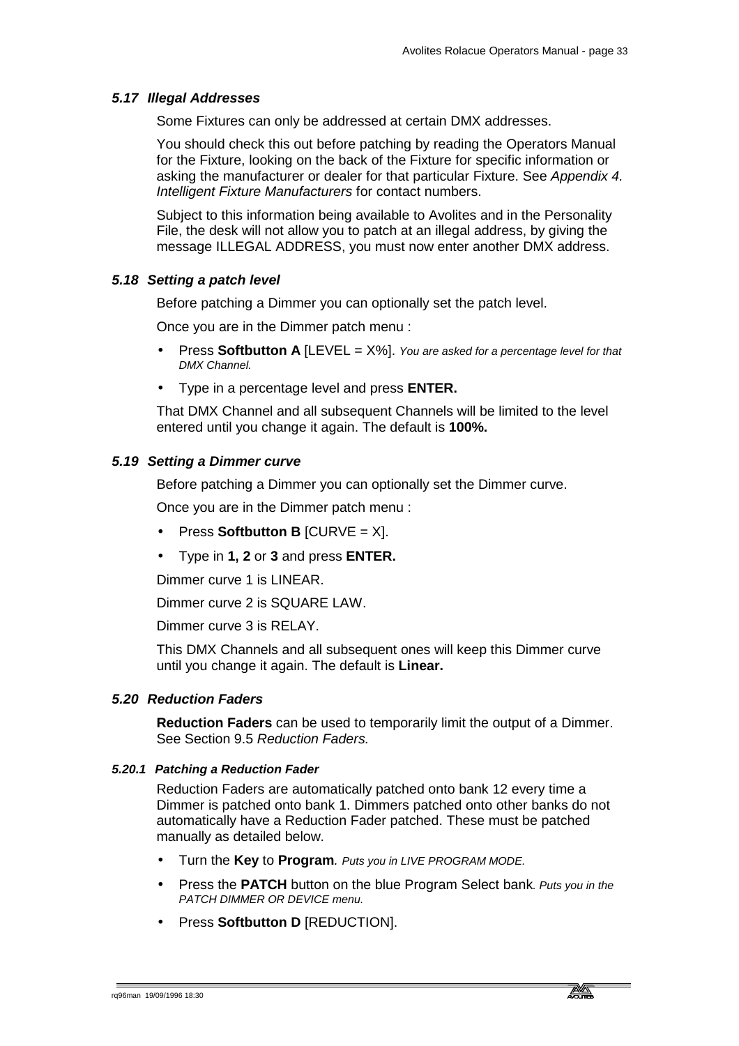### 5.17 *Illegal Addresses*

Some Fixtures can only be addressed at certain DMX addresses.

You should check this out before patching by reading the Operators Manual for the Fixture, looking on the back of the Fixture for specific information or asking the manufacturer or dealer for that particular Fixture. See *Appendix 4. Intelligent Fixture Manufacturers* for contact numbers.

Subject to this information being available to Avolites and in the Personality File, the desk will not allow you to patch at an illegal address, by giving the message ILLEGAL ADDRESS, you must now enter another DMX address.

### 5.18 *Setting a patch level*

Before patching a Dimmer you can optionally set the patch level.

Once you are in the Dimmer patch menu :

- Press **Softbutton A** [LEVEL = X%]. *You are asked for a percentage level for that DMX Channel.*
- Type in a percentage level and press **ENTER.**

That DMX Channel and all subsequent Channels will be limited to the level entered until you change it again. The default is **100%.**

### 5.19 *Setting a Dimmer curve*

Before patching a Dimmer you can optionally set the Dimmer curve.

Once you are in the Dimmer patch menu :

- Press **Softbutton B** [CURVE = X].
- Type in **1, 2** or **3** and press **ENTER.**

Dimmer curve 1 is LINEAR.

Dimmer curve 2 is SQUARE LAW.

Dimmer curve 3 is RELAY.

This DMX Channels and all subsequent ones will keep this Dimmer curve until you change it again. The default is **Linear.**

### 5.20 *Reduction Faders*

**Reduction Faders** can be used to temporarily limit the output of a Dimmer. See Section 9.5 *Reduction Faders.*

#### 5.20.1 *Patching a Reduction Fader*

Reduction Faders are automatically patched onto bank 12 every time a Dimmer is patched onto bank 1. Dimmers patched onto other banks do not automatically have a Reduction Fader patched. These must be patched manually as detailed below.

- Turn the **Key** to **Program**. *Puts you in LIVE PROGRAM MODE.*
- Press the **PATCH** button on the blue Program Select bank. *Puts you in the PATCH DIMMER OR DEVICE menu.*
- Press **Softbutton D** [REDUCTION].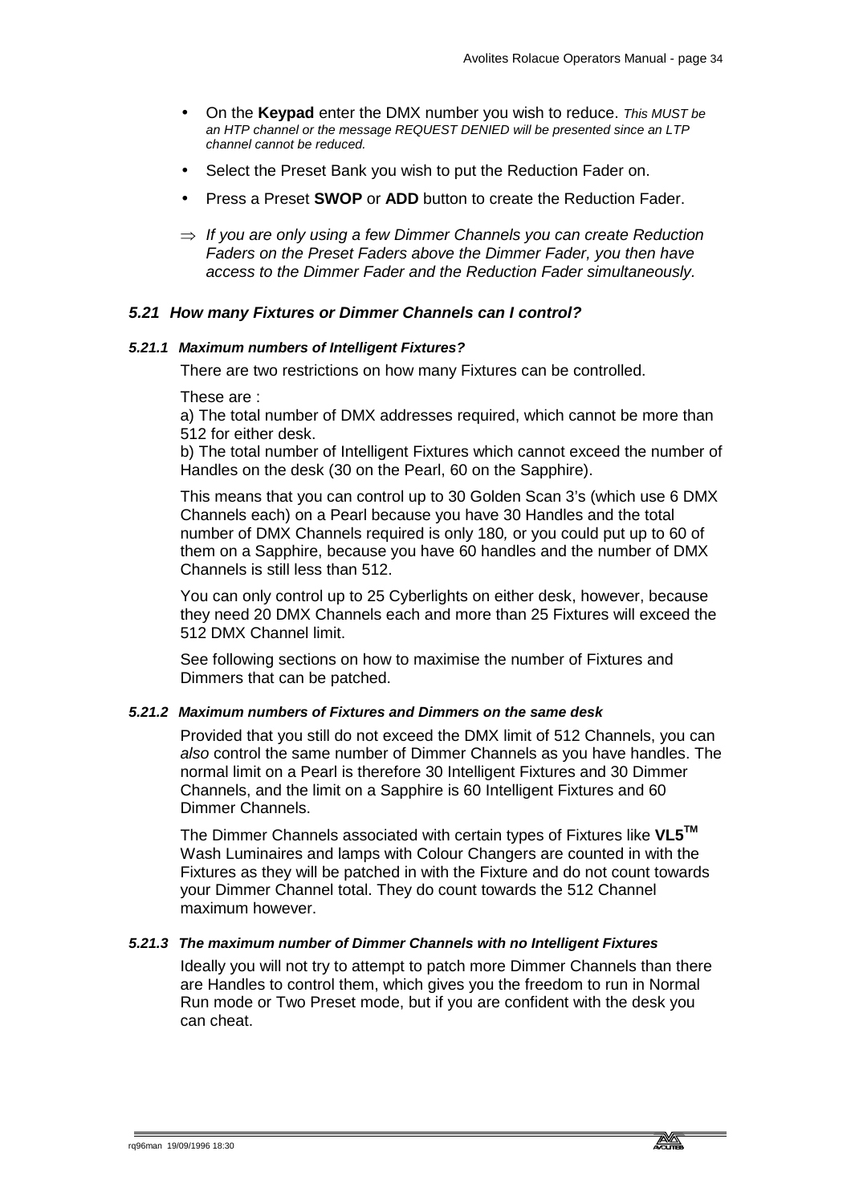- On the **Keypad** enter the DMX number you wish to reduce. *This MUST be an HTP channel or the message REQUEST DENIED will be presented since an LTP channel cannot be reduced.*
- Select the Preset Bank you wish to put the Reduction Fader on.
- Press a Preset **SWOP** or **ADD** button to create the Reduction Fader.

⇒ *If you are only using a few Dimmer Channels you can create Reduction Faders on the Preset Faders above the Dimmer Fader, you then have access to the Dimmer Fader and the Reduction Fader simultaneously.*

## *5.21 How many Fixtures or Dimmer Channels can I control?*

### *5.21.1 Maximum numbers of Intelligent Fixtures?*

There are two restrictions on how many Fixtures can be controlled.

These are :

a) The total number of DMX addresses required, which cannot be more than 512 for either desk.

b) The total number of Intelligent Fixtures which cannot exceed the number of Handles on the desk (30 on the Pearl, 60 on the Sapphire).

This means that you can control up to 30 Golden Scan 3's (which use 6 DMX Channels each) on a Pearl because you have 30 Handles and the total number of DMX Channels required is only 180*,* or you could put up to 60 of them on a Sapphire, because you have 60 handles and the number of DMX Channels is still less than 512.

You can only control up to 25 Cyberlights on either desk, however, because they need 20 DMX Channels each and more than 25 Fixtures will exceed the 512 DMX Channel limit.

See following sections on how to maximise the number of Fixtures and Dimmers that can be patched.

### *5.21.2 Maximum numbers of Fixtures and Dimmers on the same desk*

Provided that you still do not exceed the DMX limit of 512 Channels, you can *also* control the same number of Dimmer Channels as you have handles. The normal limit on a Pearl is therefore 30 Intelligent Fixtures and 30 Dimmer Channels, and the limit on a Sapphire is 60 Intelligent Fixtures and 60 Dimmer Channels.

The Dimmer Channels associated with certain types of Fixtures like **VL5™** Wash Luminaires and lamps with Colour Changers are counted in with the Fixtures as they will be patched in with the Fixture and do not count towards your Dimmer Channel total. They do count towards the 512 Channel maximum however.

### *5.21.3 The maximum number of Dimmer Channels with no Intelligent Fixtures*

Ideally you will not try to attempt to patch more Dimmer Channels than there are Handles to control them, which gives you the freedom to run in Normal Run mode or Two Preset mode, but if you are confident with the desk you can cheat.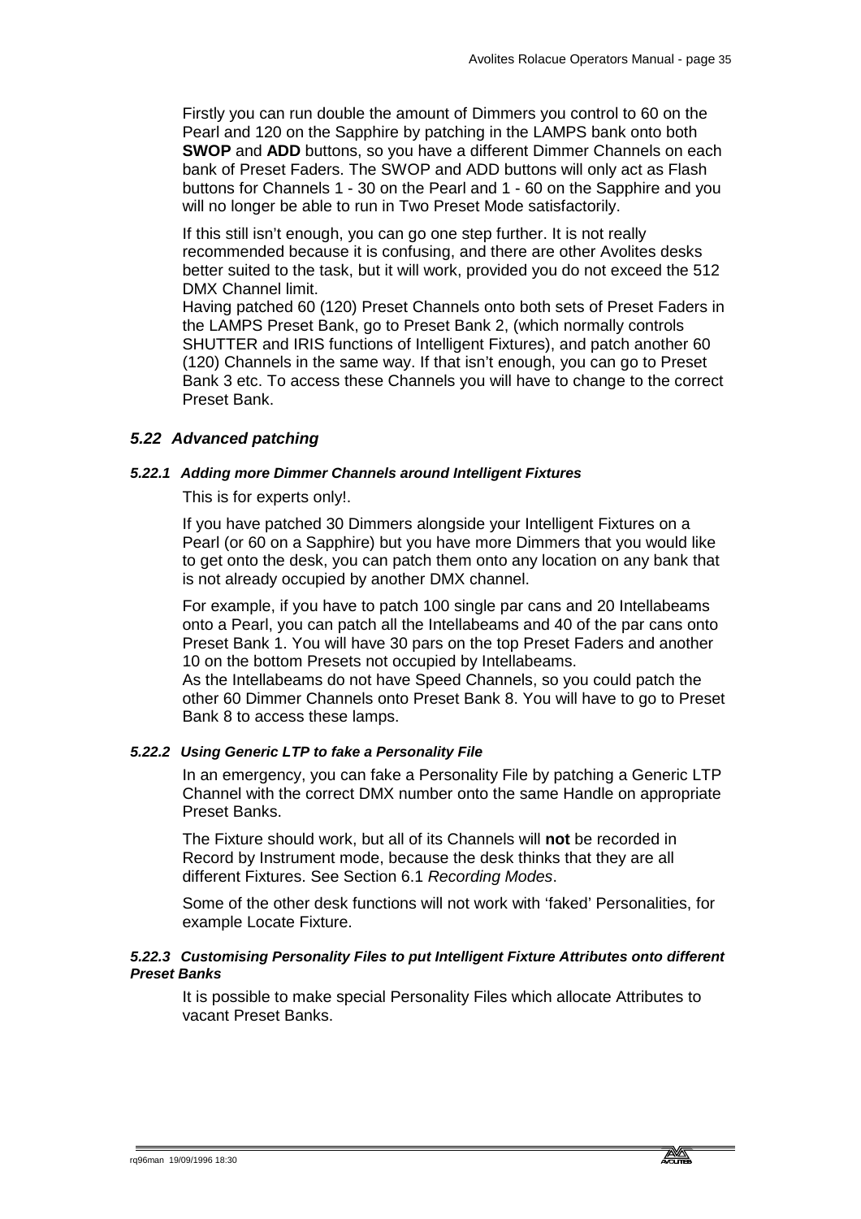Firstly you can run double the amount of Dimmers you control to 60 on the Pearl and 120 on the Sapphire by patching in the LAMPS bank onto both **SWOP** and **ADD** buttons, so you have a different Dimmer Channels on each bank of Preset Faders. The SWOP and ADD buttons will only act as Flash buttons for Channels 1 - 30 on the Pearl and 1 - 60 on the Sapphire and you will no longer be able to run in Two Preset Mode satisfactorily.

If this still isn't enough, you can go one step further. It is not really recommended because it is confusing, and there are other Avolites desks better suited to the task, but it will work, provided you do not exceed the 512 DMX Channel limit.

Having patched 60 (120) Preset Channels onto both sets of Preset Faders in the LAMPS Preset Bank, go to Preset Bank 2, (which normally controls SHUTTER and IRIS functions of Intelligent Fixtures), and patch another 60 (120) Channels in the same way. If that isn't enough, you can go to Preset Bank 3 etc. To access these Channels you will have to change to the correct Preset Bank.

## *5.22 Advanced patching*

### *5.22.1 Adding more Dimmer Channels around Intelligent Fixtures*

This is for experts only!.

If you have patched 30 Dimmers alongside your Intelligent Fixtures on a Pearl (or 60 on a Sapphire) but you have more Dimmers that you would like to get onto the desk, you can patch them onto any location on any bank that is not already occupied by another DMX channel.

For example, if you have to patch 100 single par cans and 20 Intellabeams onto a Pearl, you can patch all the Intellabeams and 40 of the par cans onto Preset Bank 1. You will have 30 pars on the top Preset Faders and another 10 on the bottom Presets not occupied by Intellabeams.

As the Intellabeams do not have Speed Channels, so you could patch the other 60 Dimmer Channels onto Preset Bank 8. You will have to go to Preset Bank 8 to access these lamps.

### *5.22.2 Using Generic LTP to fake a Personality File*

In an emergency, you can fake a Personality File by patching a Generic LTP Channel with the correct DMX number onto the same Handle on appropriate Preset Banks.

The Fixture should work, but all of its Channels will **not** be recorded in Record by Instrument mode, because the desk thinks that they are all different Fixtures. See Section 6.1 *Recording Modes*.

Some of the other desk functions will not work with 'faked' Personalities, for example Locate Fixture.

### *5.22.3 Customising Personality Files to put Intelligent Fixture Attributes onto different Preset Banks*

It is possible to make special Personality Files which allocate Attributes to vacant Preset Banks.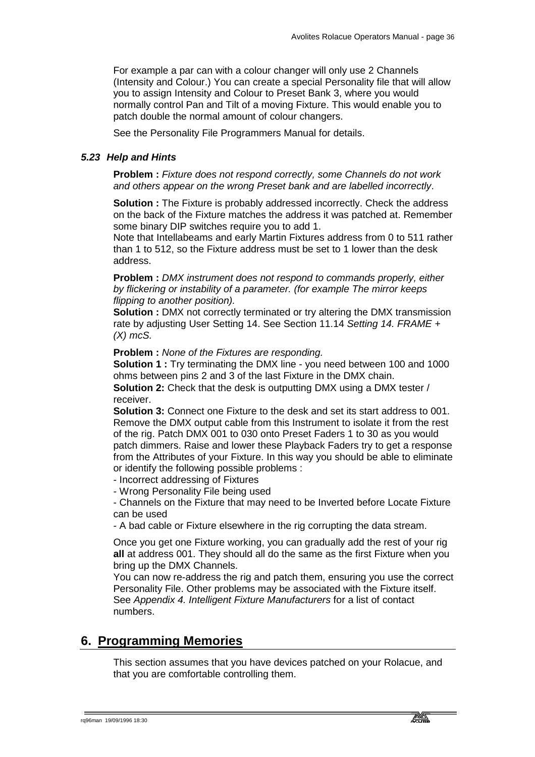For example a par can with a colour changer will only use 2 Channels (Intensity and Colour.) You can create a special Personality file that will allow you to assign Intensity and Colour to Preset Bank 3, where you would normally control Pan and Tilt of a moving Fixture. This would enable you to patch double the normal amount of colour changers.

See the Personality File Programmers Manual for details.

### *5.23 Help and Hints*

**Problem :** *Fixture does not respond correctly, some Channels do not work and others appear on the wrong Preset bank and are labelled incorrectly*.

**Solution :** The Fixture is probably addressed incorrectly. Check the address on the back of the Fixture matches the address it was patched at. Remember some binary DIP switches require you to add 1.
Note that Intellabeams and early Martin Fixtures address from 0 to 511 rather than 1 to 512, so the Fixture address must be set to 1 lower than the desk address.

**Problem :** *DMX instrument does not respond to commands properly, either by flickering or instability of a parameter. (for example The mirror keeps flipping to another position).*
**Solution :** DMX not correctly terminated or try altering the DMX transmission rate by adjusting User Setting 14. See Section 11.14 *Setting 14. FRAME + (X) mcS.*

**Problem :** *None of the Fixtures are responding.*
**Solution 1 :** Try terminating the DMX line - you need between 100 and 1000 ohms between pins 2 and 3 of the last Fixture in the DMX chain.
**Solution 2:** Check that the desk is outputting DMX using a DMX tester / receiver.
**Solution 3:** Connect one Fixture to the desk and set its start address to 001. Remove the DMX output cable from this Instrument to isolate it from the rest of the rig. Patch DMX 001 to 030 onto Preset Faders 1 to 30 as you would patch dimmers. Raise and lower these Playback Faders try to get a response from the Attributes of your Fixture. In this way you should be able to eliminate or identify the following possible problems :
- Incorrect addressing of Fixtures
- Wrong Personality File being used
- Channels on the Fixture that may need to be Inverted before Locate Fixture can be used
- A bad cable or Fixture elsewhere in the rig corrupting the data stream.

Once you get one Fixture working, you can gradually add the rest of your rig **all** at address 001. They should all do the same as the first Fixture when you bring up the DMX Channels.
You can now re-address the rig and patch them, ensuring you use the correct Personality File. Other problems may be associated with the Fixture itself. See *Appendix 4. Intelligent Fixture Manufacturers* for a list of contact numbers.

# 6. Programming Memories

This section assumes that you have devices patched on your Rolacue, and that you are comfortable controlling them.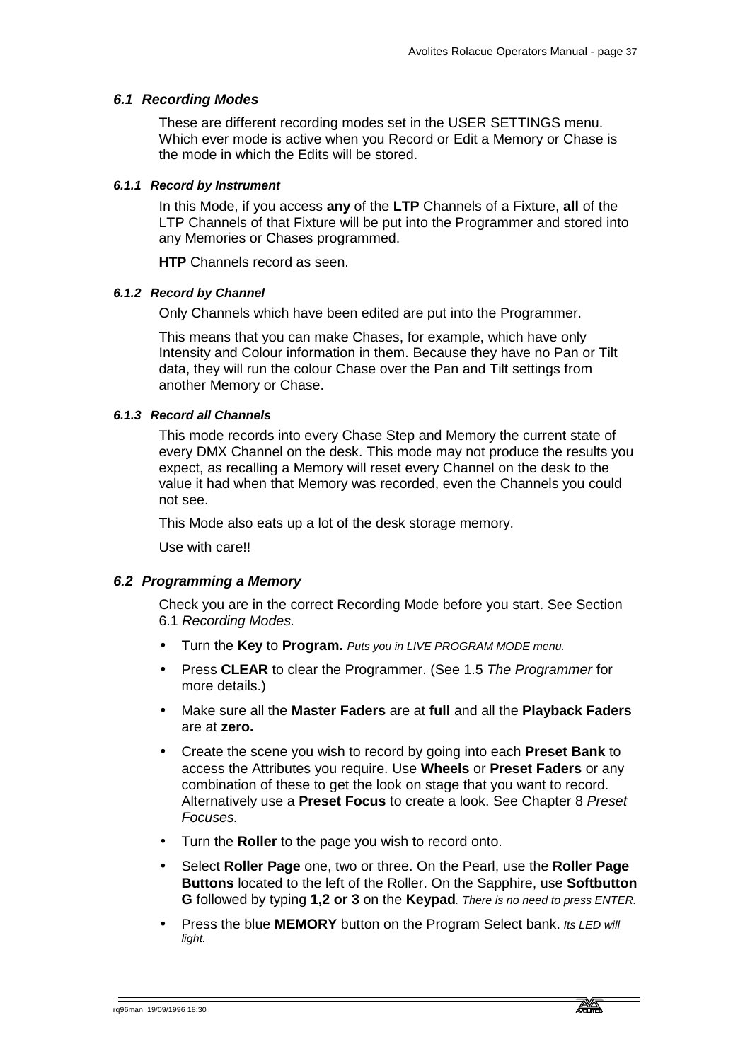## *6.1 Recording Modes*

These are different recording modes set in the USER SETTINGS menu. Which ever mode is active when you Record or Edit a Memory or Chase is the mode in which the Edits will be stored.

### *6.1.1 Record by Instrument*

In this Mode, if you access **any** of the **LTP** Channels of a Fixture, **all** of the LTP Channels of that Fixture will be put into the Programmer and stored into any Memories or Chases programmed.

**HTP** Channels record as seen.

### *6.1.2 Record by Channel*

Only Channels which have been edited are put into the Programmer.

This means that you can make Chases, for example, which have only Intensity and Colour information in them. Because they have no Pan or Tilt data, they will run the colour Chase over the Pan and Tilt settings from another Memory or Chase.

### *6.1.3 Record all Channels*

This mode records into every Chase Step and Memory the current state of every DMX Channel on the desk. This mode may not produce the results you expect, as recalling a Memory will reset every Channel on the desk to the value it had when that Memory was recorded, even the Channels you could not see.

This Mode also eats up a lot of the desk storage memory.

Use with care!!

## *6.2 Programming a Memory*

Check you are in the correct Recording Mode before you start. See Section 6.1 *Recording Modes.*

- Turn the **Key** to **Program.** *Puts you in LIVE PROGRAM MODE menu.*
- Press **CLEAR** to clear the Programmer. (See 1.5 *The Programmer* for more details.)
- Make sure all the **Master Faders** are at **full** and all the **Playback Faders** are at **zero.**
- Create the scene you wish to record by going into each **Preset Bank** to access the Attributes you require. Use **Wheels** or **Preset Faders** or any combination of these to get the look on stage that you want to record. Alternatively use a **Preset Focus** to create a look. See Chapter 8 *Preset Focuses.*
- Turn the **Roller** to the page you wish to record onto.
- Select **Roller Page** one, two or three. On the Pearl, use the **Roller Page Buttons** located to the left of the Roller. On the Sapphire, use **Softbutton G** followed by typing **1,2 or 3** on the **Keypad**. *There is no need to press ENTER.*
- Press the blue **MEMORY** button on the Program Select bank. *Its LED will light.*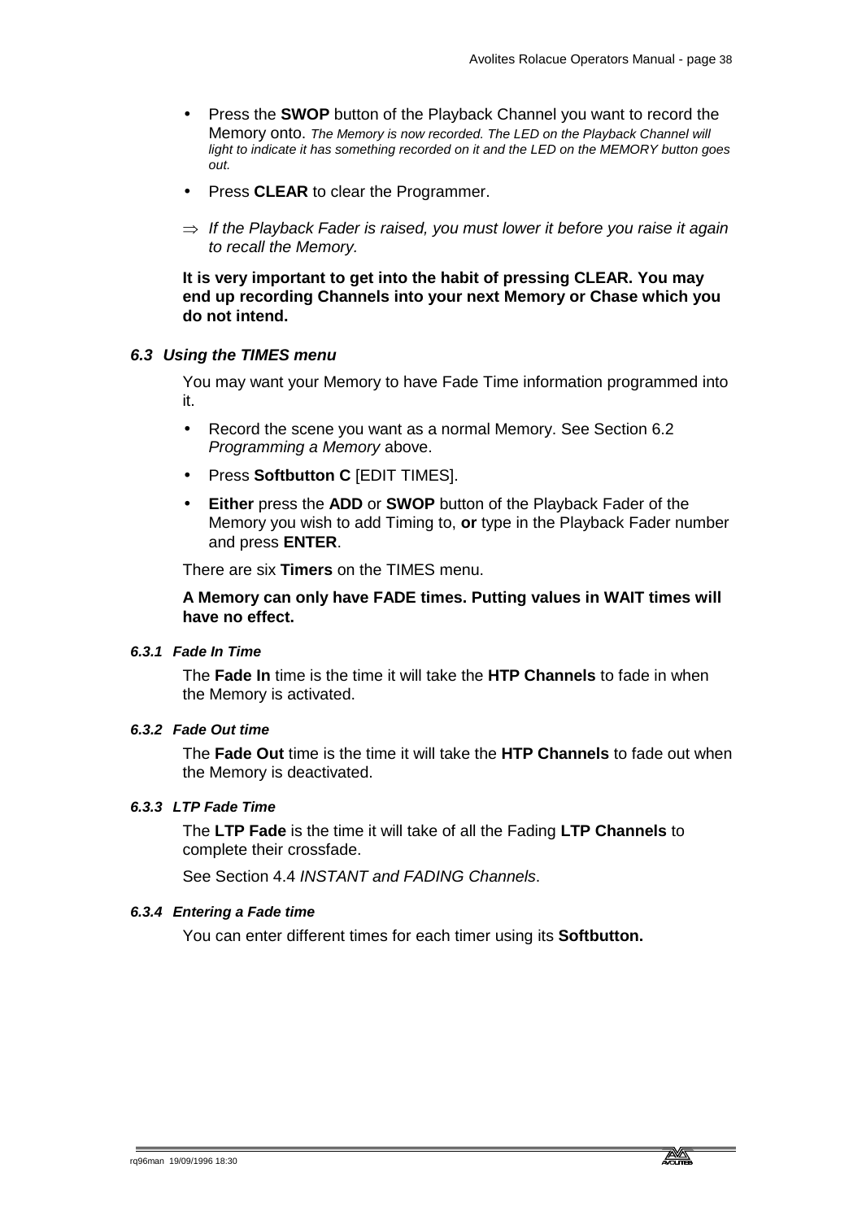- Press the **SWOP** button of the Playback Channel you want to record the Memory onto. *The Memory is now recorded. The LED on the Playback Channel will light to indicate it has something recorded on it and the LED on the MEMORY button goes out.*
- Press **CLEAR** to clear the Programmer.

⇒ *If the Playback Fader is raised, you must lower it before you raise it again to recall the Memory.*

**It is very important to get into the habit of pressing CLEAR. You may end up recording Channels into your next Memory or Chase which you do not intend.**

## *6.3 Using the TIMES menu*

You may want your Memory to have Fade Time information programmed into it.

- Record the scene you want as a normal Memory. See Section 6.2 *Programming a Memory* above.
- Press **Softbutton C** [EDIT TIMES].
- **Either** press the **ADD** or **SWOP** button of the Playback Fader of the Memory you wish to add Timing to, **or** type in the Playback Fader number and press **ENTER**.

There are six **Timers** on the TIMES menu.

**A Memory can only have FADE times. Putting values in WAIT times will have no effect.**

### *6.3.1 Fade In Time*

The **Fade In** time is the time it will take the **HTP Channels** to fade in when the Memory is activated.

### *6.3.2 Fade Out time*

The **Fade Out** time is the time it will take the **HTP Channels** to fade out when the Memory is deactivated.

### *6.3.3 LTP Fade Time*

The **LTP Fade** is the time it will take of all the Fading **LTP Channels** to complete their crossfade.

See Section 4.4 *INSTANT and FADING Channels*.

### *6.3.4 Entering a Fade time*

You can enter different times for each timer using its **Softbutton.**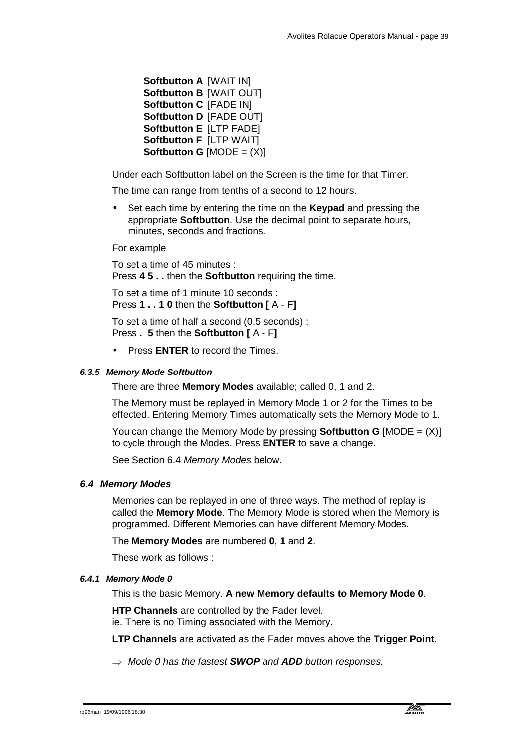**Softbutton A** [WAIT IN]
**Softbutton B** [WAIT OUT]
**Softbutton C** [FADE IN]
**Softbutton D** [FADE OUT]
**Softbutton E** [LTP FADE]
**Softbutton F** [LTP WAIT]
**Softbutton G** [MODE = (X)]

Under each Softbutton label on the Screen is the time for that Timer.

The time can range from tenths of a second to 12 hours.

- Set each time by entering the time on the **Keypad** and pressing the appropriate **Softbutton**. Use the decimal point to separate hours, minutes, seconds and fractions.

For example

To set a time of 45 minutes :
Press **4 5 . .** then the **Softbutton** requiring the time.

To set a time of 1 minute 10 seconds :
Press **1 . . 1 0** then the **Softbutton [** A - F**]**

To set a time of half a second (0.5 seconds) :
Press **. 5** then the **Softbutton [** A - F**]**

- Press **ENTER** to record the Times.

#### *6.3.5 Memory Mode Softbutton*

There are three **Memory Modes** available; called 0, 1 and 2.

The Memory must be replayed in Memory Mode 1 or 2 for the Times to be effected. Entering Memory Times automatically sets the Memory Mode to 1.

You can change the Memory Mode by pressing **Softbutton G** [MODE = (X)] to cycle through the Modes. Press **ENTER** to save a change.

See Section 6.4 *Memory Modes* below.

### *6.4 Memory Modes*

Memories can be replayed in one of three ways. The method of replay is called the **Memory Mode**. The Memory Mode is stored when the Memory is programmed. Different Memories can have different Memory Modes.

The **Memory Modes** are numbered **0**, **1** and **2**.

These work as follows :

#### *6.4.1 Memory Mode 0*

This is the basic Memory. **A new Memory defaults to Memory Mode 0**.

**HTP Channels** are controlled by the Fader level.
ie. There is no Timing associated with the Memory.

**LTP Channels** are activated as the Fader moves above the **Trigger Point**.

⇒ *Mode 0 has the fastest **SWOP** and **ADD** button responses.*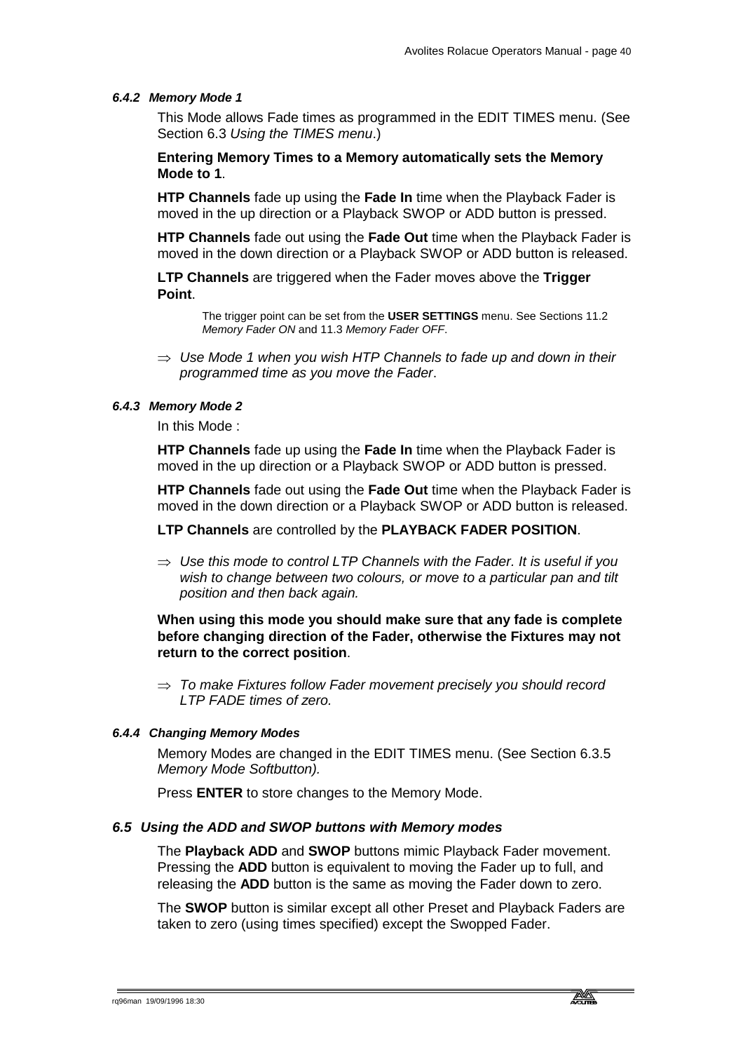#### *6.4.2 Memory Mode 1*

This Mode allows Fade times as programmed in the EDIT TIMES menu. (See Section 6.3 *Using the TIMES menu*.)

**Entering Memory Times to a Memory automatically sets the Memory Mode to 1**.

**HTP Channels** fade up using the **Fade In** time when the Playback Fader is moved in the up direction or a Playback SWOP or ADD button is pressed.

**HTP Channels** fade out using the **Fade Out** time when the Playback Fader is moved in the down direction or a Playback SWOP or ADD button is released.

**LTP Channels** are triggered when the Fader moves above the **Trigger Point**.

> The trigger point can be set from the **USER SETTINGS** menu. See Sections 11.2 *Memory Fader ON* and 11.3 *Memory Fader OFF*.

⇒ *Use Mode 1 when you wish HTP Channels to fade up and down in their programmed time as you move the Fader*.

#### *6.4.3 Memory Mode 2*

In this Mode :

**HTP Channels** fade up using the **Fade In** time when the Playback Fader is moved in the up direction or a Playback SWOP or ADD button is pressed.

**HTP Channels** fade out using the **Fade Out** time when the Playback Fader is moved in the down direction or a Playback SWOP or ADD button is released.

**LTP Channels** are controlled by the **PLAYBACK FADER POSITION**.

⇒ *Use this mode to control LTP Channels with the Fader. It is useful if you wish to change between two colours, or move to a particular pan and tilt position and then back again.*

**When using this mode you should make sure that any fade is complete before changing direction of the Fader, otherwise the Fixtures may not return to the correct position**.

⇒ *To make Fixtures follow Fader movement precisely you should record LTP FADE times of zero.*

#### *6.4.4 Changing Memory Modes*

Memory Modes are changed in the EDIT TIMES menu. (See Section 6.3.5 *Memory Mode Softbutton).*

Press **ENTER** to store changes to the Memory Mode.

### *6.5 Using the ADD and SWOP buttons with Memory modes*

The **Playback ADD** and **SWOP** buttons mimic Playback Fader movement. Pressing the **ADD** button is equivalent to moving the Fader up to full, and releasing the **ADD** button is the same as moving the Fader down to zero.

The **SWOP** button is similar except all other Preset and Playback Faders are taken to zero (using times specified) except the Swopped Fader.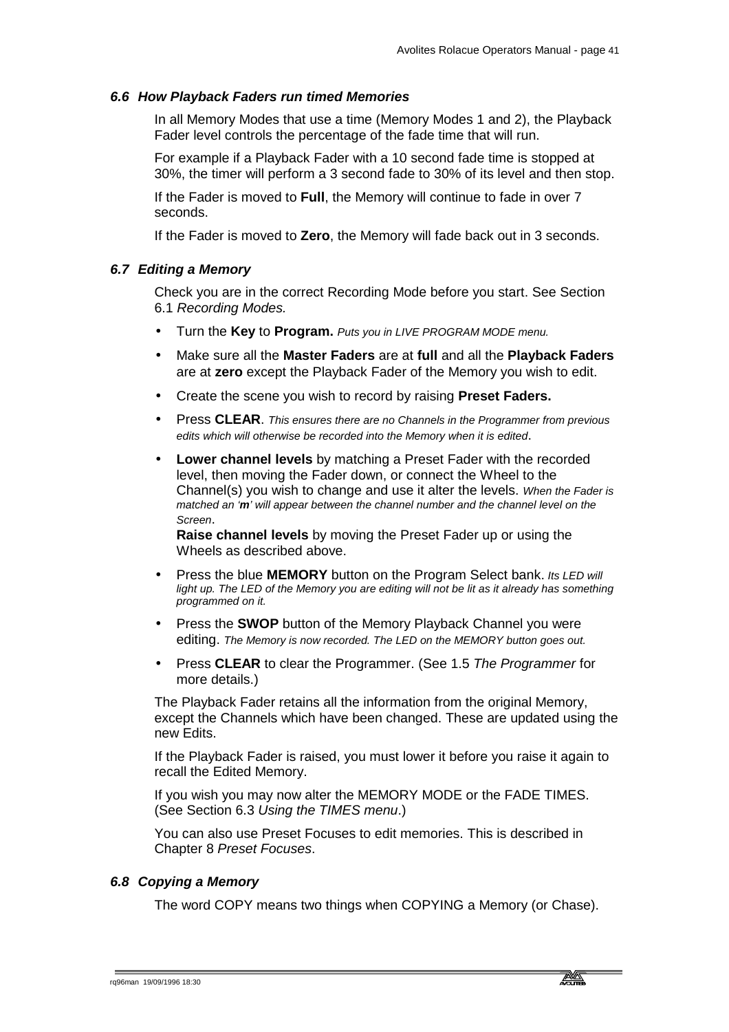### *6.6 How Playback Faders run timed Memories*

In all Memory Modes that use a time (Memory Modes 1 and 2), the Playback Fader level controls the percentage of the fade time that will run.

For example if a Playback Fader with a 10 second fade time is stopped at 30%, the timer will perform a 3 second fade to 30% of its level and then stop.

If the Fader is moved to **Full**, the Memory will continue to fade in over 7 seconds.

If the Fader is moved to **Zero**, the Memory will fade back out in 3 seconds.

### *6.7 Editing a Memory*

Check you are in the correct Recording Mode before you start. See Section 6.1 *Recording Modes.*

- Turn the **Key** to **Program.** *Puts you in LIVE PROGRAM MODE menu.*
- Make sure all the **Master Faders** are at **full** and all the **Playback Faders** are at **zero** except the Playback Fader of the Memory you wish to edit.
- Create the scene you wish to record by raising **Preset Faders.**
- Press **CLEAR**. *This ensures there are no Channels in the Programmer from previous edits which will otherwise be recorded into the Memory when it is edited*.
- **Lower channel levels** by matching a Preset Fader with the recorded level, then moving the Fader down, or connect the Wheel to the Channel(s) you wish to change and use it alter the levels. *When the Fader is matched an '**m**' will appear between the channel number and the channel level on the Screen*.
  **Raise channel levels** by moving the Preset Fader up or using the Wheels as described above.
- Press the blue **MEMORY** button on the Program Select bank. *Its LED will light up. The LED of the Memory you are editing will not be lit as it already has something programmed on it.*
- Press the **SWOP** button of the Memory Playback Channel you were editing. *The Memory is now recorded. The LED on the MEMORY button goes out.*
- Press **CLEAR** to clear the Programmer. (See 1.5 *The Programmer* for more details.)

The Playback Fader retains all the information from the original Memory, except the Channels which have been changed. These are updated using the new Edits.

If the Playback Fader is raised, you must lower it before you raise it again to recall the Edited Memory.

If you wish you may now alter the MEMORY MODE or the FADE TIMES. (See Section 6.3 *Using the TIMES menu*.)

You can also use Preset Focuses to edit memories. This is described in Chapter 8 *Preset Focuses*.

### *6.8 Copying a Memory*

The word COPY means two things when COPYING a Memory (or Chase).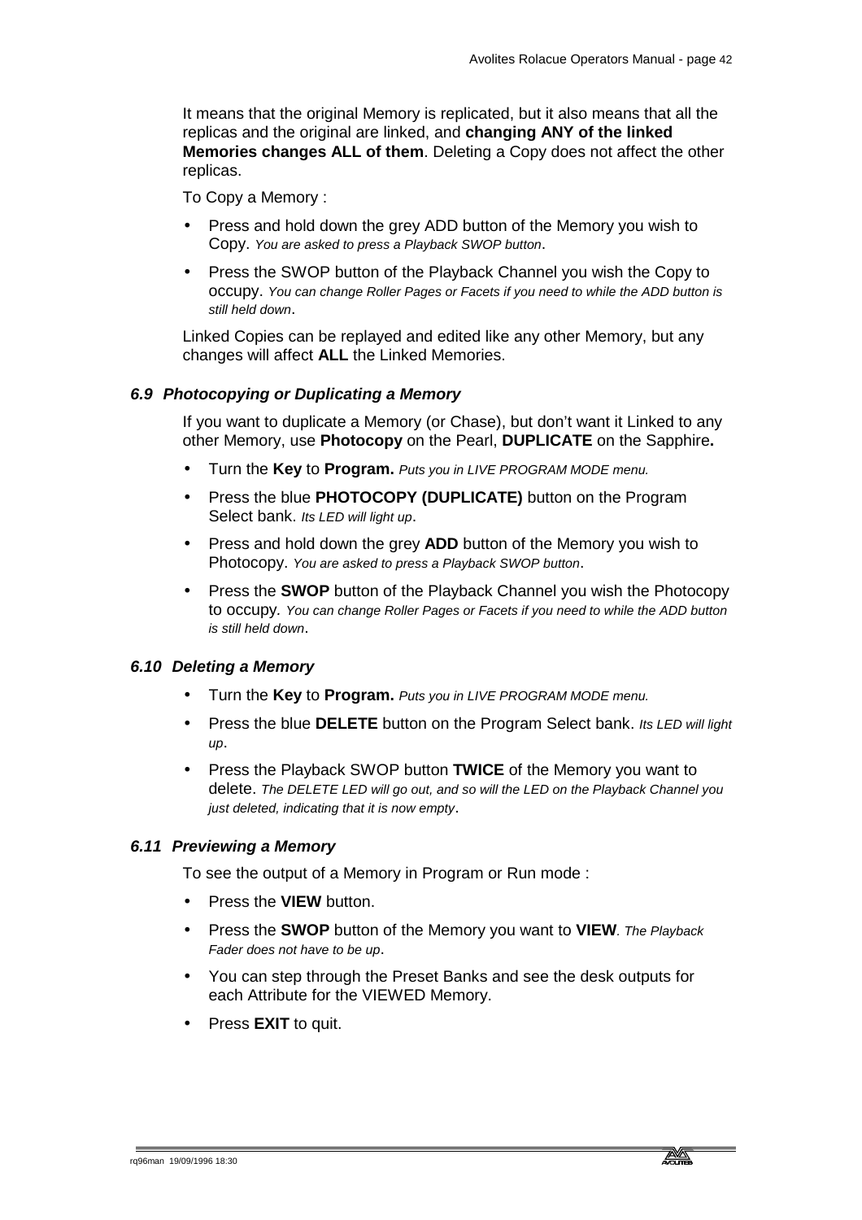It means that the original Memory is replicated, but it also means that all the replicas and the original are linked, and **changing ANY of the linked Memories changes ALL of them**. Deleting a Copy does not affect the other replicas.

To Copy a Memory :

- Press and hold down the grey ADD button of the Memory you wish to Copy. *You are asked to press a Playback SWOP button*.
- Press the SWOP button of the Playback Channel you wish the Copy to occupy. *You can change Roller Pages or Facets if you need to while the ADD button is still held down*.

Linked Copies can be replayed and edited like any other Memory, but any changes will affect **ALL** the Linked Memories.

### *6.9 Photocopying or Duplicating a Memory*

If you want to duplicate a Memory (or Chase), but don't want it Linked to any other Memory, use **Photocopy** on the Pearl, **DUPLICATE** on the Sapphire**.**

- Turn the **Key** to **Program.** *Puts you in LIVE PROGRAM MODE menu.*
- Press the blue **PHOTOCOPY (DUPLICATE)** button on the Program Select bank. *Its LED will light up*.
- Press and hold down the grey **ADD** button of the Memory you wish to Photocopy. *You are asked to press a Playback SWOP button*.
- Press the **SWOP** button of the Playback Channel you wish the Photocopy to occupy*. You can change Roller Pages or Facets if you need to while the ADD button is still held down*.

### *6.10 Deleting a Memory*

- Turn the **Key** to **Program.** *Puts you in LIVE PROGRAM MODE menu.*
- Press the blue **DELETE** button on the Program Select bank. *Its LED will light up*.
- Press the Playback SWOP button **TWICE** of the Memory you want to delete. *The DELETE LED will go out, and so will the LED on the Playback Channel you just deleted, indicating that it is now empty*.

### *6.11 Previewing a Memory*

To see the output of a Memory in Program or Run mode :

- Press the **VIEW** button.
- Press the **SWOP** button of the Memory you want to **VIEW**. *The Playback Fader does not have to be up*.
- You can step through the Preset Banks and see the desk outputs for each Attribute for the VIEWED Memory.
- Press **EXIT** to quit.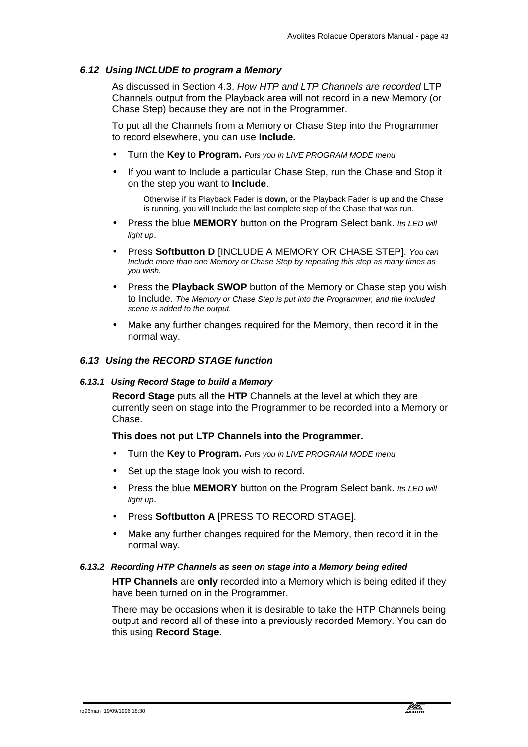### *6.12 Using INCLUDE to program a Memory*

As discussed in Section 4.3, *How HTP and LTP Channels are recorded* LTP Channels output from the Playback area will not record in a new Memory (or Chase Step) because they are not in the Programmer.

To put all the Channels from a Memory or Chase Step into the Programmer to record elsewhere, you can use **Include.**

- Turn the **Key** to **Program.** *Puts you in LIVE PROGRAM MODE menu.*
- If you want to Include a particular Chase Step, run the Chase and Stop it on the step you want to **Include**.

  Otherwise if its Playback Fader is **down,** or the Playback Fader is **up** and the Chase is running, you will Include the last complete step of the Chase that was run.
- Press the blue **MEMORY** button on the Program Select bank. *Its LED will light up*.
- Press **Softbutton D** [INCLUDE A MEMORY OR CHASE STEP]. *You can Include more than one Memory or Chase Step by repeating this step as many times as you wish.*
- Press the **Playback SWOP** button of the Memory or Chase step you wish to Include. *The Memory or Chase Step is put into the Programmer, and the Included scene is added to the output.*
- Make any further changes required for the Memory, then record it in the normal way.

### *6.13 Using the RECORD STAGE function*

#### *6.13.1 Using Record Stage to build a Memory*

**Record Stage** puts all the **HTP** Channels at the level at which they are currently seen on stage into the Programmer to be recorded into a Memory or Chase.

**This does not put LTP Channels into the Programmer.**

- Turn the **Key** to **Program.** *Puts you in LIVE PROGRAM MODE menu.*
- Set up the stage look you wish to record.
- Press the blue **MEMORY** button on the Program Select bank. *Its LED will light up*.
- Press **Softbutton A** [PRESS TO RECORD STAGE].
- Make any further changes required for the Memory, then record it in the normal way.

#### *6.13.2 Recording HTP Channels as seen on stage into a Memory being edited*

**HTP Channels** are **only** recorded into a Memory which is being edited if they have been turned on in the Programmer.

There may be occasions when it is desirable to take the HTP Channels being output and record all of these into a previously recorded Memory. You can do this using **Record Stage**.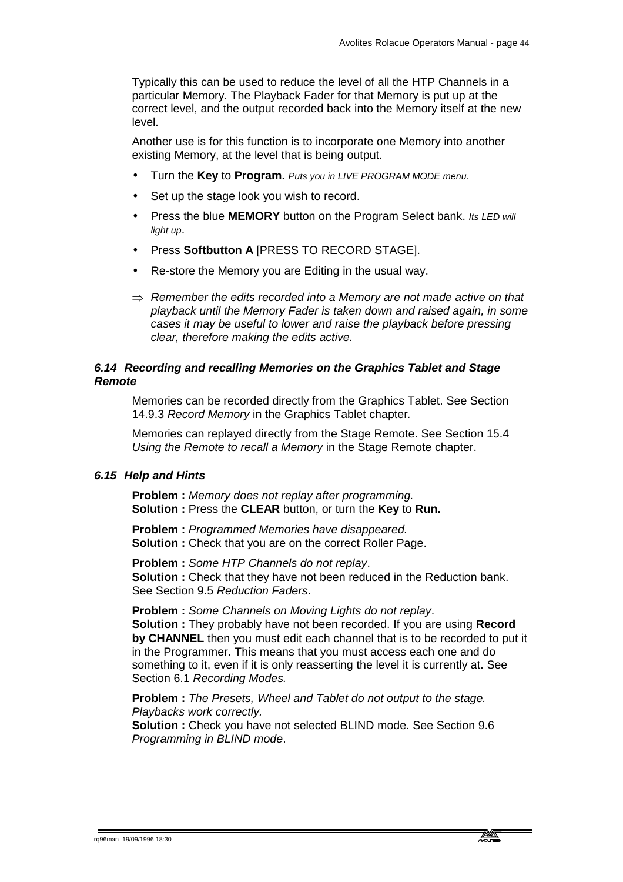Typically this can be used to reduce the level of all the HTP Channels in a particular Memory. The Playback Fader for that Memory is put up at the correct level, and the output recorded back into the Memory itself at the new level.

Another use is for this function is to incorporate one Memory into another existing Memory, at the level that is being output.

- Turn the **Key** to **Program.** *Puts you in LIVE PROGRAM MODE menu.*
- Set up the stage look you wish to record.
- Press the blue **MEMORY** button on the Program Select bank. *Its LED will light up*.
- Press **Softbutton A** [PRESS TO RECORD STAGE].
- Re-store the Memory you are Editing in the usual way.

⇒ *Remember the edits recorded into a Memory are not made active on that playback until the Memory Fader is taken down and raised again, in some cases it may be useful to lower and raise the playback before pressing clear, therefore making the edits active.*

### *6.14 Recording and recalling Memories on the Graphics Tablet and Stage Remote*

Memories can be recorded directly from the Graphics Tablet. See Section 14.9.3 *Record Memory* in the Graphics Tablet chapter.

Memories can replayed directly from the Stage Remote. See Section 15.4 *Using the Remote to recall a Memory* in the Stage Remote chapter.

### *6.15 Help and Hints*

**Problem :** *Memory does not replay after programming.*
**Solution :** Press the **CLEAR** button, or turn the **Key** to **Run.**

**Problem :** *Programmed Memories have disappeared.*
**Solution :** Check that you are on the correct Roller Page.

**Problem :** *Some HTP Channels do not replay*.
**Solution :** Check that they have not been reduced in the Reduction bank. See Section 9.5 *Reduction Faders*.

**Problem :** *Some Channels on Moving Lights do not replay*.
**Solution :** They probably have not been recorded. If you are using **Record by CHANNEL** then you must edit each channel that is to be recorded to put it in the Programmer. This means that you must access each one and do something to it, even if it is only reasserting the level it is currently at. See Section 6.1 *Recording Modes.*

**Problem :** *The Presets, Wheel and Tablet do not output to the stage. Playbacks work correctly.*
**Solution :** Check you have not selected BLIND mode. See Section 9.6 *Programming in BLIND mode*.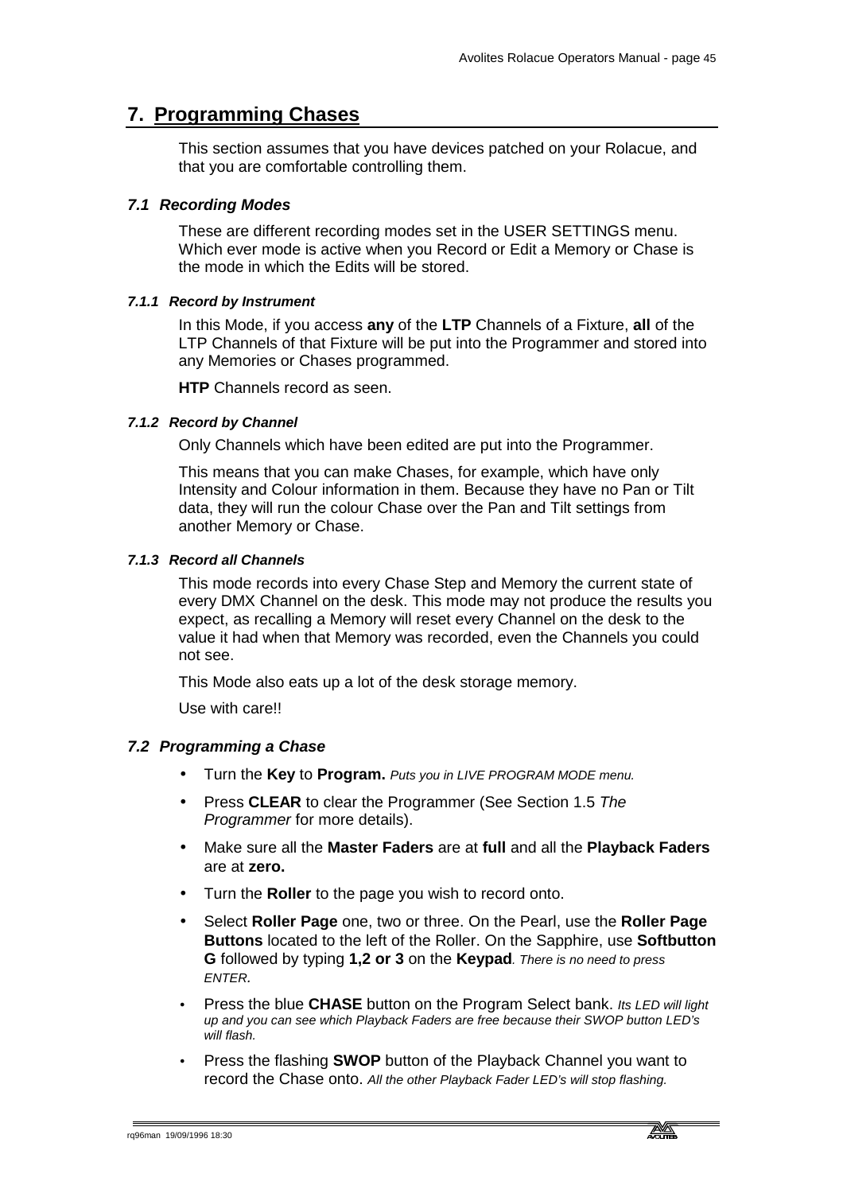# 7. Programming Chases

This section assumes that you have devices patched on your Rolacue, and that you are comfortable controlling them.

## *7.1 Recording Modes*

These are different recording modes set in the USER SETTINGS menu. Which ever mode is active when you Record or Edit a Memory or Chase is the mode in which the Edits will be stored.

### *7.1.1 Record by Instrument*

In this Mode, if you access **any** of the **LTP** Channels of a Fixture, **all** of the LTP Channels of that Fixture will be put into the Programmer and stored into any Memories or Chases programmed.

**HTP** Channels record as seen.

### *7.1.2 Record by Channel*

Only Channels which have been edited are put into the Programmer.

This means that you can make Chases, for example, which have only Intensity and Colour information in them. Because they have no Pan or Tilt data, they will run the colour Chase over the Pan and Tilt settings from another Memory or Chase.

### *7.1.3 Record all Channels*

This mode records into every Chase Step and Memory the current state of every DMX Channel on the desk. This mode may not produce the results you expect, as recalling a Memory will reset every Channel on the desk to the value it had when that Memory was recorded, even the Channels you could not see.

This Mode also eats up a lot of the desk storage memory.

Use with care!!

## *7.2 Programming a Chase*

- Turn the **Key** to **Program.** *Puts you in LIVE PROGRAM MODE menu.*
- Press **CLEAR** to clear the Programmer (See Section 1.5 *The Programmer* for more details).
- Make sure all the **Master Faders** are at **full** and all the **Playback Faders** are at **zero.**
- Turn the **Roller** to the page you wish to record onto.
- Select **Roller Page** one, two or three. On the Pearl, use the **Roller Page Buttons** located to the left of the Roller. On the Sapphire, use **Softbutton G** followed by typing **1,2 or 3** on the **Keypad**. *There is no need to press ENTER.*
- Press the blue **CHASE** button on the Program Select bank. *Its LED will light up and you can see which Playback Faders are free because their SWOP button LED's will flash.*
- Press the flashing **SWOP** button of the Playback Channel you want to record the Chase onto. *All the other Playback Fader LED's will stop flashing.*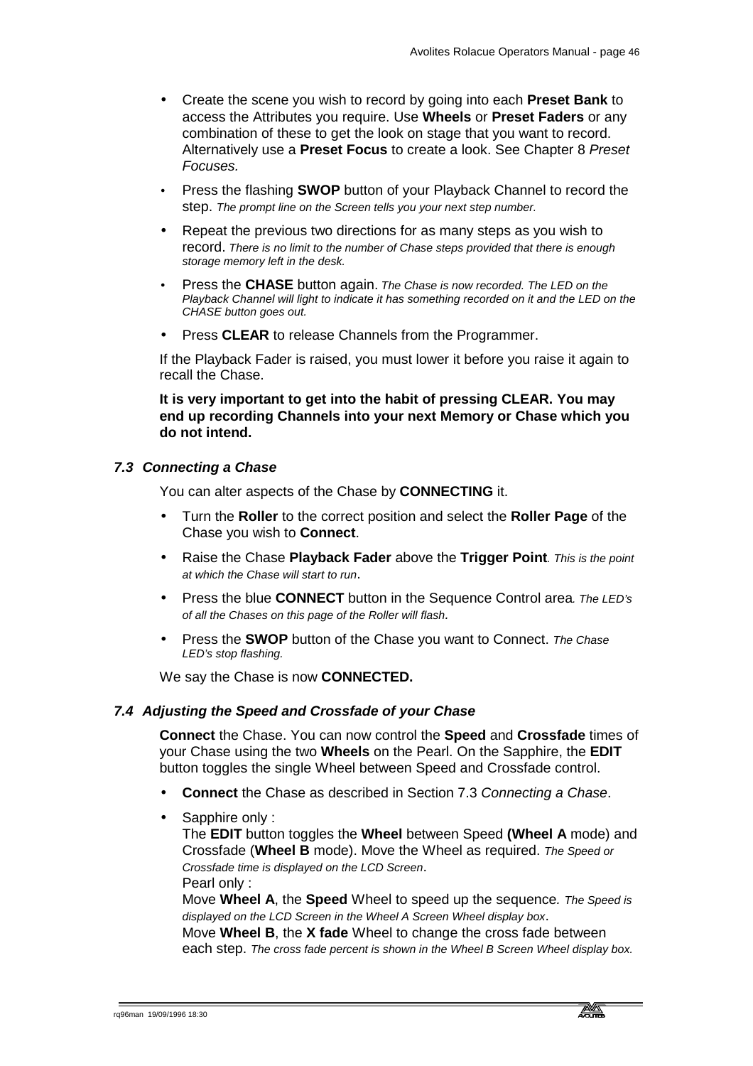- Create the scene you wish to record by going into each **Preset Bank** to access the Attributes you require. Use **Wheels** or **Preset Faders** or any combination of these to get the look on stage that you want to record. Alternatively use a **Preset Focus** to create a look. See Chapter 8 *Preset Focuses.*
- Press the flashing **SWOP** button of your Playback Channel to record the step. *The prompt line on the Screen tells you your next step number.*
- Repeat the previous two directions for as many steps as you wish to record. *There is no limit to the number of Chase steps provided that there is enough storage memory left in the desk.*
- Press the **CHASE** button again. *The Chase is now recorded. The LED on the Playback Channel will light to indicate it has something recorded on it and the LED on the CHASE button goes out.*
- Press **CLEAR** to release Channels from the Programmer.

If the Playback Fader is raised, you must lower it before you raise it again to recall the Chase.

**It is very important to get into the habit of pressing CLEAR. You may end up recording Channels into your next Memory or Chase which you do not intend.**

### *7.3 Connecting a Chase*

You can alter aspects of the Chase by **CONNECTING** it.

- Turn the **Roller** to the correct position and select the **Roller Page** of the Chase you wish to **Connect**.
- Raise the Chase **Playback Fader** above the **Trigger Point***. This is the point at which the Chase will start to run*.
- Press the blue **CONNECT** button in the Sequence Control area*. The LED's of all the Chases on this page of the Roller will flash*.
- Press the **SWOP** button of the Chase you want to Connect. *The Chase LED's stop flashing.*

We say the Chase is now **CONNECTED.**

### *7.4 Adjusting the Speed and Crossfade of your Chase*

**Connect** the Chase. You can now control the **Speed** and **Crossfade** times of your Chase using the two **Wheels** on the Pearl. On the Sapphire, the **EDIT** button toggles the single Wheel between Speed and Crossfade control.

- **Connect** the Chase as described in Section 7.3 *Connecting a Chase*.
- Sapphire only :
  The **EDIT** button toggles the **Wheel** between Speed **(Wheel A** mode) and Crossfade (**Wheel B** mode). Move the Wheel as required. *The Speed or Crossfade time is displayed on the LCD Screen*.
  Pearl only :
  Move **Wheel A**, the **Speed** Wheel to speed up the sequence*. The Speed is displayed on the LCD Screen in the Wheel A Screen Wheel display box*.
  Move **Wheel B**, the **X fade** Wheel to change the cross fade between each step. *The cross fade percent is shown in the Wheel B Screen Wheel display box.*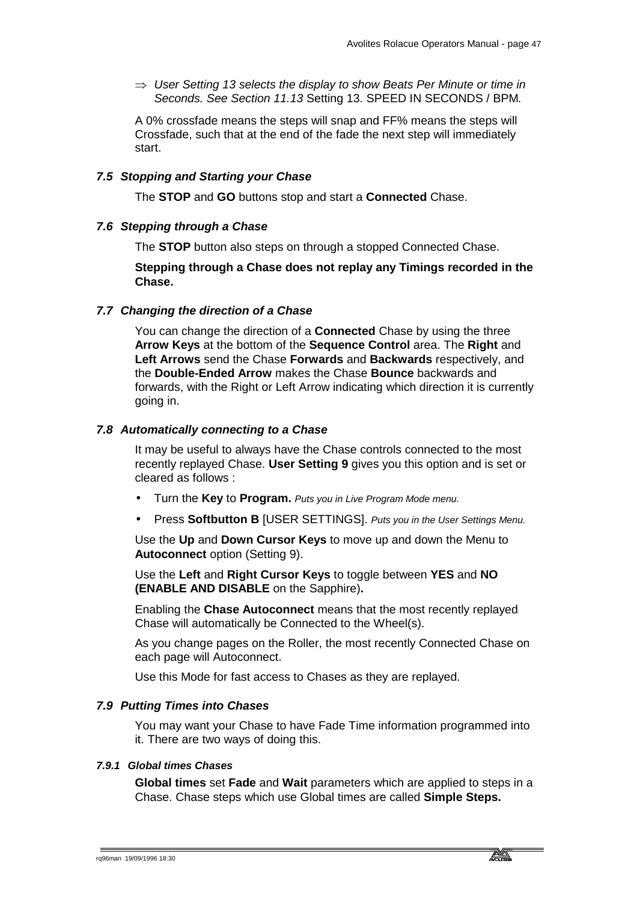⇒ *User Setting 13 selects the display to show Beats Per Minute or time in Seconds. See Section 11.13* Setting 13. SPEED IN SECONDS / BPM*.*

A 0% crossfade means the steps will snap and FF% means the steps will Crossfade, such that at the end of the fade the next step will immediately start.

### *7.5 Stopping and Starting your Chase*

The **STOP** and **GO** buttons stop and start a **Connected** Chase.

### *7.6 Stepping through a Chase*

The **STOP** button also steps on through a stopped Connected Chase.

**Stepping through a Chase does not replay any Timings recorded in the Chase.**

### *7.7 Changing the direction of a Chase*

You can change the direction of a **Connected** Chase by using the three **Arrow Keys** at the bottom of the **Sequence Control** area. The **Right** and **Left Arrows** send the Chase **Forwards** and **Backwards** respectively, and the **Double-Ended Arrow** makes the Chase **Bounce** backwards and forwards, with the Right or Left Arrow indicating which direction it is currently going in.

### *7.8 Automatically connecting to a Chase*

It may be useful to always have the Chase controls connected to the most recently replayed Chase. **User Setting 9** gives you this option and is set or cleared as follows :

- Turn the **Key** to **Program.** *Puts you in Live Program Mode menu.*
- Press **Softbutton B** [USER SETTINGS]. *Puts you in the User Settings Menu.*

Use the **Up** and **Down Cursor Keys** to move up and down the Menu to **Autoconnect** option (Setting 9).

Use the **Left** and **Right Cursor Keys** to toggle between **YES** and **NO (ENABLE AND DISABLE** on the Sapphire)**.**

Enabling the **Chase Autoconnect** means that the most recently replayed Chase will automatically be Connected to the Wheel(s).

As you change pages on the Roller, the most recently Connected Chase on each page will Autoconnect.

Use this Mode for fast access to Chases as they are replayed.

### *7.9 Putting Times into Chases*

You may want your Chase to have Fade Time information programmed into it. There are two ways of doing this.

#### *7.9.1 Global times Chases*

**Global times** set **Fade** and **Wait** parameters which are applied to steps in a Chase. Chase steps which use Global times are called **Simple Steps.**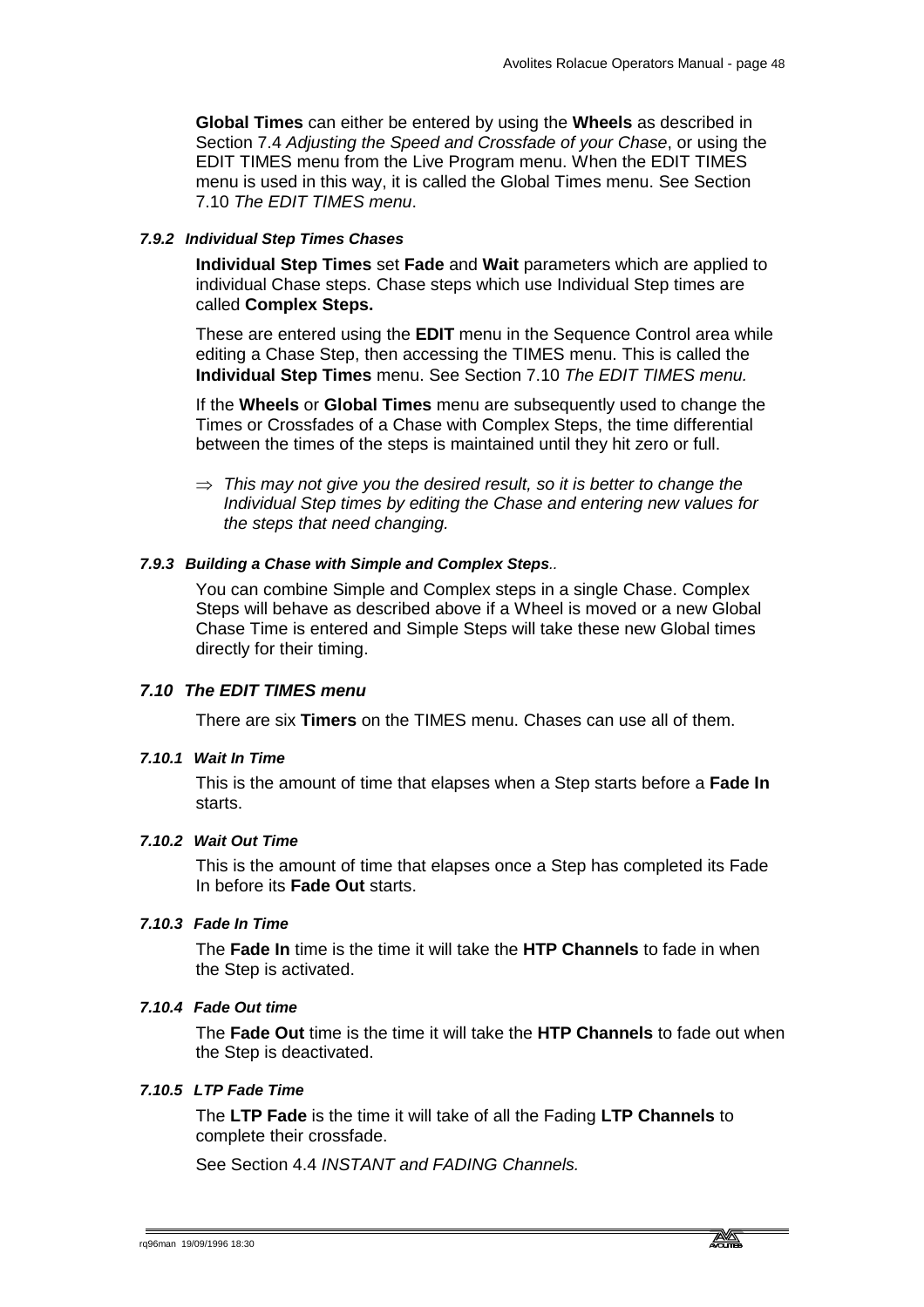**Global Times** can either be entered by using the **Wheels** as described in Section 7.4 *Adjusting the Speed and Crossfade of your Chase*, or using the EDIT TIMES menu from the Live Program menu. When the EDIT TIMES menu is used in this way, it is called the Global Times menu. See Section 7.10 *The EDIT TIMES menu*.

#### *7.9.2 Individual Step Times Chases*

**Individual Step Times** set **Fade** and **Wait** parameters which are applied to individual Chase steps. Chase steps which use Individual Step times are called **Complex Steps.**

These are entered using the **EDIT** menu in the Sequence Control area while editing a Chase Step, then accessing the TIMES menu. This is called the **Individual Step Times** menu. See Section 7.10 *The EDIT TIMES menu.*

If the **Wheels** or **Global Times** menu are subsequently used to change the Times or Crossfades of a Chase with Complex Steps, the time differential between the times of the steps is maintained until they hit zero or full.

⇒ *This may not give you the desired result, so it is better to change the Individual Step times by editing the Chase and entering new values for the steps that need changing.*

#### *7.9.3 Building a Chase with Simple and Complex Steps..*

You can combine Simple and Complex steps in a single Chase. Complex Steps will behave as described above if a Wheel is moved or a new Global Chase Time is entered and Simple Steps will take these new Global times directly for their timing.

### *7.10 The EDIT TIMES menu*

There are six **Timers** on the TIMES menu. Chases can use all of them.

#### *7.10.1 Wait In Time*

This is the amount of time that elapses when a Step starts before a **Fade In** starts.

#### *7.10.2 Wait Out Time*

This is the amount of time that elapses once a Step has completed its Fade In before its **Fade Out** starts.

#### *7.10.3 Fade In Time*

The **Fade In** time is the time it will take the **HTP Channels** to fade in when the Step is activated.

#### *7.10.4 Fade Out time*

The **Fade Out** time is the time it will take the **HTP Channels** to fade out when the Step is deactivated.

#### *7.10.5 LTP Fade Time*

The **LTP Fade** is the time it will take of all the Fading **LTP Channels** to complete their crossfade.

See Section 4.4 *INSTANT and FADING Channels.*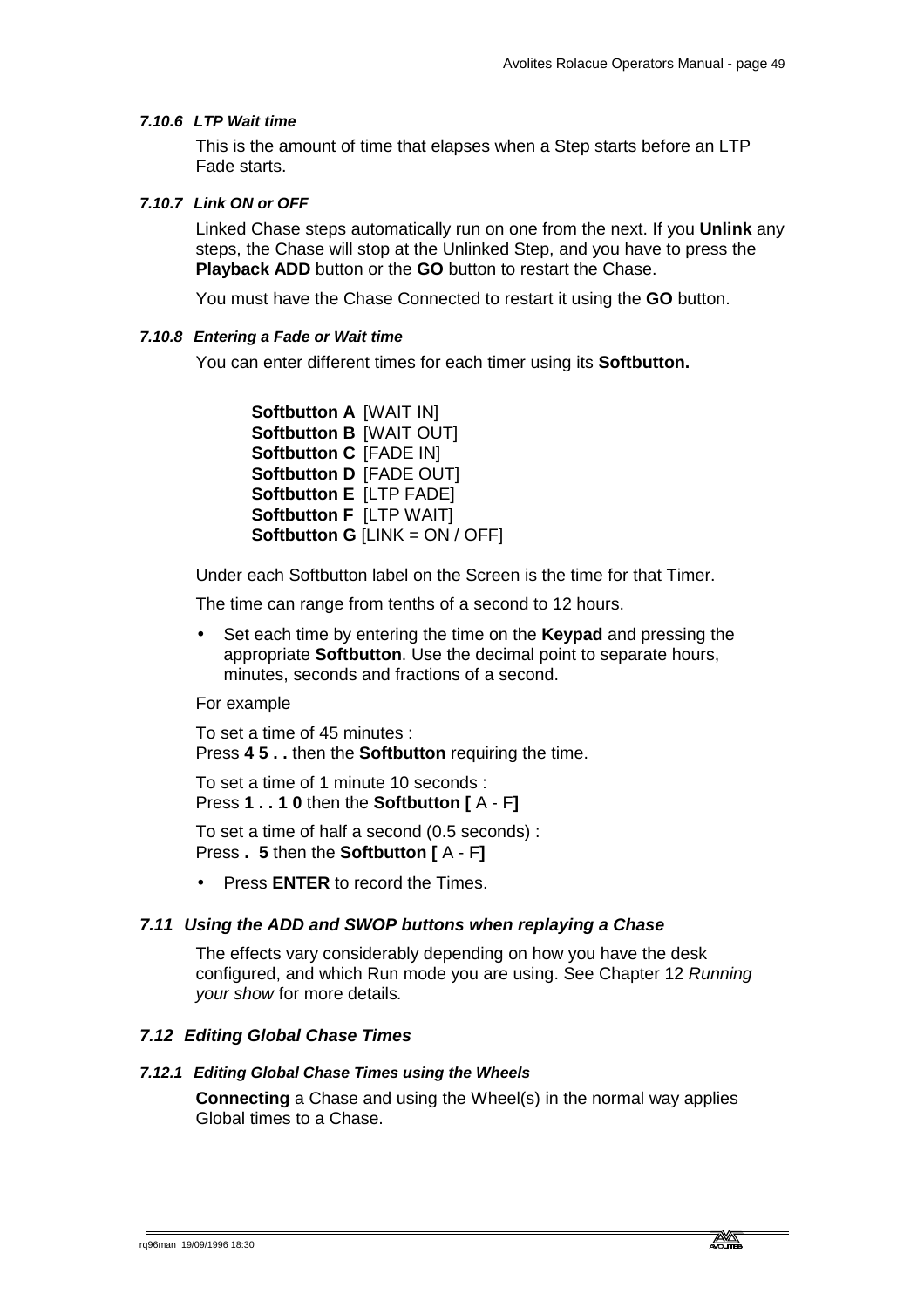#### *7.10.6 LTP Wait time*

This is the amount of time that elapses when a Step starts before an LTP Fade starts.

#### *7.10.7 Link ON or OFF*

Linked Chase steps automatically run on one from the next. If you **Unlink** any steps, the Chase will stop at the Unlinked Step, and you have to press the **Playback ADD** button or the **GO** button to restart the Chase.

You must have the Chase Connected to restart it using the **GO** button.

#### *7.10.8 Entering a Fade or Wait time*

You can enter different times for each timer using its **Softbutton.**

**Softbutton A** [WAIT IN]
**Softbutton B** [WAIT OUT]
**Softbutton C** [FADE IN]
**Softbutton D** [FADE OUT]
**Softbutton E** [LTP FADE]
**Softbutton F** [LTP WAIT]
**Softbutton G** [LINK = ON / OFF]

Under each Softbutton label on the Screen is the time for that Timer.

The time can range from tenths of a second to 12 hours.

- Set each time by entering the time on the **Keypad** and pressing the appropriate **Softbutton**. Use the decimal point to separate hours, minutes, seconds and fractions of a second.

For example

To set a time of 45 minutes :
Press **4 5 . .** then the **Softbutton** requiring the time.

To set a time of 1 minute 10 seconds :
Press **1 . . 1 0** then the **Softbutton [** A - F**]**

To set a time of half a second (0.5 seconds) :
Press **. 5** then the **Softbutton [** A - F**]**

- Press **ENTER** to record the Times.

### *7.11 Using the ADD and SWOP buttons when replaying a Chase*

The effects vary considerably depending on how you have the desk configured, and which Run mode you are using. See Chapter 12 *Running your show* for more details.

### *7.12 Editing Global Chase Times*

#### *7.12.1 Editing Global Chase Times using the Wheels*

**Connecting** a Chase and using the Wheel(s) in the normal way applies Global times to a Chase.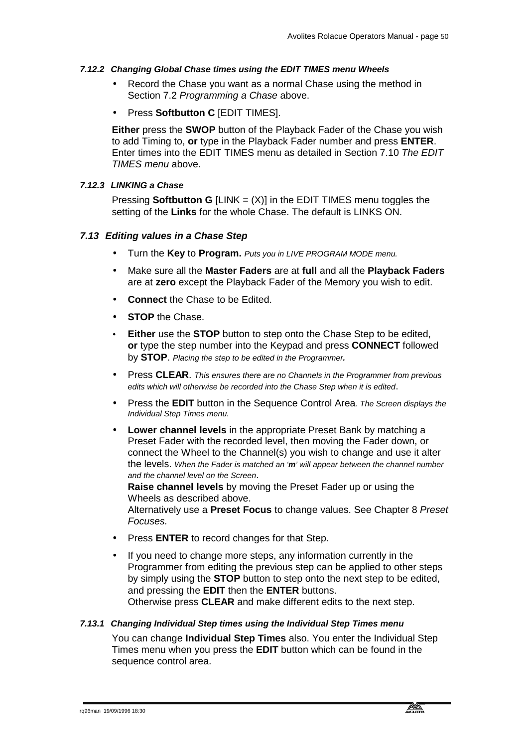#### *7.12.2 Changing Global Chase times using the EDIT TIMES menu Wheels*

- Record the Chase you want as a normal Chase using the method in Section 7.2 *Programming a Chase* above.
- Press **Softbutton C** [EDIT TIMES].

**Either** press the **SWOP** button of the Playback Fader of the Chase you wish to add Timing to, **or** type in the Playback Fader number and press **ENTER**. Enter times into the EDIT TIMES menu as detailed in Section 7.10 *The EDIT TIMES menu* above.

#### *7.12.3 LINKING a Chase*

Pressing **Softbutton G** [LINK = (X)] in the EDIT TIMES menu toggles the setting of the **Links** for the whole Chase. The default is LINKS ON.

### *7.13 Editing values in a Chase Step*

- Turn the **Key** to **Program.** *Puts you in LIVE PROGRAM MODE menu.*
- Make sure all the **Master Faders** are at **full** and all the **Playback Faders** are at **zero** except the Playback Fader of the Memory you wish to edit.
- **Connect** the Chase to be Edited.
- **STOP** the Chase.
- **Either** use the **STOP** button to step onto the Chase Step to be edited, **or** type the step number into the Keypad and press **CONNECT** followed by **STOP**. *Placing the step to be edited in the Programmer.*
- Press **CLEAR**. *This ensures there are no Channels in the Programmer from previous edits which will otherwise be recorded into the Chase Step when it is edited*.
- Press the **EDIT** button in the Sequence Control Area. *The Screen displays the Individual Step Times menu.*
- **Lower channel levels** in the appropriate Preset Bank by matching a Preset Fader with the recorded level, then moving the Fader down, or connect the Wheel to the Channel(s) you wish to change and use it alter the levels. *When the Fader is matched an '**m**' will appear between the channel number and the channel level on the Screen*.
  **Raise channel levels** by moving the Preset Fader up or using the Wheels as described above.
  Alternatively use a **Preset Focus** to change values. See Chapter 8 *Preset Focuses.*
- Press **ENTER** to record changes for that Step.
- If you need to change more steps, any information currently in the Programmer from editing the previous step can be applied to other steps by simply using the **STOP** button to step onto the next step to be edited, and pressing the **EDIT** then the **ENTER** buttons.
  Otherwise press **CLEAR** and make different edits to the next step.

#### *7.13.1 Changing Individual Step times using the Individual Step Times menu*

You can change **Individual Step Times** also. You enter the Individual Step Times menu when you press the **EDIT** button which can be found in the sequence control area.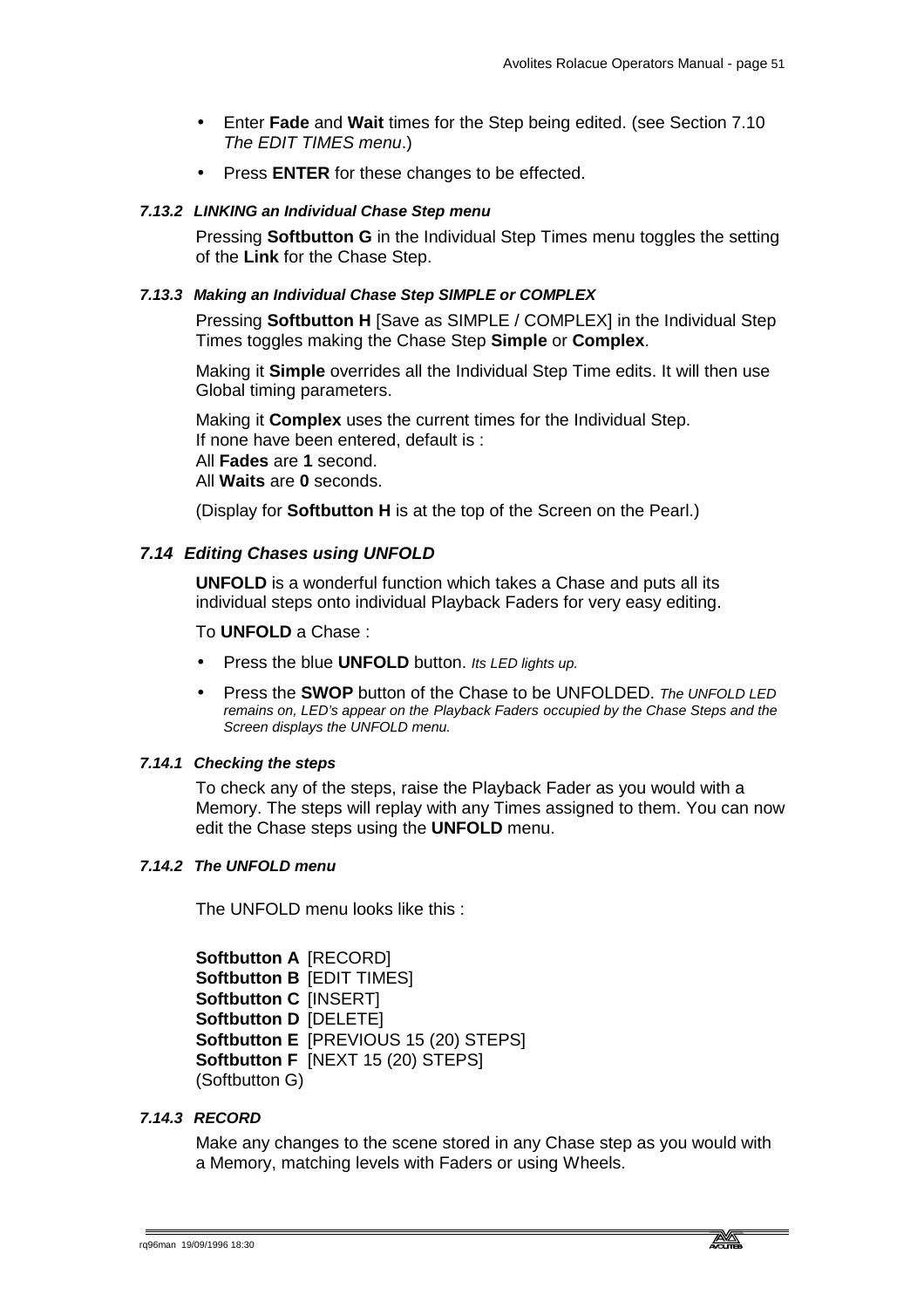- Enter **Fade** and **Wait** times for the Step being edited. (see Section 7.10 *The EDIT TIMES menu*.)
- Press **ENTER** for these changes to be effected.

#### *7.13.2 LINKING an Individual Chase Step menu*

Pressing **Softbutton G** in the Individual Step Times menu toggles the setting of the **Link** for the Chase Step.

#### *7.13.3 Making an Individual Chase Step SIMPLE or COMPLEX*

Pressing **Softbutton H** [Save as SIMPLE / COMPLEX] in the Individual Step Times toggles making the Chase Step **Simple** or **Complex**.

Making it **Simple** overrides all the Individual Step Time edits. It will then use Global timing parameters.

Making it **Complex** uses the current times for the Individual Step.
If none have been entered, default is :
All **Fades** are **1** second.
All **Waits** are **0** seconds.

(Display for **Softbutton H** is at the top of the Screen on the Pearl.)

### *7.14 Editing Chases using UNFOLD*

**UNFOLD** is a wonderful function which takes a Chase and puts all its individual steps onto individual Playback Faders for very easy editing.

To **UNFOLD** a Chase :

- Press the blue **UNFOLD** button. *Its LED lights up.*
- Press the **SWOP** button of the Chase to be UNFOLDED. *The UNFOLD LED remains on, LED's appear on the Playback Faders occupied by the Chase Steps and the Screen displays the UNFOLD menu.*

#### *7.14.1 Checking the steps*

To check any of the steps, raise the Playback Fader as you would with a Memory. The steps will replay with any Times assigned to them. You can now edit the Chase steps using the **UNFOLD** menu.

#### *7.14.2 The UNFOLD menu*

The UNFOLD menu looks like this :

**Softbutton A** [RECORD]
**Softbutton B** [EDIT TIMES]
**Softbutton C** [INSERT]
**Softbutton D** [DELETE]
**Softbutton E** [PREVIOUS 15 (20) STEPS]
**Softbutton F** [NEXT 15 (20) STEPS]
(Softbutton G)

#### *7.14.3 RECORD*

Make any changes to the scene stored in any Chase step as you would with a Memory, matching levels with Faders or using Wheels.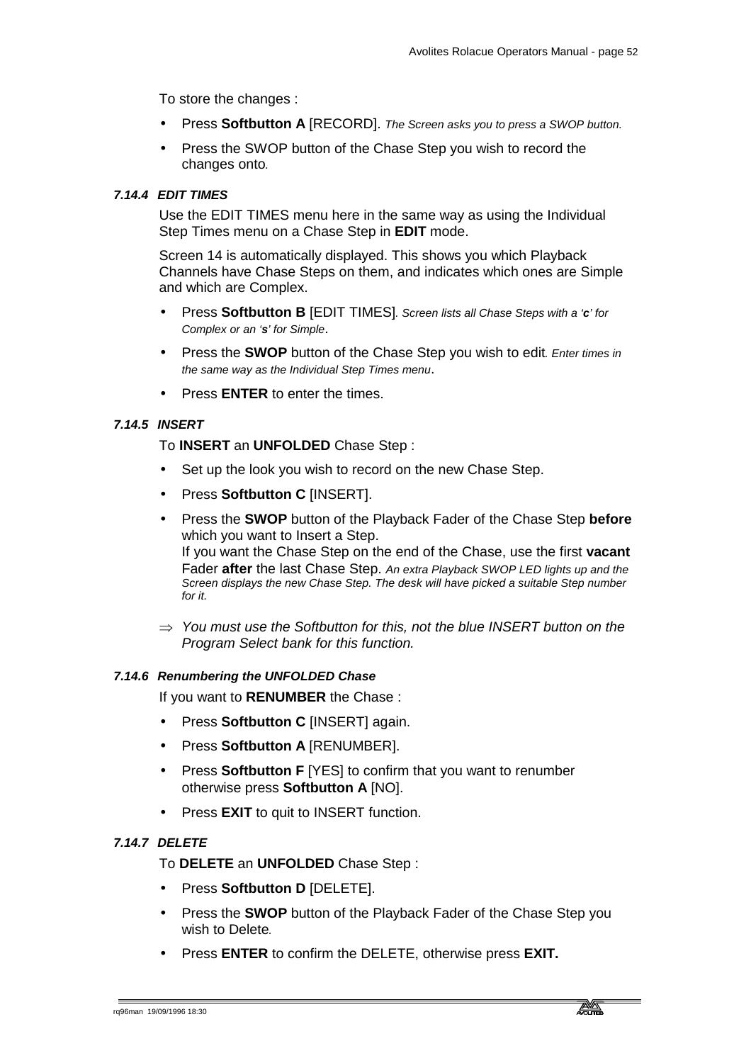To store the changes :

- Press **Softbutton A** [RECORD]. *The Screen asks you to press a SWOP button.*
- Press the SWOP button of the Chase Step you wish to record the changes onto.

### 7.14.4 EDIT TIMES

Use the EDIT TIMES menu here in the same way as using the Individual Step Times menu on a Chase Step in **EDIT** mode.

Screen 14 is automatically displayed. This shows you which Playback Channels have Chase Steps on them, and indicates which ones are Simple and which are Complex.

- Press **Softbutton B** [EDIT TIMES]. *Screen lists all Chase Steps with a '**c**' for Complex or an '**s**' for Simple*.
- Press the **SWOP** button of the Chase Step you wish to edit. *Enter times in the same way as the Individual Step Times menu*.
- Press **ENTER** to enter the times.

### 7.14.5 INSERT

To **INSERT** an **UNFOLDED** Chase Step :

- Set up the look you wish to record on the new Chase Step.
- Press **Softbutton C** [INSERT].
- Press the **SWOP** button of the Playback Fader of the Chase Step **before** which you want to Insert a Step.
  If you want the Chase Step on the end of the Chase, use the first **vacant** Fader **after** the last Chase Step. *An extra Playback SWOP LED lights up and the Screen displays the new Chase Step. The desk will have picked a suitable Step number for it.*

⇒ *You must use the Softbutton for this, not the blue INSERT button on the Program Select bank for this function.*

### 7.14.6 Renumbering the UNFOLDED Chase

If you want to **RENUMBER** the Chase :

- Press **Softbutton C** [INSERT] again.
- Press **Softbutton A** [RENUMBER].
- Press **Softbutton F** [YES] to confirm that you want to renumber otherwise press **Softbutton A** [NO].
- Press **EXIT** to quit to INSERT function.

### 7.14.7 DELETE

To **DELETE** an **UNFOLDED** Chase Step :

- Press **Softbutton D** [DELETE].
- Press the **SWOP** button of the Playback Fader of the Chase Step you wish to Delete.
- Press **ENTER** to confirm the DELETE, otherwise press **EXIT.**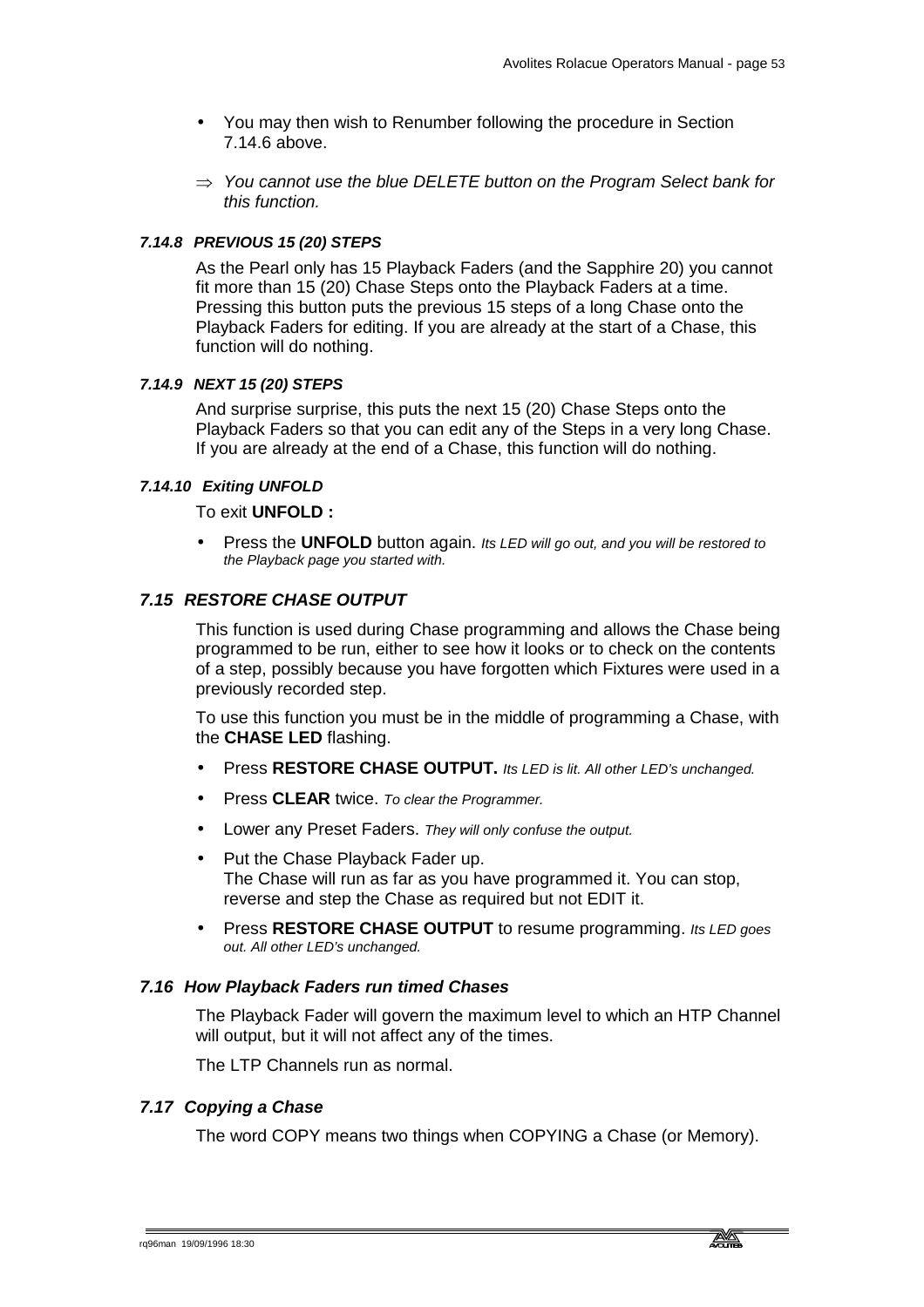- You may then wish to Renumber following the procedure in Section 7.14.6 above.

⇒ *You cannot use the blue DELETE button on the Program Select bank for this function.*

#### *7.14.8 PREVIOUS 15 (20) STEPS*

As the Pearl only has 15 Playback Faders (and the Sapphire 20) you cannot fit more than 15 (20) Chase Steps onto the Playback Faders at a time. Pressing this button puts the previous 15 steps of a long Chase onto the Playback Faders for editing. If you are already at the start of a Chase, this function will do nothing.

#### *7.14.9 NEXT 15 (20) STEPS*

And surprise surprise, this puts the next 15 (20) Chase Steps onto the Playback Faders so that you can edit any of the Steps in a very long Chase. If you are already at the end of a Chase, this function will do nothing.

#### *7.14.10 Exiting UNFOLD*

To exit **UNFOLD :**

- Press the **UNFOLD** button again. *Its LED will go out, and you will be restored to the Playback page you started with.*

### *7.15 RESTORE CHASE OUTPUT*

This function is used during Chase programming and allows the Chase being programmed to be run, either to see how it looks or to check on the contents of a step, possibly because you have forgotten which Fixtures were used in a previously recorded step.

To use this function you must be in the middle of programming a Chase, with the **CHASE LED** flashing.

- Press **RESTORE CHASE OUTPUT.** *Its LED is lit. All other LED's unchanged.*
- Press **CLEAR** twice. *To clear the Programmer.*
- Lower any Preset Faders. *They will only confuse the output.*
- Put the Chase Playback Fader up.
  The Chase will run as far as you have programmed it. You can stop, reverse and step the Chase as required but not EDIT it.
- Press **RESTORE CHASE OUTPUT** to resume programming. *Its LED goes out. All other LED's unchanged.*

### *7.16 How Playback Faders run timed Chases*

The Playback Fader will govern the maximum level to which an HTP Channel will output, but it will not affect any of the times.

The LTP Channels run as normal.

### *7.17 Copying a Chase*

The word COPY means two things when COPYING a Chase (or Memory).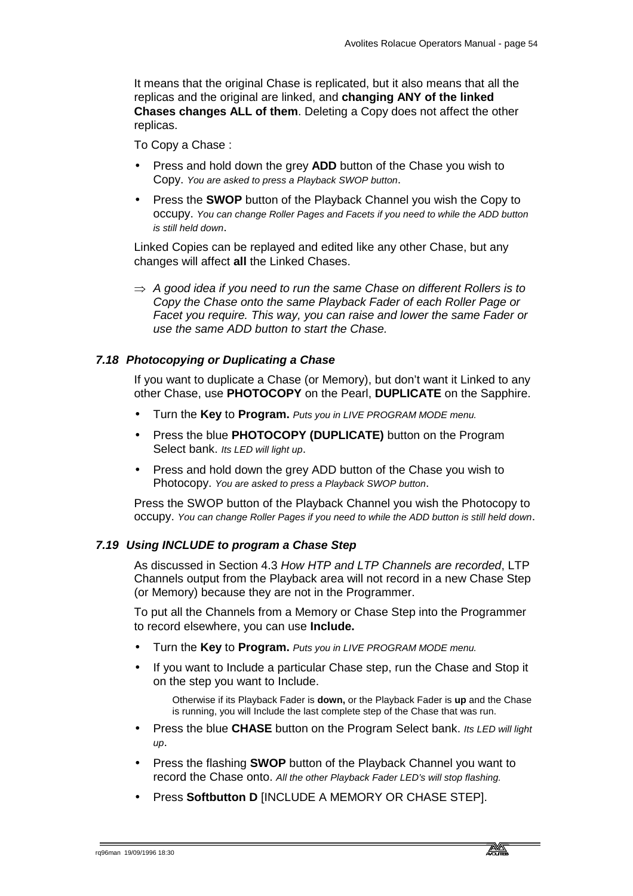It means that the original Chase is replicated, but it also means that all the replicas and the original are linked, and **changing ANY of the linked Chases changes ALL of them**. Deleting a Copy does not affect the other replicas.

To Copy a Chase :

- Press and hold down the grey **ADD** button of the Chase you wish to Copy. *You are asked to press a Playback SWOP button*.
- Press the **SWOP** button of the Playback Channel you wish the Copy to occupy. *You can change Roller Pages and Facets if you need to while the ADD button is still held down*.

Linked Copies can be replayed and edited like any other Chase, but any changes will affect **all** the Linked Chases.

⇒ *A good idea if you need to run the same Chase on different Rollers is to Copy the Chase onto the same Playback Fader of each Roller Page or Facet you require. This way, you can raise and lower the same Fader or use the same ADD button to start the Chase.*

### *7.18 Photocopying or Duplicating a Chase*

If you want to duplicate a Chase (or Memory), but don't want it Linked to any other Chase, use **PHOTOCOPY** on the Pearl, **DUPLICATE** on the Sapphire.

- Turn the **Key** to **Program.** *Puts you in LIVE PROGRAM MODE menu.*
- Press the blue **PHOTOCOPY (DUPLICATE)** button on the Program Select bank. *Its LED will light up*.
- Press and hold down the grey ADD button of the Chase you wish to Photocopy. *You are asked to press a Playback SWOP button*.

Press the SWOP button of the Playback Channel you wish the Photocopy to occupy. *You can change Roller Pages if you need to while the ADD button is still held down*.

### *7.19 Using INCLUDE to program a Chase Step*

As discussed in Section 4.3 *How HTP and LTP Channels are recorded*, LTP Channels output from the Playback area will not record in a new Chase Step (or Memory) because they are not in the Programmer.

To put all the Channels from a Memory or Chase Step into the Programmer to record elsewhere, you can use **Include.**

- Turn the **Key** to **Program.** *Puts you in LIVE PROGRAM MODE menu.*
- If you want to Include a particular Chase step, run the Chase and Stop it on the step you want to Include.

  Otherwise if its Playback Fader is **down,** or the Playback Fader is **up** and the Chase is running, you will Include the last complete step of the Chase that was run.

- Press the blue **CHASE** button on the Program Select bank. *Its LED will light up*.
- Press the flashing **SWOP** button of the Playback Channel you want to record the Chase onto. *All the other Playback Fader LED's will stop flashing.*
- Press **Softbutton D** [INCLUDE A MEMORY OR CHASE STEP].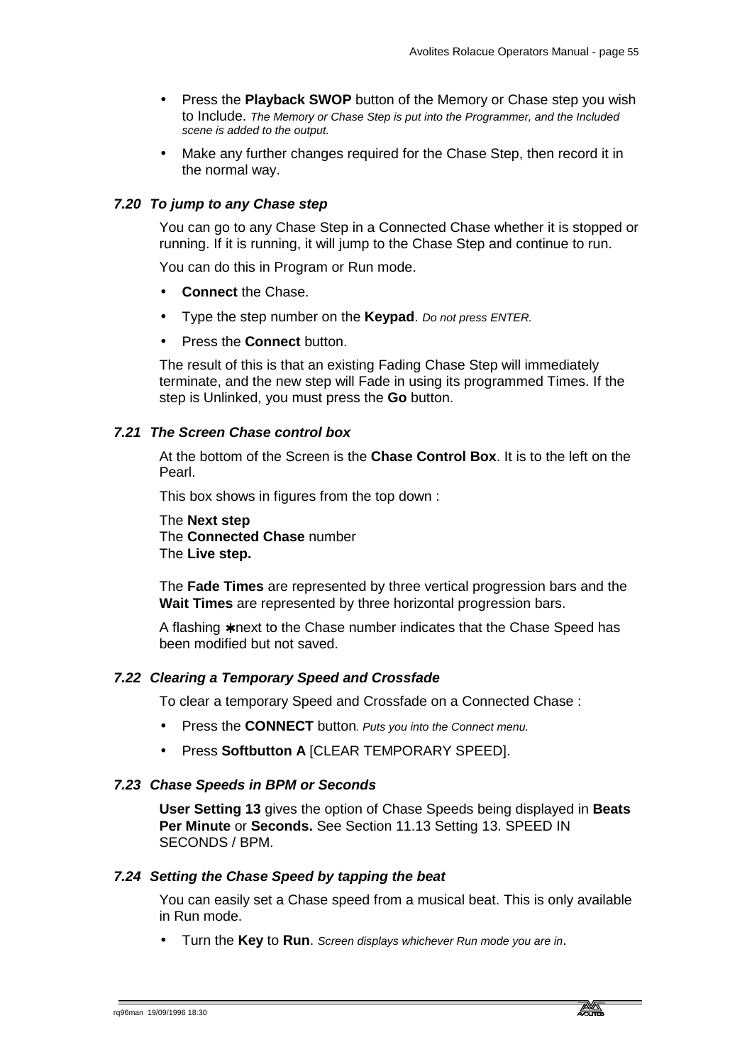- Press the **Playback SWOP** button of the Memory or Chase step you wish to Include. *The Memory or Chase Step is put into the Programmer, and the Included scene is added to the output.*
- Make any further changes required for the Chase Step, then record it in the normal way.

### *7.20 To jump to any Chase step*

You can go to any Chase Step in a Connected Chase whether it is stopped or running. If it is running, it will jump to the Chase Step and continue to run.

You can do this in Program or Run mode.

- **Connect** the Chase.
- Type the step number on the **Keypad**. *Do not press ENTER.*
- Press the **Connect** button.

The result of this is that an existing Fading Chase Step will immediately terminate, and the new step will Fade in using its programmed Times. If the step is Unlinked, you must press the **Go** button.

### *7.21 The Screen Chase control box*

At the bottom of the Screen is the **Chase Control Box**. It is to the left on the Pearl.

This box shows in figures from the top down :

The **Next step**
The **Connected Chase** number
The **Live step.**

The **Fade Times** are represented by three vertical progression bars and the **Wait Times** are represented by three horizontal progression bars.

A flashing ∗next to the Chase number indicates that the Chase Speed has been modified but not saved.

### *7.22 Clearing a Temporary Speed and Crossfade*

To clear a temporary Speed and Crossfade on a Connected Chase :

- Press the **CONNECT** button*. Puts you into the Connect menu.*
- Press **Softbutton A** [CLEAR TEMPORARY SPEED].

### *7.23 Chase Speeds in BPM or Seconds*

**User Setting 13** gives the option of Chase Speeds being displayed in **Beats Per Minute** or **Seconds.** See Section 11.13 Setting 13. SPEED IN SECONDS / BPM.

### *7.24 Setting the Chase Speed by tapping the beat*

You can easily set a Chase speed from a musical beat. This is only available in Run mode.

- Turn the **Key** to **Run**. *Screen displays whichever Run mode you are in*.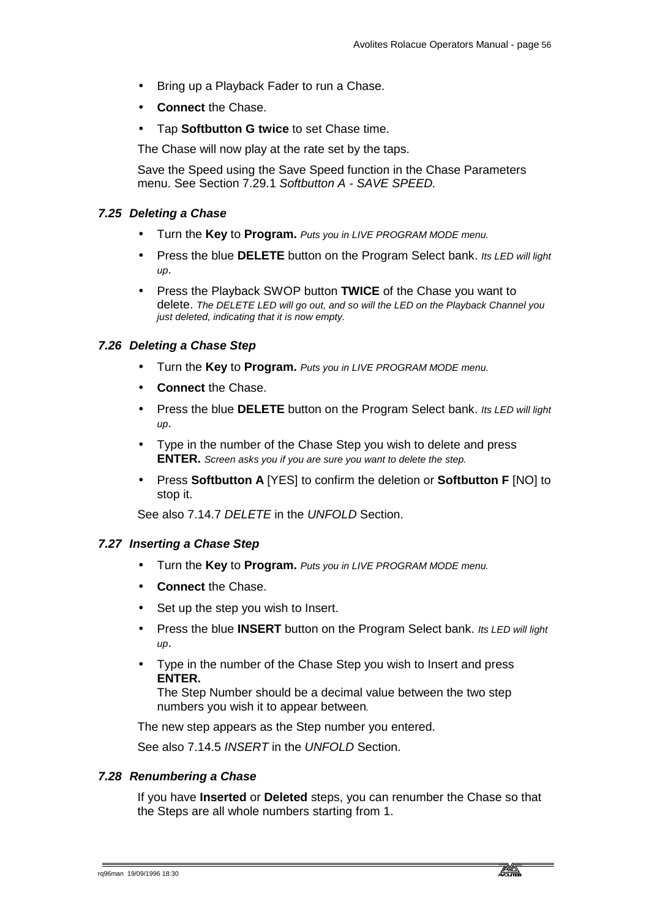- Bring up a Playback Fader to run a Chase.
- **Connect** the Chase.
- Tap **Softbutton G twice** to set Chase time.

The Chase will now play at the rate set by the taps.

Save the Speed using the Save Speed function in the Chase Parameters menu. See Section 7.29.1 *Softbutton A - SAVE SPEED.*

### *7.25 Deleting a Chase*

- Turn the **Key** to **Program.** *Puts you in LIVE PROGRAM MODE menu.*
- Press the blue **DELETE** button on the Program Select bank. *Its LED will light up*.
- Press the Playback SWOP button **TWICE** of the Chase you want to delete. *The DELETE LED will go out, and so will the LED on the Playback Channel you just deleted, indicating that it is now empty.*

### *7.26 Deleting a Chase Step*

- Turn the **Key** to **Program.** *Puts you in LIVE PROGRAM MODE menu.*
- **Connect** the Chase.
- Press the blue **DELETE** button on the Program Select bank. *Its LED will light up*.
- Type in the number of the Chase Step you wish to delete and press **ENTER.** *Screen asks you if you are sure you want to delete the step.*
- Press **Softbutton A** [YES] to confirm the deletion or **Softbutton F** [NO] to stop it.

See also 7.14.7 *DELETE* in the *UNFOLD* Section.

### *7.27 Inserting a Chase Step*

- Turn the **Key** to **Program.** *Puts you in LIVE PROGRAM MODE menu.*
- **Connect** the Chase.
- Set up the step you wish to Insert.
- Press the blue **INSERT** button on the Program Select bank. *Its LED will light up*.
- Type in the number of the Chase Step you wish to Insert and press **ENTER.**
  The Step Number should be a decimal value between the two step numbers you wish it to appear between.

The new step appears as the Step number you entered.

See also 7.14.5 *INSERT* in the *UNFOLD* Section.

### *7.28 Renumbering a Chase*

If you have **Inserted** or **Deleted** steps, you can renumber the Chase so that the Steps are all whole numbers starting from 1.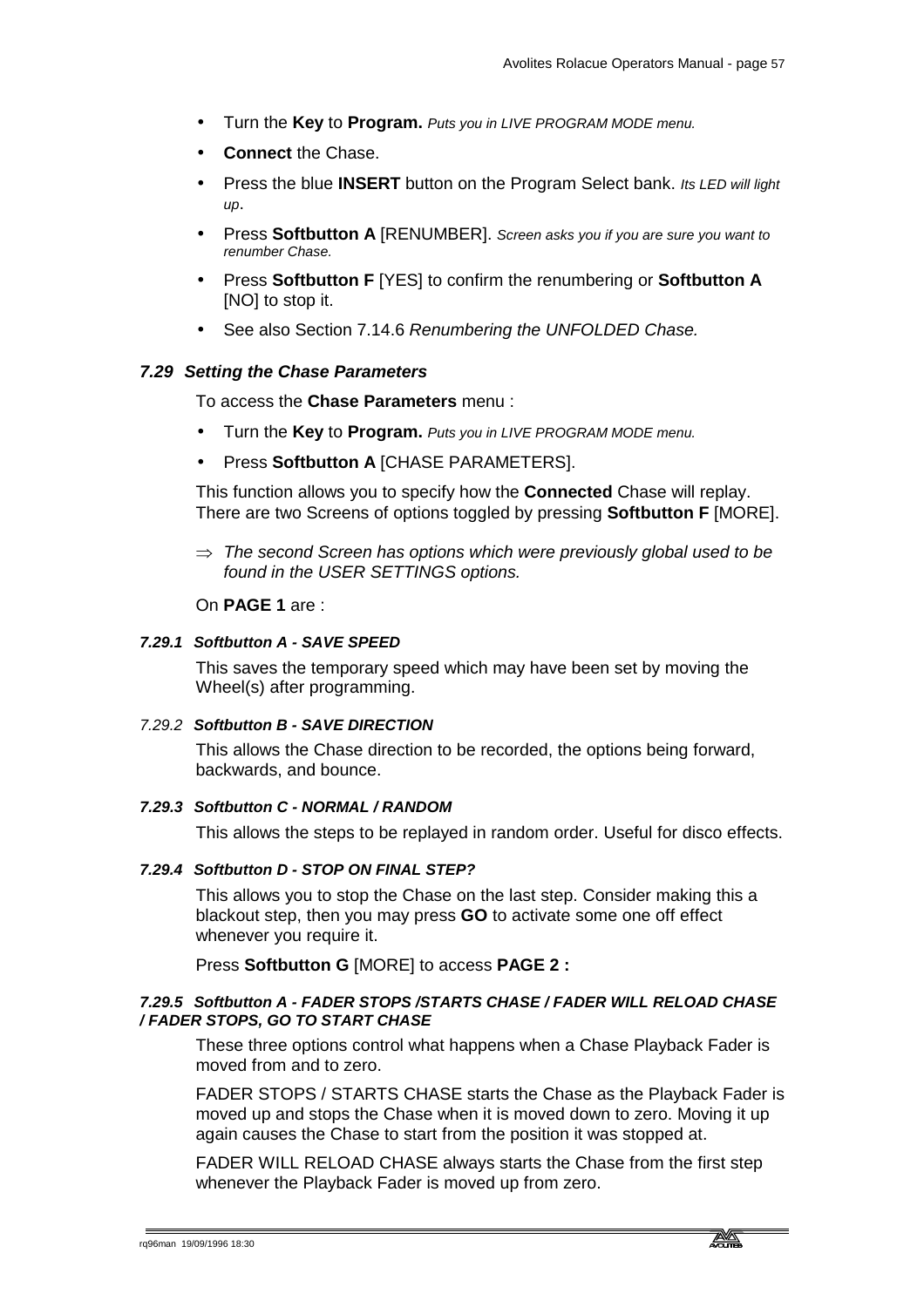- Turn the **Key** to **Program.** *Puts you in LIVE PROGRAM MODE menu.*
- **Connect** the Chase.
- Press the blue **INSERT** button on the Program Select bank. *Its LED will light up*.
- Press **Softbutton A** [RENUMBER]. *Screen asks you if you are sure you want to renumber Chase.*
- Press **Softbutton F** [YES] to confirm the renumbering or **Softbutton A** [NO] to stop it.
- See also Section 7.14.6 *Renumbering the UNFOLDED Chase.*

### *7.29 Setting the Chase Parameters*

To access the **Chase Parameters** menu :

- Turn the **Key** to **Program.** *Puts you in LIVE PROGRAM MODE menu.*
- Press **Softbutton A** [CHASE PARAMETERS].

This function allows you to specify how the **Connected** Chase will replay. There are two Screens of options toggled by pressing **Softbutton F** [MORE].

⇒ *The second Screen has options which were previously global used to be found in the USER SETTINGS options.*

On **PAGE 1** are :

#### *7.29.1 Softbutton A - SAVE SPEED*

This saves the temporary speed which may have been set by moving the Wheel(s) after programming.

#### *7.29.2 Softbutton B - SAVE DIRECTION*

This allows the Chase direction to be recorded, the options being forward, backwards, and bounce.

#### *7.29.3 Softbutton C - NORMAL / RANDOM*

This allows the steps to be replayed in random order. Useful for disco effects.

#### *7.29.4 Softbutton D - STOP ON FINAL STEP?*

This allows you to stop the Chase on the last step. Consider making this a blackout step, then you may press **GO** to activate some one off effect whenever you require it.

Press **Softbutton G** [MORE] to access **PAGE 2 :**

#### *7.29.5 Softbutton A - FADER STOPS /STARTS CHASE / FADER WILL RELOAD CHASE / FADER STOPS, GO TO START CHASE*

These three options control what happens when a Chase Playback Fader is moved from and to zero.

FADER STOPS / STARTS CHASE starts the Chase as the Playback Fader is moved up and stops the Chase when it is moved down to zero. Moving it up again causes the Chase to start from the position it was stopped at.

FADER WILL RELOAD CHASE always starts the Chase from the first step whenever the Playback Fader is moved up from zero.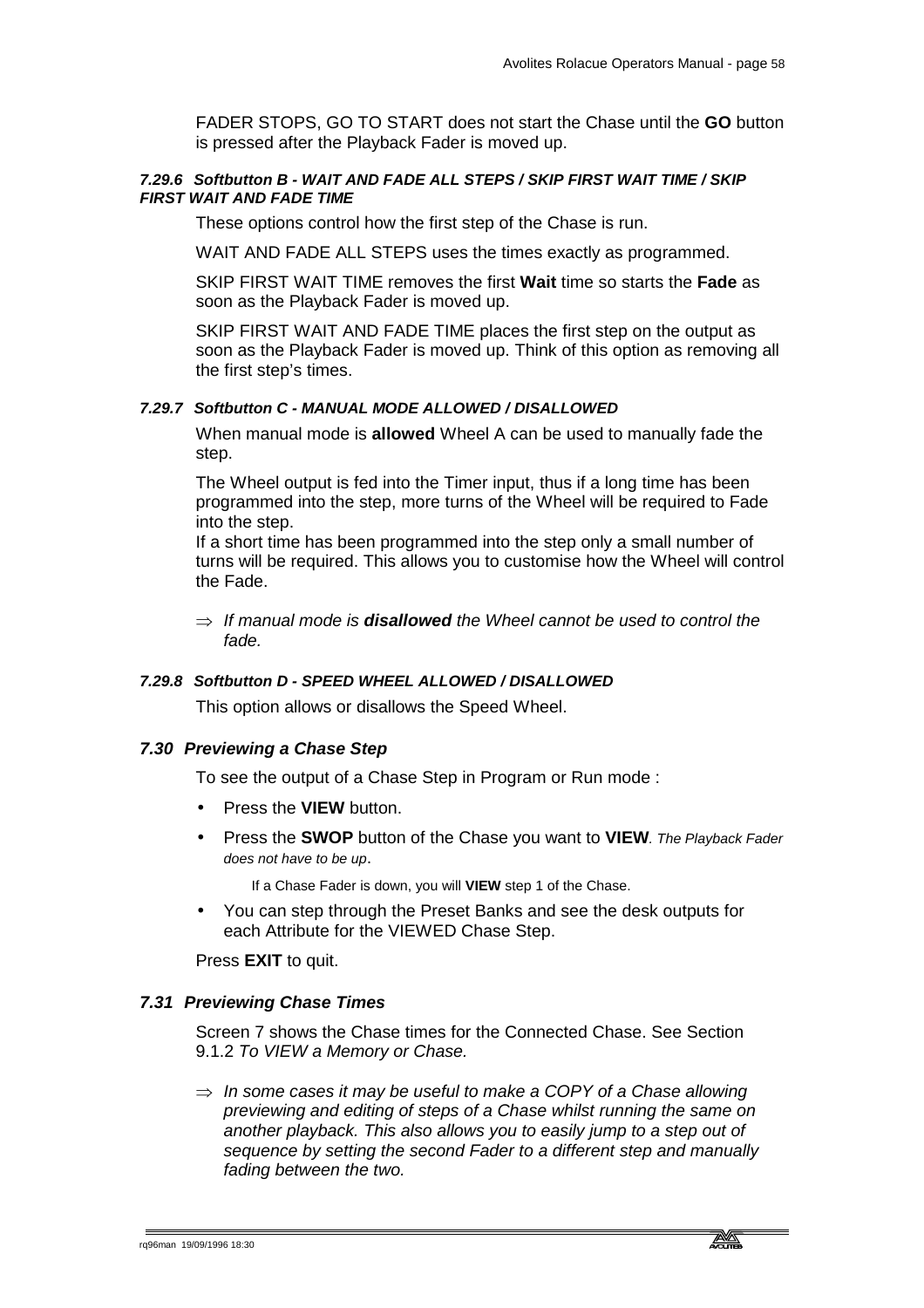FADER STOPS, GO TO START does not start the Chase until the **GO** button is pressed after the Playback Fader is moved up.

#### *7.29.6 Softbutton B - WAIT AND FADE ALL STEPS / SKIP FIRST WAIT TIME / SKIP FIRST WAIT AND FADE TIME*

These options control how the first step of the Chase is run.

WAIT AND FADE ALL STEPS uses the times exactly as programmed.

SKIP FIRST WAIT TIME removes the first **Wait** time so starts the **Fade** as soon as the Playback Fader is moved up.

SKIP FIRST WAIT AND FADE TIME places the first step on the output as soon as the Playback Fader is moved up. Think of this option as removing all the first step's times.

#### *7.29.7 Softbutton C - MANUAL MODE ALLOWED / DISALLOWED*

When manual mode is **allowed** Wheel A can be used to manually fade the step.

The Wheel output is fed into the Timer input, thus if a long time has been programmed into the step, more turns of the Wheel will be required to Fade into the step.
If a short time has been programmed into the step only a small number of turns will be required. This allows you to customise how the Wheel will control the Fade.

⇒ *If manual mode is **disallowed** the Wheel cannot be used to control the fade.*

#### *7.29.8 Softbutton D - SPEED WHEEL ALLOWED / DISALLOWED*

This option allows or disallows the Speed Wheel.

### *7.30 Previewing a Chase Step*

To see the output of a Chase Step in Program or Run mode :

- Press the **VIEW** button.
- Press the **SWOP** button of the Chase you want to **VIEW**. *The Playback Fader does not have to be up*.

  If a Chase Fader is down, you will **VIEW** step 1 of the Chase.
- You can step through the Preset Banks and see the desk outputs for each Attribute for the VIEWED Chase Step.

Press **EXIT** to quit.

### *7.31 Previewing Chase Times*

Screen 7 shows the Chase times for the Connected Chase. See Section 9.1.2 *To VIEW a Memory or Chase.*

⇒ *In some cases it may be useful to make a COPY of a Chase allowing previewing and editing of steps of a Chase whilst running the same on another playback. This also allows you to easily jump to a step out of sequence by setting the second Fader to a different step and manually fading between the two.*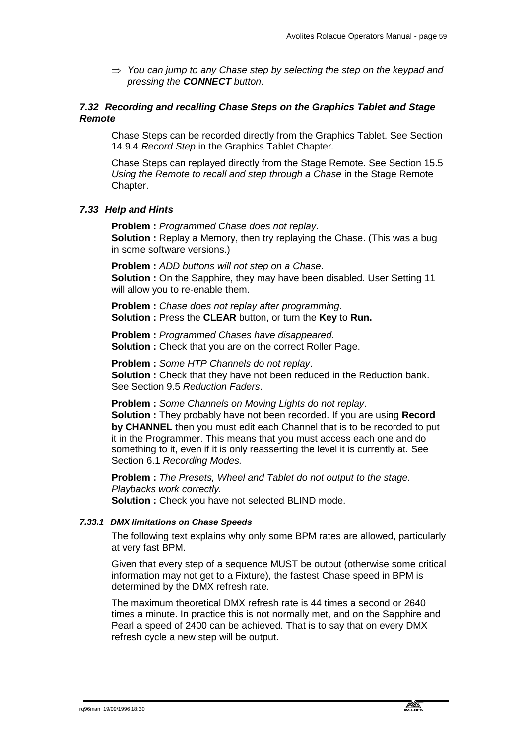⇒ *You can jump to any Chase step by selecting the step on the keypad and pressing the **CONNECT** button.*

## *7.32 Recording and recalling Chase Steps on the Graphics Tablet and Stage Remote*

Chase Steps can be recorded directly from the Graphics Tablet. See Section 14.9.4 *Record Step* in the Graphics Tablet Chapter.

Chase Steps can replayed directly from the Stage Remote. See Section 15.5 *Using the Remote to recall and step through a Chase* in the Stage Remote Chapter.

## *7.33 Help and Hints*

**Problem :** *Programmed Chase does not replay*.
**Solution :** Replay a Memory, then try replaying the Chase. (This was a bug in some software versions.)

**Problem :** *ADD buttons will not step on a Chase*.
**Solution :** On the Sapphire, they may have been disabled. User Setting 11 will allow you to re-enable them.

**Problem :** *Chase does not replay after programming.*
**Solution :** Press the **CLEAR** button, or turn the **Key** to **Run.**

**Problem :** *Programmed Chases have disappeared.*
**Solution :** Check that you are on the correct Roller Page.

**Problem :** *Some HTP Channels do not replay*.
**Solution :** Check that they have not been reduced in the Reduction bank. See Section 9.5 *Reduction Faders*.

**Problem :** *Some Channels on Moving Lights do not replay*.
**Solution :** They probably have not been recorded. If you are using **Record by CHANNEL** then you must edit each Channel that is to be recorded to put it in the Programmer. This means that you must access each one and do something to it, even if it is only reasserting the level it is currently at. See Section 6.1 *Recording Modes.*

**Problem :** *The Presets, Wheel and Tablet do not output to the stage. Playbacks work correctly.*
**Solution :** Check you have not selected BLIND mode.

### *7.33.1 DMX limitations on Chase Speeds*

The following text explains why only some BPM rates are allowed, particularly at very fast BPM.

Given that every step of a sequence MUST be output (otherwise some critical information may not get to a Fixture), the fastest Chase speed in BPM is determined by the DMX refresh rate.

The maximum theoretical DMX refresh rate is 44 times a second or 2640 times a minute. In practice this is not normally met, and on the Sapphire and Pearl a speed of 2400 can be achieved. That is to say that on every DMX refresh cycle a new step will be output.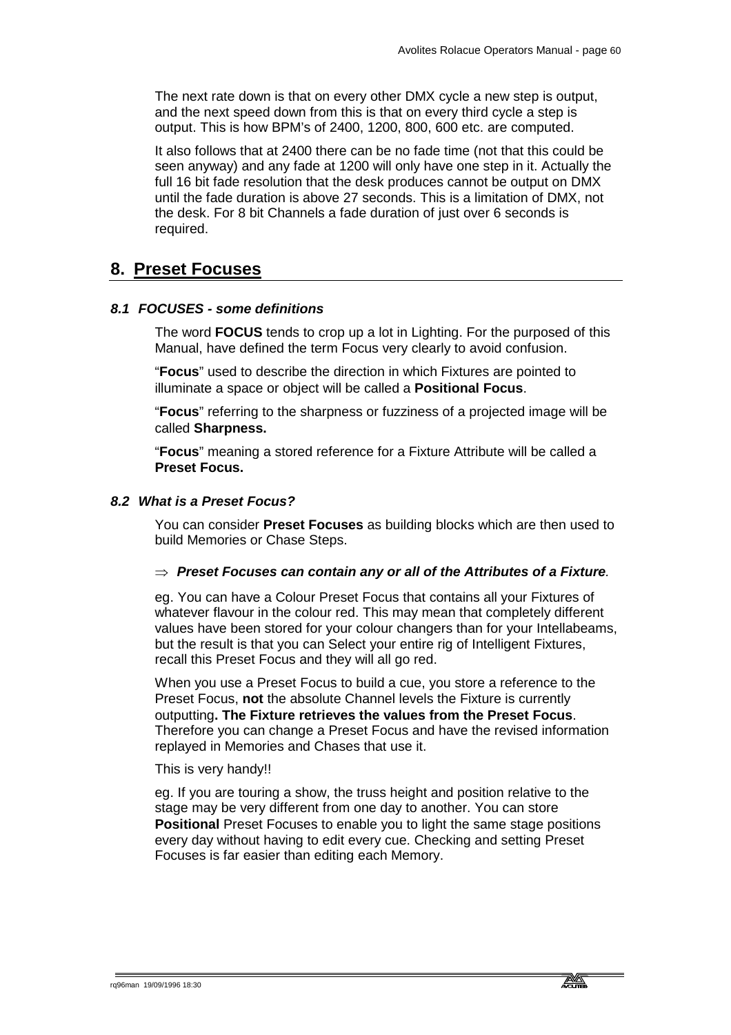The next rate down is that on every other DMX cycle a new step is output, and the next speed down from this is that on every third cycle a step is output. This is how BPM's of 2400, 1200, 800, 600 etc. are computed.

It also follows that at 2400 there can be no fade time (not that this could be seen anyway) and any fade at 1200 will only have one step in it. Actually the full 16 bit fade resolution that the desk produces cannot be output on DMX until the fade duration is above 27 seconds. This is a limitation of DMX, not the desk. For 8 bit Channels a fade duration of just over 6 seconds is required.

# 8. Preset Focuses

### *8.1 FOCUSES - some definitions*

The word **FOCUS** tends to crop up a lot in Lighting. For the purposed of this Manual, have defined the term Focus very clearly to avoid confusion.

"**Focus**" used to describe the direction in which Fixtures are pointed to illuminate a space or object will be called a **Positional Focus**.

"**Focus**" referring to the sharpness or fuzziness of a projected image will be called **Sharpness.**

"**Focus**" meaning a stored reference for a Fixture Attribute will be called a **Preset Focus.**

### *8.2 What is a Preset Focus?*

You can consider **Preset Focuses** as building blocks which are then used to build Memories or Chase Steps.

⇒ ***Preset Focuses can contain any or all of the Attributes of a Fixture**.*

eg. You can have a Colour Preset Focus that contains all your Fixtures of whatever flavour in the colour red. This may mean that completely different values have been stored for your colour changers than for your Intellabeams, but the result is that you can Select your entire rig of Intelligent Fixtures, recall this Preset Focus and they will all go red.

When you use a Preset Focus to build a cue, you store a reference to the Preset Focus, **not** the absolute Channel levels the Fixture is currently outputting**. The Fixture retrieves the values from the Preset Focus**. Therefore you can change a Preset Focus and have the revised information replayed in Memories and Chases that use it.

This is very handy!!

eg. If you are touring a show, the truss height and position relative to the stage may be very different from one day to another. You can store **Positional** Preset Focuses to enable you to light the same stage positions every day without having to edit every cue. Checking and setting Preset Focuses is far easier than editing each Memory.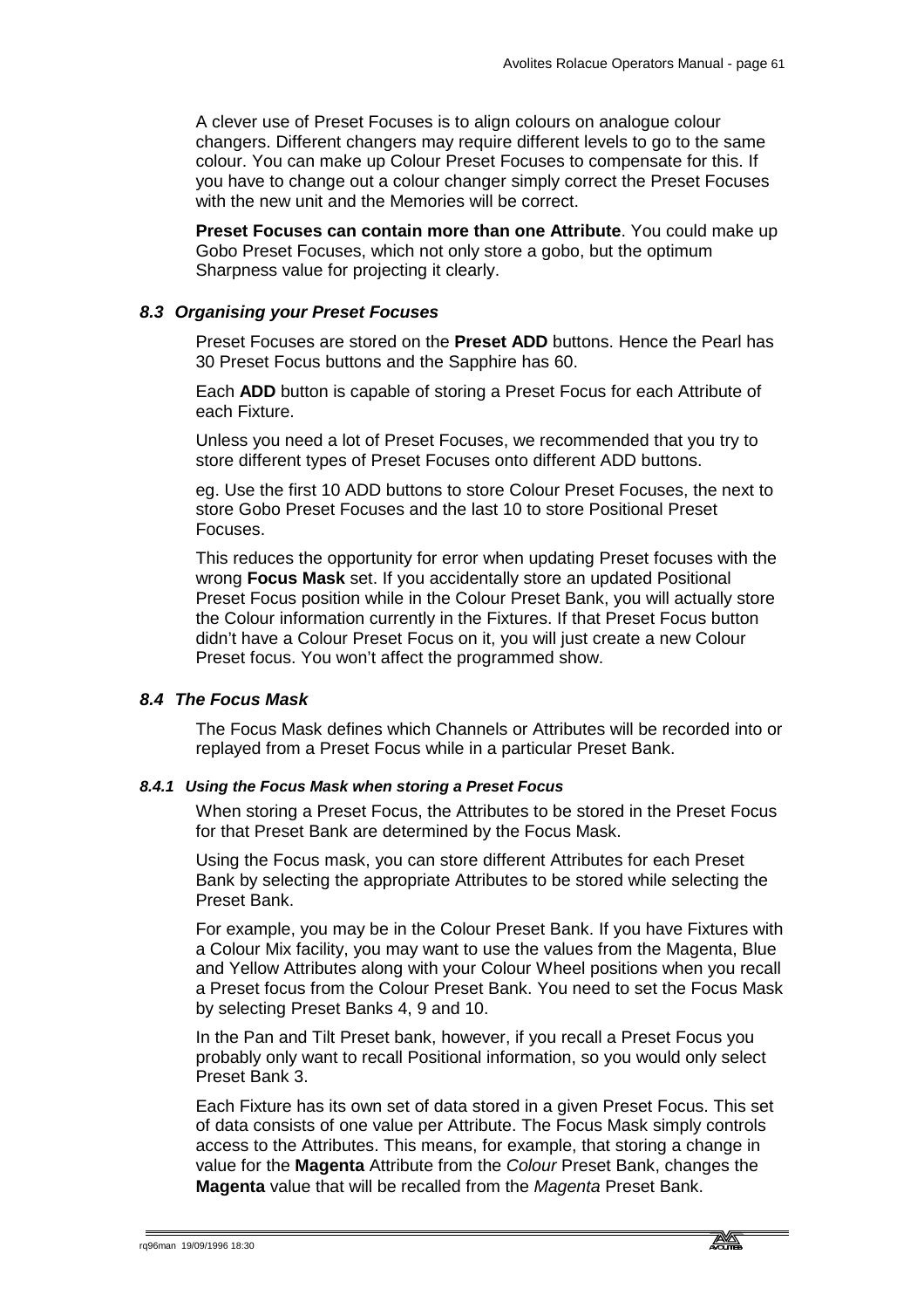A clever use of Preset Focuses is to align colours on analogue colour changers. Different changers may require different levels to go to the same colour. You can make up Colour Preset Focuses to compensate for this. If you have to change out a colour changer simply correct the Preset Focuses with the new unit and the Memories will be correct.

**Preset Focuses can contain more than one Attribute**. You could make up Gobo Preset Focuses, which not only store a gobo, but the optimum Sharpness value for projecting it clearly.

### *8.3 Organising your Preset Focuses*

Preset Focuses are stored on the **Preset ADD** buttons. Hence the Pearl has 30 Preset Focus buttons and the Sapphire has 60.

Each **ADD** button is capable of storing a Preset Focus for each Attribute of each Fixture.

Unless you need a lot of Preset Focuses, we recommended that you try to store different types of Preset Focuses onto different ADD buttons.

eg. Use the first 10 ADD buttons to store Colour Preset Focuses, the next to store Gobo Preset Focuses and the last 10 to store Positional Preset Focuses.

This reduces the opportunity for error when updating Preset focuses with the wrong **Focus Mask** set. If you accidentally store an updated Positional Preset Focus position while in the Colour Preset Bank, you will actually store the Colour information currently in the Fixtures. If that Preset Focus button didn't have a Colour Preset Focus on it, you will just create a new Colour Preset focus. You won't affect the programmed show.

### *8.4 The Focus Mask*

The Focus Mask defines which Channels or Attributes will be recorded into or replayed from a Preset Focus while in a particular Preset Bank.

#### *8.4.1 Using the Focus Mask when storing a Preset Focus*

When storing a Preset Focus, the Attributes to be stored in the Preset Focus for that Preset Bank are determined by the Focus Mask.

Using the Focus mask, you can store different Attributes for each Preset Bank by selecting the appropriate Attributes to be stored while selecting the Preset Bank.

For example, you may be in the Colour Preset Bank. If you have Fixtures with a Colour Mix facility, you may want to use the values from the Magenta, Blue and Yellow Attributes along with your Colour Wheel positions when you recall a Preset focus from the Colour Preset Bank. You need to set the Focus Mask by selecting Preset Banks 4, 9 and 10.

In the Pan and Tilt Preset bank, however, if you recall a Preset Focus you probably only want to recall Positional information, so you would only select Preset Bank 3.

Each Fixture has its own set of data stored in a given Preset Focus. This set of data consists of one value per Attribute. The Focus Mask simply controls access to the Attributes. This means, for example, that storing a change in value for the **Magenta** Attribute from the *Colour* Preset Bank, changes the **Magenta** value that will be recalled from the *Magenta* Preset Bank.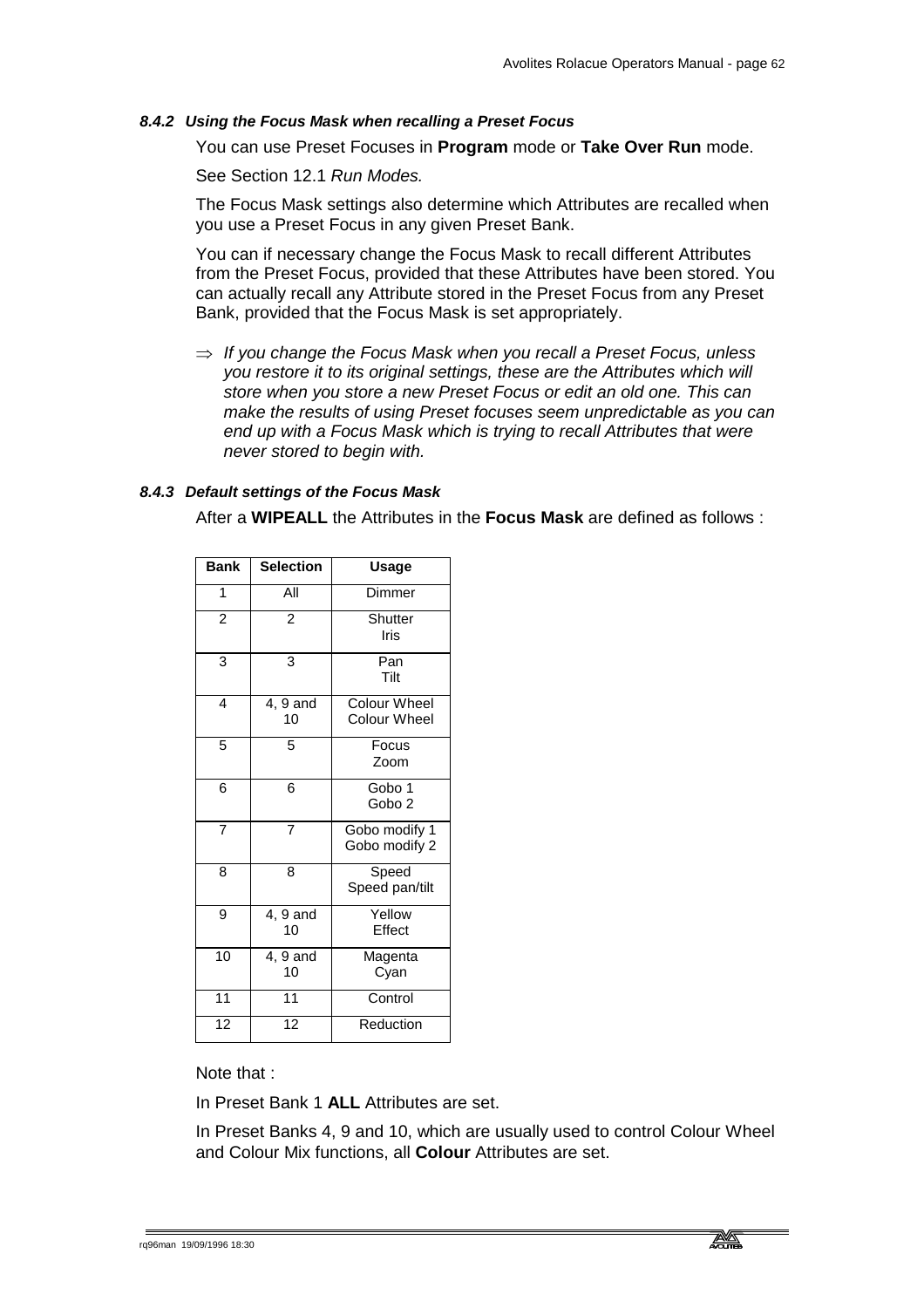#### *8.4.2 Using the Focus Mask when recalling a Preset Focus*

You can use Preset Focuses in **Program** mode or **Take Over Run** mode.

See Section 12.1 *Run Modes.*

The Focus Mask settings also determine which Attributes are recalled when you use a Preset Focus in any given Preset Bank.

You can if necessary change the Focus Mask to recall different Attributes from the Preset Focus, provided that these Attributes have been stored. You can actually recall any Attribute stored in the Preset Focus from any Preset Bank, provided that the Focus Mask is set appropriately.

⇒ *If you change the Focus Mask when you recall a Preset Focus, unless you restore it to its original settings, these are the Attributes which will store when you store a new Preset Focus or edit an old one. This can make the results of using Preset focuses seem unpredictable as you can end up with a Focus Mask which is trying to recall Attributes that were never stored to begin with.*

#### *8.4.3 Default settings of the Focus Mask*

After a **WIPEALL** the Attributes in the **Focus Mask** are defined as follows :

| Bank | Selection | Usage |
|---|---|---|
| 1 | All | Dimmer |
| 2 | 2 | Shutter<br>Iris |
| 3 | 3 | Pan<br>Tilt |
| 4 | 4, 9 and 10 | Colour Wheel<br>Colour Wheel |
| 5 | 5 | Focus<br>Zoom |
| 6 | 6 | Gobo 1<br>Gobo 2 |
| 7 | 7 | Gobo modify 1<br>Gobo modify 2 |
| 8 | 8 | Speed<br>Speed pan/tilt |
| 9 | 4, 9 and 10 | Yellow<br>Effect |
| 10 | 4, 9 and 10 | Magenta<br>Cyan |
| 11 | 11 | Control |
| 12 | 12 | Reduction |

Note that :

In Preset Bank 1 **ALL** Attributes are set.

In Preset Banks 4, 9 and 10, which are usually used to control Colour Wheel and Colour Mix functions, all **Colour** Attributes are set.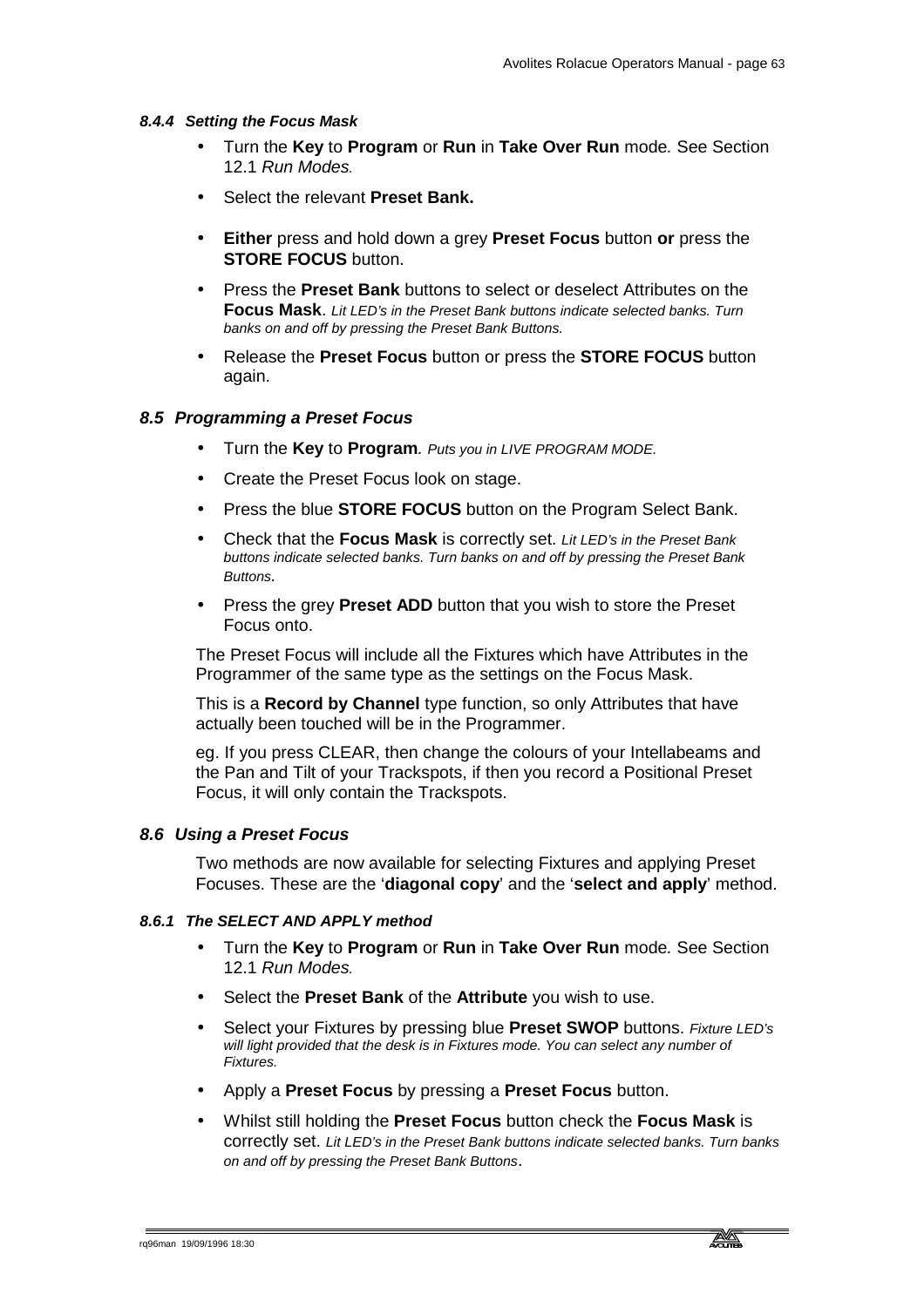#### *8.4.4 Setting the Focus Mask*

- Turn the **Key** to **Program** or **Run** in **Take Over Run** mode*.* See Section 12.1 *Run Modes.*
- Select the relevant **Preset Bank.**
- **Either** press and hold down a grey **Preset Focus** button **or** press the **STORE FOCUS** button.
- Press the **Preset Bank** buttons to select or deselect Attributes on the **Focus Mask**. *Lit LED's in the Preset Bank buttons indicate selected banks. Turn banks on and off by pressing the Preset Bank Buttons.*
- Release the **Preset Focus** button or press the **STORE FOCUS** button again.

### *8.5 Programming a Preset Focus*

- Turn the **Key** to **Program***. Puts you in LIVE PROGRAM MODE.*
- Create the Preset Focus look on stage.
- Press the blue **STORE FOCUS** button on the Program Select Bank.
- Check that the **Focus Mask** is correctly set. *Lit LED's in the Preset Bank buttons indicate selected banks. Turn banks on and off by pressing the Preset Bank Buttons.*
- Press the grey **Preset ADD** button that you wish to store the Preset Focus onto.

The Preset Focus will include all the Fixtures which have Attributes in the Programmer of the same type as the settings on the Focus Mask.

This is a **Record by Channel** type function, so only Attributes that have actually been touched will be in the Programmer.

eg. If you press CLEAR, then change the colours of your Intellabeams and the Pan and Tilt of your Trackspots, if then you record a Positional Preset Focus, it will only contain the Trackspots.

### *8.6 Using a Preset Focus*

Two methods are now available for selecting Fixtures and applying Preset Focuses. These are the '**diagonal copy**' and the '**select and apply**' method.

#### *8.6.1 The SELECT AND APPLY method*

- Turn the **Key** to **Program** or **Run** in **Take Over Run** mode*.* See Section 12.1 *Run Modes.*
- Select the **Preset Bank** of the **Attribute** you wish to use.
- Select your Fixtures by pressing blue **Preset SWOP** buttons. *Fixture LED's will light provided that the desk is in Fixtures mode. You can select any number of Fixtures.*
- Apply a **Preset Focus** by pressing a **Preset Focus** button.
- Whilst still holding the **Preset Focus** button check the **Focus Mask** is correctly set. *Lit LED's in the Preset Bank buttons indicate selected banks. Turn banks on and off by pressing the Preset Bank Buttons*.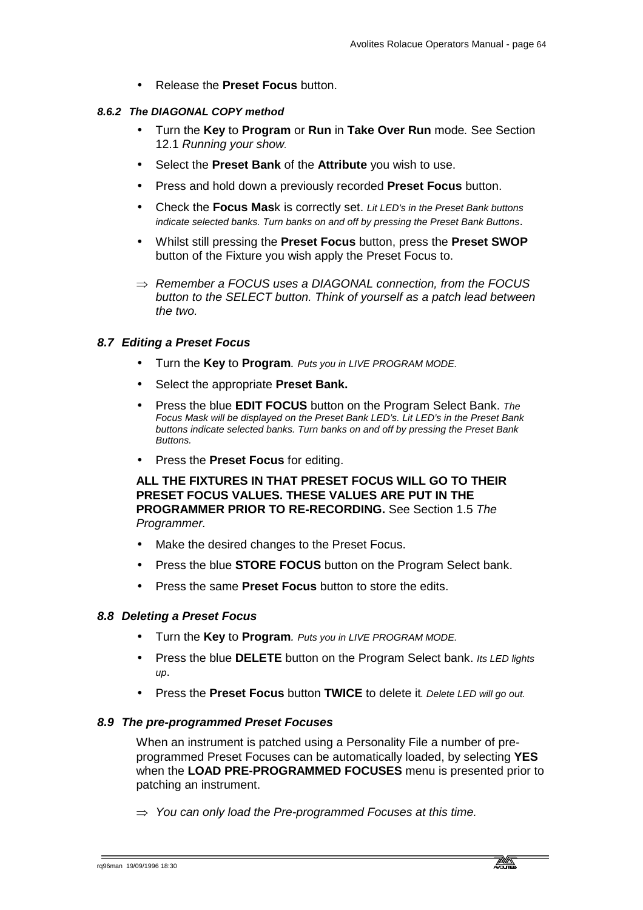- Release the **Preset Focus** button.

#### *8.6.2 The DIAGONAL COPY method*

- Turn the **Key** to **Program** or **Run** in **Take Over Run** mode*.* See Section 12.1 *Running your show.*
- Select the **Preset Bank** of the **Attribute** you wish to use.
- Press and hold down a previously recorded **Preset Focus** button.
- Check the **Mas**k is correctly set. *Lit LED's in the Preset Bank buttons indicate selected banks. Turn banks on and off by pressing the Preset Bank Buttons*.
- Whilst still pressing the **Preset Focus** button, press the **Preset SWOP** button of the Fixture you wish apply the Preset Focus to.

⇒ *Remember a FOCUS uses a DIAGONAL connection, from the FOCUS button to the SELECT button. Think of yourself as a patch lead between the two.*

### *8.7 Editing a Preset Focus*

- Turn the **Key** to **Program***. Puts you in LIVE PROGRAM MODE.*
- Select the appropriate **Preset Bank.**
- Press the blue **EDIT FOCUS** button on the Program Select Bank. *The Focus Mask will be displayed on the Preset Bank LED's. Lit LED's in the Preset Bank buttons indicate selected banks. Turn banks on and off by pressing the Preset Bank Buttons.*
- Press the **Preset Focus** for editing.

**ALL THE FIXTURES IN THAT PRESET FOCUS WILL GO TO THEIR PRESET FOCUS VALUES. THESE VALUES ARE PUT IN THE PROGRAMMER PRIOR TO RE-RECORDING.** See Section 1.5 *The Programmer.*

- Make the desired changes to the Preset Focus.
- Press the blue **STORE FOCUS** button on the Program Select bank.
- Press the same **Preset Focus** button to store the edits.

### *8.8 Deleting a Preset Focus*

- Turn the **Key** to **Program***. Puts you in LIVE PROGRAM MODE.*
- Press the blue **DELETE** button on the Program Select bank. *Its LED lights up*.
- Press the **Preset Focus** button **TWICE** to delete it*. Delete LED will go out.*

### *8.9 The pre-programmed Preset Focuses*

When an instrument is patched using a Personality File a number of pre-programmed Preset Focuses can be automatically loaded, by selecting **YES** when the **LOAD PRE-PROGRAMMED FOCUSES** menu is presented prior to patching an instrument.

⇒ *You can only load the Pre-programmed Focuses at this time.*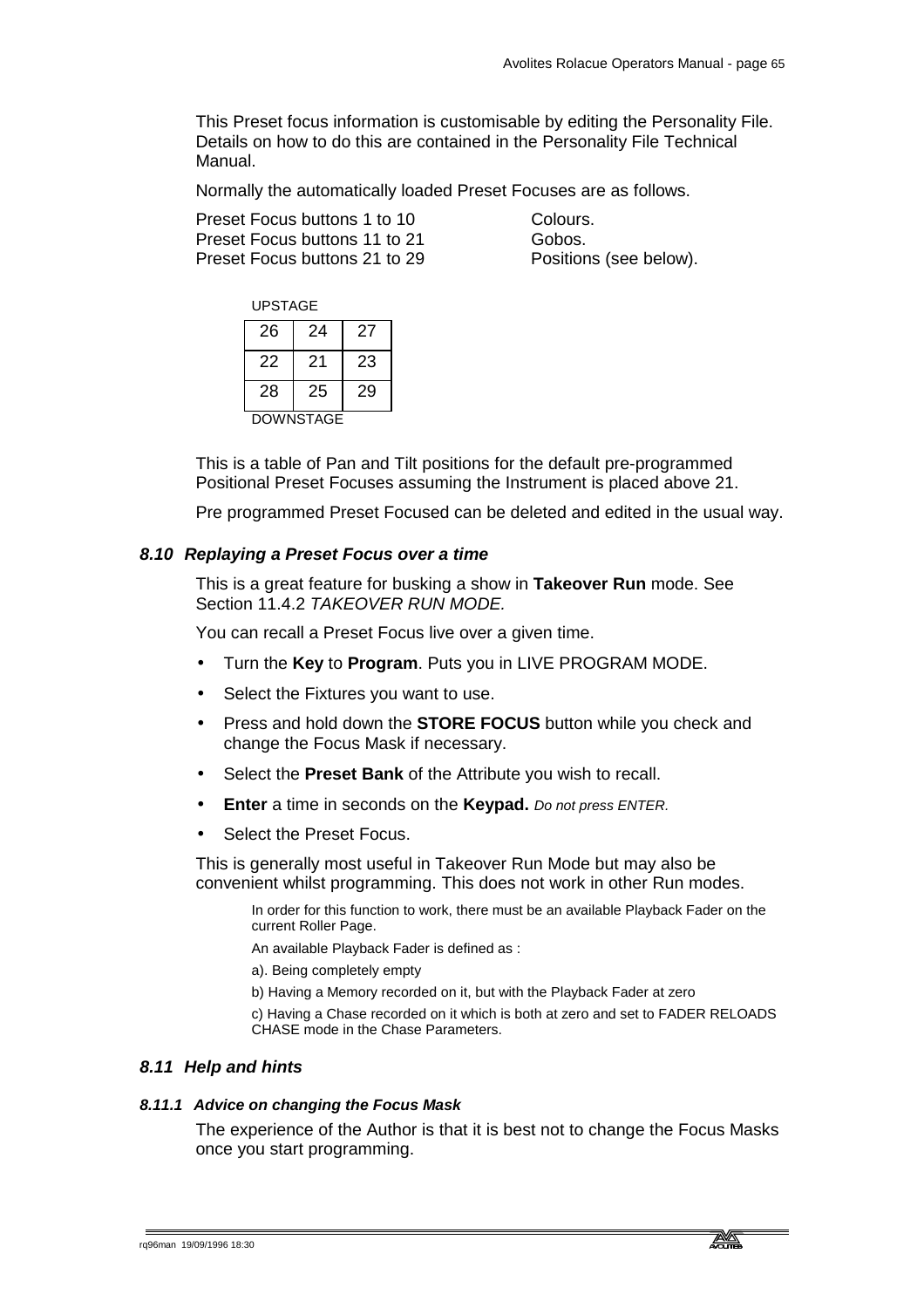This Preset focus information is customisable by editing the Personality File. Details on how to do this are contained in the Personality File Technical Manual.

Normally the automatically loaded Preset Focuses are as follows.

| | |
|---|---|
| Preset Focus buttons 1 to 10 | Colours. |
| Preset Focus buttons 11 to 21 | Gobos. |
| Preset Focus buttons 21 to 29 | Positions (see below). |

UPSTAGE

| | | |
|---|---|---|
| 26 | 24 | 27 |
| 22 | 21 | 23 |
| 28 | 25 | 29 |

DOWNSTAGE

This is a table of Pan and Tilt positions for the default pre-programmed Positional Preset Focuses assuming the Instrument is placed above 21.

Pre programmed Preset Focused can be deleted and edited in the usual way.

## 8.10 *Replaying a Preset Focus over a time*

This is a great feature for busking a show in **Takeover Run** mode. See Section 11.4.2 *TAKEOVER RUN MODE.*

You can recall a Preset Focus live over a given time.

- Turn the **Key** to **Program**. Puts you in LIVE PROGRAM MODE.
- Select the Fixtures you want to use.
- Press and hold down the **STORE FOCUS** button while you check and change the Focus Mask if necessary.
- Select the **Preset Bank** of the Attribute you wish to recall.
- **Enter** a time in seconds on the **Keypad.** *Do not press ENTER.*
- Select the Preset Focus.

This is generally most useful in Takeover Run Mode but may also be convenient whilst programming. This does not work in other Run modes.

> In order for this function to work, there must be an available Playback Fader on the current Roller Page.
>
> An available Playback Fader is defined as :
>
> a). Being completely empty
>
> b) Having a Memory recorded on it, but with the Playback Fader at zero
>
> c) Having a Chase recorded on it which is both at zero and set to FADER RELOADS CHASE mode in the Chase Parameters.

## 8.11 *Help and hints*

### 8.11.1 *Advice on changing the Focus Mask*

The experience of the Author is that it is best not to change the Focus Masks once you start programming.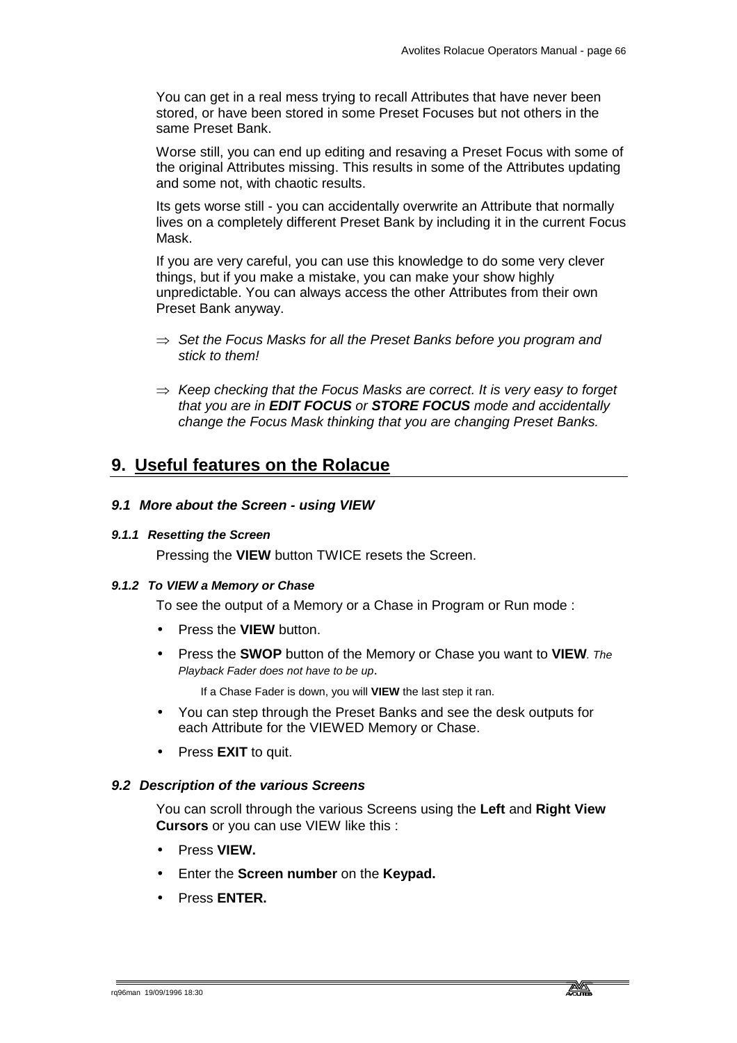You can get in a real mess trying to recall Attributes that have never been stored, or have been stored in some Preset Focuses but not others in the same Preset Bank.

Worse still, you can end up editing and resaving a Preset Focus with some of the original Attributes missing. This results in some of the Attributes updating and some not, with chaotic results.

Its gets worse still - you can accidentally overwrite an Attribute that normally lives on a completely different Preset Bank by including it in the current Focus Mask.

If you are very careful, you can use this knowledge to do some very clever things, but if you make a mistake, you can make your show highly unpredictable. You can always access the other Attributes from their own Preset Bank anyway.

⇒ *Set the Focus Masks for all the Preset Banks before you program and stick to them!*

⇒ *Keep checking that the Focus Masks are correct. It is very easy to forget that you are in **EDIT FOCUS** or **STORE FOCUS** mode and accidentally change the Focus Mask thinking that you are changing Preset Banks.*

# 9. Useful features on the Rolacue

## 9.1 More about the Screen - using VIEW

### 9.1.1 Resetting the Screen

Pressing the **VIEW** button TWICE resets the Screen.

### 9.1.2 To VIEW a Memory or Chase

To see the output of a Memory or a Chase in Program or Run mode :

- Press the **VIEW** button.
- Press the **SWOP** button of the Memory or Chase you want to **VIEW**. *The Playback Fader does not have to be up*.

  If a Chase Fader is down, you will **VIEW** the last step it ran.
- You can step through the Preset Banks and see the desk outputs for each Attribute for the VIEWED Memory or Chase.
- Press **EXIT** to quit.

## 9.2 Description of the various Screens

You can scroll through the various Screens using the **Left** and **Right View Cursors** or you can use VIEW like this :

- Press **VIEW.**
- Enter the **Screen number** on the **Keypad.**
- Press **ENTER.**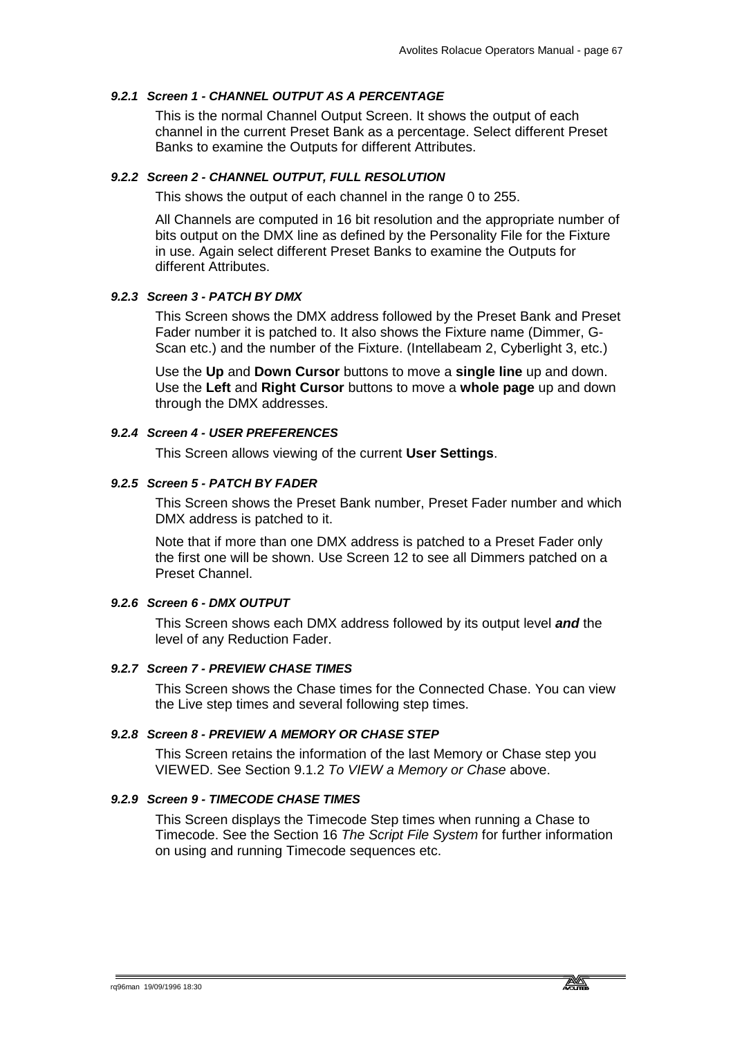#### *9.2.1 Screen 1 - CHANNEL OUTPUT AS A PERCENTAGE*

This is the normal Channel Output Screen. It shows the output of each channel in the current Preset Bank as a percentage. Select different Preset Banks to examine the Outputs for different Attributes.

#### *9.2.2 Screen 2 - CHANNEL OUTPUT, FULL RESOLUTION*

This shows the output of each channel in the range 0 to 255.

All Channels are computed in 16 bit resolution and the appropriate number of bits output on the DMX line as defined by the Personality File for the Fixture in use. Again select different Preset Banks to examine the Outputs for different Attributes.

#### *9.2.3 Screen 3 - PATCH BY DMX*

This Screen shows the DMX address followed by the Preset Bank and Preset Fader number it is patched to. It also shows the Fixture name (Dimmer, G-Scan etc.) and the number of the Fixture. (Intellabeam 2, Cyberlight 3, etc.)

Use the **Up** and **Down Cursor** buttons to move a **single line** up and down. Use the **Left** and **Right Cursor** buttons to move a **whole page** up and down through the DMX addresses.

#### *9.2.4 Screen 4 - USER PREFERENCES*

This Screen allows viewing of the current **User Settings**.

#### *9.2.5 Screen 5 - PATCH BY FADER*

This Screen shows the Preset Bank number, Preset Fader number and which DMX address is patched to it.

Note that if more than one DMX address is patched to a Preset Fader only the first one will be shown. Use Screen 12 to see all Dimmers patched on a Preset Channel.

#### *9.2.6 Screen 6 - DMX OUTPUT*

This Screen shows each DMX address followed by its output level ***and*** the level of any Reduction Fader.

#### *9.2.7 Screen 7 - PREVIEW CHASE TIMES*

This Screen shows the Chase times for the Connected Chase. You can view the Live step times and several following step times.

#### *9.2.8 Screen 8 - PREVIEW A MEMORY OR CHASE STEP*

This Screen retains the information of the last Memory or Chase step you VIEWED. See Section 9.1.2 *To VIEW a Memory or Chase* above.

#### *9.2.9 Screen 9 - TIMECODE CHASE TIMES*

This Screen displays the Timecode Step times when running a Chase to Timecode. See the Section 16 *The Script File System* for further information on using and running Timecode sequences etc.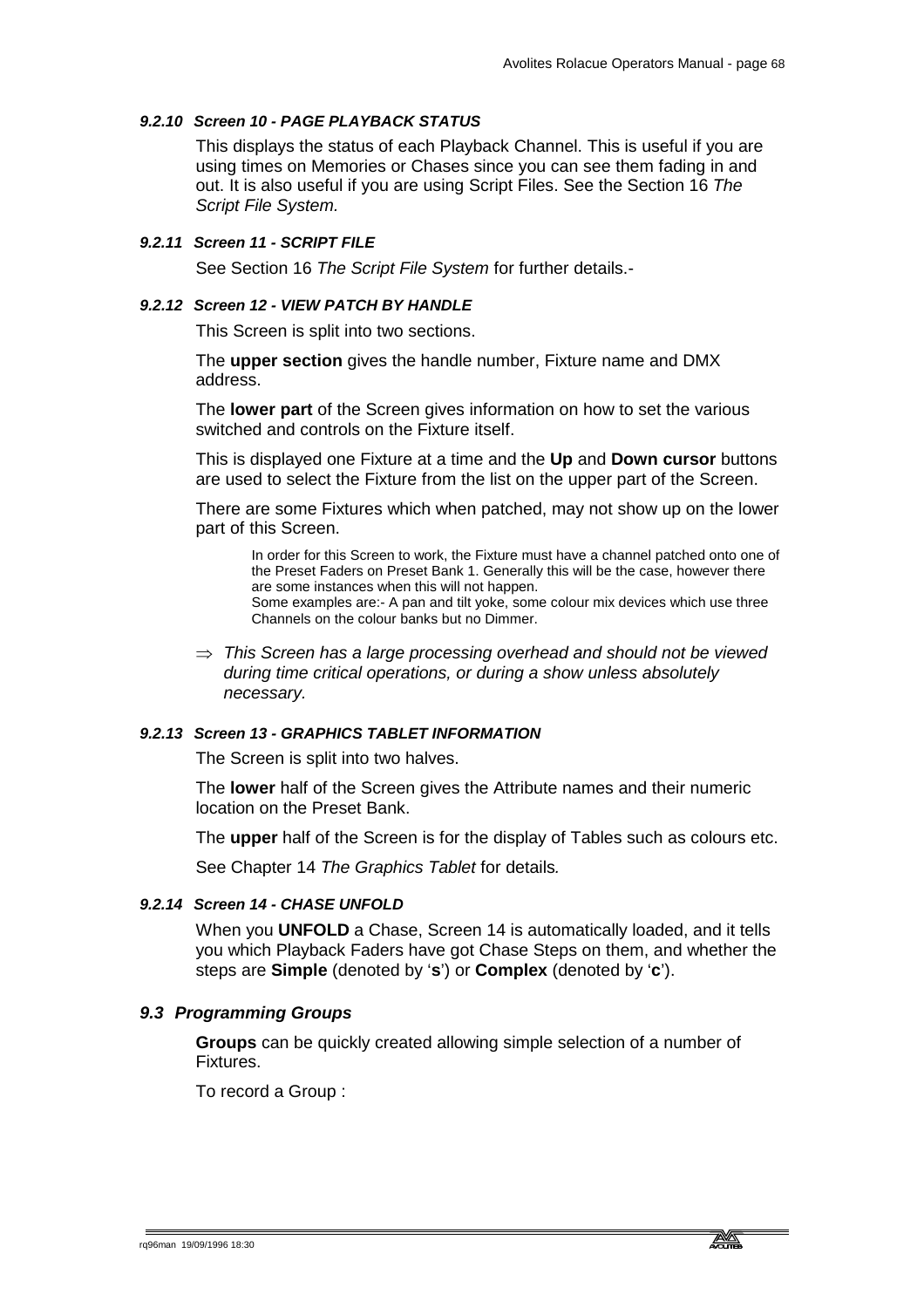#### *9.2.10 Screen 10 - PAGE PLAYBACK STATUS*

This displays the status of each Playback Channel. This is useful if you are using times on Memories or Chases since you can see them fading in and out. It is also useful if you are using Script Files. See the Section 16 *The Script File System.*

#### *9.2.11 Screen 11 - SCRIPT FILE*

See Section 16 *The Script File System* for further details.-

#### *9.2.12 Screen 12 - VIEW PATCH BY HANDLE*

This Screen is split into two sections.

The **upper section** gives the handle number, Fixture name and DMX address.

The **lower part** of the Screen gives information on how to set the various switched and controls on the Fixture itself.

This is displayed one Fixture at a time and the **Up** and **Down cursor** buttons are used to select the Fixture from the list on the upper part of the Screen.

There are some Fixtures which when patched, may not show up on the lower part of this Screen.

> In order for this Screen to work, the Fixture must have a channel patched onto one of the Preset Faders on Preset Bank 1. Generally this will be the case, however there are some instances when this will not happen.
> Some examples are:- A pan and tilt yoke, some colour mix devices which use three Channels on the colour banks but no Dimmer.

⇒ *This Screen has a large processing overhead and should not be viewed during time critical operations, or during a show unless absolutely necessary.*

#### *9.2.13 Screen 13 - GRAPHICS TABLET INFORMATION*

The Screen is split into two halves.

The **lower** half of the Screen gives the Attribute names and their numeric location on the Preset Bank.

The **upper** half of the Screen is for the display of Tables such as colours etc.

See Chapter 14 *The Graphics Tablet* for details*.*

#### *9.2.14 Screen 14 - CHASE UNFOLD*

When you **UNFOLD** a Chase, Screen 14 is automatically loaded, and it tells you which Playback Faders have got Chase Steps on them, and whether the steps are **Simple** (denoted by '**s**') or **Complex** (denoted by '**c**').

### *9.3 Programming Groups*

**Groups** can be quickly created allowing simple selection of a number of Fixtures.

To record a Group :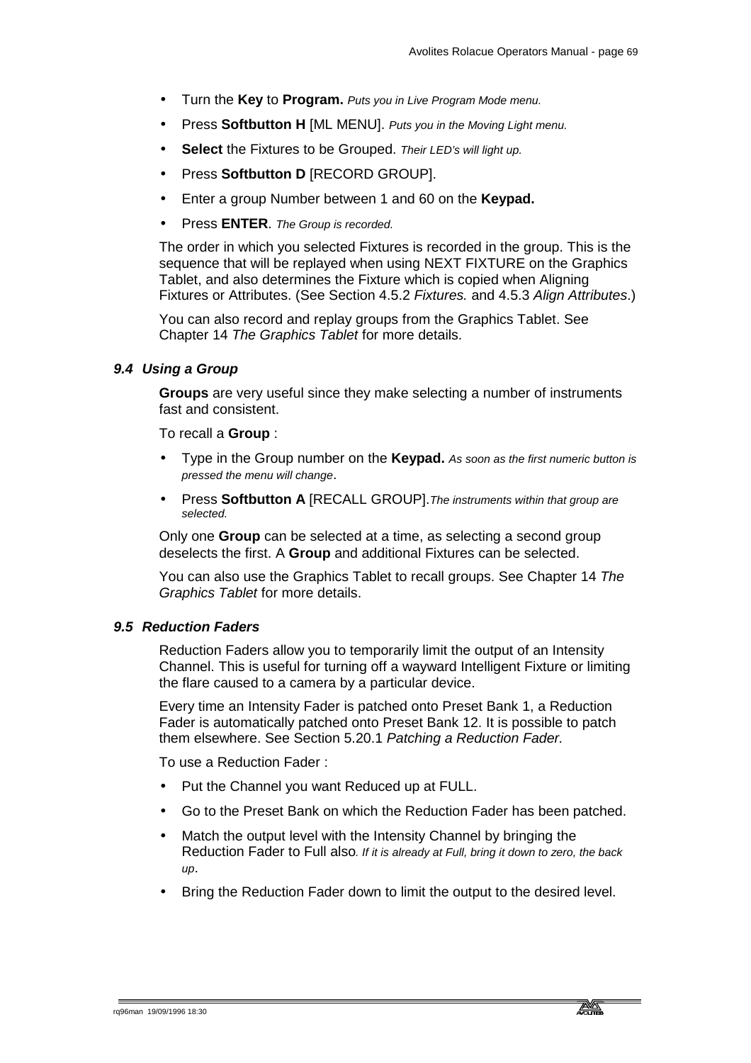- Turn the **Key** to **Program.** *Puts you in Live Program Mode menu.*
- Press **Softbutton H** [ML MENU]. *Puts you in the Moving Light menu.*
- **Select** the Fixtures to be Grouped. *Their LED's will light up.*
- Press **Softbutton D** [RECORD GROUP].
- Enter a group Number between 1 and 60 on the **Keypad.**
- Press **ENTER**. *The Group is recorded.*

The order in which you selected Fixtures is recorded in the group. This is the sequence that will be replayed when using NEXT FIXTURE on the Graphics Tablet, and also determines the Fixture which is copied when Aligning Fixtures or Attributes. (See Section 4.5.2 *Fixtures.* and 4.5.3 *Align Attributes*.)

You can also record and replay groups from the Graphics Tablet. See Chapter 14 *The Graphics Tablet* for more details.

### *9.4 Using a Group*

**Groups** are very useful since they make selecting a number of instruments fast and consistent.

To recall a **Group** :

- Type in the Group number on the **Keypad.** *As soon as the first numeric button is pressed the menu will change*.
- Press **Softbutton A** [RECALL GROUP].*The instruments within that group are selected.*

Only one **Group** can be selected at a time, as selecting a second group deselects the first. A **Group** and additional Fixtures can be selected.

You can also use the Graphics Tablet to recall groups. See Chapter 14 *The Graphics Tablet* for more details.

### *9.5 Reduction Faders*

Reduction Faders allow you to temporarily limit the output of an Intensity Channel. This is useful for turning off a wayward Intelligent Fixture or limiting the flare caused to a camera by a particular device.

Every time an Intensity Fader is patched onto Preset Bank 1, a Reduction Fader is automatically patched onto Preset Bank 12. It is possible to patch them elsewhere. See Section 5.20.1 *Patching a Reduction Fader.*

To use a Reduction Fader :

- Put the Channel you want Reduced up at FULL.
- Go to the Preset Bank on which the Reduction Fader has been patched.
- Match the output level with the Intensity Channel by bringing the Reduction Fader to Full also*. If it is already at Full, bring it down to zero, the back up*.
- Bring the Reduction Fader down to limit the output to the desired level.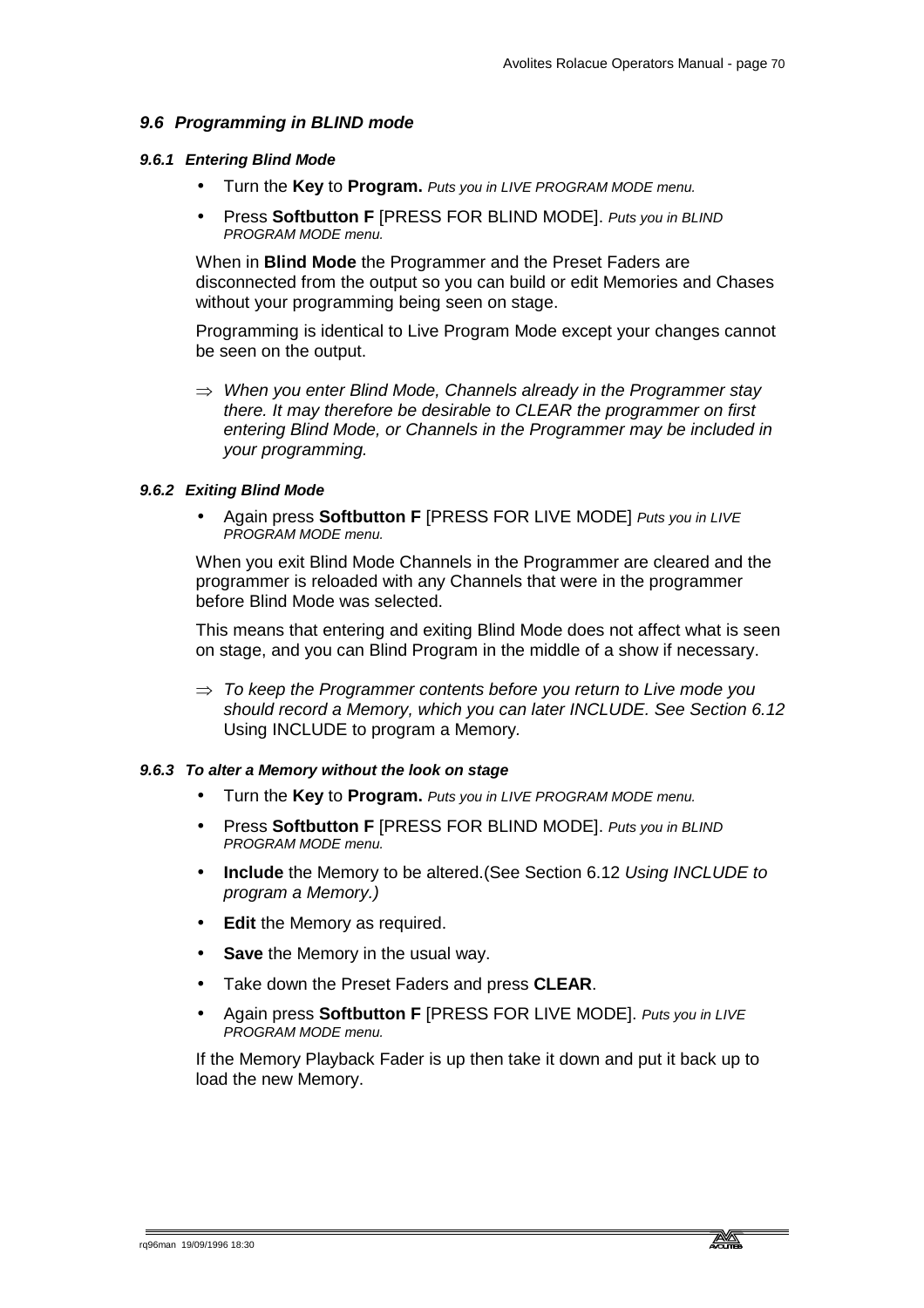## *9.6 Programming in BLIND mode*

### *9.6.1 Entering Blind Mode*

- Turn the **Key** to **Program.** *Puts you in LIVE PROGRAM MODE menu.*
- Press **Softbutton F** [PRESS FOR BLIND MODE]. *Puts you in BLIND PROGRAM MODE menu.*

When in **Blind Mode** the Programmer and the Preset Faders are disconnected from the output so you can build or edit Memories and Chases without your programming being seen on stage.

Programming is identical to Live Program Mode except your changes cannot be seen on the output.

⇒ *When you enter Blind Mode, Channels already in the Programmer stay there. It may therefore be desirable to CLEAR the programmer on first entering Blind Mode, or Channels in the Programmer may be included in your programming.*

### *9.6.2 Exiting Blind Mode*

- Again press **Softbutton F** [PRESS FOR LIVE MODE] *Puts you in LIVE PROGRAM MODE menu.*

When you exit Blind Mode Channels in the Programmer are cleared and the programmer is reloaded with any Channels that were in the programmer before Blind Mode was selected.

This means that entering and exiting Blind Mode does not affect what is seen on stage, and you can Blind Program in the middle of a show if necessary.

⇒ *To keep the Programmer contents before you return to Live mode you should record a Memory, which you can later INCLUDE. See Section 6.12* Using INCLUDE to program a Memory*.*

### *9.6.3 To alter a Memory without the look on stage*

- Turn the **Key** to **Program.** *Puts you in LIVE PROGRAM MODE menu.*
- Press **Softbutton F** [PRESS FOR BLIND MODE]. *Puts you in BLIND PROGRAM MODE menu.*
- **Include** the Memory to be altered.(See Section 6.12 *Using INCLUDE to program a Memory.)*
- **Edit** the Memory as required.
- **Save** the Memory in the usual way.
- Take down the Preset Faders and press **CLEAR**.
- Again press **Softbutton F** [PRESS FOR LIVE MODE]. *Puts you in LIVE PROGRAM MODE menu.*

If the Memory Playback Fader is up then take it down and put it back up to load the new Memory.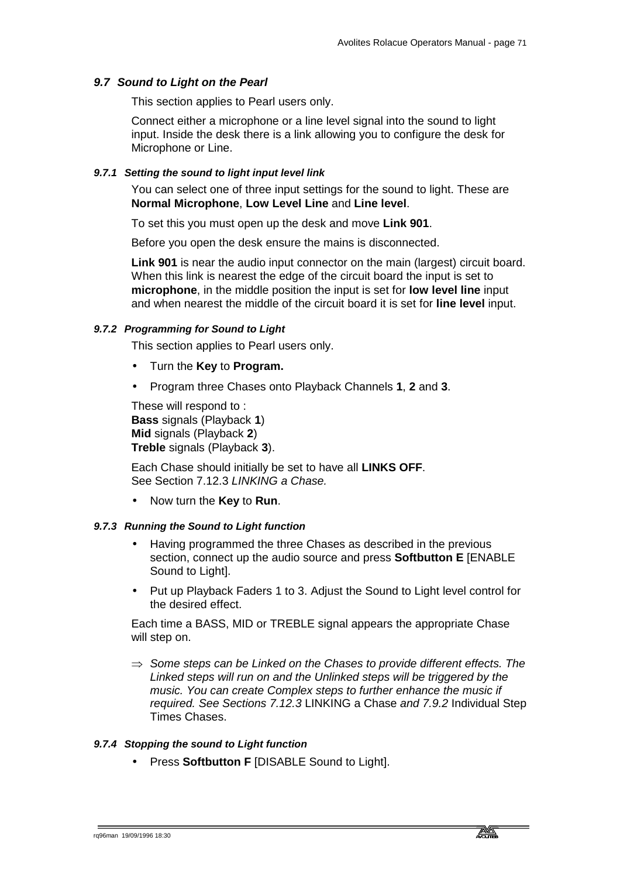## 9.7 Sound to Light on the Pearl

This section applies to Pearl users only.

Connect either a microphone or a line level signal into the sound to light input. Inside the desk there is a link allowing you to configure the desk for Microphone or Line.

### 9.7.1 Setting the sound to light input level link

You can select one of three input settings for the sound to light. These are **Normal Microphone**, **Low Level Line** and **Line level**.

To set this you must open up the desk and move **Link 901**.

Before you open the desk ensure the mains is disconnected.

**Link 901** is near the audio input connector on the main (largest) circuit board. When this link is nearest the edge of the circuit board the input is set to **microphone**, in the middle position the input is set for **low level line** input and when nearest the middle of the circuit board it is set for **line level** input.

### 9.7.2 Programming for Sound to Light

This section applies to Pearl users only.

- Turn the **Key** to **Program.**
- Program three Chases onto Playback Channels **1**, **2** and **3**.

These will respond to :
**Bass** signals (Playback **1**)
**Mid** signals (Playback **2**)
**Treble** signals (Playback **3**).

Each Chase should initially be set to have all **LINKS OFF**.
See Section 7.12.3 *LINKING a Chase.*

- Now turn the **Key** to **Run**.

### 9.7.3 Running the Sound to Light function

- Having programmed the three Chases as described in the previous section, connect up the audio source and press **Softbutton E** [ENABLE Sound to Light].
- Put up Playback Faders 1 to 3. Adjust the Sound to Light level control for the desired effect.

Each time a BASS, MID or TREBLE signal appears the appropriate Chase will step on.

⇒ *Some steps can be Linked on the Chases to provide different effects. The Linked steps will run on and the Unlinked steps will be triggered by the music. You can create Complex steps to further enhance the music if required. See Sections 7.12.3* LINKING a Chase *and 7.9.2* Individual Step Times Chases.

### 9.7.4 Stopping the sound to Light function

- Press **Softbutton F** [DISABLE Sound to Light].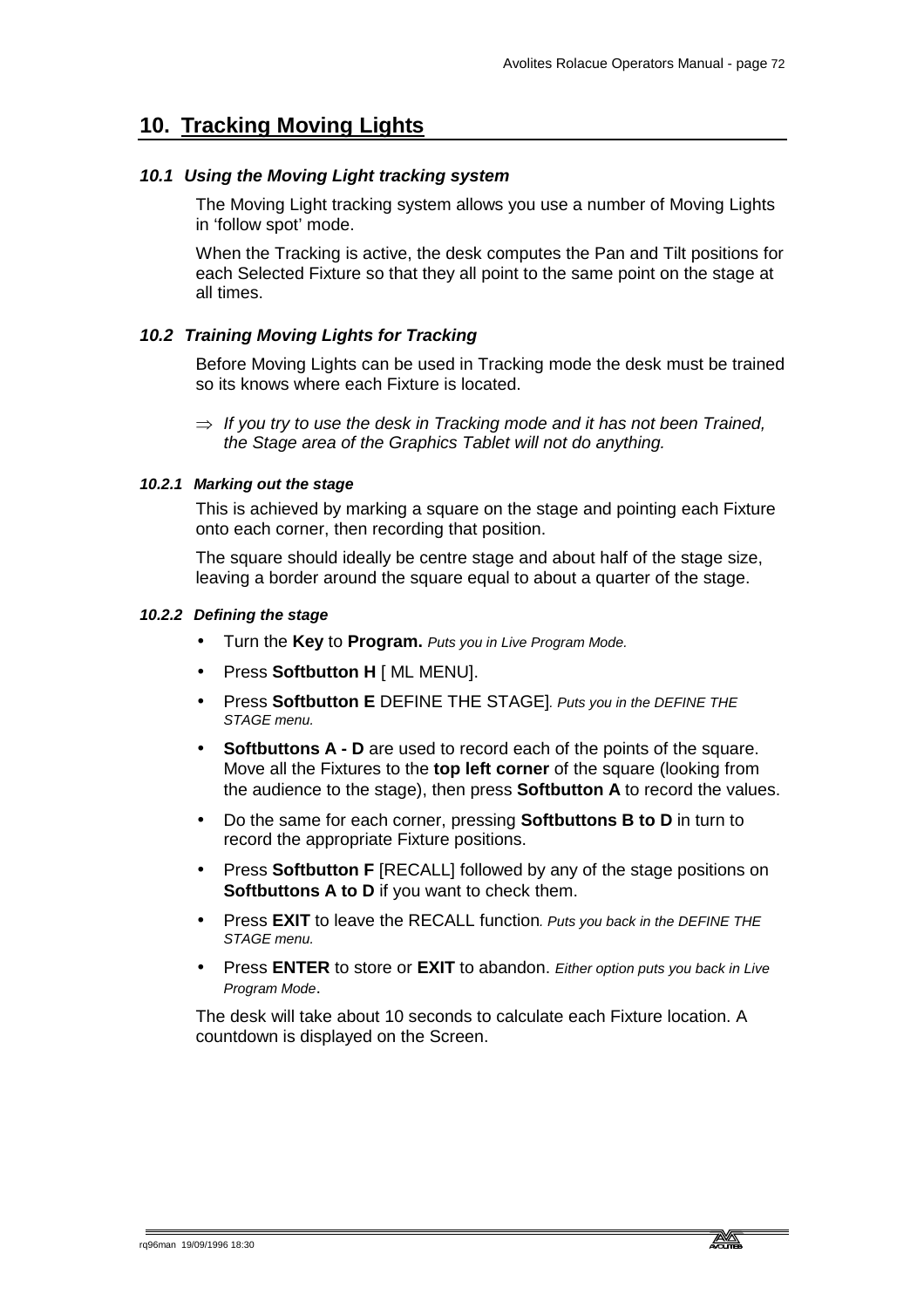# 10. Tracking Moving Lights

## *10.1 Using the Moving Light tracking system*

The Moving Light tracking system allows you use a number of Moving Lights in 'follow spot' mode.

When the Tracking is active, the desk computes the Pan and Tilt positions for each Selected Fixture so that they all point to the same point on the stage at all times.

## *10.2 Training Moving Lights for Tracking*

Before Moving Lights can be used in Tracking mode the desk must be trained so its knows where each Fixture is located.

⇒ *If you try to use the desk in Tracking mode and it has not been Trained, the Stage area of the Graphics Tablet will not do anything.*

### *10.2.1 Marking out the stage*

This is achieved by marking a square on the stage and pointing each Fixture onto each corner, then recording that position.

The square should ideally be centre stage and about half of the stage size, leaving a border around the square equal to about a quarter of the stage.

### *10.2.2 Defining the stage*

- Turn the **Key** to **Program.** *Puts you in Live Program Mode.*
- Press **Softbutton H** [ ML MENU].
- Press **Softbutton E** DEFINE THE STAGE]. *Puts you in the DEFINE THE STAGE menu.*
- **Softbuttons A - D** are used to record each of the points of the square. Move all the Fixtures to the **top left corner** of the square (looking from the audience to the stage), then press **Softbutton A** to record the values.
- Do the same for each corner, pressing **Softbuttons B to D** in turn to record the appropriate Fixture positions.
- Press **Softbutton F** [RECALL] followed by any of the stage positions on **Softbuttons A to D** if you want to check them.
- Press **EXIT** to leave the RECALL function. *Puts you back in the DEFINE THE STAGE menu.*
- Press **ENTER** to store or **EXIT** to abandon. *Either option puts you back in Live Program Mode*.

The desk will take about 10 seconds to calculate each Fixture location. A countdown is displayed on the Screen.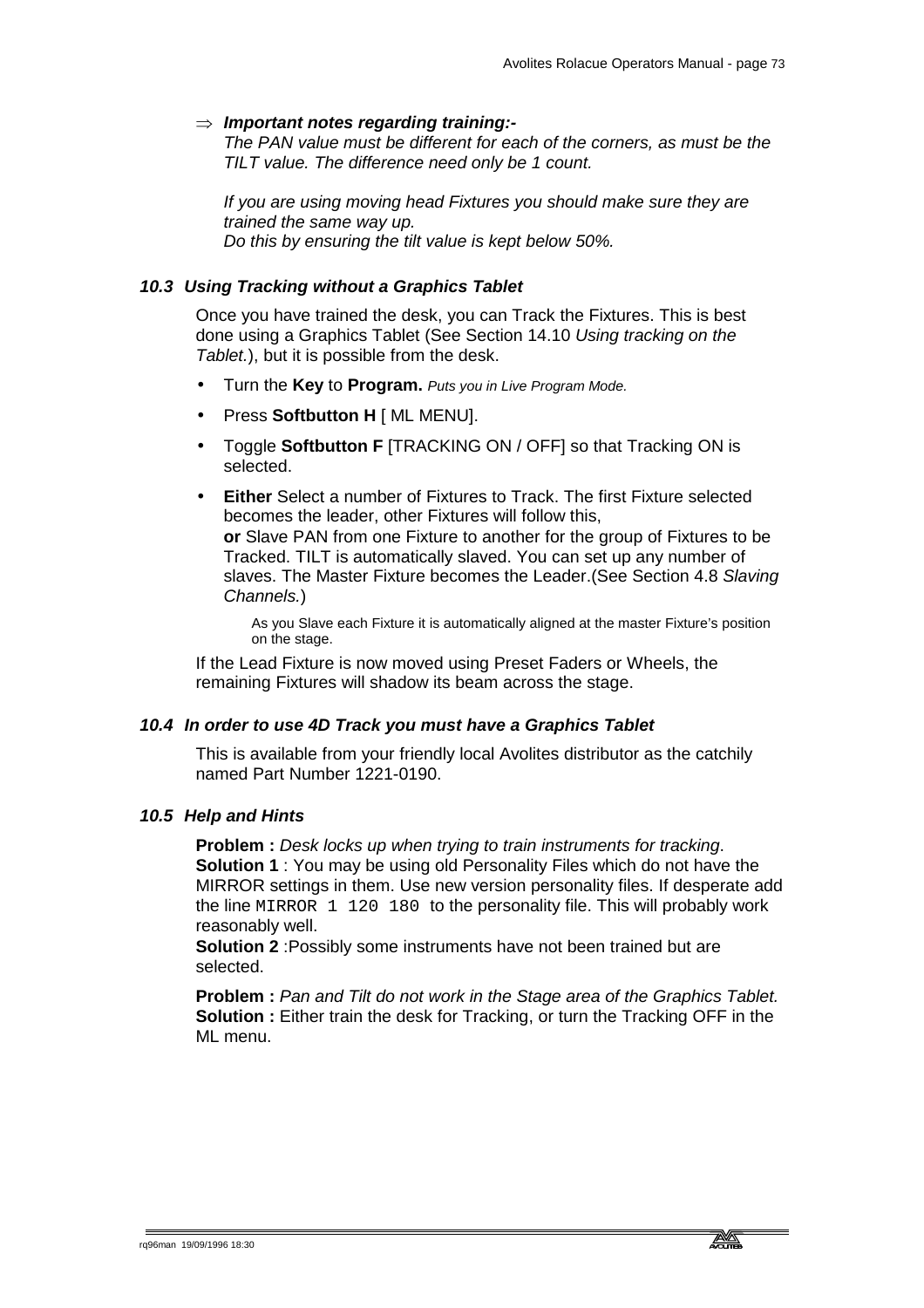⇒ ***Important notes regarding training:-***
*The PAN value must be different for each of the corners, as must be the TILT value. The difference need only be 1 count.*

*If you are using moving head Fixtures you should make sure they are trained the same way up.*
*Do this by ensuring the tilt value is kept below 50%.*

### *10.3 Using Tracking without a Graphics Tablet*

Once you have trained the desk, you can Track the Fixtures. This is best done using a Graphics Tablet (See Section 14.10 *Using tracking on the Tablet.*), but it is possible from the desk.

- Turn the **Key** to **Program.** *Puts you in Live Program Mode.*
- Press **Softbutton H** [ ML MENU].
- Toggle **Softbutton F** [TRACKING ON / OFF] so that Tracking ON is selected.
- **Either** Select a number of Fixtures to Track. The first Fixture selected becomes the leader, other Fixtures will follow this,
  **or** Slave PAN from one Fixture to another for the group of Fixtures to be Tracked. TILT is automatically slaved. You can set up any number of slaves. The Master Fixture becomes the Leader.(See Section 4.8 *Slaving Channels.*)

  As you Slave each Fixture it is automatically aligned at the master Fixture's position on the stage.

If the Lead Fixture is now moved using Preset Faders or Wheels, the remaining Fixtures will shadow its beam across the stage.

### *10.4 In order to use 4D Track you must have a Graphics Tablet*

This is available from your friendly local Avolites distributor as the catchily named Part Number 1221-0190.

### *10.5 Help and Hints*

**Problem :** *Desk locks up when trying to train instruments for tracking*.
**Solution 1** : You may be using old Personality Files which do not have the MIRROR settings in them. Use new version personality files. If desperate add the line `MIRROR 1 120 180` to the personality file. This will probably work reasonably well.
**Solution 2** :Possibly some instruments have not been trained but are selected.

**Problem :** *Pan and Tilt do not work in the Stage area of the Graphics Tablet.*
**Solution :** Either train the desk for Tracking, or turn the Tracking OFF in the ML menu.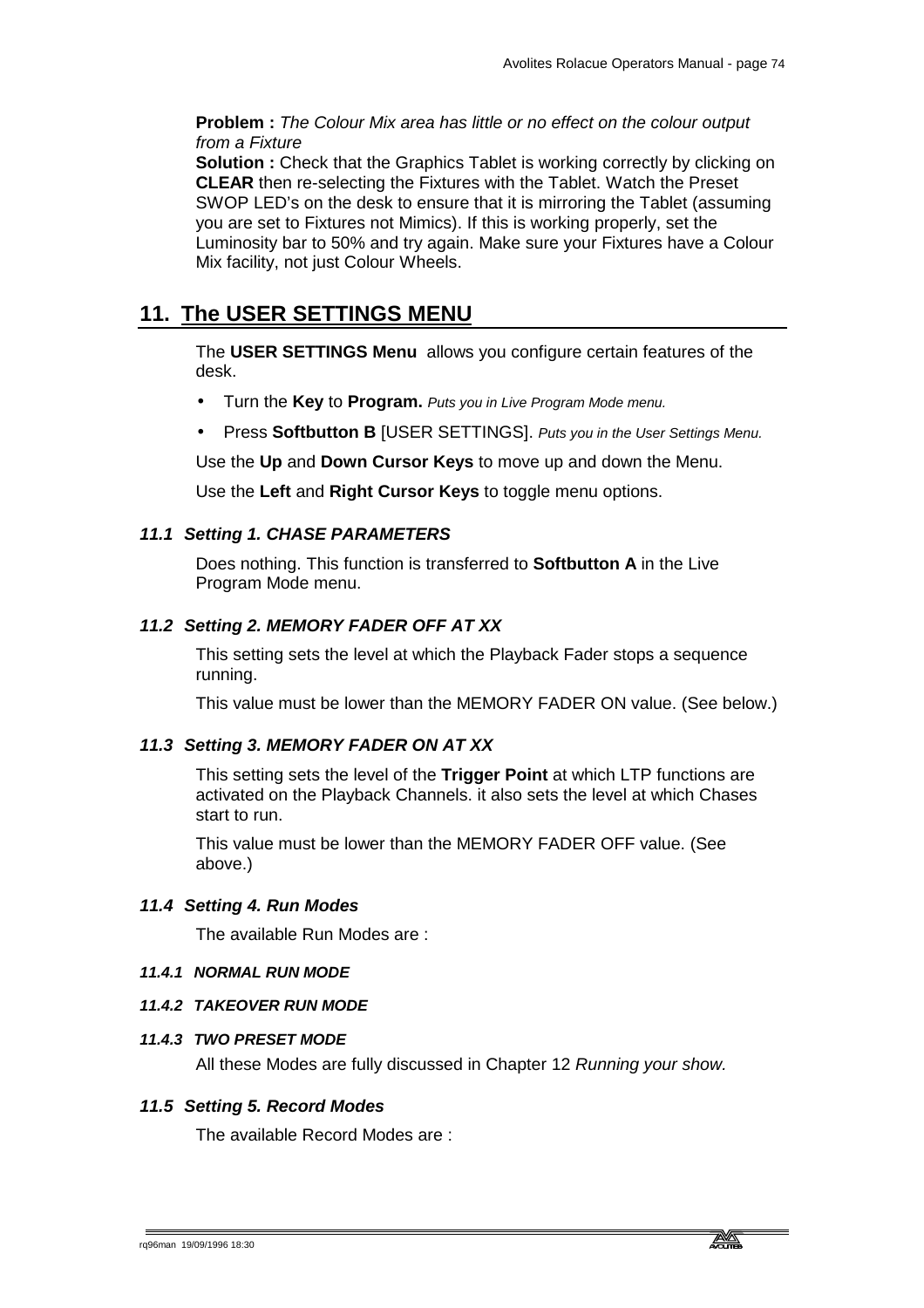**Problem :** *The Colour Mix area has little or no effect on the colour output from a Fixture*

**Solution :** Check that the Graphics Tablet is working correctly by clicking on **CLEAR** then re-selecting the Fixtures with the Tablet. Watch the Preset SWOP LED's on the desk to ensure that it is mirroring the Tablet (assuming you are set to Fixtures not Mimics). If this is working properly, set the Luminosity bar to 50% and try again. Make sure your Fixtures have a Colour Mix facility, not just Colour Wheels.

# 11. The USER SETTINGS MENU

The **USER SETTINGS Menu** allows you configure certain features of the desk.

- Turn the **Key** to **Program.** *Puts you in Live Program Mode menu.*
- Press **Softbutton B** [USER SETTINGS]. *Puts you in the User Settings Menu.*

Use the **Up** and **Down Cursor Keys** to move up and down the Menu.

Use the **Left** and **Right Cursor Keys** to toggle menu options.

## *11.1 Setting 1. CHASE PARAMETERS*

Does nothing. This function is transferred to **Softbutton A** in the Live Program Mode menu.

## *11.2 Setting 2. MEMORY FADER OFF AT XX*

This setting sets the level at which the Playback Fader stops a sequence running.

This value must be lower than the MEMORY FADER ON value. (See below.)

## *11.3 Setting 3. MEMORY FADER ON AT XX*

This setting sets the level of the **Trigger Point** at which LTP functions are activated on the Playback Channels. it also sets the level at which Chases start to run.

This value must be lower than the MEMORY FADER OFF value. (See above.)

## *11.4 Setting 4. Run Modes*

The available Run Modes are :

### *11.4.1 NORMAL RUN MODE*

### *11.4.2 TAKEOVER RUN MODE*

### *11.4.3 TWO PRESET MODE*

All these Modes are fully discussed in Chapter 12 *Running your show.*

## *11.5 Setting 5. Record Modes*

The available Record Modes are :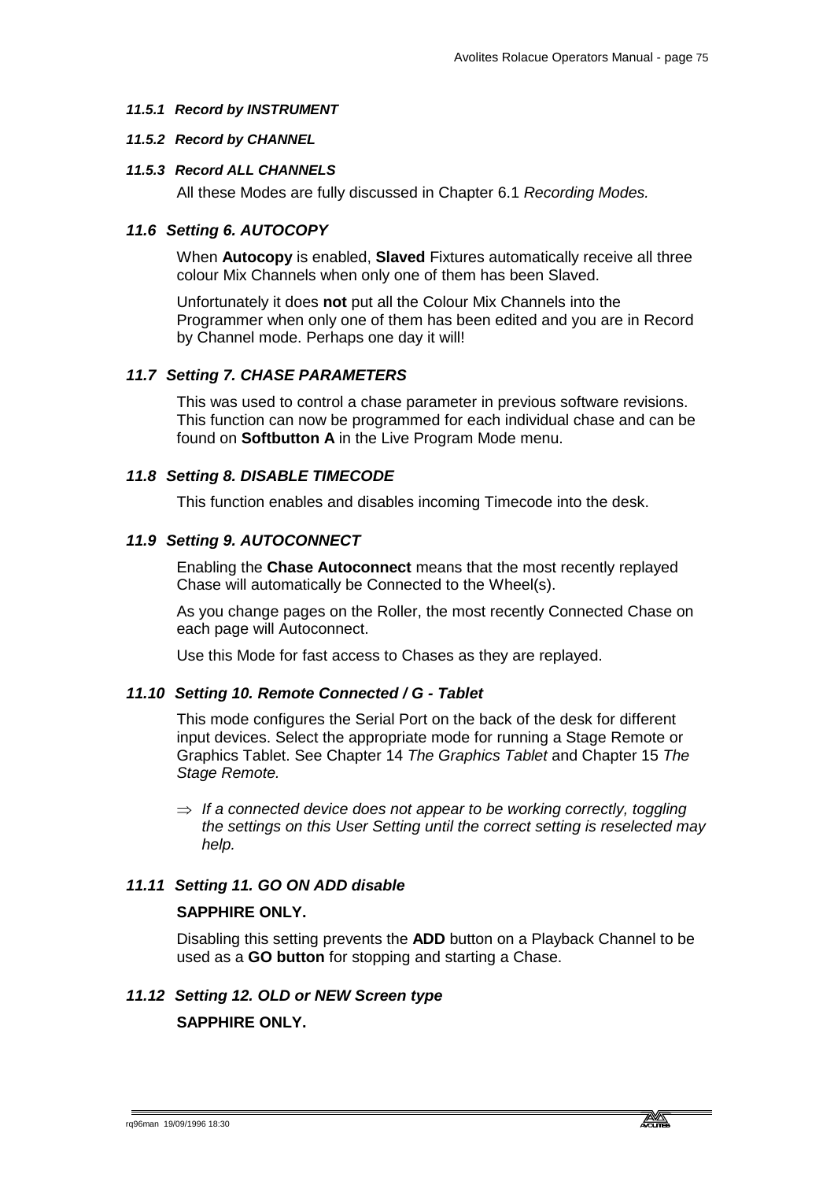#### *11.5.1 Record by INSTRUMENT*

#### *11.5.2 Record by CHANNEL*

#### *11.5.3 Record ALL CHANNELS*

All these Modes are fully discussed in Chapter 6.1 *Recording Modes.*

### *11.6 Setting 6. AUTOCOPY*

When **Autocopy** is enabled, **Slaved** Fixtures automatically receive all three colour Mix Channels when only one of them has been Slaved.

Unfortunately it does **not** put all the Colour Mix Channels into the Programmer when only one of them has been edited and you are in Record by Channel mode. Perhaps one day it will!

### *11.7 Setting 7. CHASE PARAMETERS*

This was used to control a chase parameter in previous software revisions. This function can now be programmed for each individual chase and can be found on **Softbutton A** in the Live Program Mode menu.

### *11.8 Setting 8. DISABLE TIMECODE*

This function enables and disables incoming Timecode into the desk.

### *11.9 Setting 9. AUTOCONNECT*

Enabling the **Chase Autoconnect** means that the most recently replayed Chase will automatically be Connected to the Wheel(s).

As you change pages on the Roller, the most recently Connected Chase on each page will Autoconnect.

Use this Mode for fast access to Chases as they are replayed.

### *11.10 Setting 10. Remote Connected / G - Tablet*

This mode configures the Serial Port on the back of the desk for different input devices. Select the appropriate mode for running a Stage Remote or Graphics Tablet. See Chapter 14 *The Graphics Tablet* and Chapter 15 *The Stage Remote.*

⇒ *If a connected device does not appear to be working correctly, toggling the settings on this User Setting until the correct setting is reselected may help.*

### *11.11 Setting 11. GO ON ADD disable*

**SAPPHIRE ONLY.**

Disabling this setting prevents the **ADD** button on a Playback Channel to be used as a **GO button** for stopping and starting a Chase.

### *11.12 Setting 12. OLD or NEW Screen type*

**SAPPHIRE ONLY.**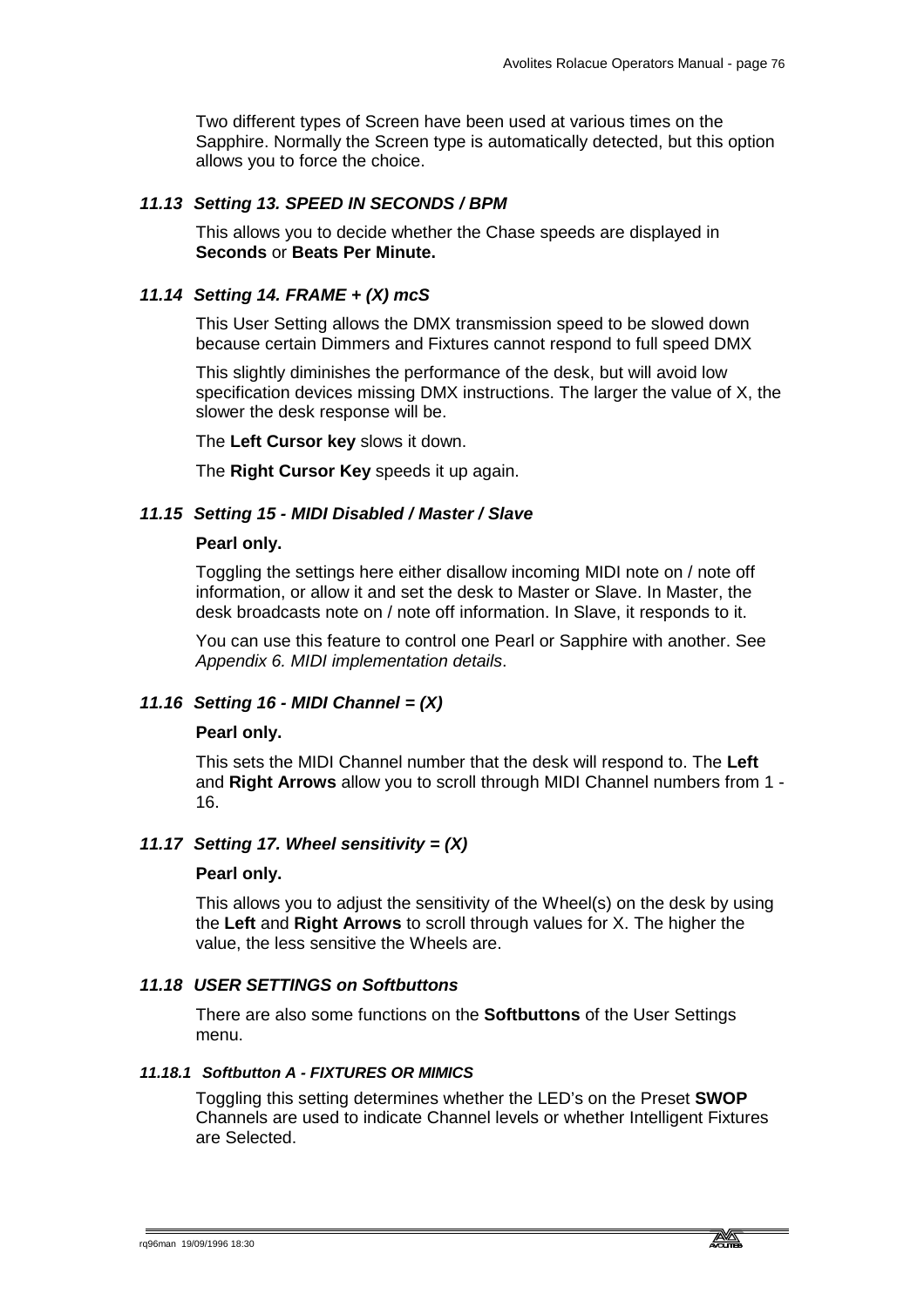Two different types of Screen have been used at various times on the Sapphire. Normally the Screen type is automatically detected, but this option allows you to force the choice.

### *11.13 Setting 13. SPEED IN SECONDS / BPM*

This allows you to decide whether the Chase speeds are displayed in **Seconds** or **Beats Per Minute.**

### *11.14 Setting 14. FRAME + (X) mcS*

This User Setting allows the DMX transmission speed to be slowed down because certain Dimmers and Fixtures cannot respond to full speed DMX

This slightly diminishes the performance of the desk, but will avoid low specification devices missing DMX instructions. The larger the value of X, the slower the desk response will be.

The **Left Cursor key** slows it down.

The **Right Cursor Key** speeds it up again.

### *11.15 Setting 15 - MIDI Disabled / Master / Slave*

**Pearl only.**

Toggling the settings here either disallow incoming MIDI note on / note off information, or allow it and set the desk to Master or Slave. In Master, the desk broadcasts note on / note off information. In Slave, it responds to it.

You can use this feature to control one Pearl or Sapphire with another. See *Appendix 6. MIDI implementation details*.

### *11.16 Setting 16 - MIDI Channel = (X)*

**Pearl only.**

This sets the MIDI Channel number that the desk will respond to. The **Left** and **Right Arrows** allow you to scroll through MIDI Channel numbers from 1 - 16.

### *11.17 Setting 17. Wheel sensitivity = (X)*

**Pearl only.**

This allows you to adjust the sensitivity of the Wheel(s) on the desk by using the **Left** and **Right Arrows** to scroll through values for X. The higher the value, the less sensitive the Wheels are.

### *11.18 USER SETTINGS on Softbuttons*

There are also some functions on the **Softbuttons** of the User Settings menu.

#### *11.18.1 Softbutton A - FIXTURES OR MIMICS*

Toggling this setting determines whether the LED's on the Preset **SWOP** Channels are used to indicate Channel levels or whether Intelligent Fixtures are Selected.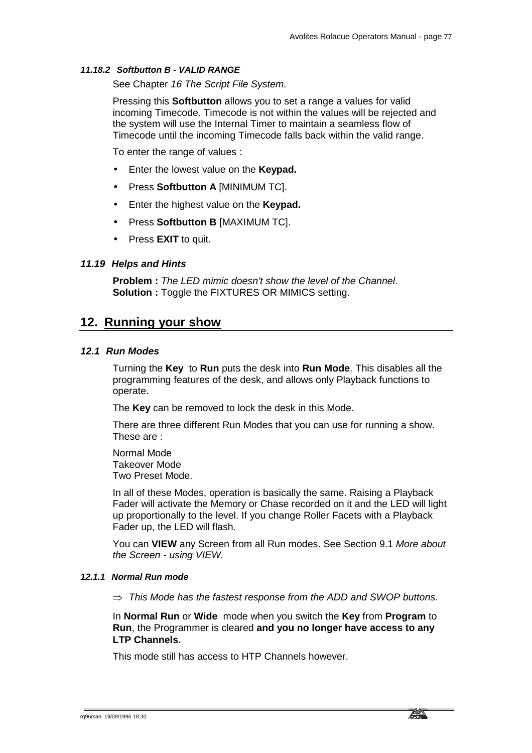#### 11.18.2 Softbutton B - VALID RANGE

See Chapter *16 The Script File System.*

Pressing this **Softbutton** allows you to set a range a values for valid incoming Timecode. Timecode is not within the values will be rejected and the system will use the Internal Timer to maintain a seamless flow of Timecode until the incoming Timecode falls back within the valid range.

To enter the range of values :

- Enter the lowest value on the **Keypad.**
- Press **Softbutton A** [MINIMUM TC].
- Enter the highest value on the **Keypad.**
- Press **Softbutton B** [MAXIMUM TC].
- Press **EXIT** to quit.

### 11.19 Helps and Hints

**Problem :** *The LED mimic doesn't show the level of the Channel*.
**Solution :** Toggle the FIXTURES OR MIMICS setting.

## 12. Running your show

### 12.1 Run Modes

Turning the **Key** to **Run** puts the desk into **Run Mode**. This disables all the programming features of the desk, and allows only Playback functions to operate.

The **Key** can be removed to lock the desk in this Mode.

There are three different Run Modes that you can use for running a show. These are :

Normal Mode
Takeover Mode
Two Preset Mode.

In all of these Modes, operation is basically the same. Raising a Playback Fader will activate the Memory or Chase recorded on it and the LED will light up proportionally to the level. If you change Roller Facets with a Playback Fader up, the LED will flash.

You can **VIEW** any Screen from all Run modes. See Section 9.1 *More about the Screen - using VIEW.*

#### 12.1.1 Normal Run mode

⇒ *This Mode has the fastest response from the ADD and SWOP buttons.*

In **Normal Run** or **Wide** mode when you switch the **Key** from **Program** to **Run**, the Programmer is cleared **and you no longer have access to any LTP Channels.**

This mode still has access to HTP Channels however.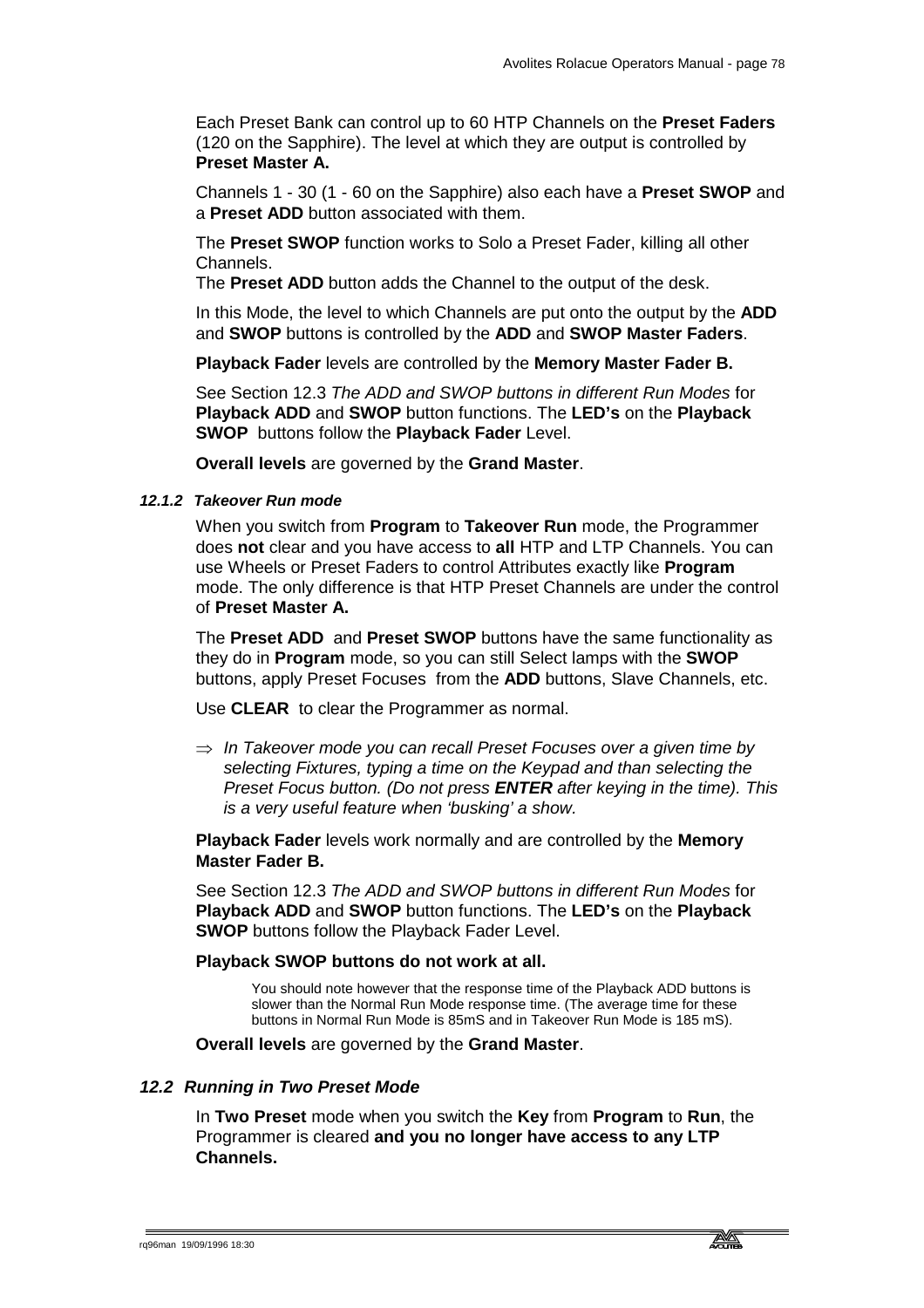Each Preset Bank can control up to 60 HTP Channels on the **Preset Faders** (120 on the Sapphire). The level at which they are output is controlled by **Preset Master A.**

Channels 1 - 30 (1 - 60 on the Sapphire) also each have a **Preset SWOP** and a **Preset ADD** button associated with them.

The **Preset SWOP** function works to Solo a Preset Fader, killing all other Channels.
The **Preset ADD** button adds the Channel to the output of the desk.

In this Mode, the level to which Channels are put onto the output by the **ADD** and **SWOP** buttons is controlled by the **ADD** and **SWOP Master Faders**.

**Playback Fader** levels are controlled by the **Memory Master Fader B.**

See Section 12.3 *The ADD and SWOP buttons in different Run Modes* for **Playback ADD** and **SWOP** button functions. The **LED's** on the **Playback SWOP** buttons follow the **Playback Fader** Level.

**Overall levels** are governed by the **Grand Master**.

#### *12.1.2 Takeover Run mode*

When you switch from **Program** to **Takeover Run** mode, the Programmer does **not** clear and you have access to **all** HTP and LTP Channels. You can use Wheels or Preset Faders to control Attributes exactly like **Program** mode. The only difference is that HTP Preset Channels are under the control of **Preset Master A.**

The **Preset ADD** and **Preset SWOP** buttons have the same functionality as they do in **Program** mode, so you can still Select lamps with the **SWOP** buttons, apply Preset Focuses from the **ADD** buttons, Slave Channels, etc.

Use **CLEAR** to clear the Programmer as normal.

⇒ *In Takeover mode you can recall Preset Focuses over a given time by selecting Fixtures, typing a time on the Keypad and than selecting the Preset Focus button. (Do not press **ENTER** after keying in the time). This is a very useful feature when 'busking' a show.*

**Playback Fader** levels work normally and are controlled by the **Memory Master Fader B.**

See Section 12.3 *The ADD and SWOP buttons in different Run Modes* for **Playback ADD** and **SWOP** button functions. The **LED's** on the **Playback SWOP** buttons follow the Playback Fader Level.

**Playback SWOP buttons do not work at all.**

You should note however that the response time of the Playback ADD buttons is slower than the Normal Run Mode response time. (The average time for these buttons in Normal Run Mode is 85mS and in Takeover Run Mode is 185 mS).

**Overall levels** are governed by the **Grand Master**.

### *12.2 Running in Two Preset Mode*

In **Two Preset** mode when you switch the **Key** from **Program** to **Run**, the Programmer is cleared **and you no longer have access to any LTP Channels.**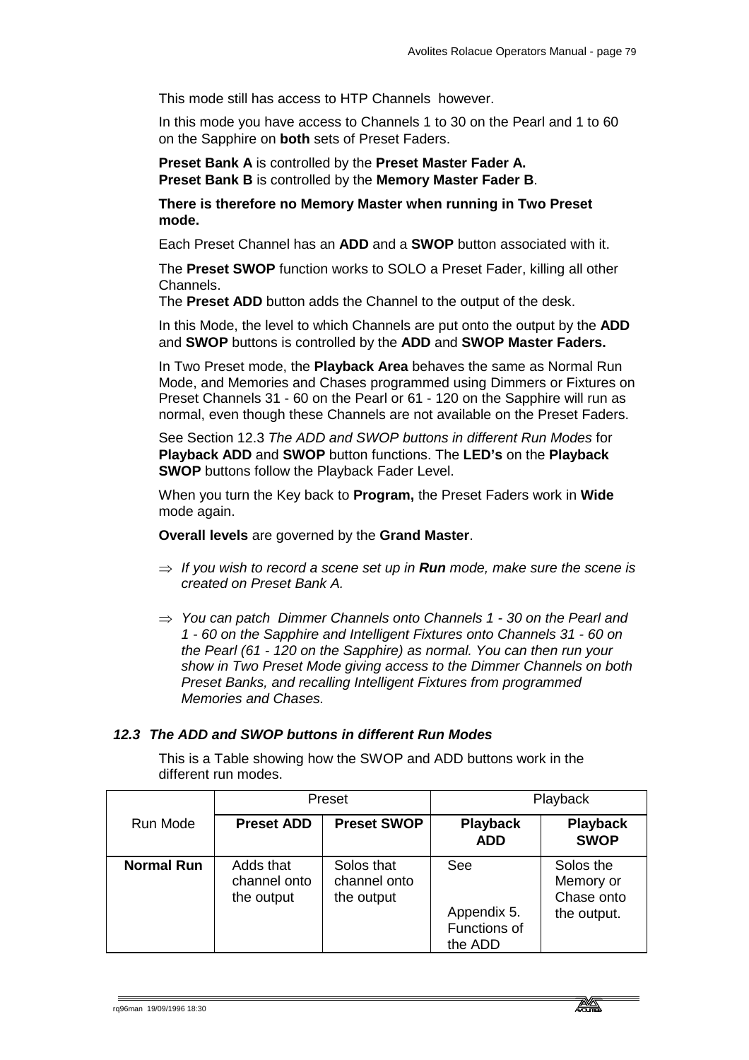This mode still has access to HTP Channels however.

In this mode you have access to Channels 1 to 30 on the Pearl and 1 to 60 on the Sapphire on **both** sets of Preset Faders.

**Preset Bank A** is controlled by the **Preset Master Fader A.**
**Preset Bank B** is controlled by the **Memory Master Fader B**.

**There is therefore no Memory Master when running in Two Preset mode.**

Each Preset Channel has an **ADD** and a **SWOP** button associated with it.

The **Preset SWOP** function works to SOLO a Preset Fader, killing all other Channels.
The **Preset ADD** button adds the Channel to the output of the desk.

In this Mode, the level to which Channels are put onto the output by the **ADD** and **SWOP** buttons is controlled by the **ADD** and **SWOP Master Faders.**

In Two Preset mode, the **Playback Area** behaves the same as Normal Run Mode, and Memories and Chases programmed using Dimmers or Fixtures on Preset Channels 31 - 60 on the Pearl or 61 - 120 on the Sapphire will run as normal, even though these Channels are not available on the Preset Faders.

See Section 12.3 *The ADD and SWOP buttons in different Run Modes* for **Playback ADD** and **SWOP** button functions. The **LED's** on the **Playback SWOP** buttons follow the Playback Fader Level.

When you turn the Key back to **Program,** the Preset Faders work in **Wide** mode again.

**Overall levels** are governed by the **Grand Master**.

⇒ *If you wish to record a scene set up in **Run** mode, make sure the scene is created on Preset Bank A.*

⇒ *You can patch Dimmer Channels onto Channels 1 - 30 on the Pearl and 1 - 60 on the Sapphire and Intelligent Fixtures onto Channels 31 - 60 on the Pearl (61 - 120 on the Sapphire) as normal. You can then run your show in Two Preset Mode giving access to the Dimmer Channels on both Preset Banks, and recalling Intelligent Fixtures from programmed Memories and Chases.*

### *12.3 The ADD and SWOP buttons in different Run Modes*

This is a Table showing how the SWOP and ADD buttons work in the different run modes.

| | Preset | | Playback | |
|---|---|---|---|---|
| Run Mode | **Preset ADD** | **Preset SWOP** | **Playback ADD** | **Playback SWOP** |
| **Normal Run** | Adds that channel onto the output | Solos that channel onto the output | See Appendix 5. Functions of the ADD | Solos the Memory or Chase onto the output. |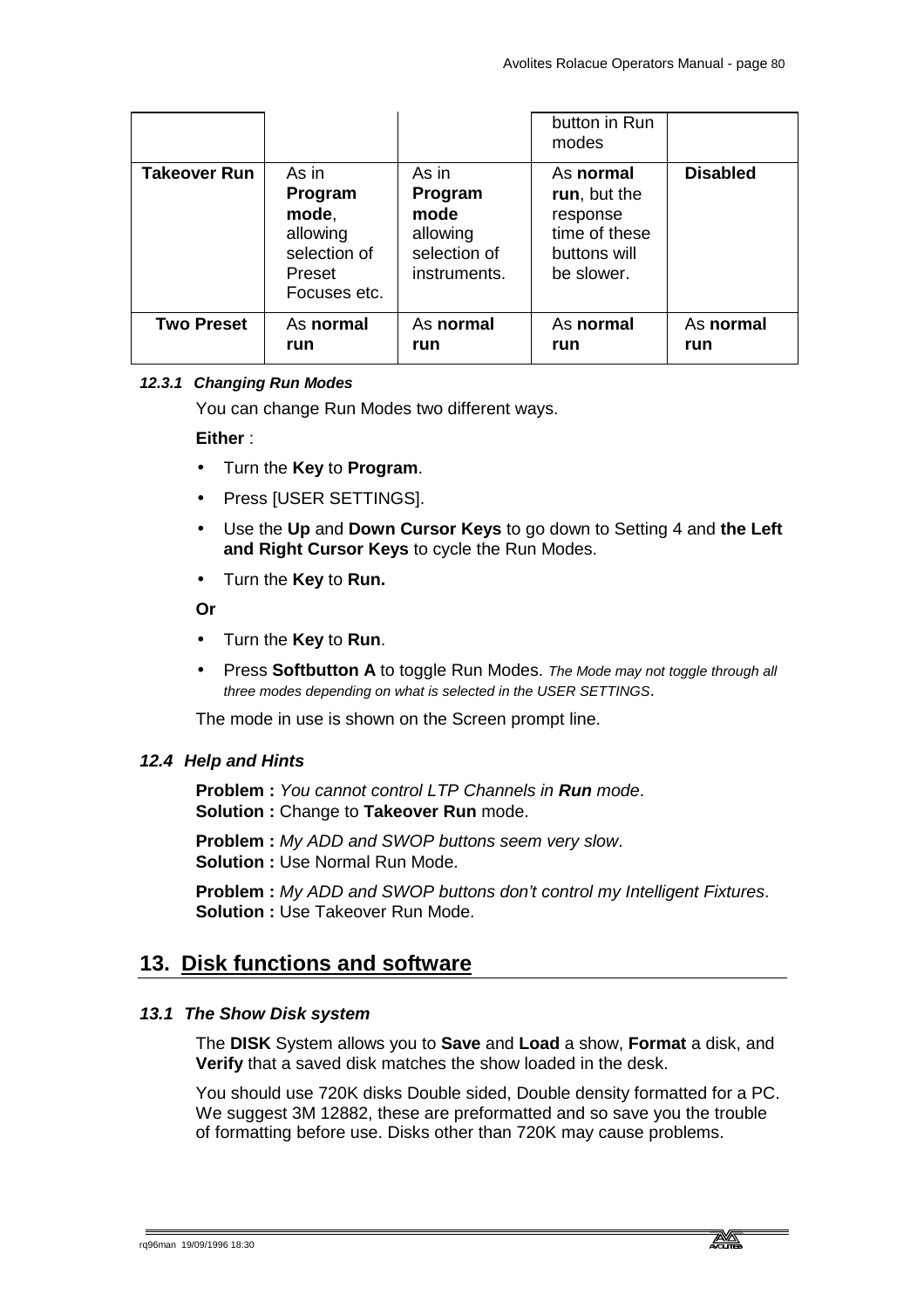| | | | | |
|---|---|---|---|---|
| | | | button in Run modes | |
| **Takeover Run** | As in **Program mode**, allowing selection of Preset Focuses etc. | As in **Program mode** allowing selection of instruments. | As **normal run**, but the response time of these buttons will be slower. | **Disabled** |
| **Two Preset** | As **normal run** | As **normal run** | As **normal run** | As **normal run** |

#### *12.3.1 Changing Run Modes*

You can change Run Modes two different ways.

**Either** :

- Turn the **Key** to **Program**.
- Press [USER SETTINGS].
- Use the **Up** and **Down Cursor Keys** to go down to Setting 4 and **the Left and Right Cursor Keys** to cycle the Run Modes.
- Turn the **Key** to **Run.**

**Or**

- Turn the **Key** to **Run**.
- Press **Softbutton A** to toggle Run Modes. *The Mode may not toggle through all three modes depending on what is selected in the USER SETTINGS*.

The mode in use is shown on the Screen prompt line.

### *12.4 Help and Hints*

**Problem :** *You cannot control LTP Channels in **Run** mode*.
**Solution :** Change to **Takeover Run** mode.

**Problem :** *My ADD and SWOP buttons seem very slow*.
**Solution :** Use Normal Run Mode.

**Problem :** *My ADD and SWOP buttons don't control my Intelligent Fixtures*.
**Solution :** Use Takeover Run Mode.

## 13. Disk functions and software

### *13.1 The Show Disk system*

The **DISK** System allows you to **Save** and **Load** a show, **Format** a disk, and **Verify** that a saved disk matches the show loaded in the desk.

You should use 720K disks Double sided, Double density formatted for a PC. We suggest 3M 12882, these are preformatted and so save you the trouble of formatting before use. Disks other than 720K may cause problems.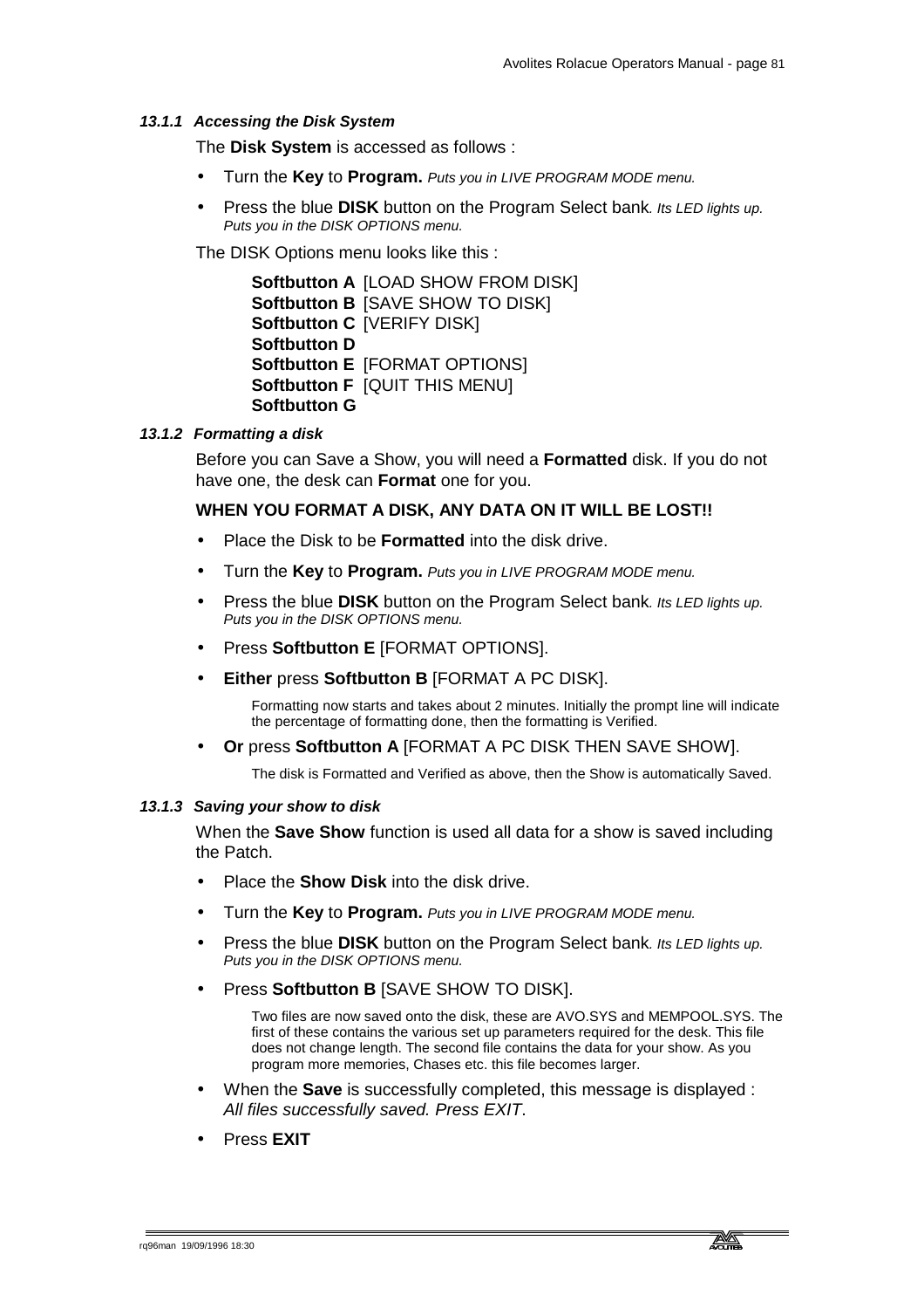#### 13.1.1 *Accessing the Disk System*

The **Disk System** is accessed as follows :

- Turn the **Key** to **Program.** *Puts you in LIVE PROGRAM MODE menu.*
- Press the blue **DISK** button on the Program Select bank*. Its LED lights up. Puts you in the DISK OPTIONS menu.*

The DISK Options menu looks like this :

**Softbutton A** [LOAD SHOW FROM DISK]
**Softbutton B** [SAVE SHOW TO DISK]
**Softbutton C** [VERIFY DISK]
**Softbutton D**
**Softbutton E** [FORMAT OPTIONS]
**Softbutton F** [QUIT THIS MENU]
**Softbutton G**

#### 13.1.2 *Formatting a disk*

Before you can Save a Show, you will need a **Formatted** disk. If you do not have one, the desk can **Format** one for you.

**WHEN YOU FORMAT A DISK, ANY DATA ON IT WILL BE LOST!!**

- Place the Disk to be **Formatted** into the disk drive.
- Turn the **Key** to **Program.** *Puts you in LIVE PROGRAM MODE menu.*
- Press the blue **DISK** button on the Program Select bank*. Its LED lights up. Puts you in the DISK OPTIONS menu.*
- Press **Softbutton E** [FORMAT OPTIONS].
- **Either** press **Softbutton B** [FORMAT A PC DISK].

  Formatting now starts and takes about 2 minutes. Initially the prompt line will indicate the percentage of formatting done, then the formatting is Verified.

- **Or** press **Softbutton A** [FORMAT A PC DISK THEN SAVE SHOW].

  The disk is Formatted and Verified as above, then the Show is automatically Saved.

#### 13.1.3 *Saving your show to disk*

When the **Save Show** function is used all data for a show is saved including the Patch.

- Place the **Show Disk** into the disk drive.
- Turn the **Key** to **Program.** *Puts you in LIVE PROGRAM MODE menu.*
- Press the blue **DISK** button on the Program Select bank*. Its LED lights up. Puts you in the DISK OPTIONS menu.*
- Press **Softbutton B** [SAVE SHOW TO DISK].

  Two files are now saved onto the disk, these are AVO.SYS and MEMPOOL.SYS. The first of these contains the various set up parameters required for the desk. This file does not change length. The second file contains the data for your show. As you program more memories, Chases etc. this file becomes larger.

- When the **Save** is successfully completed, this message is displayed : *All files successfully saved. Press EXIT*.
- Press **EXIT**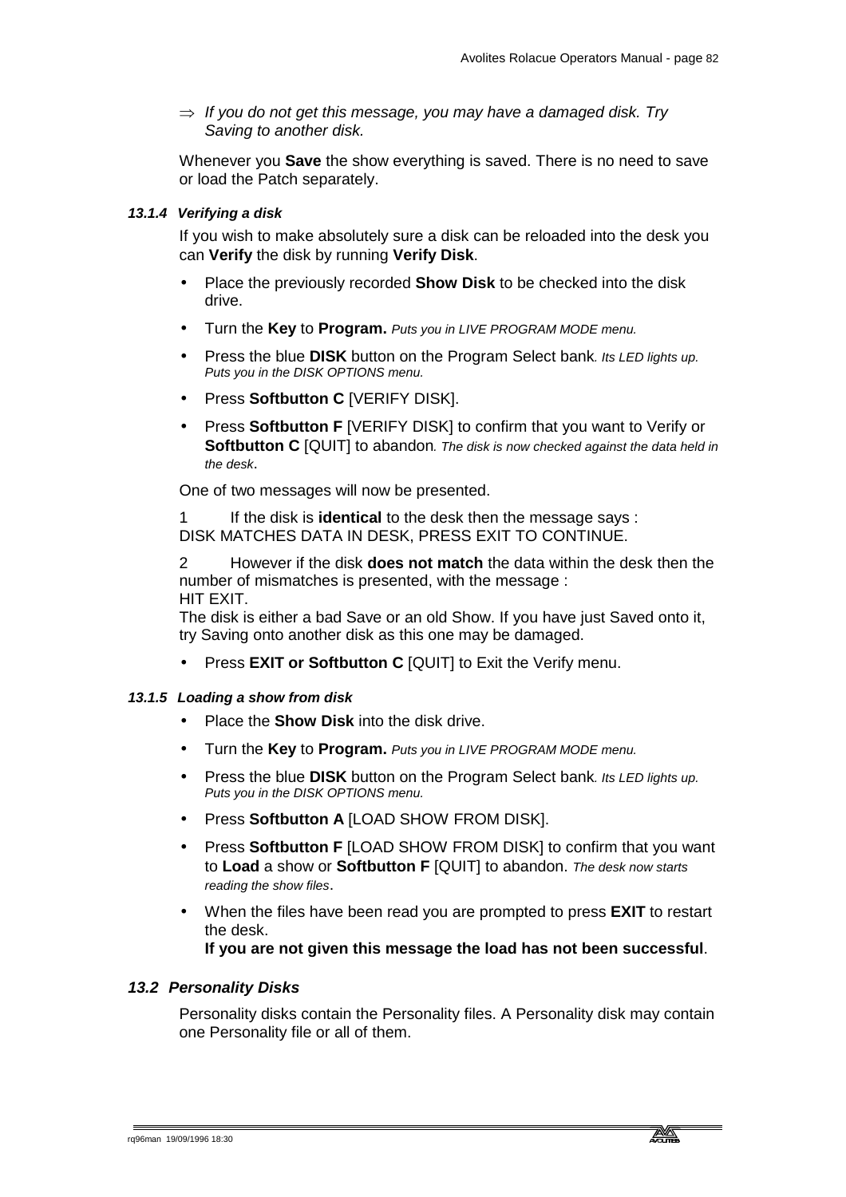⇒ *If you do not get this message, you may have a damaged disk. Try Saving to another disk.*

Whenever you **Save** the show everything is saved. There is no need to save or load the Patch separately.

#### *13.1.4 Verifying a disk*

If you wish to make absolutely sure a disk can be reloaded into the desk you can **Verify** the disk by running **Verify Disk**.

- Place the previously recorded **Show Disk** to be checked into the disk drive.
- Turn the **Key** to **Program.** *Puts you in LIVE PROGRAM MODE menu.*
- Press the blue **DISK** button on the Program Select bank*. Its LED lights up. Puts you in the DISK OPTIONS menu.*
- Press **Softbutton C** [VERIFY DISK].
- Press **Softbutton F** [VERIFY DISK] to confirm that you want to Verify or **Softbutton C** [QUIT] to abandon*. The disk is now checked against the data held in the desk*.

One of two messages will now be presented.

1 If the disk is **identical** to the desk then the message says :
DISK MATCHES DATA IN DESK, PRESS EXIT TO CONTINUE.

2 However if the disk **does not match** the data within the desk then the number of mismatches is presented, with the message :
HIT EXIT.
The disk is either a bad Save or an old Show. If you have just Saved onto it, try Saving onto another disk as this one may be damaged.

- Press **EXIT or Softbutton C** [QUIT] to Exit the Verify menu.

#### *13.1.5 Loading a show from disk*

- Place the **Show Disk** into the disk drive.
- Turn the **Key** to **Program.** *Puts you in LIVE PROGRAM MODE menu.*
- Press the blue **DISK** button on the Program Select bank*. Its LED lights up. Puts you in the DISK OPTIONS menu.*
- Press **Softbutton A** [LOAD SHOW FROM DISK].
- Press **Softbutton F** [LOAD SHOW FROM DISK] to confirm that you want to **Load** a show or **Softbutton F** [QUIT] to abandon. *The desk now starts reading the show files*.
- When the files have been read you are prompted to press **EXIT** to restart the desk.
  **If you are not given this message the load has not been successful**.

### *13.2 Personality Disks*

Personality disks contain the Personality files. A Personality disk may contain one Personality file or all of them.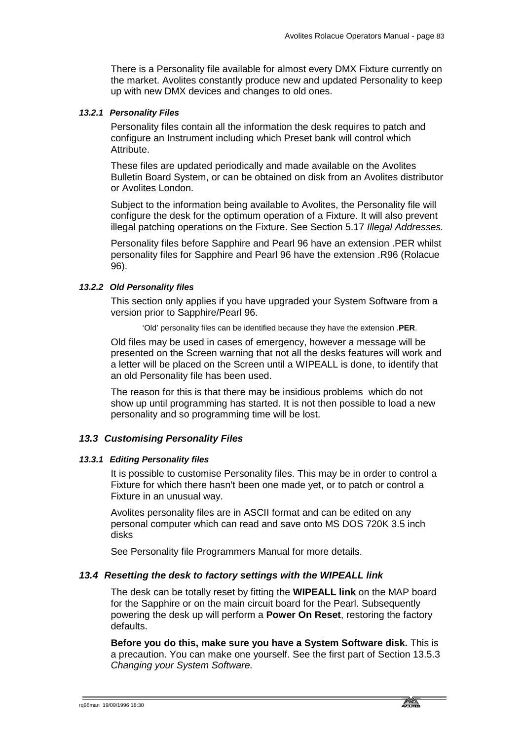There is a Personality file available for almost every DMX Fixture currently on the market. Avolites constantly produce new and updated Personality to keep up with new DMX devices and changes to old ones.

#### *13.2.1 Personality Files*

Personality files contain all the information the desk requires to patch and configure an Instrument including which Preset bank will control which Attribute.

These files are updated periodically and made available on the Avolites Bulletin Board System, or can be obtained on disk from an Avolites distributor or Avolites London.

Subject to the information being available to Avolites, the Personality file will configure the desk for the optimum operation of a Fixture. It will also prevent illegal patching operations on the Fixture. See Section 5.17 *Illegal Addresses.*

Personality files before Sapphire and Pearl 96 have an extension .PER whilst personality files for Sapphire and Pearl 96 have the extension .R96 (Rolacue 96).

#### *13.2.2 Old Personality files*

This section only applies if you have upgraded your System Software from a version prior to Sapphire/Pearl 96.

'Old' personality files can be identified because they have the extension .**PER**.

Old files may be used in cases of emergency, however a message will be presented on the Screen warning that not all the desks features will work and a letter will be placed on the Screen until a WIPEALL is done, to identify that an old Personality file has been used.

The reason for this is that there may be insidious problems which do not show up until programming has started. It is not then possible to load a new personality and so programming time will be lost.

### *13.3 Customising Personality Files*

#### *13.3.1 Editing Personality files*

It is possible to customise Personality files. This may be in order to control a Fixture for which there hasn't been one made yet, or to patch or control a Fixture in an unusual way.

Avolites personality files are in ASCII format and can be edited on any personal computer which can read and save onto MS DOS 720K 3.5 inch disks

See Personality file Programmers Manual for more details.

### *13.4 Resetting the desk to factory settings with the WIPEALL link*

The desk can be totally reset by fitting the **WIPEALL link** on the MAP board for the Sapphire or on the main circuit board for the Pearl. Subsequently powering the desk up will perform a **Power On Reset**, restoring the factory defaults.

**Before you do this, make sure you have a System Software disk.** This is a precaution. You can make one yourself. See the first part of Section 13.5.3 *Changing your System Software.*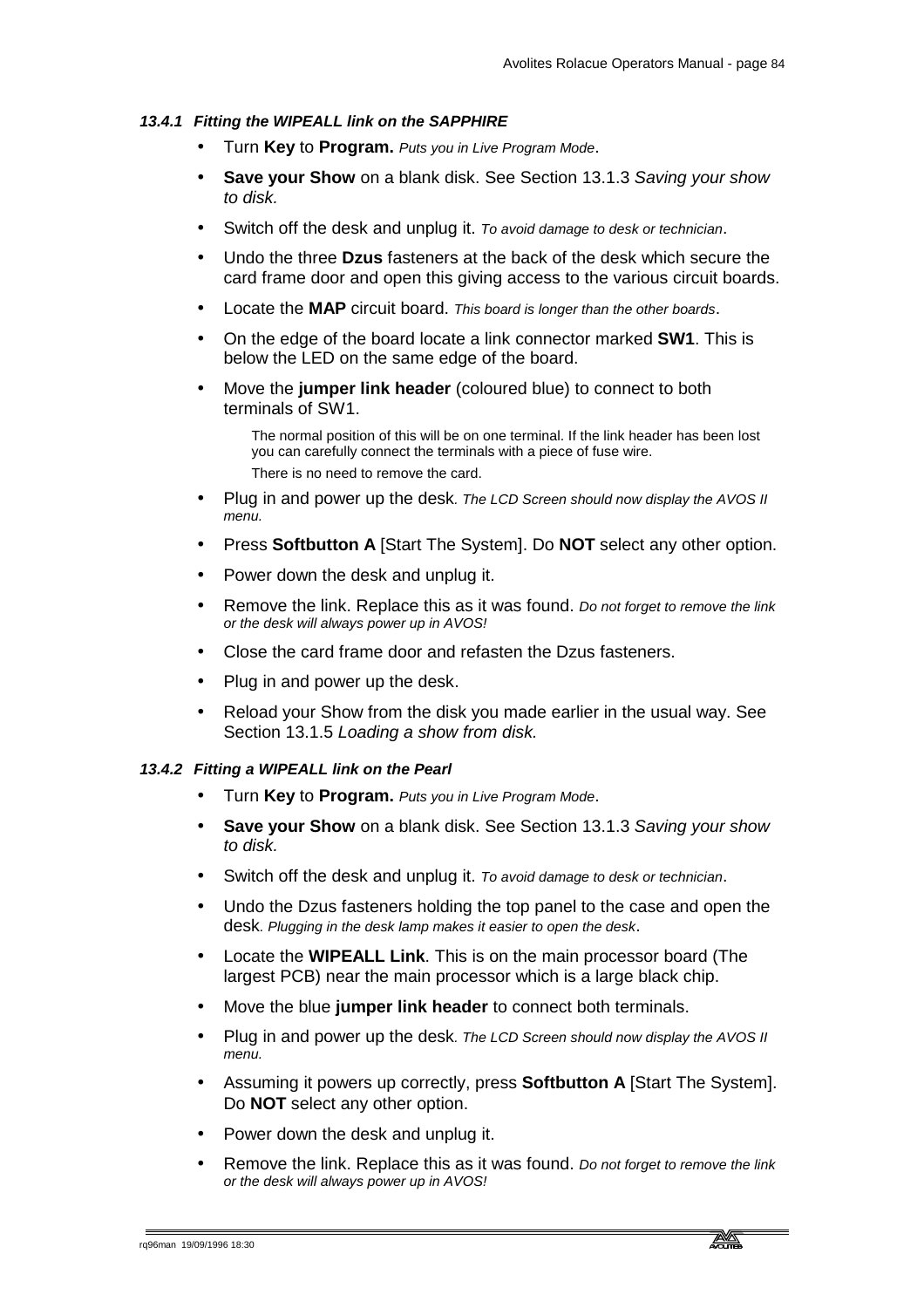#### 13.4.1 *Fitting the WIPEALL link on the SAPPHIRE*

- Turn **Key** to **Program.** *Puts you in Live Program Mode*.
- **Save your Show** on a blank disk. See Section 13.1.3 *Saving your show to disk.*
- Switch off the desk and unplug it. *To avoid damage to desk or technician*.
- Undo the three **Dzus** fasteners at the back of the desk which secure the card frame door and open this giving access to the various circuit boards.
- Locate the **MAP** circuit board. *This board is longer than the other boards*.
- On the edge of the board locate a link connector marked **SW1**. This is below the LED on the same edge of the board.
- Move the **jumper link header** (coloured blue) to connect to both terminals of SW1.

  The normal position of this will be on one terminal. If the link header has been lost you can carefully connect the terminals with a piece of fuse wire.

  There is no need to remove the card.
- Plug in and power up the desk. *The LCD Screen should now display the AVOS II menu.*
- Press **Softbutton A** [Start The System]. Do **NOT** select any other option.
- Power down the desk and unplug it.
- Remove the link. Replace this as it was found. *Do not forget to remove the link or the desk will always power up in AVOS!*
- Close the card frame door and refasten the Dzus fasteners.
- Plug in and power up the desk.
- Reload your Show from the disk you made earlier in the usual way. See Section 13.1.5 *Loading a show from disk.*

#### 13.4.2 *Fitting a WIPEALL link on the Pearl*

- Turn **Key** to **Program.** *Puts you in Live Program Mode*.
- **Save your Show** on a blank disk. See Section 13.1.3 *Saving your show to disk.*
- Switch off the desk and unplug it. *To avoid damage to desk or technician*.
- Undo the Dzus fasteners holding the top panel to the case and open the desk. *Plugging in the desk lamp makes it easier to open the desk*.
- Locate the **WIPEALL Link**. This is on the main processor board (The largest PCB) near the main processor which is a large black chip.
- Move the blue **jumper link header** to connect both terminals.
- Plug in and power up the desk. *The LCD Screen should now display the AVOS II menu.*
- Assuming it powers up correctly, press **Softbutton A** [Start The System]. Do **NOT** select any other option.
- Power down the desk and unplug it.
- Remove the link. Replace this as it was found. *Do not forget to remove the link or the desk will always power up in AVOS!*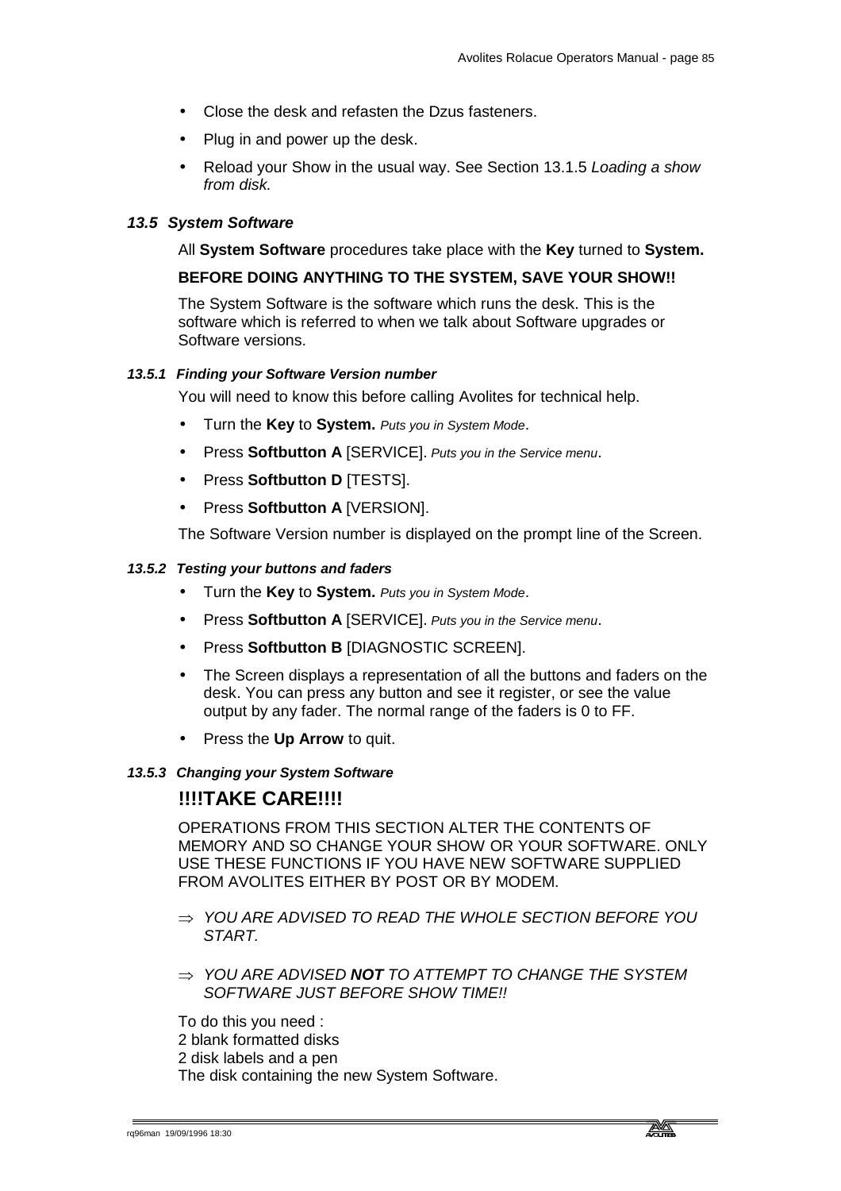- Close the desk and refasten the Dzus fasteners.
- Plug in and power up the desk.
- Reload your Show in the usual way. See Section 13.1.5 *Loading a show from disk.*

### *13.5 System Software*

All **System Software** procedures take place with the **Key** turned to **System.**

**BEFORE DOING ANYTHING TO THE SYSTEM, SAVE YOUR SHOW!!**

The System Software is the software which runs the desk. This is the software which is referred to when we talk about Software upgrades or Software versions.

#### *13.5.1 Finding your Software Version number*

You will need to know this before calling Avolites for technical help.

- Turn the **Key** to **System.** *Puts you in System Mode*.
- Press **Softbutton A** [SERVICE]. *Puts you in the Service menu*.
- Press **Softbutton D** [TESTS].
- Press **Softbutton A** [VERSION].

The Software Version number is displayed on the prompt line of the Screen.

#### *13.5.2 Testing your buttons and faders*

- Turn the **Key** to **System.** *Puts you in System Mode*.
- Press **Softbutton A** [SERVICE]. *Puts you in the Service menu*.
- Press **Softbutton B** [DIAGNOSTIC SCREEN].
- The Screen displays a representation of all the buttons and faders on the desk. You can press any button and see it register, or see the value output by any fader. The normal range of the faders is 0 to FF.
- Press the **Up Arrow** to quit.

#### *13.5.3 Changing your System Software*

## **!!!!TAKE CARE!!!!**

OPERATIONS FROM THIS SECTION ALTER THE CONTENTS OF MEMORY AND SO CHANGE YOUR SHOW OR YOUR SOFTWARE. ONLY USE THESE FUNCTIONS IF YOU HAVE NEW SOFTWARE SUPPLIED FROM AVOLITES EITHER BY POST OR BY MODEM.

⇒ *YOU ARE ADVISED TO READ THE WHOLE SECTION BEFORE YOU START.*

⇒ *YOU ARE ADVISED **NOT** TO ATTEMPT TO CHANGE THE SYSTEM SOFTWARE JUST BEFORE SHOW TIME!!*

To do this you need :
2 blank formatted disks
2 disk labels and a pen
The disk containing the new System Software.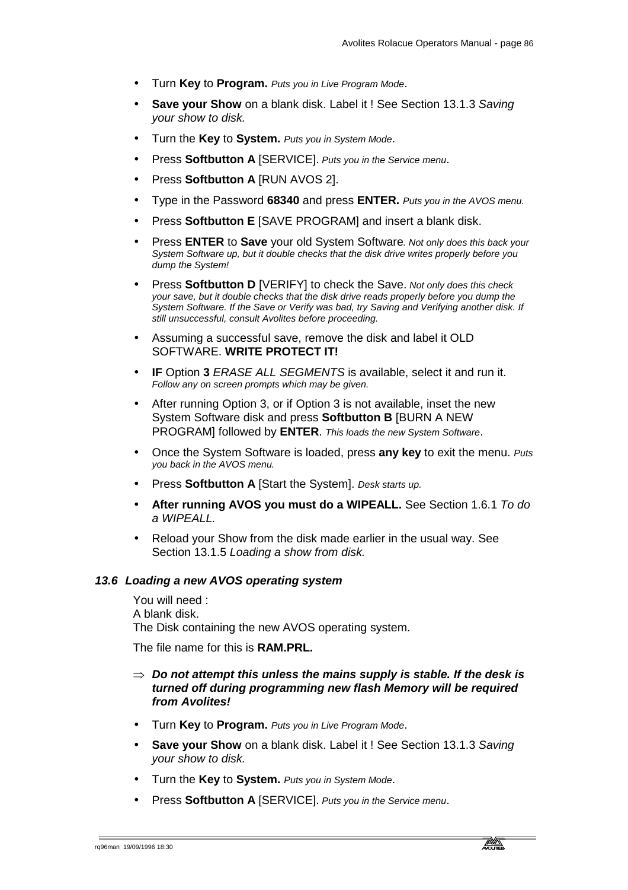- Turn **Key** to **Program.** *Puts you in Live Program Mode*.
- **Save your Show** on a blank disk. Label it ! See Section 13.1.3 *Saving your show to disk.*
- Turn the **Key** to **System.** *Puts you in System Mode*.
- Press **Softbutton A** [SERVICE]. *Puts you in the Service menu*.
- Press **Softbutton A** [RUN AVOS 2].
- Type in the Password **68340** and press **ENTER.** *Puts you in the AVOS menu.*
- Press **Softbutton E** [SAVE PROGRAM] and insert a blank disk.
- Press **ENTER** to **Save** your old System Software*. Not only does this back your System Software up, but it double checks that the disk drive writes properly before you dump the System!*
- Press **Softbutton D** [VERIFY] to check the Save. *Not only does this check your save, but it double checks that the disk drive reads properly before you dump the System Software. If the Save or Verify was bad, try Saving and Verifying another disk. If still unsuccessful, consult Avolites before proceeding.*
- Assuming a successful save, remove the disk and label it OLD SOFTWARE. **WRITE PROTECT IT!**
- **IF** Option **3** *ERASE ALL SEGMENTS* is available, select it and run it. *Follow any on screen prompts which may be given.*
- After running Option 3, or if Option 3 is not available, inset the new System Software disk and press **Softbutton B** [BURN A NEW PROGRAM] followed by **ENTER**. *This loads the new System Software*.
- Once the System Software is loaded, press **any key** to exit the menu. *Puts you back in the AVOS menu.*
- Press **Softbutton A** [Start the System]. *Desk starts up.*
- **After running AVOS you must do a WIPEALL.** See Section 1.6.1 *To do a WIPEALL.*
- Reload your Show from the disk made earlier in the usual way. See Section 13.1.5 *Loading a show from disk.*

### *13.6 Loading a new AVOS operating system*

You will need :
A blank disk.
The Disk containing the new AVOS operating system.

The file name for this is **RAM.PRL.**

⇒ ***Do not attempt this unless the mains supply is stable. If the desk is turned off during programming new flash Memory will be required from Avolites!***

- Turn **Key** to **Program.** *Puts you in Live Program Mode*.
- **Save your Show** on a blank disk. Label it ! See Section 13.1.3 *Saving your show to disk.*
- Turn the **Key** to **System.** *Puts you in System Mode*.
- Press **Softbutton A** [SERVICE]. *Puts you in the Service menu*.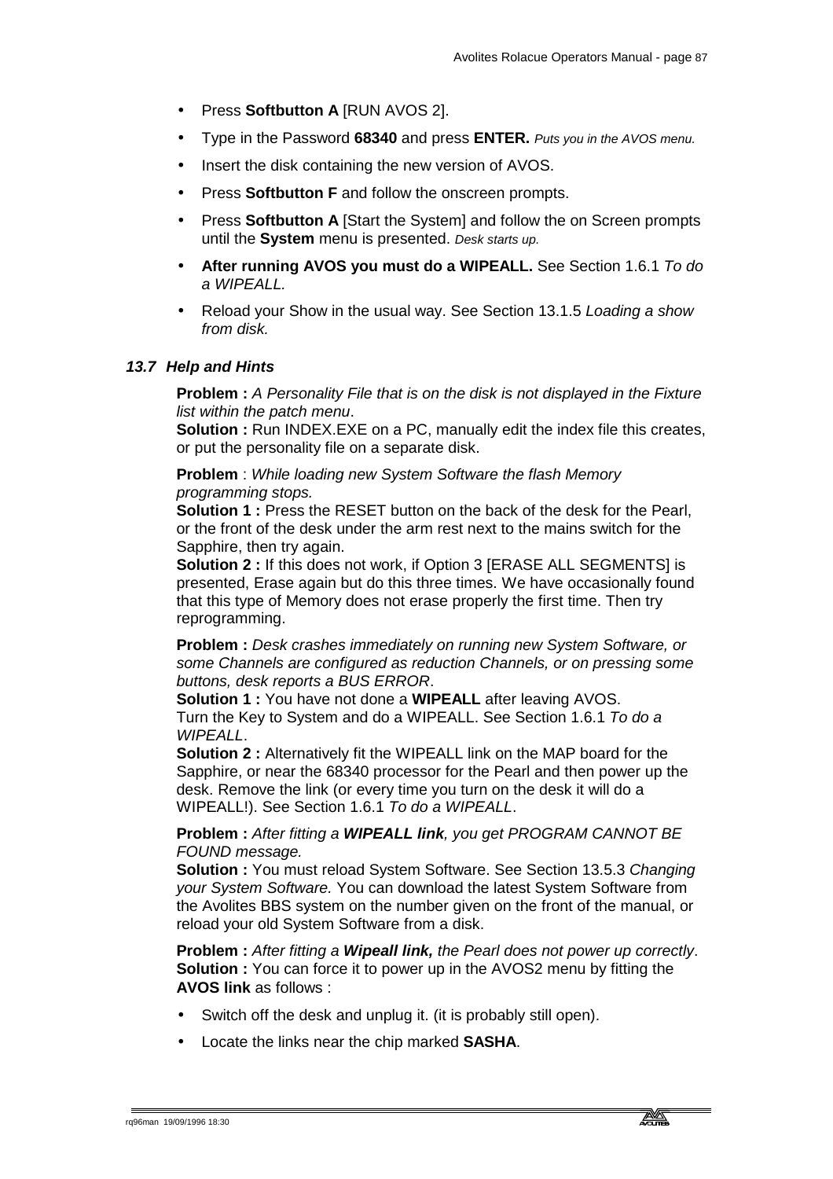- Press **Softbutton A** [RUN AVOS 2].
- Type in the Password **68340** and press **ENTER.** *Puts you in the AVOS menu.*
- Insert the disk containing the new version of AVOS.
- Press **Softbutton F** and follow the onscreen prompts.
- Press **Softbutton A** [Start the System] and follow the on Screen prompts until the **System** menu is presented. *Desk starts up.*
- **After running AVOS you must do a WIPEALL.** See Section 1.6.1 *To do a WIPEALL.*
- Reload your Show in the usual way. See Section 13.1.5 *Loading a show from disk.*

### *13.7 Help and Hints*

**Problem :** *A Personality File that is on the disk is not displayed in the Fixture list within the patch menu*.
**Solution :** Run INDEX.EXE on a PC, manually edit the index file this creates, or put the personality file on a separate disk.

**Problem** : *While loading new System Software the flash Memory programming stops.*
**Solution 1 :** Press the RESET button on the back of the desk for the Pearl, or the front of the desk under the arm rest next to the mains switch for the Sapphire, then try again.
**Solution 2 :** If this does not work, if Option 3 [ERASE ALL SEGMENTS] is presented, Erase again but do this three times. We have occasionally found that this type of Memory does not erase properly the first time. Then try reprogramming.

**Problem :** *Desk crashes immediately on running new System Software, or some Channels are configured as reduction Channels, or on pressing some buttons, desk reports a BUS ERROR*.
**Solution 1 :** You have not done a **WIPEALL** after leaving AVOS.
Turn the Key to System and do a WIPEALL. See Section 1.6.1 *To do a WIPEALL*.
**Solution 2 :** Alternatively fit the WIPEALL link on the MAP board for the Sapphire, or near the 68340 processor for the Pearl and then power up the desk. Remove the link (or every time you turn on the desk it will do a WIPEALL!). See Section 1.6.1 *To do a WIPEALL*.

**Problem :** *After fitting a **WIPEALL link**, you get PROGRAM CANNOT BE FOUND message.*
**Solution :** You must reload System Software. See Section 13.5.3 *Changing your System Software.* You can download the latest System Software from the Avolites BBS system on the number given on the front of the manual, or reload your old System Software from a disk.

**Problem :** *After fitting a **Wipeall link,** the Pearl does not power up correctly*.
**Solution :** You can force it to power up in the AVOS2 menu by fitting the **AVOS link** as follows :

- Switch off the desk and unplug it. (it is probably still open).
- Locate the links near the chip marked **SASHA**.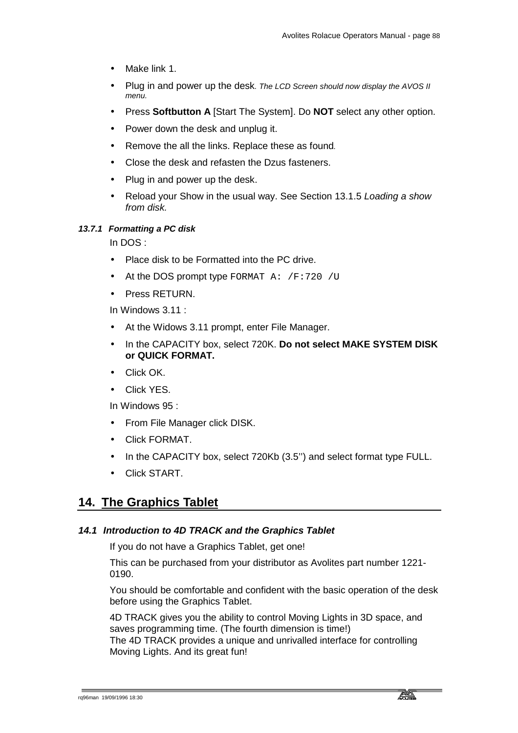- Make link 1.
- Plug in and power up the desk. *The LCD Screen should now display the AVOS II menu.*
- Press **Softbutton A** [Start The System]. Do **NOT** select any other option.
- Power down the desk and unplug it.
- Remove the all the links. Replace these as found.
- Close the desk and refasten the Dzus fasteners.
- Plug in and power up the desk.
- Reload your Show in the usual way. See Section 13.1.5 *Loading a show from disk.*

#### *13.7.1 Formatting a PC disk*

In DOS :

- Place disk to be Formatted into the PC drive.
- At the DOS prompt type `FORMAT A: /F:720 /U`
- Press RETURN.

In Windows 3.11 :

- At the Widows 3.11 prompt, enter File Manager.
- In the CAPACITY box, select 720K. **Do not select MAKE SYSTEM DISK or QUICK FORMAT.**
- Click OK.
- Click YES.

In Windows 95 :

- From File Manager click DISK.
- Click FORMAT.
- In the CAPACITY box, select 720Kb (3.5'') and select format type FULL.
- Click START.

## 14. The Graphics Tablet

### *14.1 Introduction to 4D TRACK and the Graphics Tablet*

If you do not have a Graphics Tablet, get one!

This can be purchased from your distributor as Avolites part number 1221-0190.

You should be comfortable and confident with the basic operation of the desk before using the Graphics Tablet.

4D TRACK gives you the ability to control Moving Lights in 3D space, and saves programming time. (The fourth dimension is time!)
The 4D TRACK provides a unique and unrivalled interface for controlling Moving Lights. And its great fun!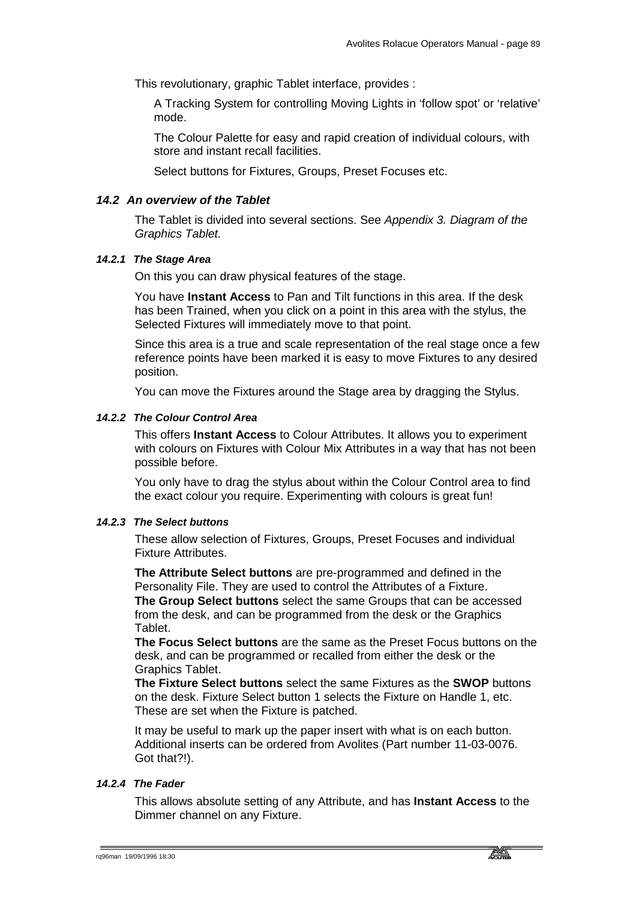This revolutionary, graphic Tablet interface, provides :

A Tracking System for controlling Moving Lights in 'follow spot' or 'relative' mode.

The Colour Palette for easy and rapid creation of individual colours, with store and instant recall facilities.

Select buttons for Fixtures, Groups, Preset Focuses etc.

## *14.2 An overview of the Tablet*

The Tablet is divided into several sections. See *Appendix 3. Diagram of the Graphics Tablet.*

### *14.2.1 The Stage Area*

On this you can draw physical features of the stage.

You have **Instant Access** to Pan and Tilt functions in this area. If the desk has been Trained, when you click on a point in this area with the stylus, the Selected Fixtures will immediately move to that point.

Since this area is a true and scale representation of the real stage once a few reference points have been marked it is easy to move Fixtures to any desired position.

You can move the Fixtures around the Stage area by dragging the Stylus.

### *14.2.2 The Colour Control Area*

This offers **Instant Access** to Colour Attributes. It allows you to experiment with colours on Fixtures with Colour Mix Attributes in a way that has not been possible before.

You only have to drag the stylus about within the Colour Control area to find the exact colour you require. Experimenting with colours is great fun!

### *14.2.3 The Select buttons*

These allow selection of Fixtures, Groups, Preset Focuses and individual Fixture Attributes.

**The Attribute Select buttons** are pre-programmed and defined in the Personality File. They are used to control the Attributes of a Fixture.
**The Group Select buttons** select the same Groups that can be accessed from the desk, and can be programmed from the desk or the Graphics Tablet.
**The Focus Select buttons** are the same as the Preset Focus buttons on the desk, and can be programmed or recalled from either the desk or the Graphics Tablet.
**The Fixture Select buttons** select the same Fixtures as the **SWOP** buttons on the desk. Fixture Select button 1 selects the Fixture on Handle 1, etc. These are set when the Fixture is patched.

It may be useful to mark up the paper insert with what is on each button. Additional inserts can be ordered from Avolites (Part number 11-03-0076. Got that?!).

### *14.2.4 The Fader*

This allows absolute setting of any Attribute, and has **Instant Access** to the Dimmer channel on any Fixture.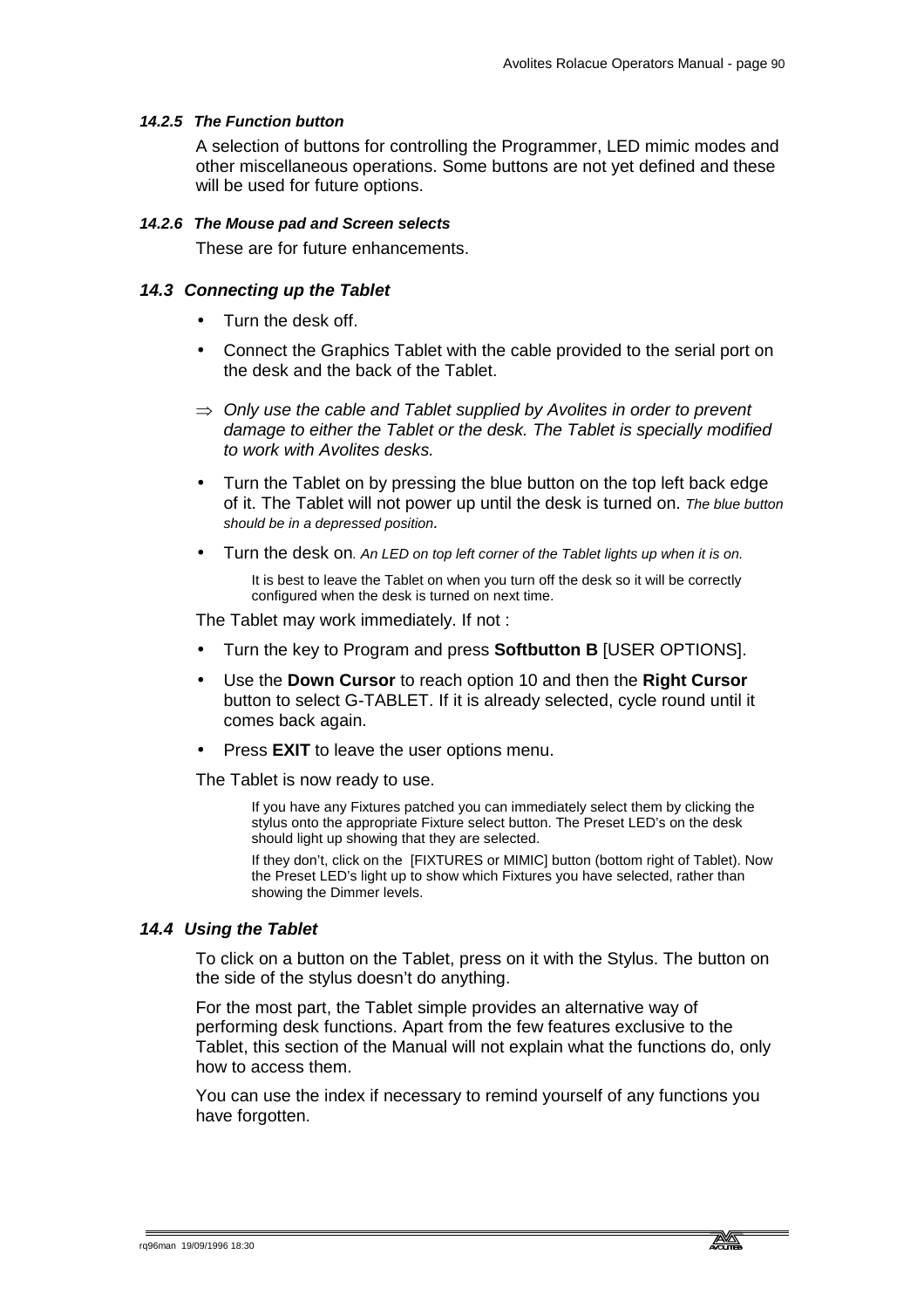#### *14.2.5 The Function button*

A selection of buttons for controlling the Programmer, LED mimic modes and other miscellaneous operations. Some buttons are not yet defined and these will be used for future options.

#### *14.2.6 The Mouse pad and Screen selects*

These are for future enhancements.

### *14.3 Connecting up the Tablet*

- Turn the desk off.
- Connect the Graphics Tablet with the cable provided to the serial port on the desk and the back of the Tablet.

⇒ *Only use the cable and Tablet supplied by Avolites in order to prevent damage to either the Tablet or the desk. The Tablet is specially modified to work with Avolites desks.*

- Turn the Tablet on by pressing the blue button on the top left back edge of it. The Tablet will not power up until the desk is turned on. *The blue button should be in a depressed position*.
- Turn the desk on*. An LED on top left corner of the Tablet lights up when it is on.*

  It is best to leave the Tablet on when you turn off the desk so it will be correctly configured when the desk is turned on next time.

The Tablet may work immediately. If not :

- Turn the key to Program and press **Softbutton B** [USER OPTIONS].
- Use the **Down Cursor** to reach option 10 and then the **Right Cursor** button to select G-TABLET. If it is already selected, cycle round until it comes back again.
- Press **EXIT** to leave the user options menu.

The Tablet is now ready to use.

> If you have any Fixtures patched you can immediately select them by clicking the stylus onto the appropriate Fixture select button. The Preset LED's on the desk should light up showing that they are selected.
>
> If they don't, click on the [FIXTURES or MIMIC] button (bottom right of Tablet). Now the Preset LED's light up to show which Fixtures you have selected, rather than showing the Dimmer levels.

### *14.4 Using the Tablet*

To click on a button on the Tablet, press on it with the Stylus. The button on the side of the stylus doesn't do anything.

For the most part, the Tablet simple provides an alternative way of performing desk functions. Apart from the few features exclusive to the Tablet, this section of the Manual will not explain what the functions do, only how to access them.

You can use the index if necessary to remind yourself of any functions you have forgotten.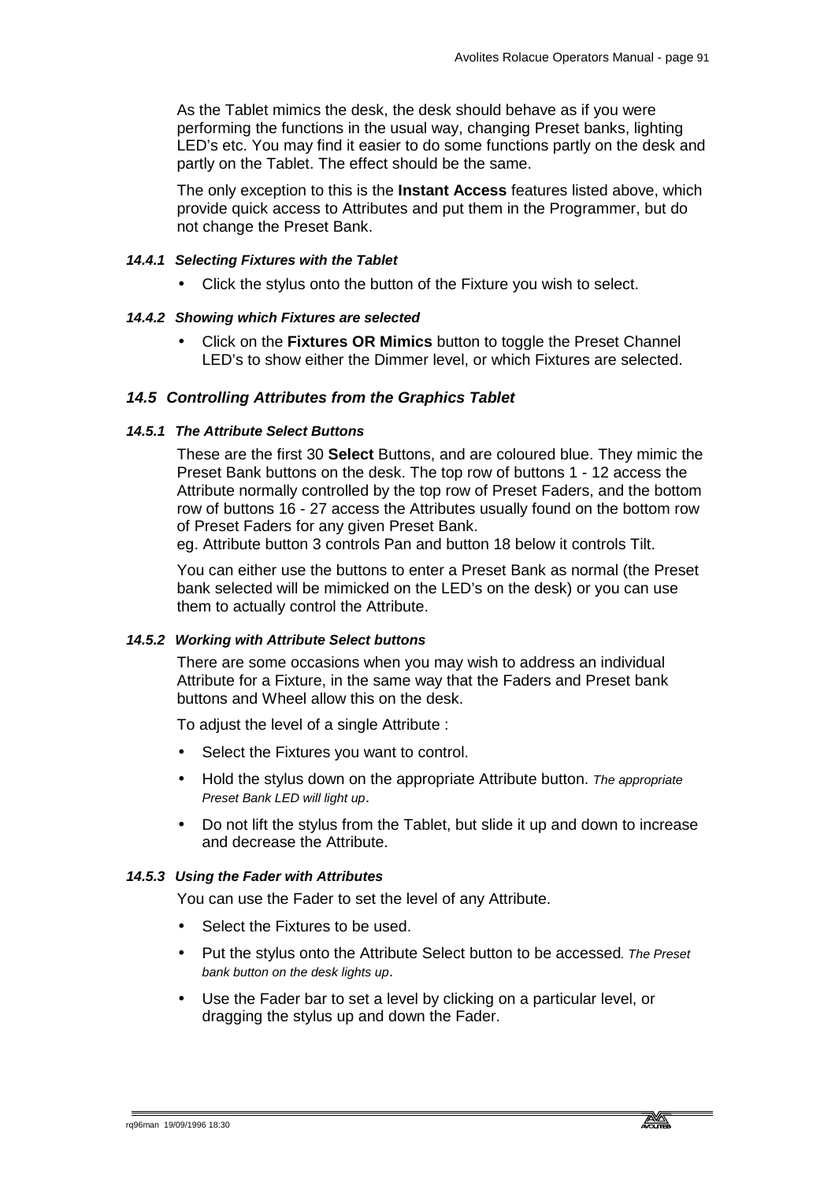As the Tablet mimics the desk, the desk should behave as if you were performing the functions in the usual way, changing Preset banks, lighting LED's etc. You may find it easier to do some functions partly on the desk and partly on the Tablet. The effect should be the same.

The only exception to this is the **Instant Access** features listed above, which provide quick access to Attributes and put them in the Programmer, but do not change the Preset Bank.

#### *14.4.1 Selecting Fixtures with the Tablet*

- Click the stylus onto the button of the Fixture you wish to select.

#### *14.4.2 Showing which Fixtures are selected*

- Click on the **Fixtures OR Mimics** button to toggle the Preset Channel LED's to show either the Dimmer level, or which Fixtures are selected.

### *14.5 Controlling Attributes from the Graphics Tablet*

#### *14.5.1 The Attribute Select Buttons*

These are the first 30 **Select** Buttons, and are coloured blue. They mimic the Preset Bank buttons on the desk. The top row of buttons 1 - 12 access the Attribute normally controlled by the top row of Preset Faders, and the bottom row of buttons 16 - 27 access the Attributes usually found on the bottom row of Preset Faders for any given Preset Bank.
eg. Attribute button 3 controls Pan and button 18 below it controls Tilt.

You can either use the buttons to enter a Preset Bank as normal (the Preset bank selected will be mimicked on the LED's on the desk) or you can use them to actually control the Attribute.

#### *14.5.2 Working with Attribute Select buttons*

There are some occasions when you may wish to address an individual Attribute for a Fixture, in the same way that the Faders and Preset bank buttons and Wheel allow this on the desk.

To adjust the level of a single Attribute :

- Select the Fixtures you want to control.
- Hold the stylus down on the appropriate Attribute button. *The appropriate Preset Bank LED will light up*.
- Do not lift the stylus from the Tablet, but slide it up and down to increase and decrease the Attribute.

#### *14.5.3 Using the Fader with Attributes*

You can use the Fader to set the level of any Attribute.

- Select the Fixtures to be used.
- Put the stylus onto the Attribute Select button to be accessed. *The Preset bank button on the desk lights up*.
- Use the Fader bar to set a level by clicking on a particular level, or dragging the stylus up and down the Fader.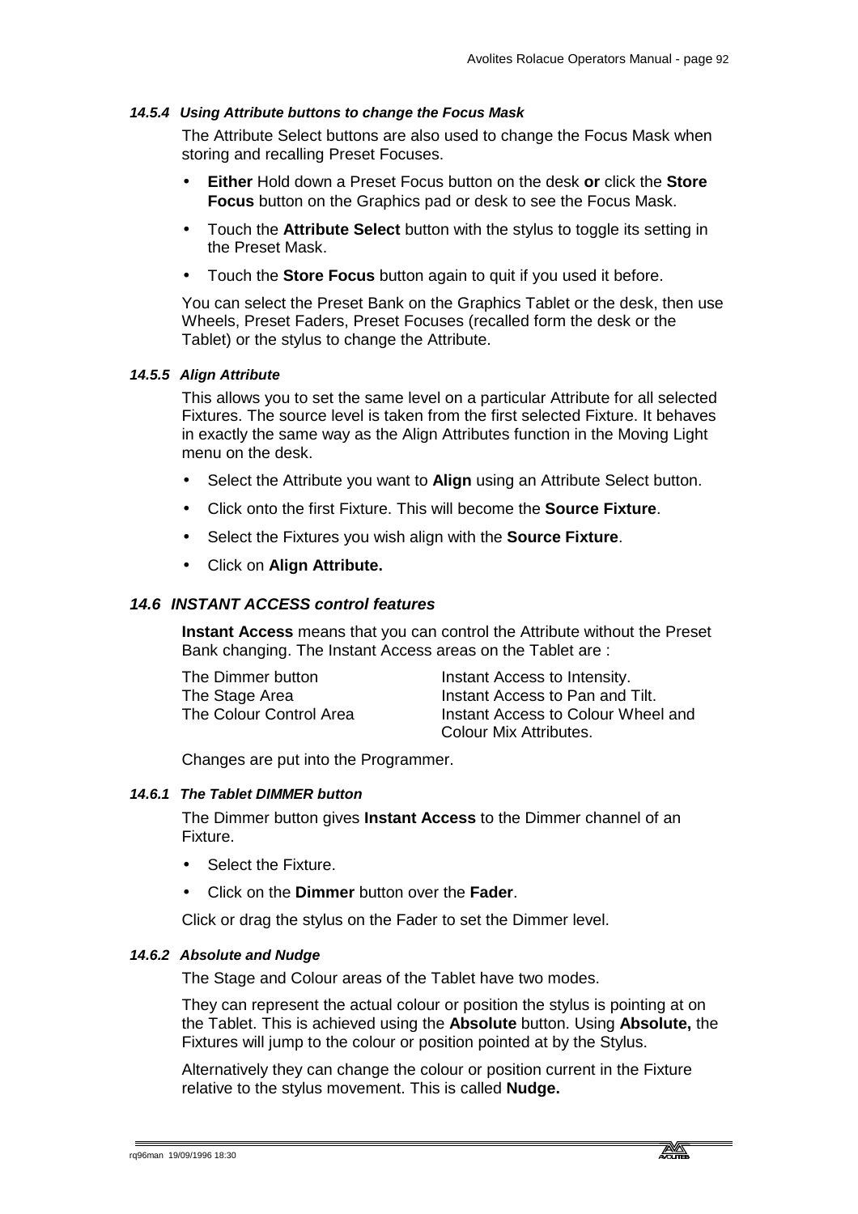#### *14.5.4 Using Attribute buttons to change the Focus Mask*

The Attribute Select buttons are also used to change the Focus Mask when storing and recalling Preset Focuses.

- **Either** Hold down a Preset Focus button on the desk **or** click the **Store Focus** button on the Graphics pad or desk to see the Focus Mask.
- Touch the **Attribute Select** button with the stylus to toggle its setting in the Preset Mask.
- Touch the **Store Focus** button again to quit if you used it before.

You can select the Preset Bank on the Graphics Tablet or the desk, then use Wheels, Preset Faders, Preset Focuses (recalled form the desk or the Tablet) or the stylus to change the Attribute.

#### *14.5.5 Align Attribute*

This allows you to set the same level on a particular Attribute for all selected Fixtures. The source level is taken from the first selected Fixture. It behaves in exactly the same way as the Align Attributes function in the Moving Light menu on the desk.

- Select the Attribute you want to **Align** using an Attribute Select button.
- Click onto the first Fixture. This will become the **Source Fixture**.
- Select the Fixtures you wish align with the **Source Fixture**.
- Click on **Align Attribute.**

### *14.6 INSTANT ACCESS control features*

**Instant Access** means that you can control the Attribute without the Preset Bank changing. The Instant Access areas on the Tablet are :

| | |
|---|---|
| The Dimmer button | Instant Access to Intensity. |
| The Stage Area | Instant Access to Pan and Tilt. |
| The Colour Control Area | Instant Access to Colour Wheel and Colour Mix Attributes. |

Changes are put into the Programmer.

#### *14.6.1 The Tablet DIMMER button*

The Dimmer button gives **Instant Access** to the Dimmer channel of an Fixture.

- Select the Fixture.
- Click on the **Dimmer** button over the **Fader**.

Click or drag the stylus on the Fader to set the Dimmer level.

#### *14.6.2 Absolute and Nudge*

The Stage and Colour areas of the Tablet have two modes.

They can represent the actual colour or position the stylus is pointing at on the Tablet. This is achieved using the **Absolute** button. Using **Absolute,** the Fixtures will jump to the colour or position pointed at by the Stylus.

Alternatively they can change the colour or position current in the Fixture relative to the stylus movement. This is called **Nudge.**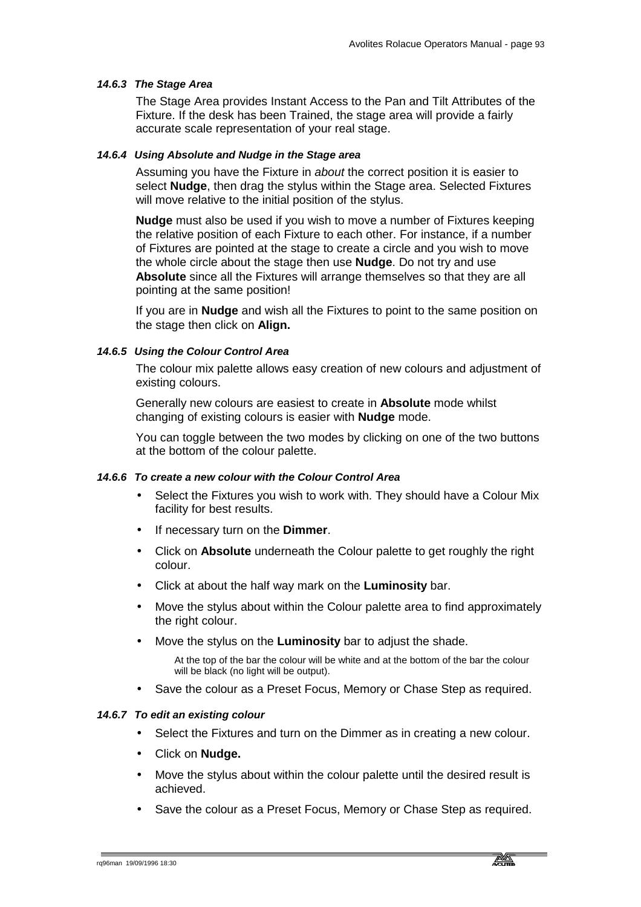#### *14.6.3 The Stage Area*

The Stage Area provides Instant Access to the Pan and Tilt Attributes of the Fixture. If the desk has been Trained, the stage area will provide a fairly accurate scale representation of your real stage.

#### *14.6.4 Using Absolute and Nudge in the Stage area*

Assuming you have the Fixture in *about* the correct position it is easier to select **Nudge**, then drag the stylus within the Stage area. Selected Fixtures will move relative to the initial position of the stylus.

**Nudge** must also be used if you wish to move a number of Fixtures keeping the relative position of each Fixture to each other. For instance, if a number of Fixtures are pointed at the stage to create a circle and you wish to move the whole circle about the stage then use **Nudge**. Do not try and use **Absolute** since all the Fixtures will arrange themselves so that they are all pointing at the same position!

If you are in **Nudge** and wish all the Fixtures to point to the same position on the stage then click on **Align.**

#### *14.6.5 Using the Colour Control Area*

The colour mix palette allows easy creation of new colours and adjustment of existing colours.

Generally new colours are easiest to create in **Absolute** mode whilst changing of existing colours is easier with **Nudge** mode.

You can toggle between the two modes by clicking on one of the two buttons at the bottom of the colour palette.

#### *14.6.6 To create a new colour with the Colour Control Area*

- Select the Fixtures you wish to work with. They should have a Colour Mix facility for best results.
- If necessary turn on the **Dimmer**.
- Click on **Absolute** underneath the Colour palette to get roughly the right colour.
- Click at about the half way mark on the **Luminosity** bar.
- Move the stylus about within the Colour palette area to find approximately the right colour.
- Move the stylus on the **Luminosity** bar to adjust the shade.

  At the top of the bar the colour will be white and at the bottom of the bar the colour will be black (no light will be output).

- Save the colour as a Preset Focus, Memory or Chase Step as required.

#### *14.6.7 To edit an existing colour*

- Select the Fixtures and turn on the Dimmer as in creating a new colour.
- Click on **Nudge.**
- Move the stylus about within the colour palette until the desired result is achieved.
- Save the colour as a Preset Focus, Memory or Chase Step as required.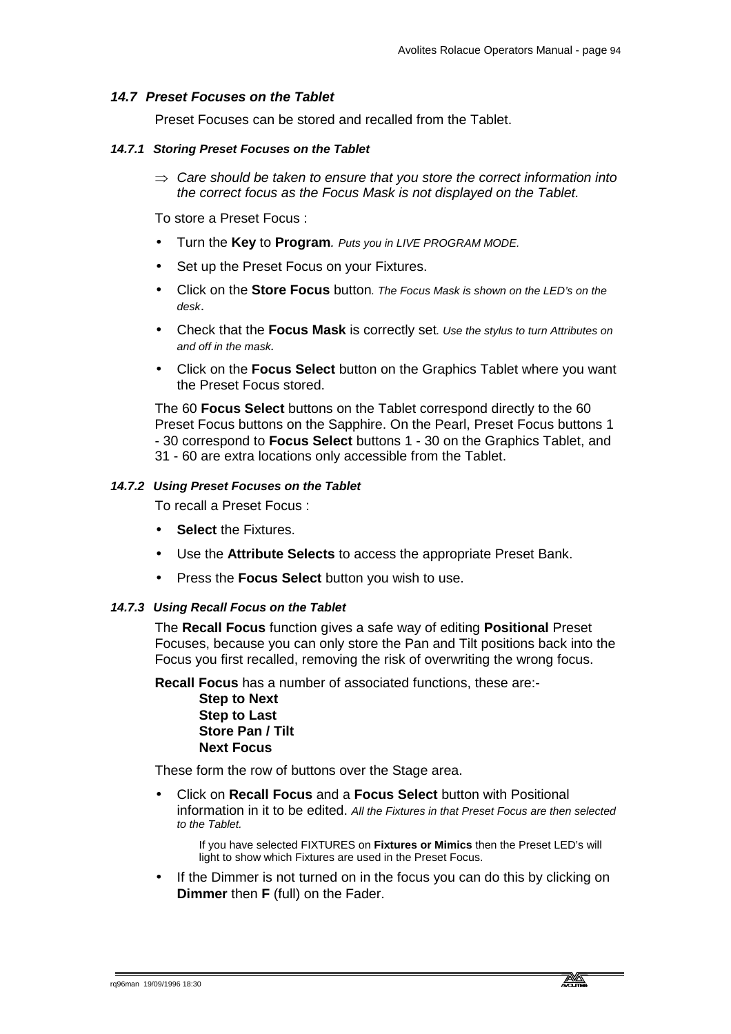### *14.7 Preset Focuses on the Tablet*

Preset Focuses can be stored and recalled from the Tablet.

#### *14.7.1 Storing Preset Focuses on the Tablet*

⇒ *Care should be taken to ensure that you store the correct information into the correct focus as the Focus Mask is not displayed on the Tablet.*

To store a Preset Focus :

- Turn the **Key** to **Program**. *Puts you in LIVE PROGRAM MODE.*
- Set up the Preset Focus on your Fixtures.
- Click on the **Store Focus** button. *The Focus Mask is shown on the LED's on the desk*.
- Check that the **Focus Mask** is correctly set. *Use the stylus to turn Attributes on and off in the mask.*
- Click on the **Focus Select** button on the Graphics Tablet where you want the Preset Focus stored.

The 60 **Focus Select** buttons on the Tablet correspond directly to the 60 Preset Focus buttons on the Sapphire. On the Pearl, Preset Focus buttons 1 - 30 correspond to **Focus Select** buttons 1 - 30 on the Graphics Tablet, and 31 - 60 are extra locations only accessible from the Tablet.

#### *14.7.2 Using Preset Focuses on the Tablet*

To recall a Preset Focus :

- **Select** the Fixtures.
- Use the **Attribute Selects** to access the appropriate Preset Bank.
- Press the **Focus Select** button you wish to use.

#### *14.7.3 Using Recall Focus on the Tablet*

The **Recall Focus** function gives a safe way of editing **Positional** Preset Focuses, because you can only store the Pan and Tilt positions back into the Focus you first recalled, removing the risk of overwriting the wrong focus.

**Recall Focus** has a number of associated functions, these are:-

**Step to Next**
**Step to Last**
**Store Pan / Tilt**
**Next Focus**

These form the row of buttons over the Stage area.

- Click on **Recall Focus** and a **Focus Select** button with Positional information in it to be edited. *All the Fixtures in that Preset Focus are then selected to the Tablet.*

  If you have selected FIXTURES on **Fixtures or Mimics** then the Preset LED's will light to show which Fixtures are used in the Preset Focus.

- If the Dimmer is not turned on in the focus you can do this by clicking on **Dimmer** then **F** (full) on the Fader.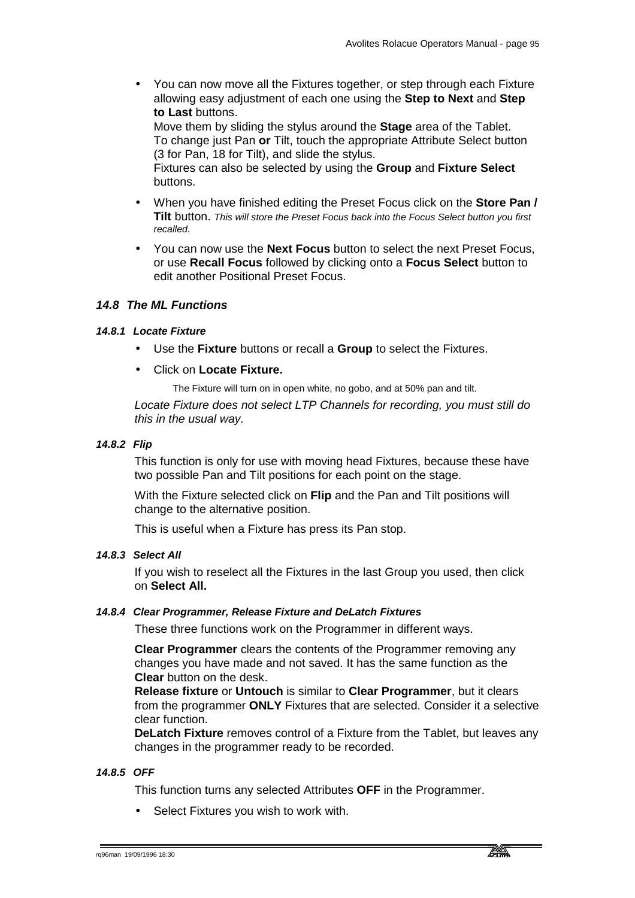- You can now move all the Fixtures together, or step through each Fixture allowing easy adjustment of each one using the **Step to Next** and **Step to Last** buttons.
  Move them by sliding the stylus around the **Stage** area of the Tablet.
  To change just Pan **or** Tilt, touch the appropriate Attribute Select button (3 for Pan, 18 for Tilt), and slide the stylus.
  Fixtures can also be selected by using the **Group** and **Fixture Select** buttons.
- When you have finished editing the Preset Focus click on the **Store Pan / Tilt** button. *This will store the Preset Focus back into the Focus Select button you first recalled.*
- You can now use the **Next Focus** button to select the next Preset Focus, or use **Recall Focus** followed by clicking onto a **Focus Select** button to edit another Positional Preset Focus.

## *14.8 The ML Functions*

### *14.8.1 Locate Fixture*

- Use the **Fixture** buttons or recall a **Group** to select the Fixtures.
- Click on **Locate Fixture.**

  The Fixture will turn on in open white, no gobo, and at 50% pan and tilt.

*Locate Fixture does not select LTP Channels for recording, you must still do this in the usual way.*

### *14.8.2 Flip*

This function is only for use with moving head Fixtures, because these have two possible Pan and Tilt positions for each point on the stage.

With the Fixture selected click on **Flip** and the Pan and Tilt positions will change to the alternative position.

This is useful when a Fixture has press its Pan stop.

### *14.8.3 Select All*

If you wish to reselect all the Fixtures in the last Group you used, then click on **Select All.**

### *14.8.4 Clear Programmer, Release Fixture and DeLatch Fixtures*

These three functions work on the Programmer in different ways.

**Clear Programmer** clears the contents of the Programmer removing any changes you have made and not saved. It has the same function as the **Clear** button on the desk.
**Release fixture** or **Untouch** is similar to **Clear Programmer**, but it clears from the programmer **ONLY** Fixtures that are selected. Consider it a selective clear function.
**DeLatch Fixture** removes control of a Fixture from the Tablet, but leaves any changes in the programmer ready to be recorded.

### *14.8.5 OFF*

This function turns any selected Attributes **OFF** in the Programmer.

- Select Fixtures you wish to work with.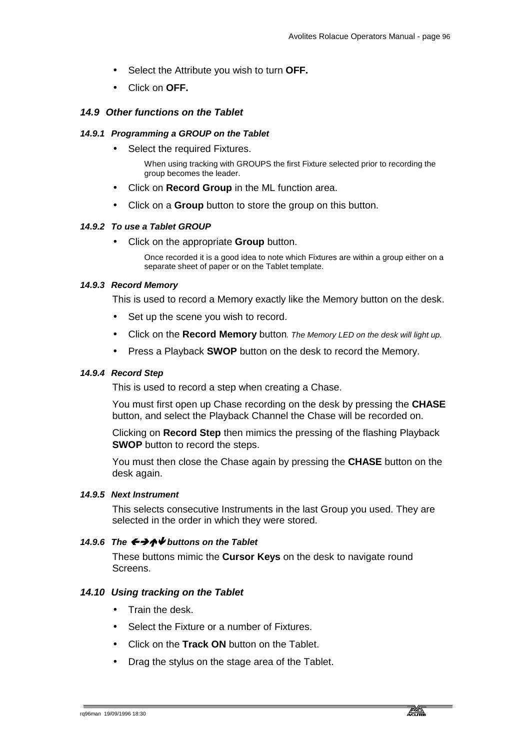- Select the Attribute you wish to turn **OFF.**
- Click on **OFF.**

## *14.9 Other functions on the Tablet*

### *14.9.1 Programming a GROUP on the Tablet*

- Select the required Fixtures.

  When using tracking with GROUPS the first Fixture selected prior to recording the group becomes the leader.

- Click on **Record Group** in the ML function area.
- Click on a **Group** button to store the group on this button.

### *14.9.2 To use a Tablet GROUP*

- Click on the appropriate **Group** button.

  Once recorded it is a good idea to note which Fixtures are within a group either on a separate sheet of paper or on the Tablet template.

### *14.9.3 Record Memory*

This is used to record a Memory exactly like the Memory button on the desk.

- Set up the scene you wish to record.
- Click on the **Record Memory** button*. The Memory LED on the desk will light up.*
- Press a Playback **SWOP** button on the desk to record the Memory.

### *14.9.4 Record Step*

This is used to record a step when creating a Chase.

You must first open up Chase recording on the desk by pressing the **CHASE** button, and select the Playback Channel the Chase will be recorded on.

Clicking on **Record Step** then mimics the pressing of the flashing Playback **SWOP** button to record the steps.

You must then close the Chase again by pressing the **CHASE** button on the desk again.

### *14.9.5 Next Instrument*

This selects consecutive Instruments in the last Group you used. They are selected in the order in which they were stored.

### *14.9.6 The ←→↑↓ buttons on the Tablet*

These buttons mimic the **Cursor Keys** on the desk to navigate round Screens.

## *14.10 Using tracking on the Tablet*

- Train the desk.
- Select the Fixture or a number of Fixtures.
- Click on the **Track ON** button on the Tablet.
- Drag the stylus on the stage area of the Tablet.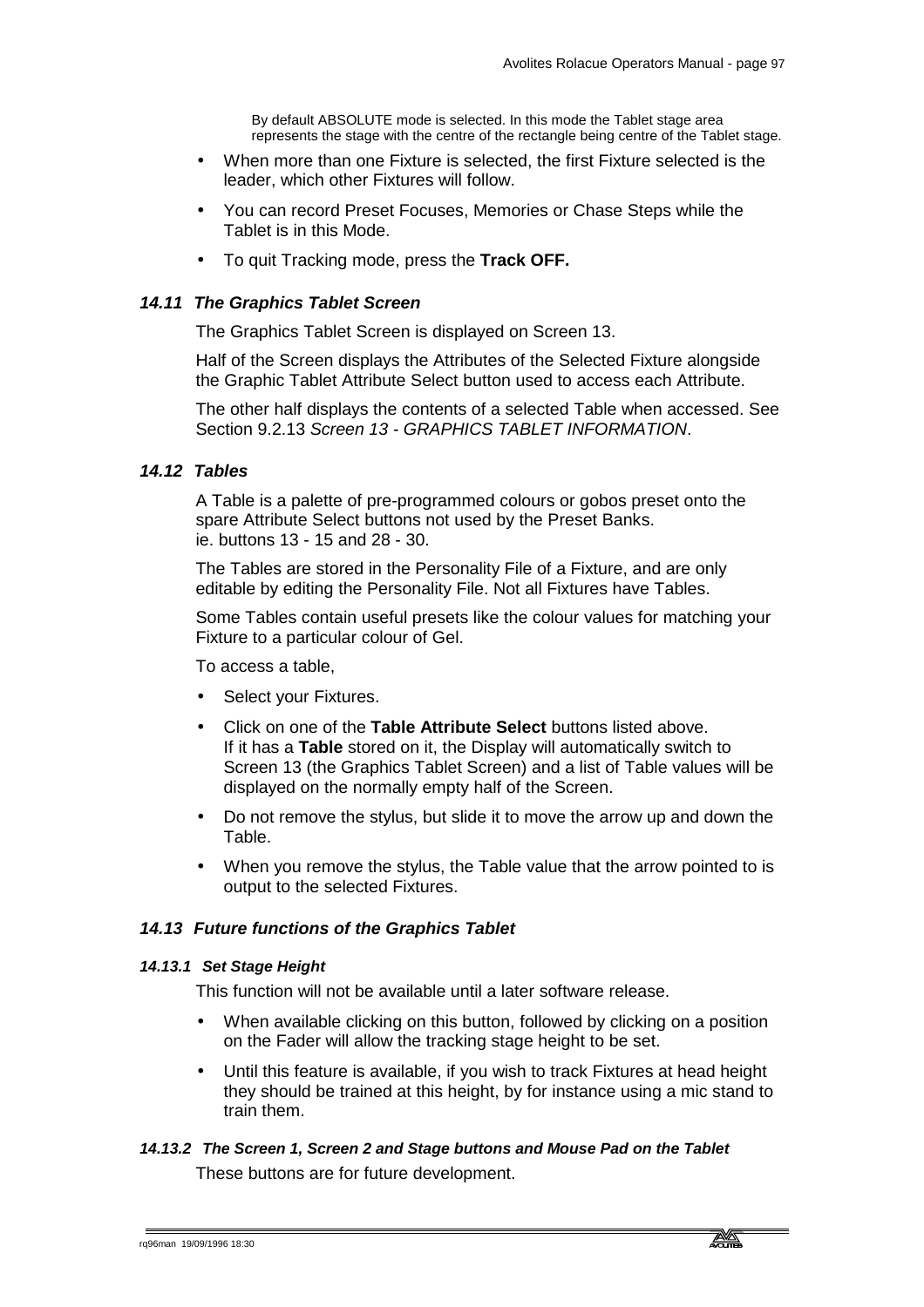By default ABSOLUTE mode is selected. In this mode the Tablet stage area represents the stage with the centre of the rectangle being centre of the Tablet stage.

- When more than one Fixture is selected, the first Fixture selected is the leader, which other Fixtures will follow.
- You can record Preset Focuses, Memories or Chase Steps while the Tablet is in this Mode.
- To quit Tracking mode, press the **Track OFF.**

### *14.11 The Graphics Tablet Screen*

The Graphics Tablet Screen is displayed on Screen 13.

Half of the Screen displays the Attributes of the Selected Fixture alongside the Graphic Tablet Attribute Select button used to access each Attribute.

The other half displays the contents of a selected Table when accessed. See Section 9.2.13 *Screen 13 - GRAPHICS TABLET INFORMATION*.

### *14.12 Tables*

A Table is a palette of pre-programmed colours or gobos preset onto the spare Attribute Select buttons not used by the Preset Banks.
ie. buttons 13 - 15 and 28 - 30.

The Tables are stored in the Personality File of a Fixture, and are only editable by editing the Personality File. Not all Fixtures have Tables.

Some Tables contain useful presets like the colour values for matching your Fixture to a particular colour of Gel.

To access a table,

- Select your Fixtures.
- Click on one of the **Table Attribute Select** buttons listed above.
  If it has a **Table** stored on it, the Display will automatically switch to Screen 13 (the Graphics Tablet Screen) and a list of Table values will be displayed on the normally empty half of the Screen.
- Do not remove the stylus, but slide it to move the arrow up and down the Table.
- When you remove the stylus, the Table value that the arrow pointed to is output to the selected Fixtures.

### *14.13 Future functions of the Graphics Tablet*

#### *14.13.1 Set Stage Height*

This function will not be available until a later software release.

- When available clicking on this button, followed by clicking on a position on the Fader will allow the tracking stage height to be set.
- Until this feature is available, if you wish to track Fixtures at head height they should be trained at this height, by for instance using a mic stand to train them.

#### *14.13.2 The Screen 1, Screen 2 and Stage buttons and Mouse Pad on the Tablet*

These buttons are for future development.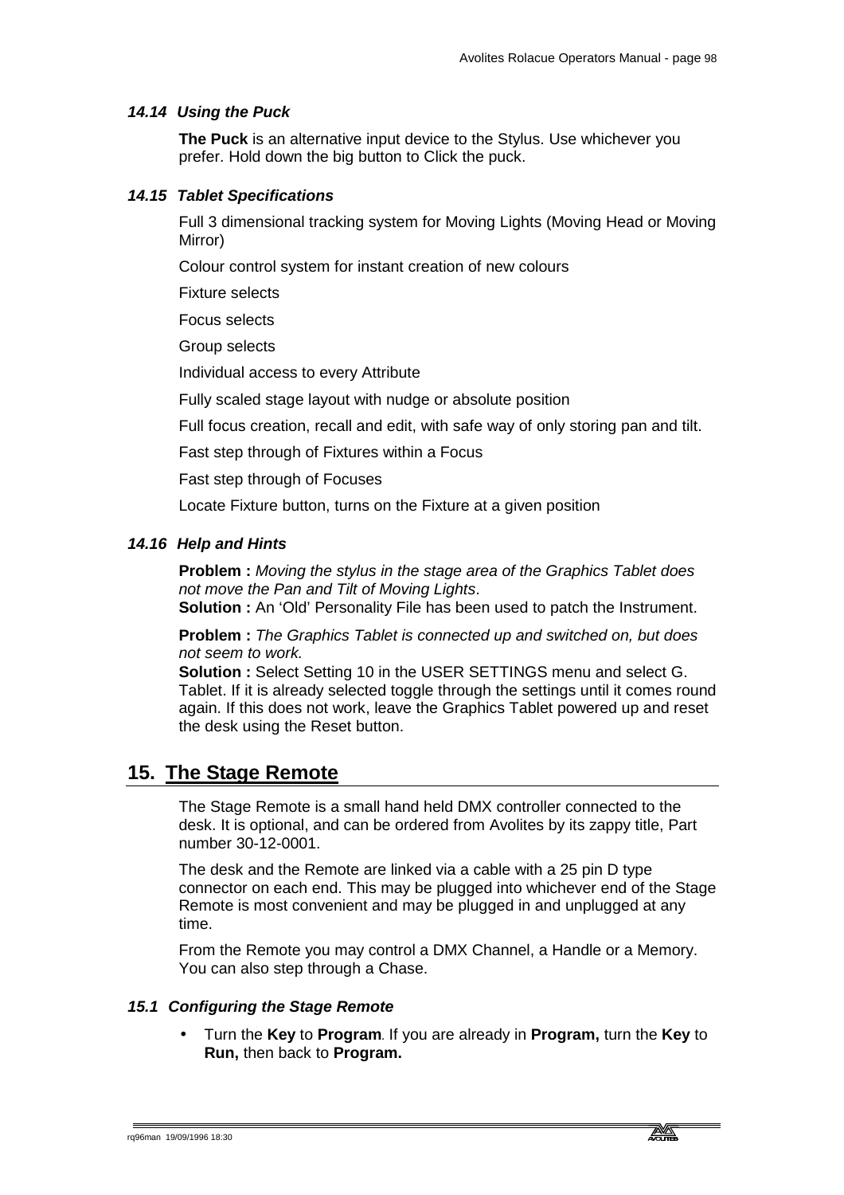### 14.14 Using the Puck

**The Puck** is an alternative input device to the Stylus. Use whichever you prefer. Hold down the big button to Click the puck.

### 14.15 Tablet Specifications

Full 3 dimensional tracking system for Moving Lights (Moving Head or Moving Mirror)

Colour control system for instant creation of new colours

Fixture selects

Focus selects

Group selects

Individual access to every Attribute

Fully scaled stage layout with nudge or absolute position

Full focus creation, recall and edit, with safe way of only storing pan and tilt.

Fast step through of Fixtures within a Focus

Fast step through of Focuses

Locate Fixture button, turns on the Fixture at a given position

### 14.16 Help and Hints

**Problem :** *Moving the stylus in the stage area of the Graphics Tablet does not move the Pan and Tilt of Moving Lights*.
**Solution :** An 'Old' Personality File has been used to patch the Instrument.

**Problem :** *The Graphics Tablet is connected up and switched on, but does not seem to work.*
**Solution :** Select Setting 10 in the USER SETTINGS menu and select G. Tablet. If it is already selected toggle through the settings until it comes round again. If this does not work, leave the Graphics Tablet powered up and reset the desk using the Reset button.

## 15. The Stage Remote

The Stage Remote is a small hand held DMX controller connected to the desk. It is optional, and can be ordered from Avolites by its zappy title, Part number 30-12-0001.

The desk and the Remote are linked via a cable with a 25 pin D type connector on each end. This may be plugged into whichever end of the Stage Remote is most convenient and may be plugged in and unplugged at any time.

From the Remote you may control a DMX Channel, a Handle or a Memory. You can also step through a Chase.

### 15.1 Configuring the Stage Remote

- Turn the **Key** to **Program**. If you are already in **Program,** turn the **Key** to **Run,** then back to **Program.**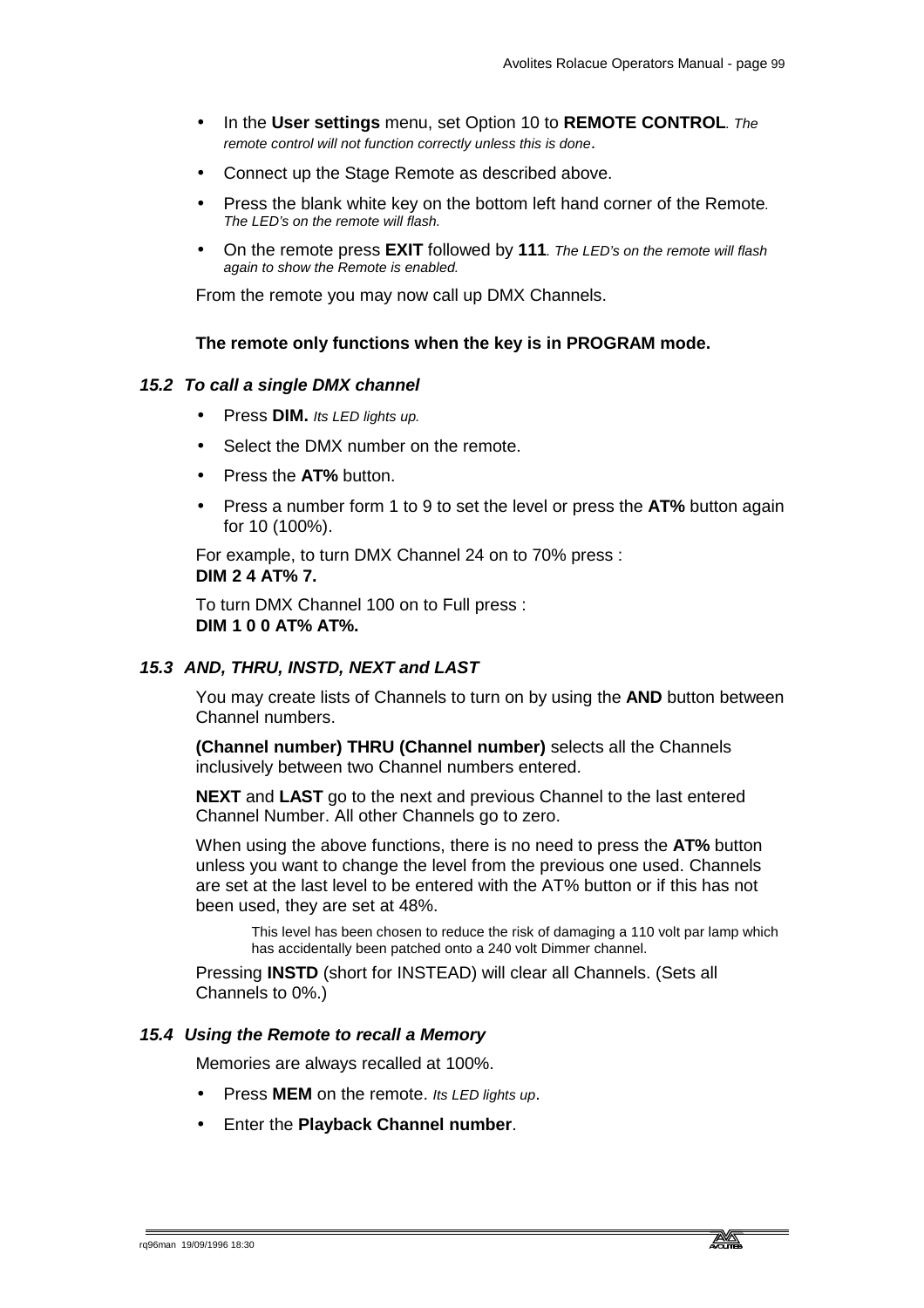- In the **User settings** menu, set Option 10 to **REMOTE CONTROL**. *The remote control will not function correctly unless this is done*.
- Connect up the Stage Remote as described above.
- Press the blank white key on the bottom left hand corner of the Remote. *The LED's on the remote will flash.*
- On the remote press **EXIT** followed by **111**. *The LED's on the remote will flash again to show the Remote is enabled.*

From the remote you may now call up DMX Channels.

**The remote only functions when the key is in PROGRAM mode.**

### *15.2 To call a single DMX channel*

- Press **DIM.** *Its LED lights up.*
- Select the DMX number on the remote.
- Press the **AT%** button.
- Press a number form 1 to 9 to set the level or press the **AT%** button again for 10 (100%).

For example, to turn DMX Channel 24 on to 70% press :
**DIM 2 4 AT% 7.**

To turn DMX Channel 100 on to Full press :
**DIM 1 0 0 AT% AT%.**

### *15.3 AND, THRU, INSTD, NEXT and LAST*

You may create lists of Channels to turn on by using the **AND** button between Channel numbers.

**(Channel number) THRU (Channel number)** selects all the Channels inclusively between two Channel numbers entered.

**NEXT** and **LAST** go to the next and previous Channel to the last entered Channel Number. All other Channels go to zero.

When using the above functions, there is no need to press the **AT%** button unless you want to change the level from the previous one used. Channels are set at the last level to be entered with the AT% button or if this has not been used, they are set at 48%.

> This level has been chosen to reduce the risk of damaging a 110 volt par lamp which has accidentally been patched onto a 240 volt Dimmer channel.

Pressing **INSTD** (short for INSTEAD) will clear all Channels. (Sets all Channels to 0%.)

### *15.4 Using the Remote to recall a Memory*

Memories are always recalled at 100%.

- Press **MEM** on the remote. *Its LED lights up*.
- Enter the **Playback Channel number**.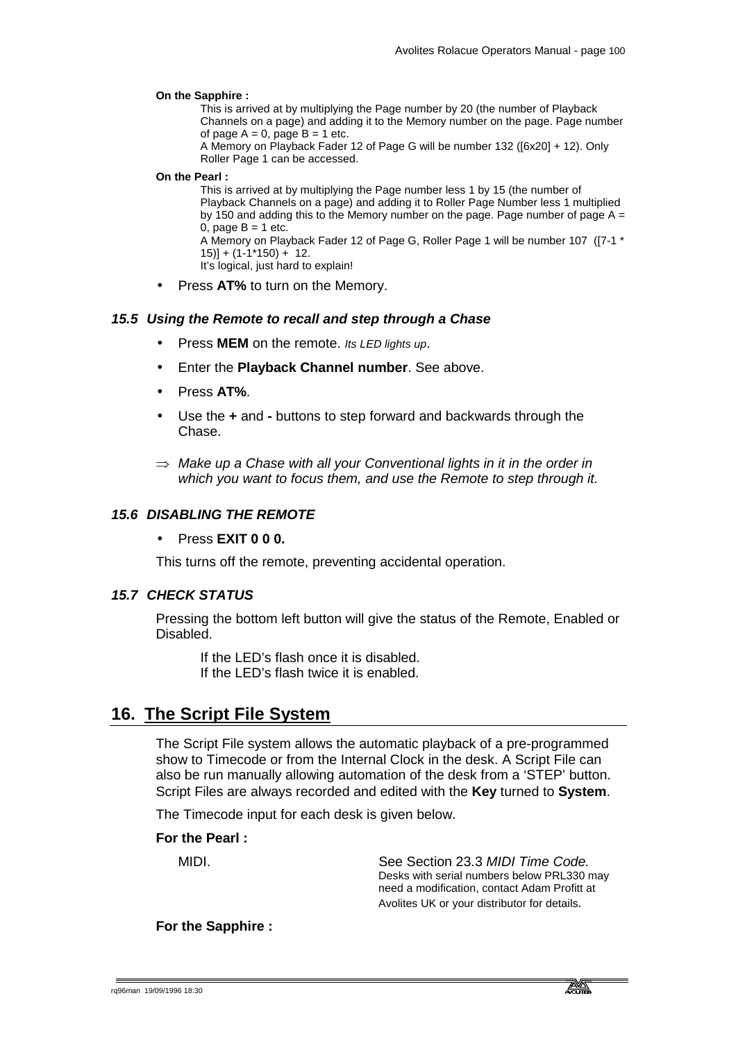**On the Sapphire :**

This is arrived at by multiplying the Page number by 20 (the number of Playback Channels on a page) and adding it to the Memory number on the page. Page number of page A = 0, page B = 1 etc.

A Memory on Playback Fader 12 of Page G will be number 132 ([6x20] + 12). Only Roller Page 1 can be accessed.

**On the Pearl :**

This is arrived at by multiplying the Page number less 1 by 15 (the number of Playback Channels on a page) and adding it to Roller Page Number less 1 multiplied by 150 and adding this to the Memory number on the page. Page number of page A = 0, page B = 1 etc.

A Memory on Playback Fader 12 of Page G, Roller Page 1 will be number 107 ([7-1 * 15)] + (1-1*150) + 12.

It's logical, just hard to explain!

- Press **AT%** to turn on the Memory.

### 15.5 *Using the Remote to recall and step through a Chase*

- Press **MEM** on the remote. *Its LED lights up*.
- Enter the **Playback Channel number**. See above.
- Press **AT%**.
- Use the **+** and **-** buttons to step forward and backwards through the Chase.

⇒ *Make up a Chase with all your Conventional lights in it in the order in which you want to focus them, and use the Remote to step through it.*

### 15.6 *DISABLING THE REMOTE*

- Press **EXIT 0 0 0.**

This turns off the remote, preventing accidental operation.

### 15.7 *CHECK STATUS*

Pressing the bottom left button will give the status of the Remote, Enabled or Disabled.

If the LED's flash once it is disabled.
If the LED's flash twice it is enabled.

## 16. The Script File System

The Script File system allows the automatic playback of a pre-programmed show to Timecode or from the Internal Clock in the desk. A Script File can also be run manually allowing automation of the desk from a 'STEP' button. Script Files are always recorded and edited with the **Key** turned to **System**.

The Timecode input for each desk is given below.

**For the Pearl :**

MIDI. See Section 23.3 *MIDI Time Code.* Desks with serial numbers below PRL330 may need a modification, contact Adam Profitt at Avolites UK or your distributor for details.

**For the Sapphire :**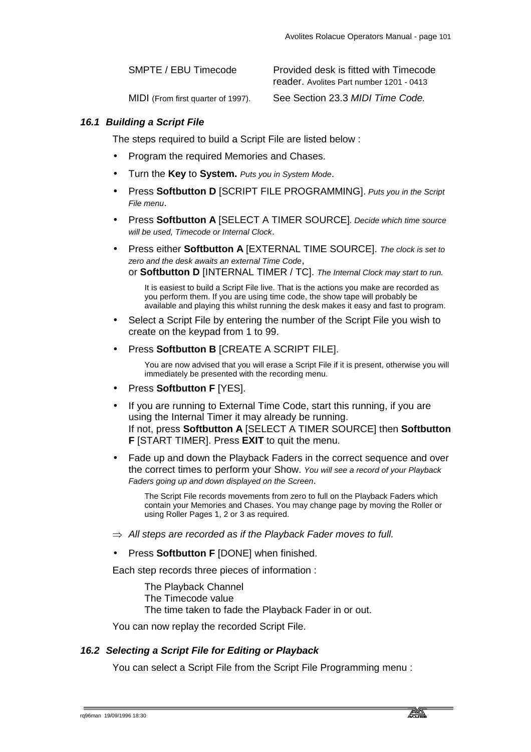| | |
|---|---|
| SMPTE / EBU Timecode | Provided desk is fitted with Timecode reader. Avolites Part number 1201 - 0413 |
| MIDI (From first quarter of 1997). | See Section 23.3 *MIDI Time Code.* |

### *16.1 Building a Script File*

The steps required to build a Script File are listed below :

- Program the required Memories and Chases.
- Turn the **Key** to **System.** *Puts you in System Mode*.
- Press **Softbutton D** [SCRIPT FILE PROGRAMMING]. *Puts you in the Script File menu*.
- Press **Softbutton A** [SELECT A TIMER SOURCE]. *Decide which time source will be used, Timecode or Internal Clock*.
- Press either **Softbutton A** [EXTERNAL TIME SOURCE]. *The clock is set to zero and the desk awaits an external Time Code*,
  or **Softbutton D** [INTERNAL TIMER / TC]. *The Internal Clock may start to run.*

  It is easiest to build a Script File live. That is the actions you make are recorded as you perform them. If you are using time code, the show tape will probably be available and playing this whilst running the desk makes it easy and fast to program.

- Select a Script File by entering the number of the Script File you wish to create on the keypad from 1 to 99.
- Press **Softbutton B** [CREATE A SCRIPT FILE].

  You are now advised that you will erase a Script File if it is present, otherwise you will immediately be presented with the recording menu.

- Press **Softbutton F** [YES].
- If you are running to External Time Code, start this running, if you are using the Internal Timer it may already be running.
  If not, press **Softbutton A** [SELECT A TIMER SOURCE] then **Softbutton F** [START TIMER]. Press **EXIT** to quit the menu.
- Fade up and down the Playback Faders in the correct sequence and over the correct times to perform your Show. *You will see a record of your Playback Faders going up and down displayed on the Screen*.

  The Script File records movements from zero to full on the Playback Faders which contain your Memories and Chases. You may change page by moving the Roller or using Roller Pages 1, 2 or 3 as required.

⇒ *All steps are recorded as if the Playback Fader moves to full.*

- Press **Softbutton F** [DONE] when finished.

Each step records three pieces of information :

The Playback Channel
The Timecode value
The time taken to fade the Playback Fader in or out.

You can now replay the recorded Script File.

### *16.2 Selecting a Script File for Editing or Playback*

You can select a Script File from the Script File Programming menu :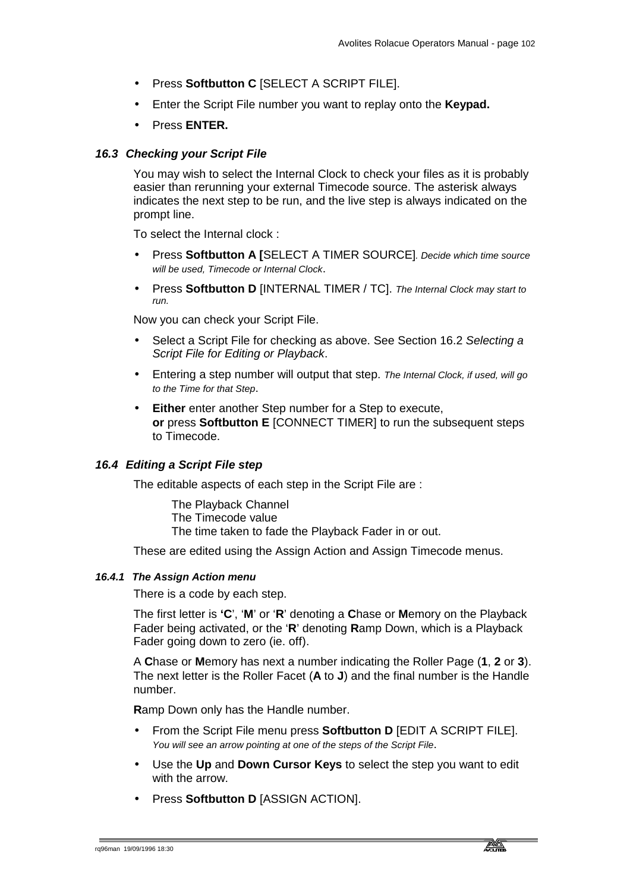- Press **Softbutton C** [SELECT A SCRIPT FILE].
- Enter the Script File number you want to replay onto the **Keypad.**
- Press **ENTER.**

### *16.3 Checking your Script File*

You may wish to select the Internal Clock to check your files as it is probably easier than rerunning your external Timecode source. The asterisk always indicates the next step to be run, and the live step is always indicated on the prompt line.

To select the Internal clock :

- Press **Softbutton A [**SELECT A TIMER SOURCE]. *Decide which time source will be used, Timecode or Internal Clock*.
- Press **Softbutton D** [INTERNAL TIMER / TC]. *The Internal Clock may start to run.*

Now you can check your Script File.

- Select a Script File for checking as above. See Section 16.2 *Selecting a Script File for Editing or Playback*.
- Entering a step number will output that step. *The Internal Clock, if used, will go to the Time for that Step*.
- **Either** enter another Step number for a Step to execute,
  **or** press **Softbutton E** [CONNECT TIMER] to run the subsequent steps to Timecode.

### *16.4 Editing a Script File step*

The editable aspects of each step in the Script File are :

The Playback Channel
The Timecode value
The time taken to fade the Playback Fader in or out.

These are edited using the Assign Action and Assign Timecode menus.

#### *16.4.1 The Assign Action menu*

There is a code by each step.

The first letter is **'C**', '**M**' or '**R**' denoting a **C**hase or **M**emory on the Playback Fader being activated, or the '**R**' denoting **R**amp Down, which is a Playback Fader going down to zero (ie. off).

A **C**hase or **M**emory has next a number indicating the Roller Page (**1**, **2** or **3**). The next letter is the Roller Facet (**A** to **J**) and the final number is the Handle number.

**R**amp Down only has the Handle number.

- From the Script File menu press **Softbutton D** [EDIT A SCRIPT FILE]. *You will see an arrow pointing at one of the steps of the Script File*.
- Use the **Up** and **Down Cursor Keys** to select the step you want to edit with the arrow.
- Press **Softbutton D** [ASSIGN ACTION].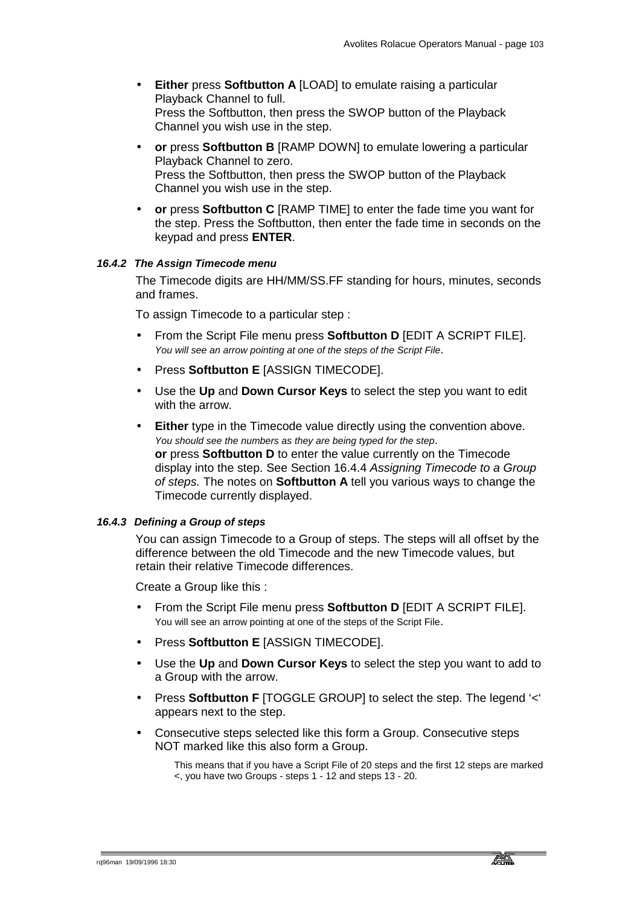- **Either** press **Softbutton A** [LOAD] to emulate raising a particular Playback Channel to full.
  Press the Softbutton, then press the SWOP button of the Playback Channel you wish use in the step.
- **or** press **Softbutton B** [RAMP DOWN] to emulate lowering a particular Playback Channel to zero.
  Press the Softbutton, then press the SWOP button of the Playback Channel you wish use in the step.
- **or** press **Softbutton C** [RAMP TIME] to enter the fade time you want for the step. Press the Softbutton, then enter the fade time in seconds on the keypad and press **ENTER**.

#### *16.4.2 The Assign Timecode menu*

The Timecode digits are HH/MM/SS.FF standing for hours, minutes, seconds and frames.

To assign Timecode to a particular step :

- From the Script File menu press **Softbutton D** [EDIT A SCRIPT FILE].
  *You will see an arrow pointing at one of the steps of the Script File*.
- Press **Softbutton E** [ASSIGN TIMECODE].
- Use the **Up** and **Down Cursor Keys** to select the step you want to edit with the arrow.
- **Either** type in the Timecode value directly using the convention above.
  *You should see the numbers as they are being typed for the step*.
  **or** press **Softbutton D** to enter the value currently on the Timecode display into the step. See Section 16.4.4 *Assigning Timecode to a Group of steps.* The notes on **Softbutton A** tell you various ways to change the Timecode currently displayed.

#### *16.4.3 Defining a Group of steps*

You can assign Timecode to a Group of steps. The steps will all offset by the difference between the old Timecode and the new Timecode values, but retain their relative Timecode differences.

Create a Group like this :

- From the Script File menu press **Softbutton D** [EDIT A SCRIPT FILE].
  You will see an arrow pointing at one of the steps of the Script File.
- Press **Softbutton E** [ASSIGN TIMECODE].
- Use the **Up** and **Down Cursor Keys** to select the step you want to add to a Group with the arrow.
- Press **Softbutton F** [TOGGLE GROUP] to select the step. The legend '<' appears next to the step.
- Consecutive steps selected like this form a Group. Consecutive steps NOT marked like this also form a Group.

  This means that if you have a Script File of 20 steps and the first 12 steps are marked <, you have two Groups - steps 1 - 12 and steps 13 - 20.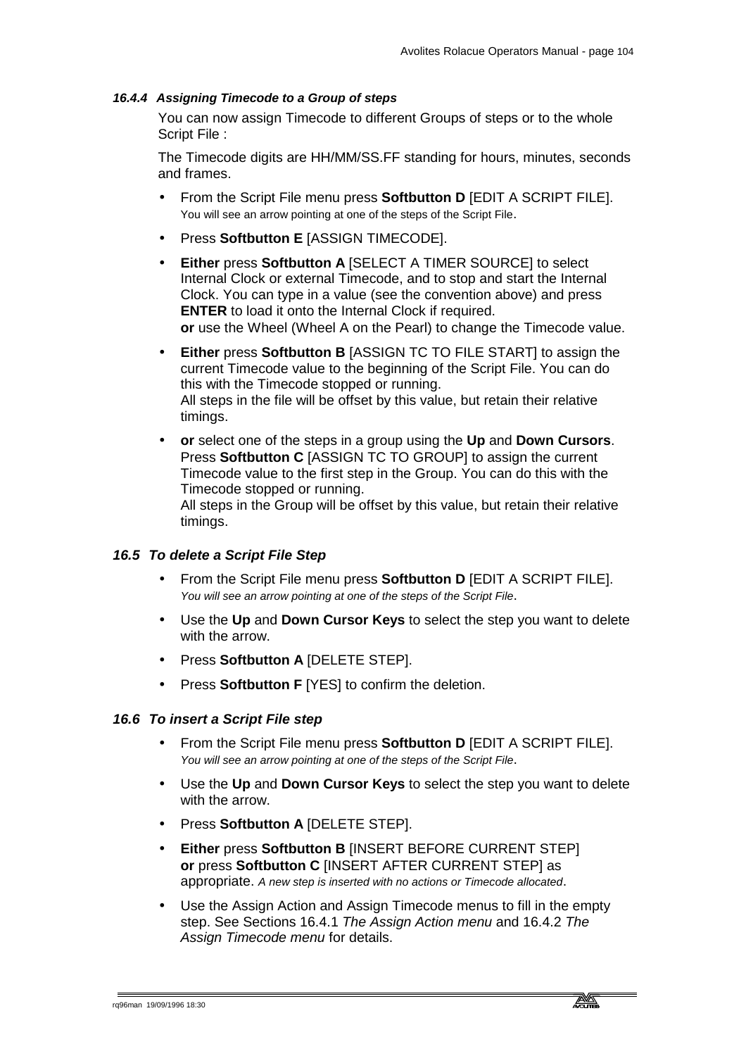#### 16.4.4 *Assigning Timecode to a Group of steps*

You can now assign Timecode to different Groups of steps or to the whole Script File :

The Timecode digits are HH/MM/SS.FF standing for hours, minutes, seconds and frames.

- From the Script File menu press **Softbutton D** [EDIT A SCRIPT FILE]. You will see an arrow pointing at one of the steps of the Script File.
- Press **Softbutton E** [ASSIGN TIMECODE].
- **Either** press **Softbutton A** [SELECT A TIMER SOURCE] to select Internal Clock or external Timecode, and to stop and start the Internal Clock. You can type in a value (see the convention above) and press **ENTER** to load it onto the Internal Clock if required.
  **or** use the Wheel (Wheel A on the Pearl) to change the Timecode value.
- **Either** press **Softbutton B** [ASSIGN TC TO FILE START] to assign the current Timecode value to the beginning of the Script File. You can do this with the Timecode stopped or running.
  All steps in the file will be offset by this value, but retain their relative timings.
- **or** select one of the steps in a group using the **Up** and **Down Cursors**. Press **Softbutton C** [ASSIGN TC TO GROUP] to assign the current Timecode value to the first step in the Group. You can do this with the Timecode stopped or running.
  All steps in the Group will be offset by this value, but retain their relative timings.

### 16.5 *To delete a Script File Step*

- From the Script File menu press **Softbutton D** [EDIT A SCRIPT FILE]. *You will see an arrow pointing at one of the steps of the Script File*.
- Use the **Up** and **Down Cursor Keys** to select the step you want to delete with the arrow.
- Press **Softbutton A** [DELETE STEP].
- Press **Softbutton F** [YES] to confirm the deletion.

### 16.6 *To insert a Script File step*

- From the Script File menu press **Softbutton D** [EDIT A SCRIPT FILE]. *You will see an arrow pointing at one of the steps of the Script File*.
- Use the **Up** and **Down Cursor Keys** to select the step you want to delete with the arrow.
- Press **Softbutton A** [DELETE STEP].
- **Either** press **Softbutton B** [INSERT BEFORE CURRENT STEP] **or** press **Softbutton C** [INSERT AFTER CURRENT STEP] as appropriate. *A new step is inserted with no actions or Timecode allocated*.
- Use the Assign Action and Assign Timecode menus to fill in the empty step. See Sections 16.4.1 *The Assign Action menu* and 16.4.2 *The Assign Timecode menu* for details.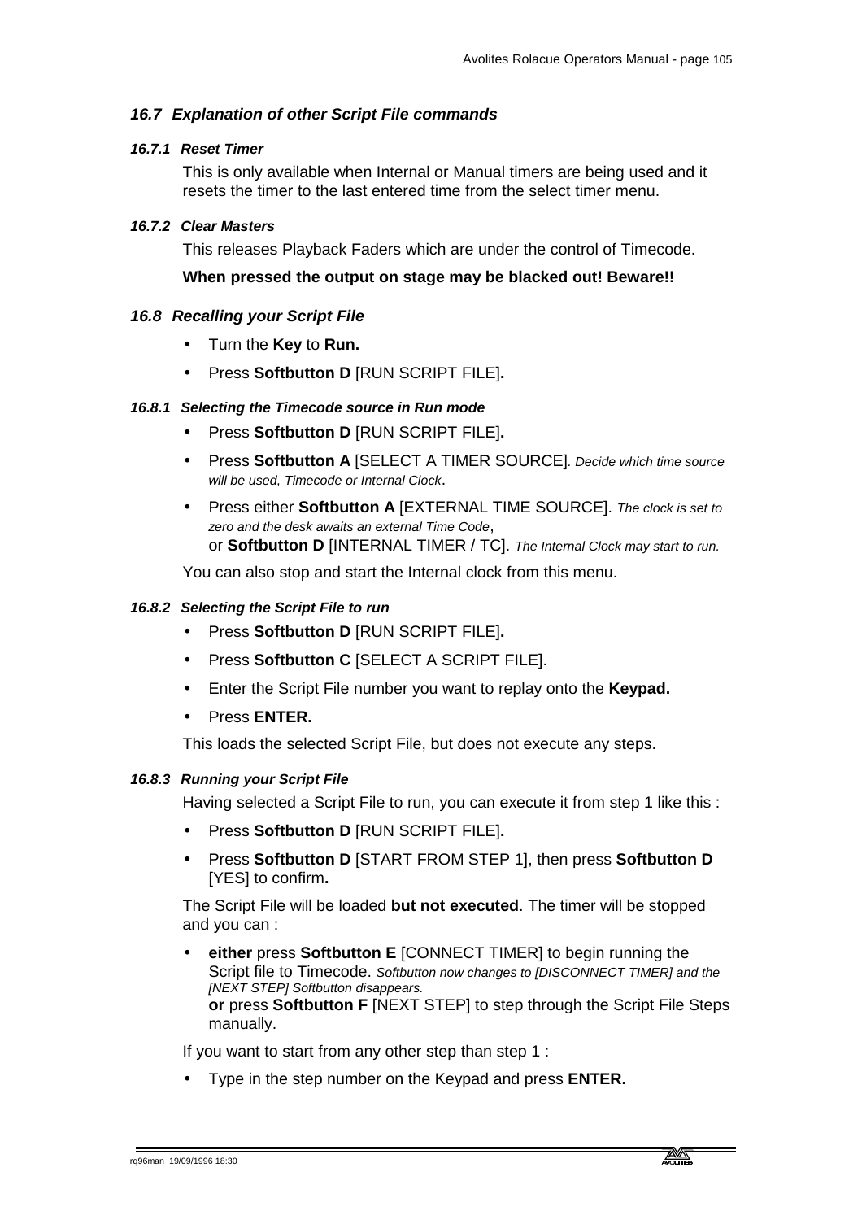## 16.7 Explanation of other Script File commands

### 16.7.1 Reset Timer

This is only available when Internal or Manual timers are being used and it resets the timer to the last entered time from the select timer menu.

### 16.7.2 Clear Masters

This releases Playback Faders which are under the control of Timecode.

**When pressed the output on stage may be blacked out! Beware!!**

## 16.8 Recalling your Script File

- Turn the **Key** to **Run.**
- Press **Softbutton D** [RUN SCRIPT FILE]**.**

### 16.8.1 Selecting the Timecode source in Run mode

- Press **Softbutton D** [RUN SCRIPT FILE]**.**
- Press **Softbutton A** [SELECT A TIMER SOURCE]. *Decide which time source will be used, Timecode or Internal Clock*.
- Press either **Softbutton A** [EXTERNAL TIME SOURCE]. *The clock is set to zero and the desk awaits an external Time Code*,
  or **Softbutton D** [INTERNAL TIMER / TC]. *The Internal Clock may start to run.*

You can also stop and start the Internal clock from this menu.

### 16.8.2 Selecting the Script File to run

- Press **Softbutton D** [RUN SCRIPT FILE]**.**
- Press **Softbutton C** [SELECT A SCRIPT FILE].
- Enter the Script File number you want to replay onto the **Keypad.**
- Press **ENTER.**

This loads the selected Script File, but does not execute any steps.

### 16.8.3 Running your Script File

Having selected a Script File to run, you can execute it from step 1 like this :

- Press **Softbutton D** [RUN SCRIPT FILE]**.**
- Press **Softbutton D** [START FROM STEP 1], then press **Softbutton D** [YES] to confirm**.**

The Script File will be loaded **but not executed**. The timer will be stopped and you can :

- **either** press **Softbutton E** [CONNECT TIMER] to begin running the Script file to Timecode. *Softbutton now changes to [DISCONNECT TIMER] and the [NEXT STEP] Softbutton disappears.*
  **or** press **Softbutton F** [NEXT STEP] to step through the Script File Steps manually.

If you want to start from any other step than step 1 :

- Type in the step number on the Keypad and press **ENTER.**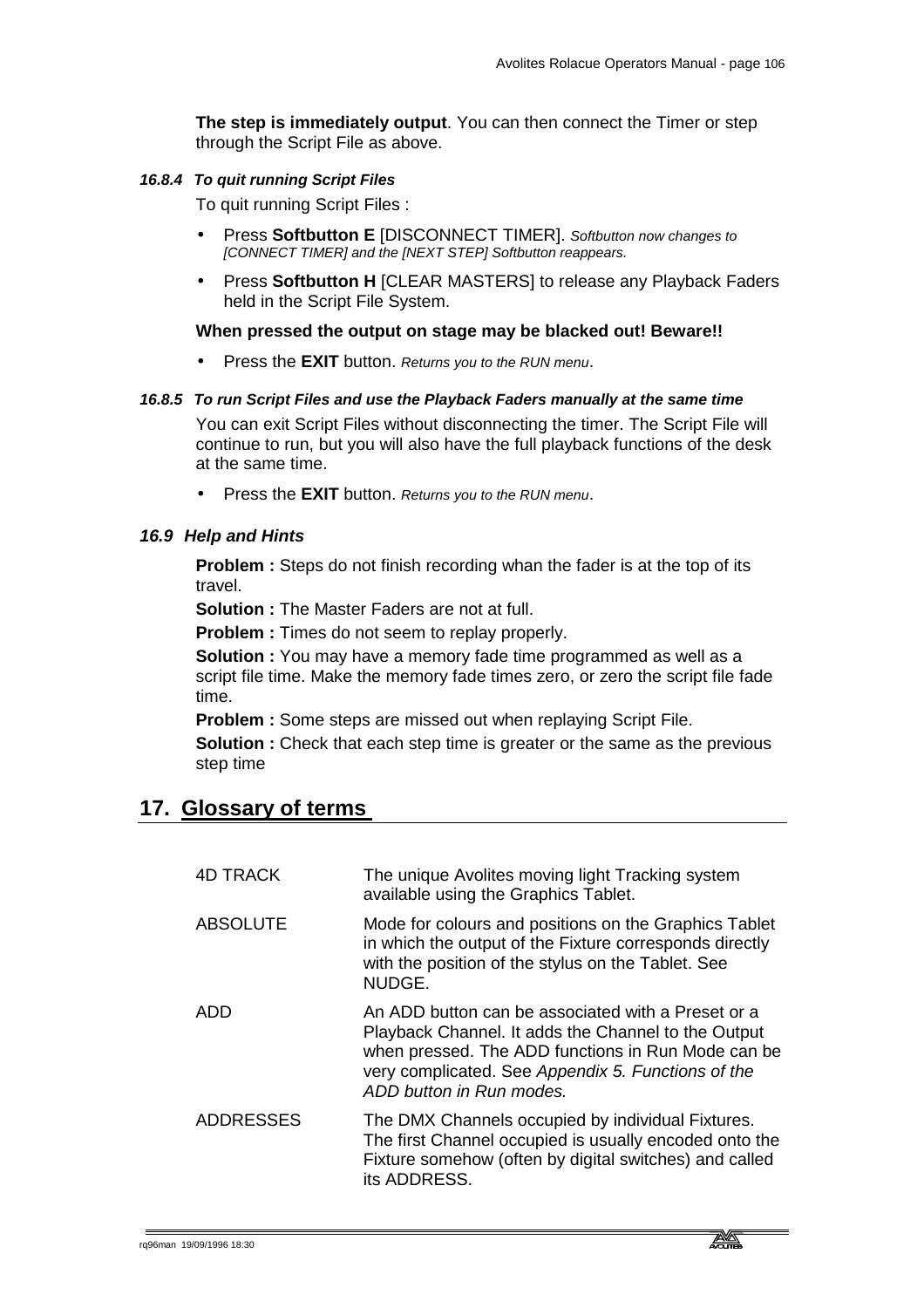**The step is immediately output**. You can then connect the Timer or step through the Script File as above.

#### *16.8.4 To quit running Script Files*

To quit running Script Files :

- Press **Softbutton E** [DISCONNECT TIMER]. *Softbutton now changes to [CONNECT TIMER] and the [NEXT STEP] Softbutton reappears.*
- Press **Softbutton H** [CLEAR MASTERS] to release any Playback Faders held in the Script File System.

**When pressed the output on stage may be blacked out! Beware!!**

- Press the **EXIT** button. *Returns you to the RUN menu*.

#### *16.8.5 To run Script Files and use the Playback Faders manually at the same time*

You can exit Script Files without disconnecting the timer. The Script File will continue to run, but you will also have the full playback functions of the desk at the same time.

- Press the **EXIT** button. *Returns you to the RUN menu*.

### *16.9 Help and Hints*

**Problem :** Steps do not finish recording whan the fader is at the top of its travel.

**Solution :** The Master Faders are not at full.

**Problem :** Times do not seem to replay properly.

**Solution :** You may have a memory fade time programmed as well as a script file time. Make the memory fade times zero, or zero the script file fade time.

**Problem :** Some steps are missed out when replaying Script File.

**Solution :** Check that each step time is greater or the same as the previous step time

## 17. Glossary of terms

| | |
|---|---|
| 4D TRACK | The unique Avolites moving light Tracking system available using the Graphics Tablet. |
| ABSOLUTE | Mode for colours and positions on the Graphics Tablet in which the output of the Fixture corresponds directly with the position of the stylus on the Tablet. See NUDGE. |
| ADD | An ADD button can be associated with a Preset or a Playback Channel. It adds the Channel to the Output when pressed. The ADD functions in Run Mode can be very complicated. See *Appendix 5. Functions of the ADD button in Run modes.* |
| ADDRESSES | The DMX Channels occupied by individual Fixtures. The first Channel occupied is usually encoded onto the Fixture somehow (often by digital switches) and called its ADDRESS. |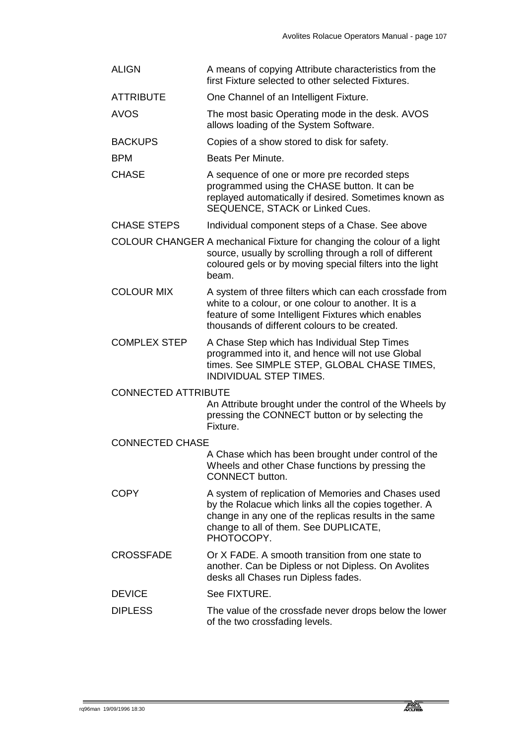| | |
|---|---|
| ALIGN | A means of copying Attribute characteristics from the first Fixture selected to other selected Fixtures. |
| ATTRIBUTE | One Channel of an Intelligent Fixture. |
| AVOS | The most basic Operating mode in the desk. AVOS allows loading of the System Software. |
| BACKUPS | Copies of a show stored to disk for safety. |
| BPM | Beats Per Minute. |
| CHASE | A sequence of one or more pre recorded steps programmed using the CHASE button. It can be replayed automatically if desired. Sometimes known as SEQUENCE, STACK or Linked Cues. |
| CHASE STEPS | Individual component steps of a Chase. See above |
| COLOUR CHANGER | A mechanical Fixture for changing the colour of a light source, usually by scrolling through a roll of different coloured gels or by moving special filters into the light beam. |
| COLOUR MIX | A system of three filters which can each crossfade from white to a colour, or one colour to another. It is a feature of some Intelligent Fixtures which enables thousands of different colours to be created. |
| COMPLEX STEP | A Chase Step which has Individual Step Times programmed into it, and hence will not use Global times. See SIMPLE STEP, GLOBAL CHASE TIMES, INDIVIDUAL STEP TIMES. |
| CONNECTED ATTRIBUTE | An Attribute brought under the control of the Wheels by pressing the CONNECT button or by selecting the Fixture. |
| CONNECTED CHASE | A Chase which has been brought under control of the Wheels and other Chase functions by pressing the CONNECT button. |
| COPY | A system of replication of Memories and Chases used by the Rolacue which links all the copies together. A change in any one of the replicas results in the same change to all of them. See DUPLICATE, PHOTOCOPY. |
| CROSSFADE | Or X FADE. A smooth transition from one state to another. Can be Dipless or not Dipless. On Avolites desks all Chases run Dipless fades. |
| DEVICE | See FIXTURE. |
| DIPLESS | The value of the crossfade never drops below the lower of the two crossfading levels. |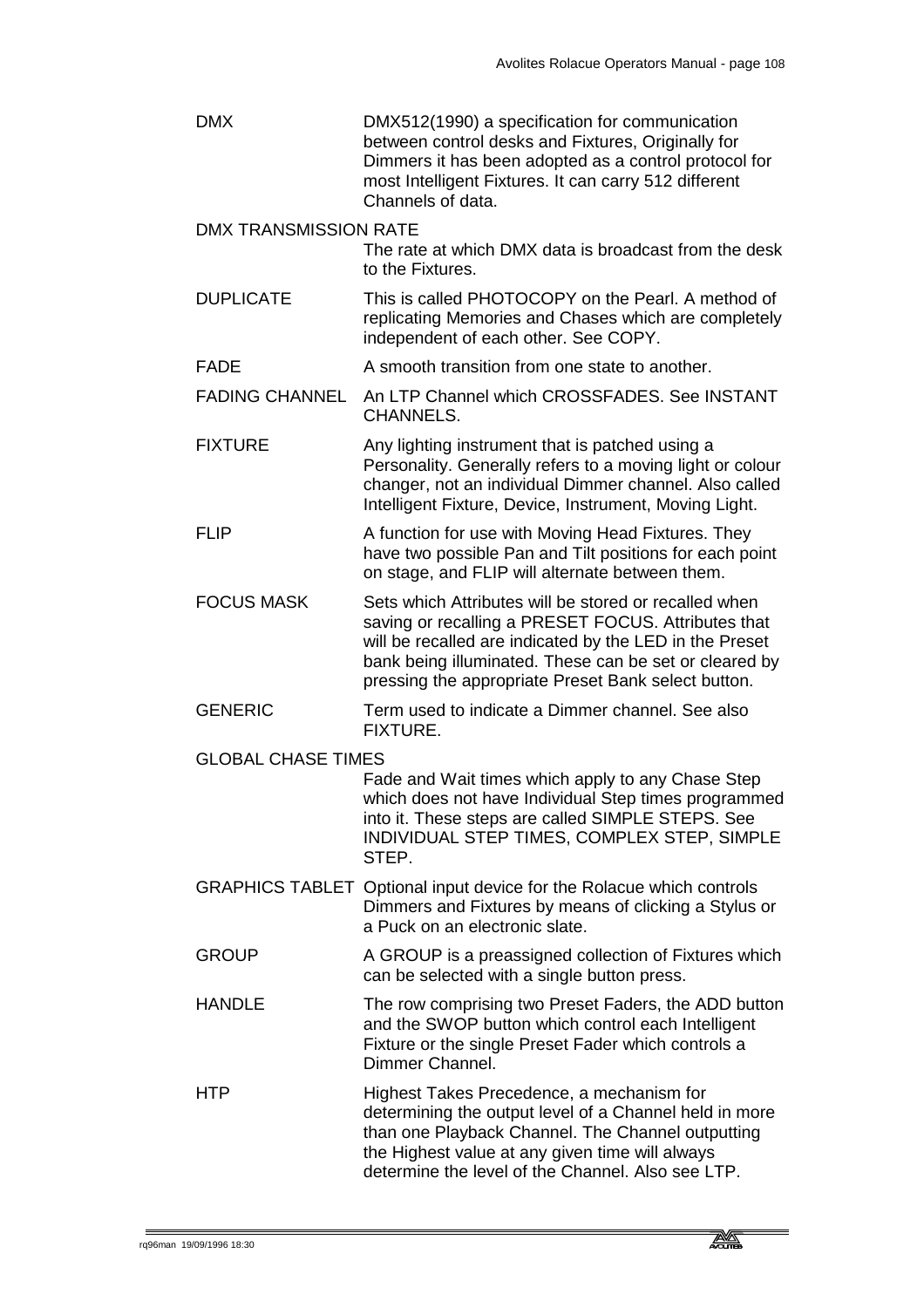**DMX** — DMX512(1990) a specification for communication between control desks and Fixtures, Originally for Dimmers it has been adopted as a control protocol for most Intelligent Fixtures. It can carry 512 different Channels of data.

**DMX TRANSMISSION RATE** — The rate at which DMX data is broadcast from the desk to the Fixtures.

**DUPLICATE** — This is called PHOTOCOPY on the Pearl. A method of replicating Memories and Chases which are completely independent of each other. See COPY.

**FADE** — A smooth transition from one state to another.

**FADING CHANNEL** — An LTP Channel which CROSSFADES. See INSTANT CHANNELS.

**FIXTURE** — Any lighting instrument that is patched using a Personality. Generally refers to a moving light or colour changer, not an individual Dimmer channel. Also called Intelligent Fixture, Device, Instrument, Moving Light.

**FLIP** — A function for use with Moving Head Fixtures. They have two possible Pan and Tilt positions for each point on stage, and FLIP will alternate between them.

**FOCUS MASK** — Sets which Attributes will be stored or recalled when saving or recalling a PRESET FOCUS. Attributes that will be recalled are indicated by the LED in the Preset bank being illuminated. These can be set or cleared by pressing the appropriate Preset Bank select button.

**GENERIC** — Term used to indicate a Dimmer channel. See also FIXTURE.

**GLOBAL CHASE TIMES** — Fade and Wait times which apply to any Chase Step which does not have Individual Step times programmed into it. These steps are called SIMPLE STEPS. See INDIVIDUAL STEP TIMES, COMPLEX STEP, SIMPLE STEP.

**GRAPHICS TABLET** — Optional input device for the Rolacue which controls Dimmers and Fixtures by means of clicking a Stylus or a Puck on an electronic slate.

**GROUP** — A GROUP is a preassigned collection of Fixtures which can be selected with a single button press.

**HANDLE** — The row comprising two Preset Faders, the ADD button and the SWOP button which control each Intelligent Fixture or the single Preset Fader which controls a Dimmer Channel.

**HTP** — Highest Takes Precedence, a mechanism for determining the output level of a Channel held in more than one Playback Channel. The Channel outputting the Highest value at any given time will always determine the level of the Channel. Also see LTP.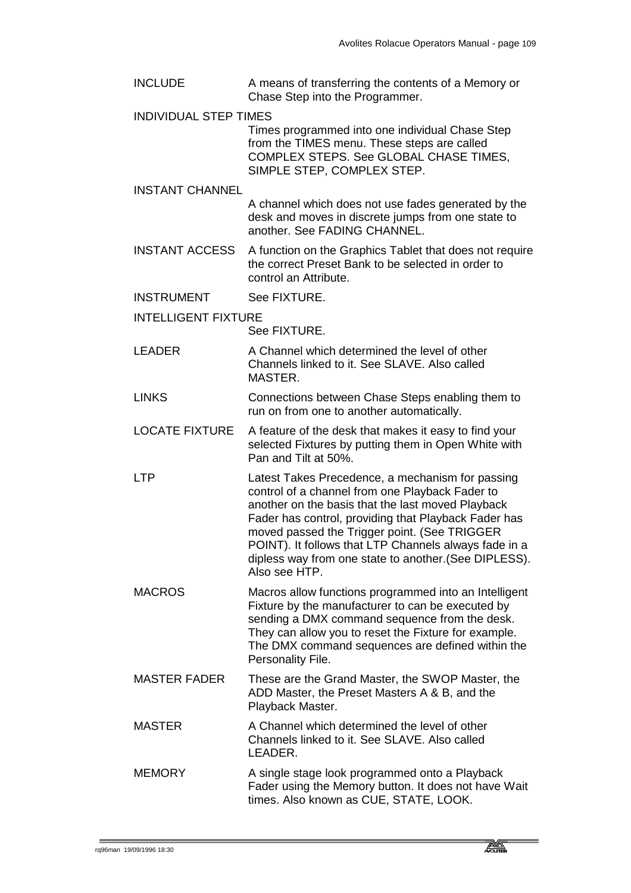**INCLUDE** A means of transferring the contents of a Memory or Chase Step into the Programmer.

**INDIVIDUAL STEP TIMES**
Times programmed into one individual Chase Step from the TIMES menu. These steps are called COMPLEX STEPS. See GLOBAL CHASE TIMES, SIMPLE STEP, COMPLEX STEP.

**INSTANT CHANNEL**
A channel which does not use fades generated by the desk and moves in discrete jumps from one state to another. See FADING CHANNEL.

**INSTANT ACCESS** A function on the Graphics Tablet that does not require the correct Preset Bank to be selected in order to control an Attribute.

**INSTRUMENT** See FIXTURE.

**INTELLIGENT FIXTURE**
See FIXTURE.

**LEADER** A Channel which determined the level of other Channels linked to it. See SLAVE. Also called MASTER.

**LINKS** Connections between Chase Steps enabling them to run on from one to another automatically.

**LOCATE FIXTURE** A feature of the desk that makes it easy to find your selected Fixtures by putting them in Open White with Pan and Tilt at 50%.

**LTP** Latest Takes Precedence, a mechanism for passing control of a channel from one Playback Fader to another on the basis that the last moved Playback Fader has control, providing that Playback Fader has moved passed the Trigger point. (See TRIGGER POINT). It follows that LTP Channels always fade in a dipless way from one state to another.(See DIPLESS). Also see HTP.

**MACROS** Macros allow functions programmed into an Intelligent Fixture by the manufacturer to can be executed by sending a DMX command sequence from the desk. They can allow you to reset the Fixture for example. The DMX command sequences are defined within the Personality File.

**MASTER FADER** These are the Grand Master, the SWOP Master, the ADD Master, the Preset Masters A & B, and the Playback Master.

**MASTER** A Channel which determined the level of other Channels linked to it. See SLAVE. Also called LEADER.

**MEMORY** A single stage look programmed onto a Playback Fader using the Memory button. It does not have Wait times. Also known as CUE, STATE, LOOK.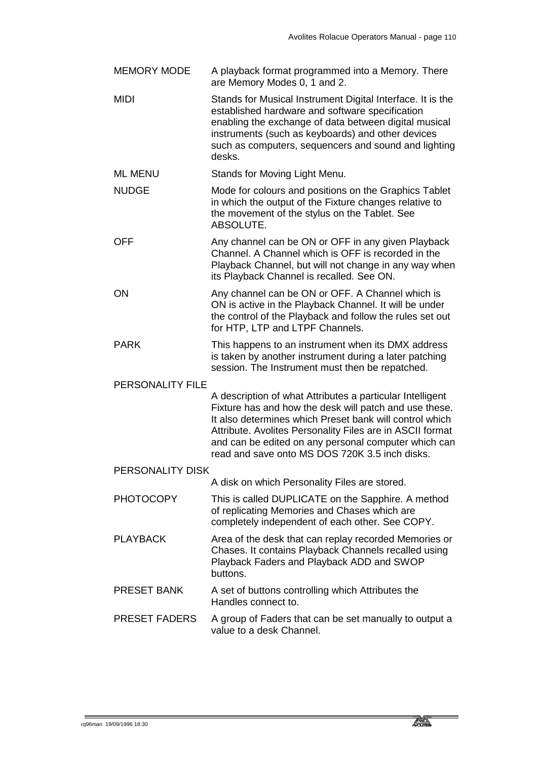| | |
|---|---|
| MEMORY MODE | A playback format programmed into a Memory. There are Memory Modes 0, 1 and 2. |
| MIDI | Stands for Musical Instrument Digital Interface. It is the established hardware and software specification enabling the exchange of data between digital musical instruments (such as keyboards) and other devices such as computers, sequencers and sound and lighting desks. |
| ML MENU | Stands for Moving Light Menu. |
| NUDGE | Mode for colours and positions on the Graphics Tablet in which the output of the Fixture changes relative to the movement of the stylus on the Tablet. See ABSOLUTE. |
| OFF | Any channel can be ON or OFF in any given Playback Channel. A Channel which is OFF is recorded in the Playback Channel, but will not change in any way when its Playback Channel is recalled. See ON. |
| ON | Any channel can be ON or OFF. A Channel which is ON is active in the Playback Channel. It will be under the control of the Playback and follow the rules set out for HTP, LTP and LTPF Channels. |
| PARK | This happens to an instrument when its DMX address is taken by another instrument during a later patching session. The Instrument must then be repatched. |
| PERSONALITY FILE | A description of what Attributes a particular Intelligent Fixture has and how the desk will patch and use these. It also determines which Preset bank will control which Attribute. Avolites Personality Files are in ASCII format and can be edited on any personal computer which can read and save onto MS DOS 720K 3.5 inch disks. |
| PERSONALITY DISK | A disk on which Personality Files are stored. |
| PHOTOCOPY | This is called DUPLICATE on the Sapphire. A method of replicating Memories and Chases which are completely independent of each other. See COPY. |
| PLAYBACK | Area of the desk that can replay recorded Memories or Chases. It contains Playback Channels recalled using Playback Faders and Playback ADD and SWOP buttons. |
| PRESET BANK | A set of buttons controlling which Attributes the Handles connect to. |
| PRESET FADERS | A group of Faders that can be set manually to output a value to a desk Channel. |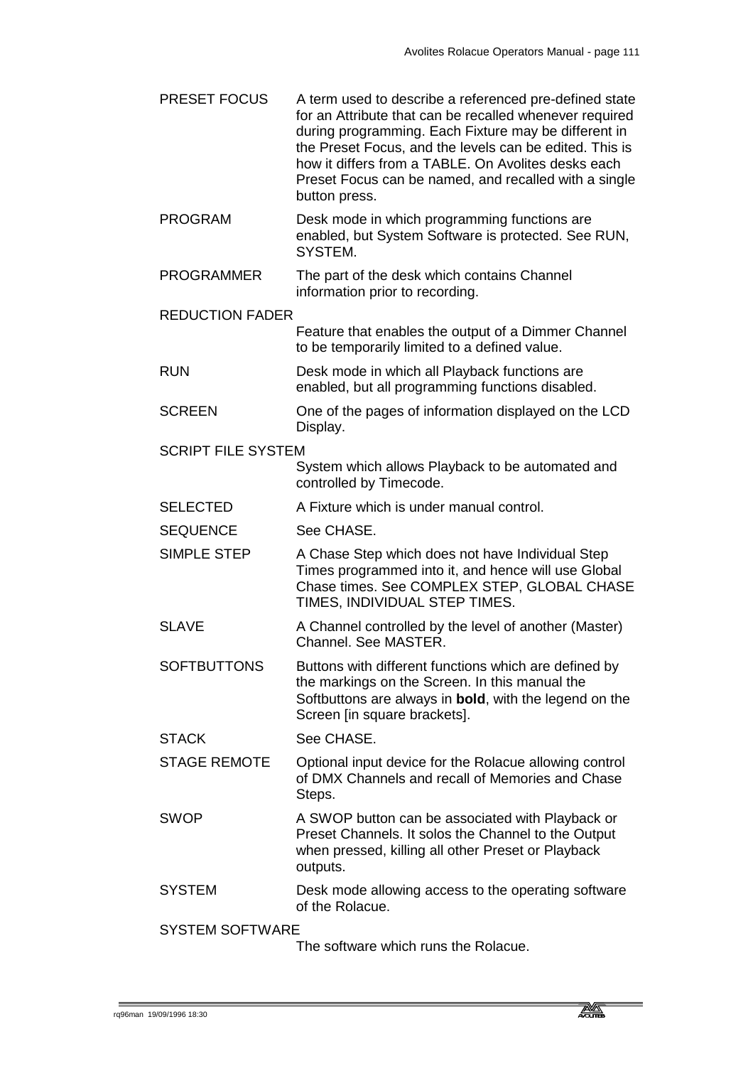PRESET FOCUS
A term used to describe a referenced pre-defined state for an Attribute that can be recalled whenever required during programming. Each Fixture may be different in the Preset Focus, and the levels can be edited. This is how it differs from a TABLE. On Avolites desks each Preset Focus can be named, and recalled with a single button press.

PROGRAM
Desk mode in which programming functions are enabled, but System Software is protected. See RUN, SYSTEM.

PROGRAMMER
The part of the desk which contains Channel information prior to recording.

REDUCTION FADER
Feature that enables the output of a Dimmer Channel to be temporarily limited to a defined value.

RUN
Desk mode in which all Playback functions are enabled, but all programming functions disabled.

SCREEN
One of the pages of information displayed on the LCD Display.

SCRIPT FILE SYSTEM
System which allows Playback to be automated and controlled by Timecode.

SELECTED
A Fixture which is under manual control.

SEQUENCE
See CHASE.

SIMPLE STEP
A Chase Step which does not have Individual Step Times programmed into it, and hence will use Global Chase times. See COMPLEX STEP, GLOBAL CHASE TIMES, INDIVIDUAL STEP TIMES.

SLAVE
A Channel controlled by the level of another (Master) Channel. See MASTER.

SOFTBUTTONS
Buttons with different functions which are defined by the markings on the Screen. In this manual the Softbuttons are always in **bold**, with the legend on the Screen [in square brackets].

STACK
See CHASE.

STAGE REMOTE
Optional input device for the Rolacue allowing control of DMX Channels and recall of Memories and Chase Steps.

SWOP
A SWOP button can be associated with Playback or Preset Channels. It solos the Channel to the Output when pressed, killing all other Preset or Playback outputs.

SYSTEM
Desk mode allowing access to the operating software of the Rolacue.

SYSTEM SOFTWARE
The software which runs the Rolacue.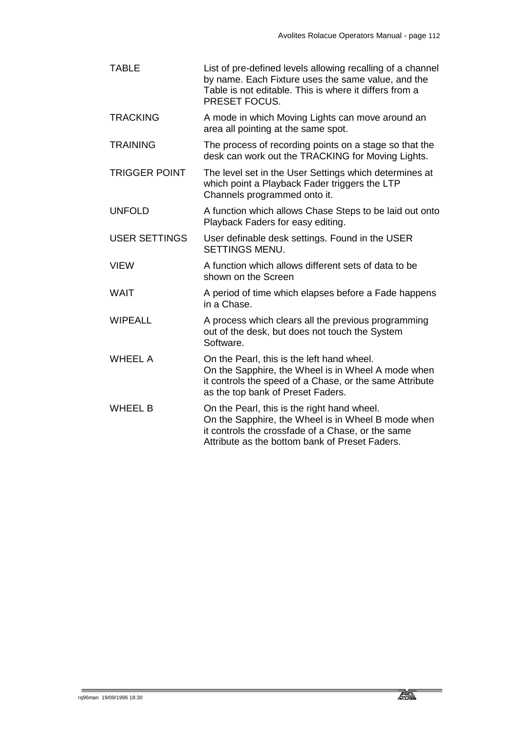| | |
|---|---|
| TABLE | List of pre-defined levels allowing recalling of a channel by name. Each Fixture uses the same value, and the Table is not editable. This is where it differs from a PRESET FOCUS. |
| TRACKING | A mode in which Moving Lights can move around an area all pointing at the same spot. |
| TRAINING | The process of recording points on a stage so that the desk can work out the TRACKING for Moving Lights. |
| TRIGGER POINT | The level set in the User Settings which determines at which point a Playback Fader triggers the LTP Channels programmed onto it. |
| UNFOLD | A function which allows Chase Steps to be laid out onto Playback Faders for easy editing. |
| USER SETTINGS | User definable desk settings. Found in the USER SETTINGS MENU. |
| VIEW | A function which allows different sets of data to be shown on the Screen |
| WAIT | A period of time which elapses before a Fade happens in a Chase. |
| WIPEALL | A process which clears all the previous programming out of the desk, but does not touch the System Software. |
| WHEEL A | On the Pearl, this is the left hand wheel.<br>On the Sapphire, the Wheel is in Wheel A mode when it controls the speed of a Chase, or the same Attribute as the top bank of Preset Faders. |
| WHEEL B | On the Pearl, this is the right hand wheel.<br>On the Sapphire, the Wheel is in Wheel B mode when it controls the crossfade of a Chase, or the same Attribute as the bottom bank of Preset Faders. |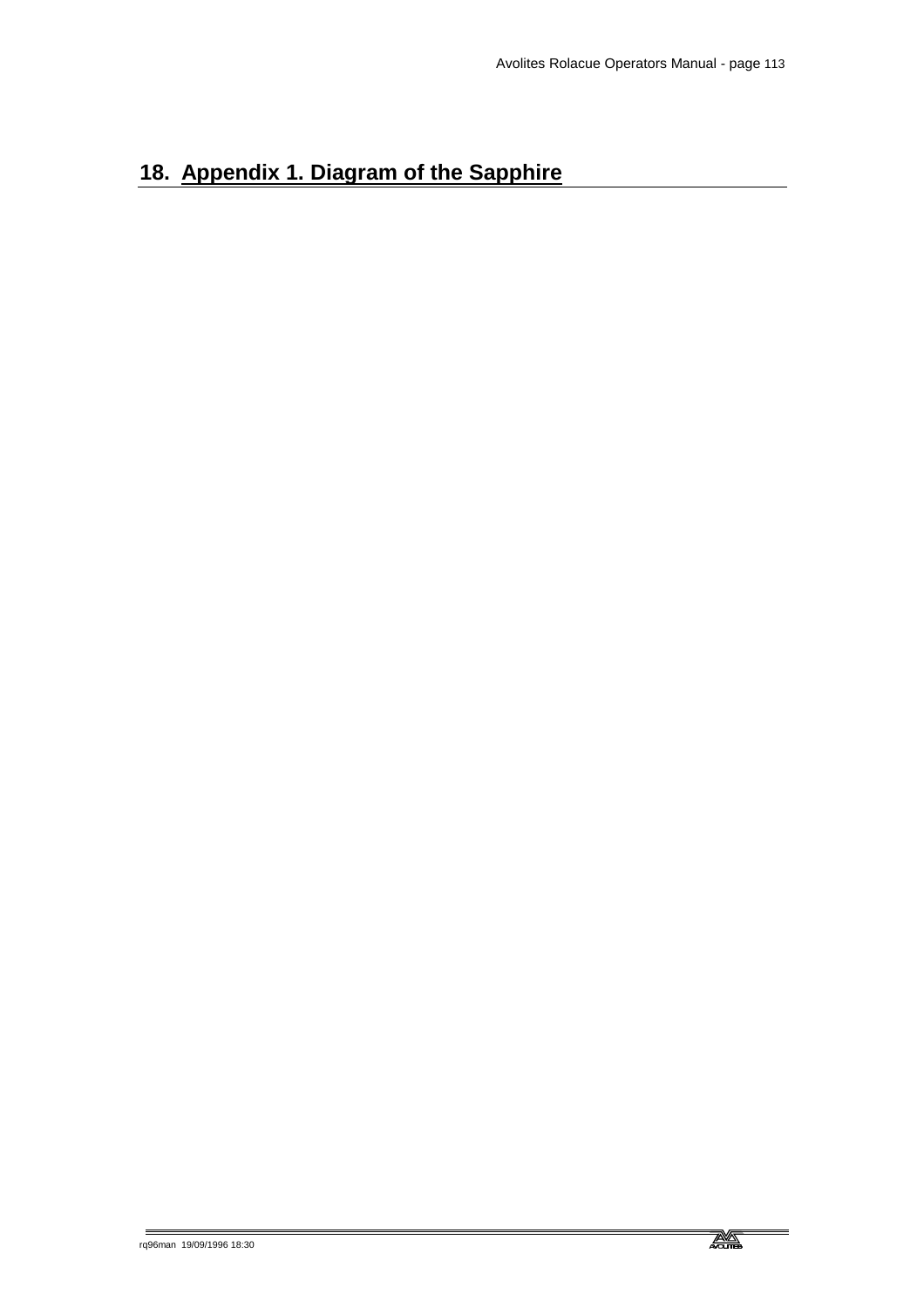# 18. Appendix 1. Diagram of the Sapphire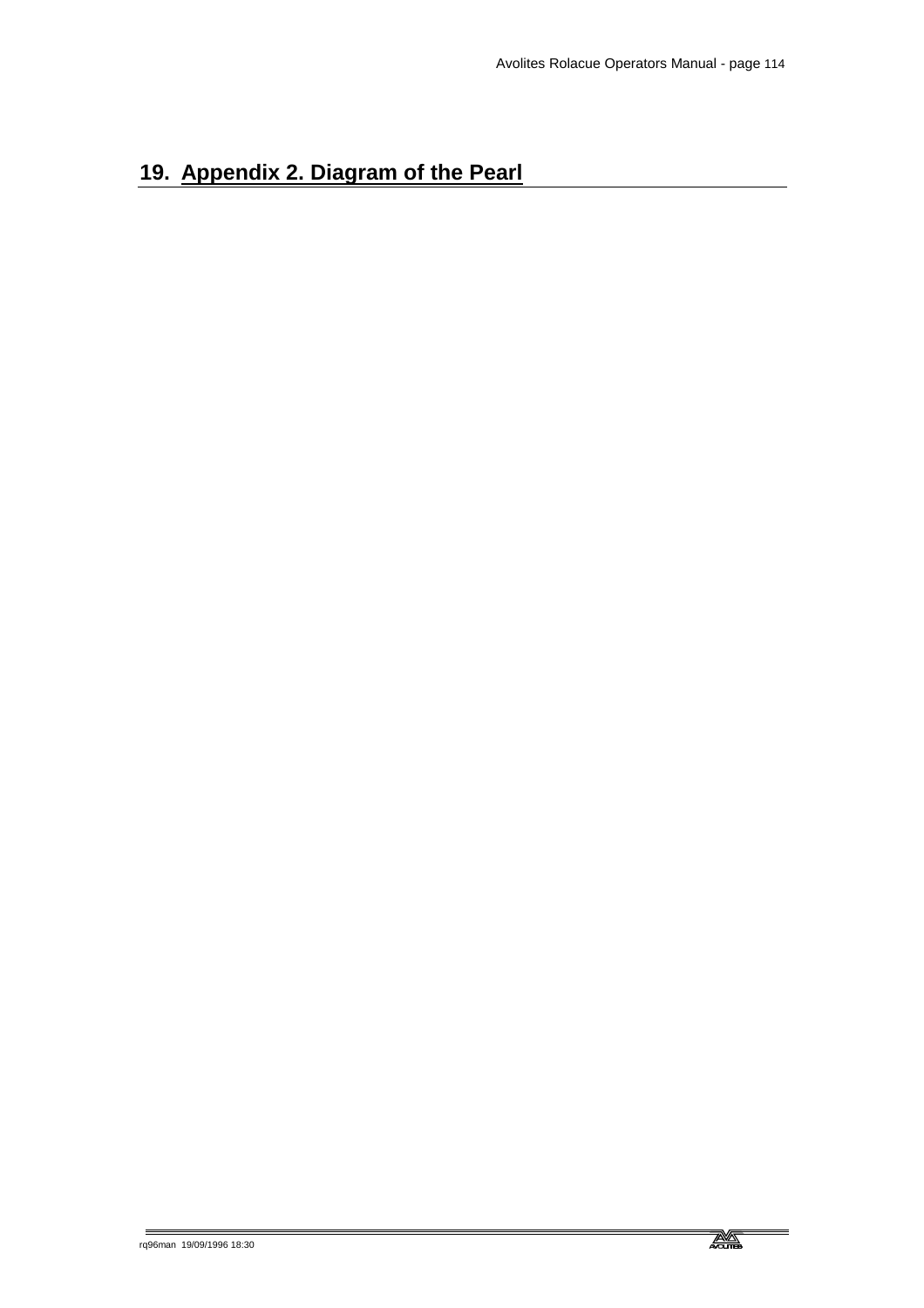# 19. Appendix 2. Diagram of the Pearl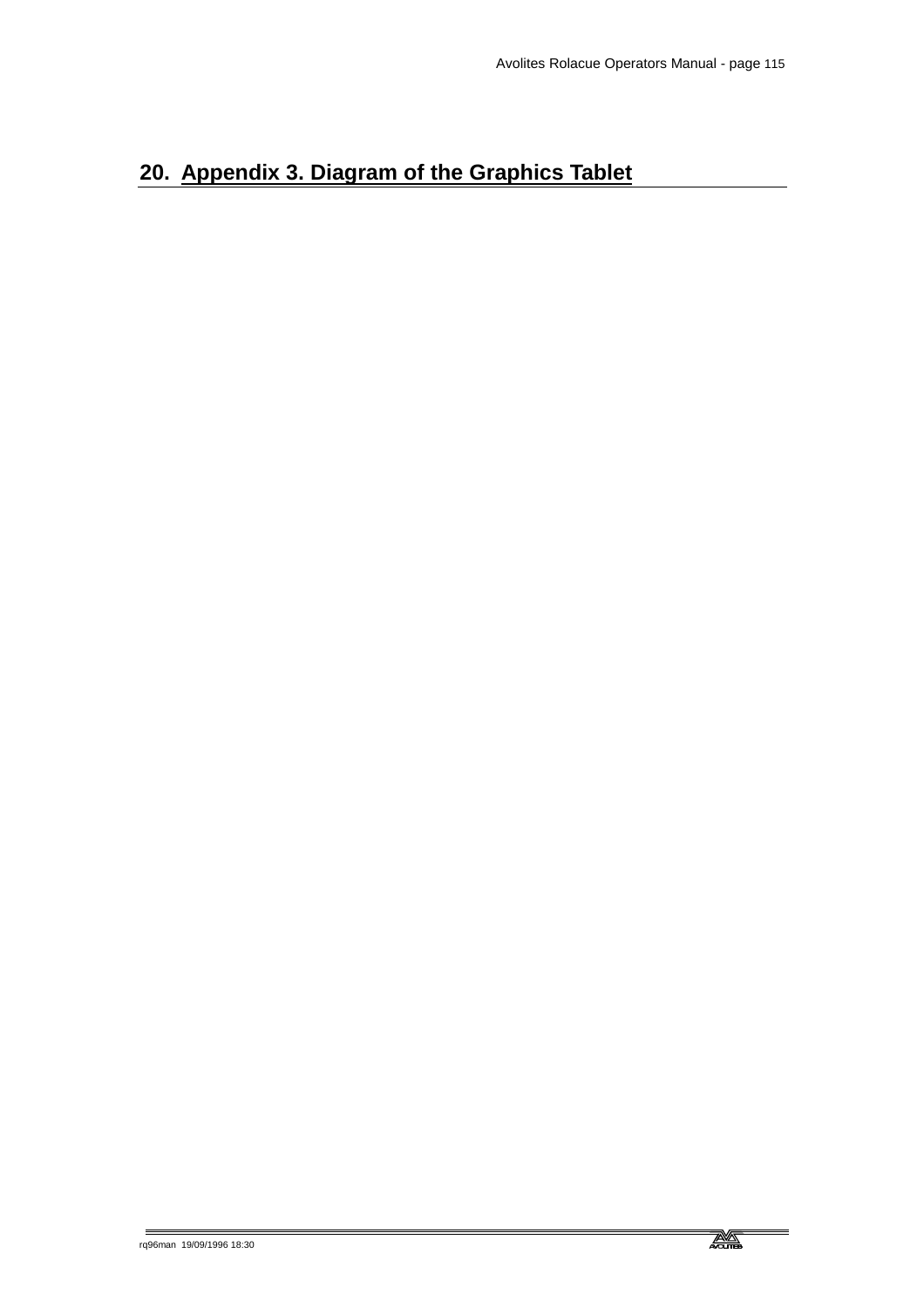# 20. Appendix 3. Diagram of the Graphics Tablet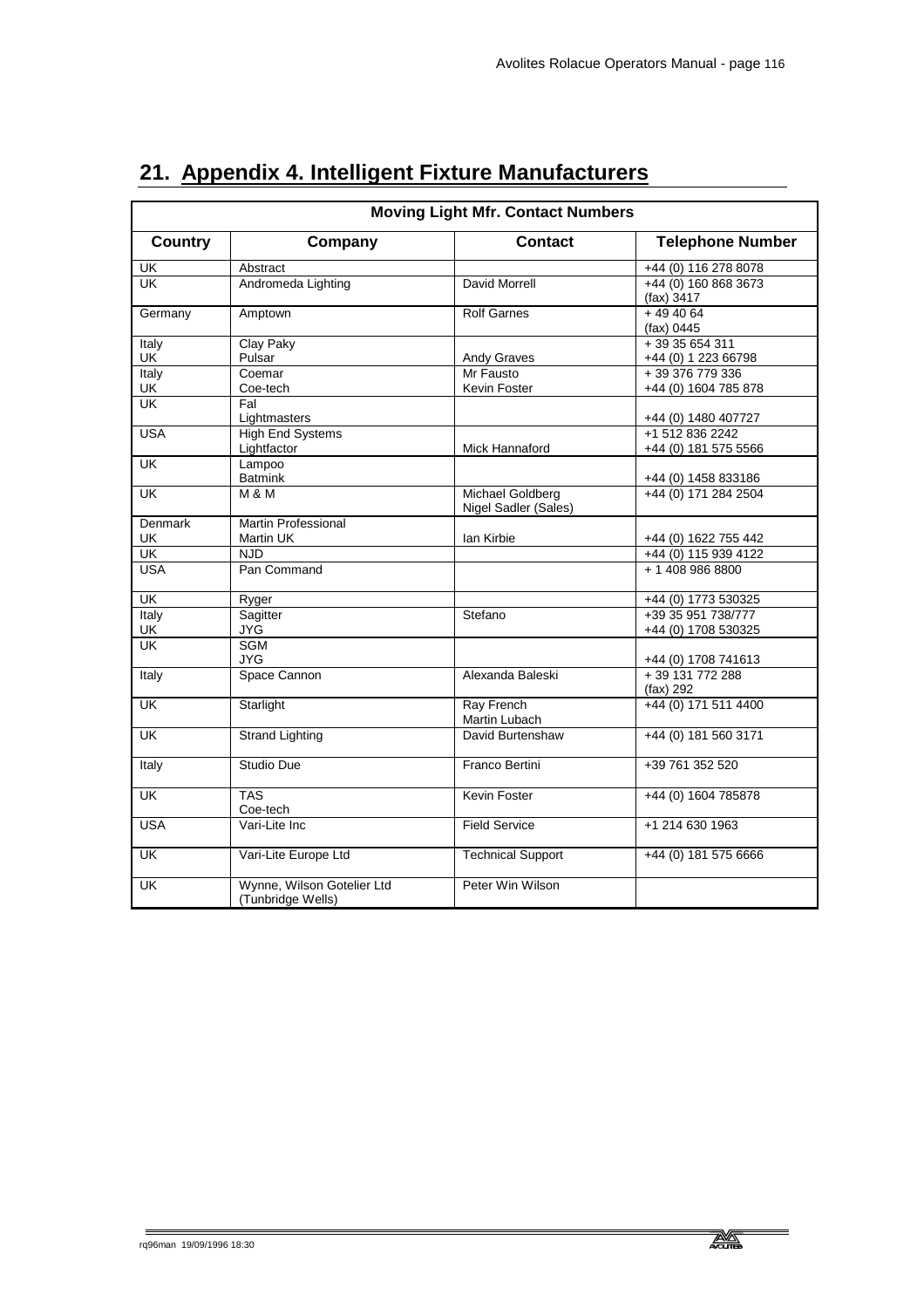# 21. Appendix 4. Intelligent Fixture Manufacturers

| Moving Light Mfr. Contact Numbers | | | |
|---|---|---|---|
| **Country** | **Company** | **Contact** | **Telephone Number** |
| UK | Abstract | | +44 (0) 116 278 8078 |
| UK | Andromeda Lighting | David Morrell | +44 (0) 160 868 3673<br>(fax) 3417 |
| Germany | Amptown | Rolf Garnes | + 49 40 64<br>(fax) 0445 |
| Italy<br>UK | Clay Paky<br>Pulsar | <br>Andy Graves | + 39 35 654 311<br>+44 (0) 1 223 66798 |
| Italy<br>UK | Coemar<br>Coe-tech | Mr Fausto<br>Kevin Foster | + 39 376 779 336<br>+44 (0) 1604 785 878 |
| UK | Fal<br>Lightmasters | | <br>+44 (0) 1480 407727 |
| USA | High End Systems<br>Lightfactor | <br>Mick Hannaford | +1 512 836 2242<br>+44 (0) 181 575 5566 |
| UK | Lampoo<br>Batmink | | <br>+44 (0) 1458 833186 |
| UK | M & M | Michael Goldberg<br>Nigel Sadler (Sales) | +44 (0) 171 284 2504 |
| Denmark<br>UK | Martin Professional<br>Martin UK | <br>Ian Kirbie | <br>+44 (0) 1622 755 442 |
| UK | NJD | | +44 (0) 115 939 4122 |
| USA | Pan Command | | + 1 408 986 8800 |
| UK | Ryger | | +44 (0) 1773 530325 |
| Italy<br>UK | Sagitter<br>JYG | Stefano | +39 35 951 738/777<br>+44 (0) 1708 530325 |
| UK | SGM<br>JYG | | <br>+44 (0) 1708 741613 |
| Italy | Space Cannon | Alexanda Baleski | + 39 131 772 288<br>(fax) 292 |
| UK | Starlight | Ray French<br>Martin Lubach | +44 (0) 171 511 4400 |
| UK | Strand Lighting | David Burtenshaw | +44 (0) 181 560 3171 |
| Italy | Studio Due | Franco Bertini | +39 761 352 520 |
| UK | TAS<br>Coe-tech | Kevin Foster | +44 (0) 1604 785878 |
| USA | Vari-Lite Inc | Field Service | +1 214 630 1963 |
| UK | Vari-Lite Europe Ltd | Technical Support | +44 (0) 181 575 6666 |
| UK | Wynne, Wilson Gotelier Ltd<br>(Tunbridge Wells) | Peter Win Wilson | |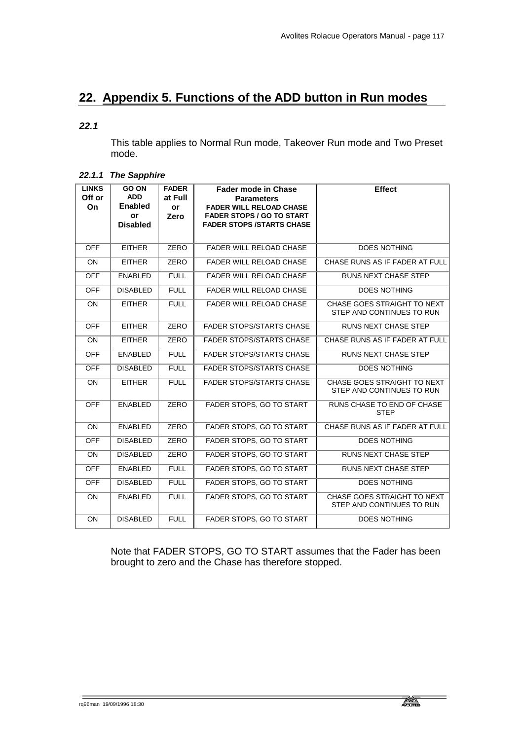## 22. Appendix 5. Functions of the ADD button in Run modes

### 22.1

This table applies to Normal Run mode, Takeover Run mode and Two Preset mode.

#### *22.1.1 The Sapphire*

| LINKS Off or On | GO ON ADD Enabled or Disabled | FADER at Full or Zero | Fader mode in Chase Parameters FADER WILL RELOAD CHASE FADER STOPS / GO TO START FADER STOPS /STARTS CHASE | Effect |
|---|---|---|---|---|
| OFF | EITHER | ZERO | FADER WILL RELOAD CHASE | DOES NOTHING |
| ON | EITHER | ZERO | FADER WILL RELOAD CHASE | CHASE RUNS AS IF FADER AT FULL |
| OFF | ENABLED | FULL | FADER WILL RELOAD CHASE | RUNS NEXT CHASE STEP |
| OFF | DISABLED | FULL | FADER WILL RELOAD CHASE | DOES NOTHING |
| ON | EITHER | FULL | FADER WILL RELOAD CHASE | CHASE GOES STRAIGHT TO NEXT STEP AND CONTINUES TO RUN |
| OFF | EITHER | ZERO | FADER STOPS/STARTS CHASE | RUNS NEXT CHASE STEP |
| ON | EITHER | ZERO | FADER STOPS/STARTS CHASE | CHASE RUNS AS IF FADER AT FULL |
| OFF | ENABLED | FULL | FADER STOPS/STARTS CHASE | RUNS NEXT CHASE STEP |
| OFF | DISABLED | FULL | FADER STOPS/STARTS CHASE | DOES NOTHING |
| ON | EITHER | FULL | FADER STOPS/STARTS CHASE | CHASE GOES STRAIGHT TO NEXT STEP AND CONTINUES TO RUN |
| OFF | ENABLED | ZERO | FADER STOPS, GO TO START | RUNS CHASE TO END OF CHASE STEP |
| ON | ENABLED | ZERO | FADER STOPS, GO TO START | CHASE RUNS AS IF FADER AT FULL |
| OFF | DISABLED | ZERO | FADER STOPS, GO TO START | DOES NOTHING |
| ON | DISABLED | ZERO | FADER STOPS, GO TO START | RUNS NEXT CHASE STEP |
| OFF | ENABLED | FULL | FADER STOPS, GO TO START | RUNS NEXT CHASE STEP |
| OFF | DISABLED | FULL | FADER STOPS, GO TO START | DOES NOTHING |
| ON | ENABLED | FULL | FADER STOPS, GO TO START | CHASE GOES STRAIGHT TO NEXT STEP AND CONTINUES TO RUN |
| ON | DISABLED | FULL | FADER STOPS, GO TO START | DOES NOTHING |

Note that FADER STOPS, GO TO START assumes that the Fader has been brought to zero and the Chase has therefore stopped.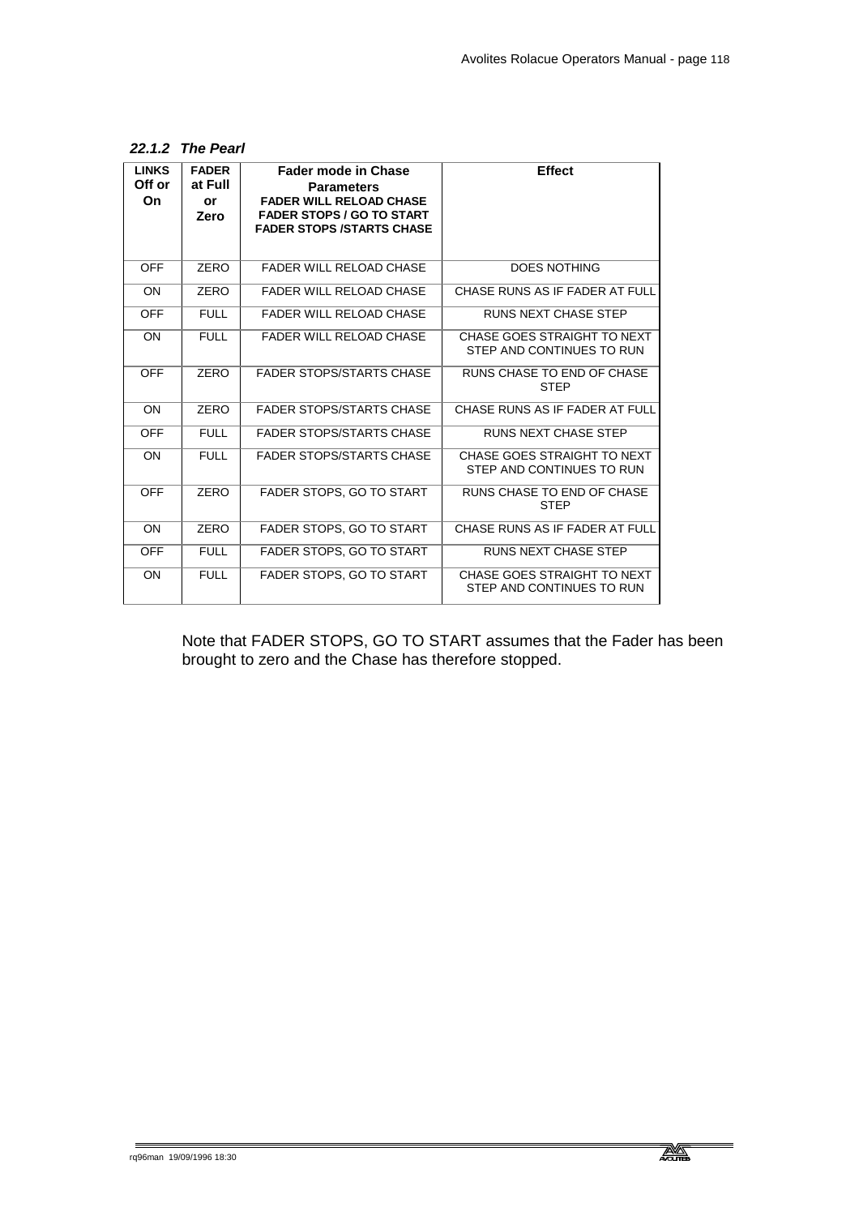### *22.1.2 The Pearl*

| LINKS Off or On | FADER at Full or Zero | Fader mode in Chase Parameters<br>FADER WILL RELOAD CHASE<br>FADER STOPS / GO TO START<br>FADER STOPS /STARTS CHASE | Effect |
|---|---|---|---|
| OFF | ZERO | FADER WILL RELOAD CHASE | DOES NOTHING |
| ON | ZERO | FADER WILL RELOAD CHASE | CHASE RUNS AS IF FADER AT FULL |
| OFF | FULL | FADER WILL RELOAD CHASE | RUNS NEXT CHASE STEP |
| ON | FULL | FADER WILL RELOAD CHASE | CHASE GOES STRAIGHT TO NEXT STEP AND CONTINUES TO RUN |
| OFF | ZERO | FADER STOPS/STARTS CHASE | RUNS CHASE TO END OF CHASE STEP |
| ON | ZERO | FADER STOPS/STARTS CHASE | CHASE RUNS AS IF FADER AT FULL |
| OFF | FULL | FADER STOPS/STARTS CHASE | RUNS NEXT CHASE STEP |
| ON | FULL | FADER STOPS/STARTS CHASE | CHASE GOES STRAIGHT TO NEXT STEP AND CONTINUES TO RUN |
| OFF | ZERO | FADER STOPS, GO TO START | RUNS CHASE TO END OF CHASE STEP |
| ON | ZERO | FADER STOPS, GO TO START | CHASE RUNS AS IF FADER AT FULL |
| OFF | FULL | FADER STOPS, GO TO START | RUNS NEXT CHASE STEP |
| ON | FULL | FADER STOPS, GO TO START | CHASE GOES STRAIGHT TO NEXT STEP AND CONTINUES TO RUN |

Note that FADER STOPS, GO TO START assumes that the Fader has been brought to zero and the Chase has therefore stopped.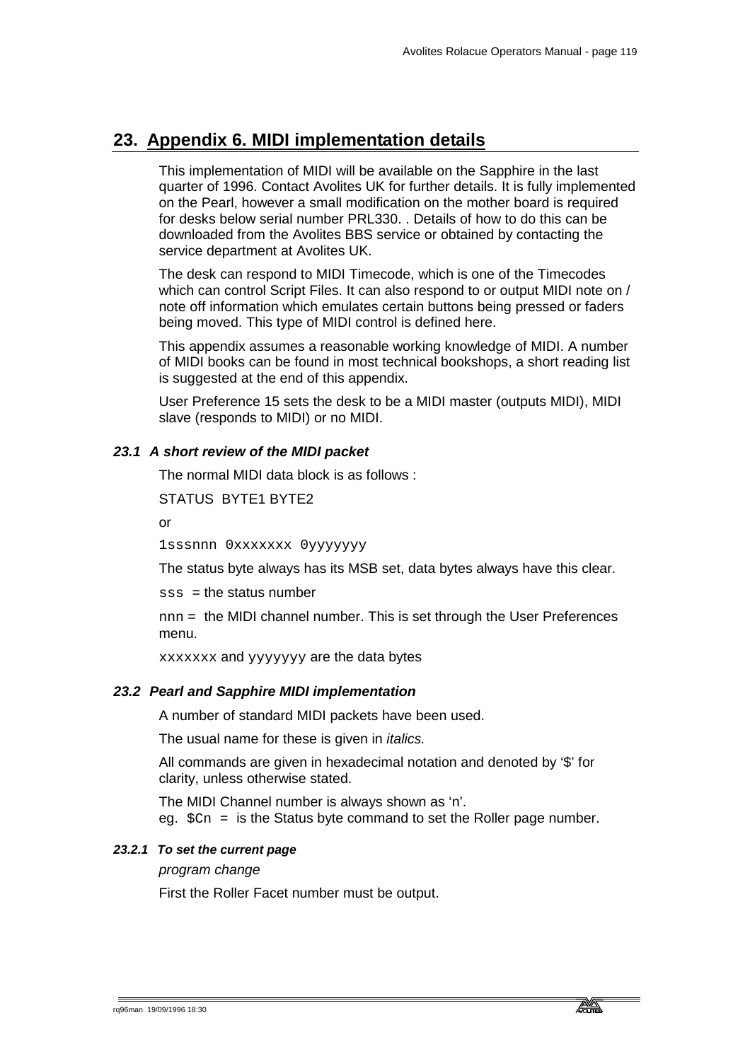# 23. Appendix 6. MIDI implementation details

This implementation of MIDI will be available on the Sapphire in the last quarter of 1996. Contact Avolites UK for further details. It is fully implemented on the Pearl, however a small modification on the mother board is required for desks below serial number PRL330. . Details of how to do this can be downloaded from the Avolites BBS service or obtained by contacting the service department at Avolites UK.

The desk can respond to MIDI Timecode, which is one of the Timecodes which can control Script Files. It can also respond to or output MIDI note on / note off information which emulates certain buttons being pressed or faders being moved. This type of MIDI control is defined here.

This appendix assumes a reasonable working knowledge of MIDI. A number of MIDI books can be found in most technical bookshops, a short reading list is suggested at the end of this appendix.

User Preference 15 sets the desk to be a MIDI master (outputs MIDI), MIDI slave (responds to MIDI) or no MIDI.

### *23.1 A short review of the MIDI packet*

The normal MIDI data block is as follows :

STATUS BYTE1 BYTE2

or

`1sssnnn 0xxxxxxx 0yyyyyyy`

The status byte always has its MSB set, data bytes always have this clear.

`sss` = the status number

`nnn` = the MIDI channel number. This is set through the User Preferences menu.

`xxxxxxx` and `yyyyyyy` are the data bytes

### *23.2 Pearl and Sapphire MIDI implementation*

A number of standard MIDI packets have been used.

The usual name for these is given in *italics.*

All commands are given in hexadecimal notation and denoted by '$' for clarity, unless otherwise stated.

The MIDI Channel number is always shown as 'n'.
eg. `$Cn` = is the Status byte command to set the Roller page number.

#### *23.2.1 To set the current page*

*program change*

First the Roller Facet number must be output.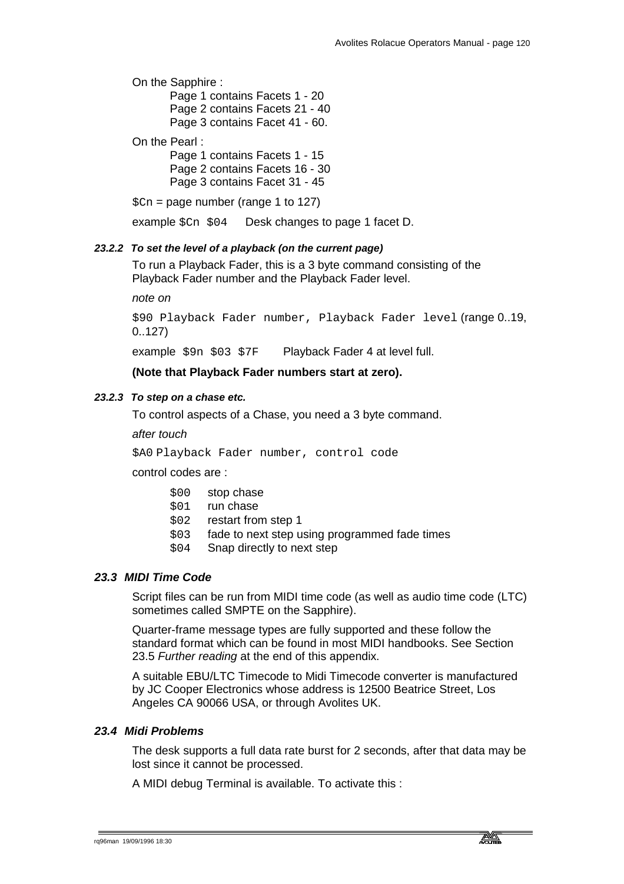On the Sapphire :

Page 1 contains Facets 1 - 20
Page 2 contains Facets 21 - 40
Page 3 contains Facet 41 - 60.

On the Pearl :

Page 1 contains Facets 1 - 15
Page 2 contains Facets 16 - 30
Page 3 contains Facet 31 - 45

`$Cn` = page number (range 1 to 127)

example `$Cn $04`    Desk changes to page 1 facet D.

#### *23.2.2 To set the level of a playback (on the current page)*

To run a Playback Fader, this is a 3 byte command consisting of the Playback Fader number and the Playback Fader level.

*note on*

`$90 Playback Fader number, Playback Fader level` (range 0..19, 0..127)

example `$9n $03 $7F`    Playback Fader 4 at level full.

**(Note that Playback Fader numbers start at zero).**

#### *23.2.3 To step on a chase etc.*

To control aspects of a Chase, you need a 3 byte command.

*after touch*

`$A0 Playback Fader number, control code`

control codes are :

- `$00` stop chase
- `$01` run chase
- `$02` restart from step 1
- `$03` fade to next step using programmed fade times
- `$04` Snap directly to next step

### *23.3 MIDI Time Code*

Script files can be run from MIDI time code (as well as audio time code (LTC) sometimes called SMPTE on the Sapphire).

Quarter-frame message types are fully supported and these follow the standard format which can be found in most MIDI handbooks. See Section 23.5 *Further reading* at the end of this appendix.

A suitable EBU/LTC Timecode to Midi Timecode converter is manufactured by JC Cooper Electronics whose address is 12500 Beatrice Street, Los Angeles CA 90066 USA, or through Avolites UK.

### *23.4 Midi Problems*

The desk supports a full data rate burst for 2 seconds, after that data may be lost since it cannot be processed.

A MIDI debug Terminal is available. To activate this :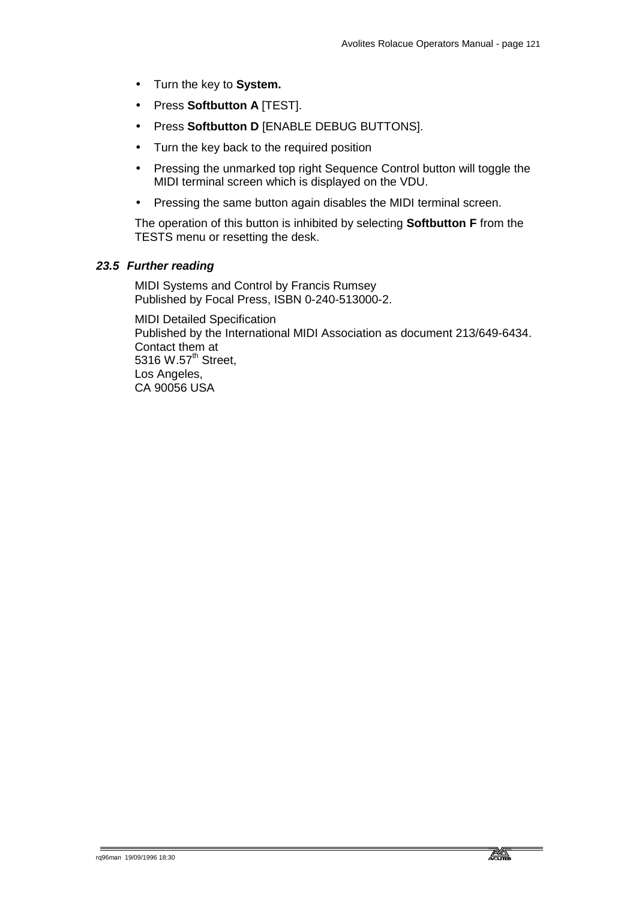- Turn the key to **System.**
- Press **Softbutton A** [TEST].
- Press **Softbutton D** [ENABLE DEBUG BUTTONS].
- Turn the key back to the required position
- Pressing the unmarked top right Sequence Control button will toggle the MIDI terminal screen which is displayed on the VDU.
- Pressing the same button again disables the MIDI terminal screen.

The operation of this button is inhibited by selecting **Softbutton F** from the TESTS menu or resetting the desk.

### *23.5 Further reading*

MIDI Systems and Control by Francis Rumsey
Published by Focal Press, ISBN 0-240-513000-2.

MIDI Detailed Specification
Published by the International MIDI Association as document 213/649-6434.
Contact them at
5316 W.57th Street,
Los Angeles,
CA 90056 USA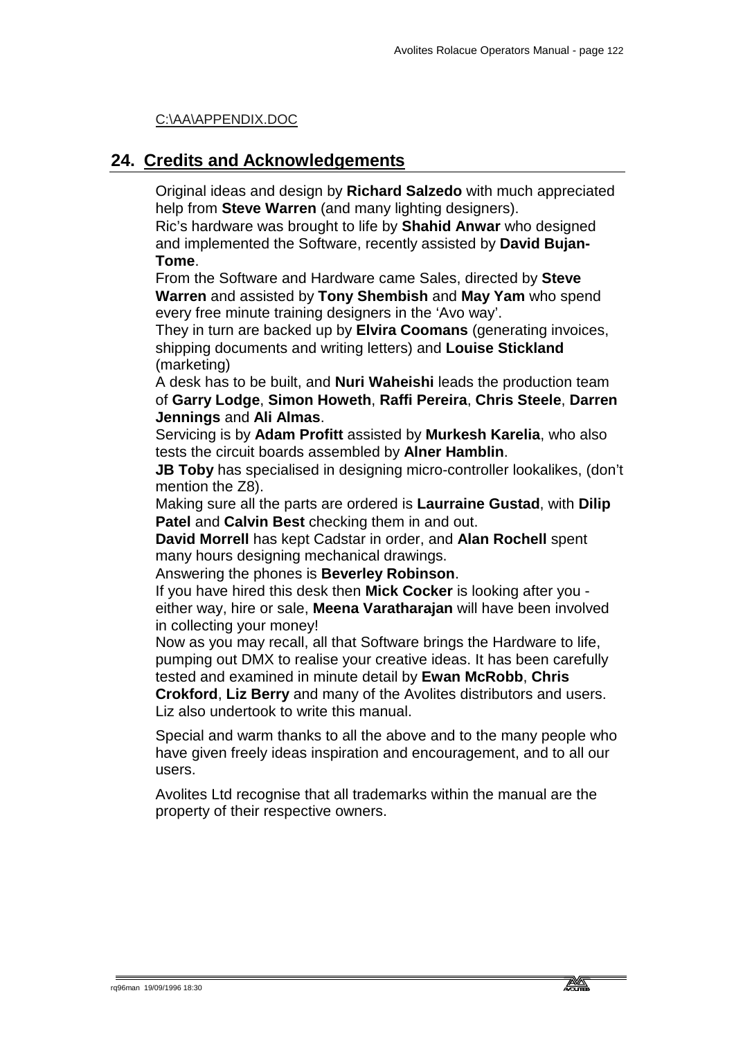C:\AA\APPENDIX.DOC

## 24. Credits and Acknowledgements

Original ideas and design by **Richard Salzedo** with much appreciated help from **Steve Warren** (and many lighting designers).
Ric's hardware was brought to life by **Shahid Anwar** who designed and implemented the Software, recently assisted by **David Bujan-Tome**.
From the Software and Hardware came Sales, directed by **Steve Warren** and assisted by **Tony Shembish** and **May Yam** who spend every free minute training designers in the 'Avo way'.
They in turn are backed up by **Elvira Coomans** (generating invoices, shipping documents and writing letters) and **Louise Stickland** (marketing)
A desk has to be built, and **Nuri Waheishi** leads the production team of **Garry Lodge**, **Simon Howeth**, **Raffi Pereira**, **Chris Steele**, **Darren Jennings** and **Ali Almas**.
Servicing is by **Adam Profitt** assisted by **Murkesh Karelia**, who also tests the circuit boards assembled by **Alner Hamblin**.
**JB Toby** has specialised in designing micro-controller lookalikes, (don't mention the Z8).
Making sure all the parts are ordered is **Laurraine Gustad**, with **Dilip Patel** and **Calvin Best** checking them in and out.
**David Morrell** has kept Cadstar in order, and **Alan Rochell** spent many hours designing mechanical drawings.
Answering the phones is **Beverley Robinson**.
If you have hired this desk then **Mick Cocker** is looking after you - either way, hire or sale, **Meena Varatharajan** will have been involved in collecting your money!
Now as you may recall, all that Software brings the Hardware to life, pumping out DMX to realise your creative ideas. It has been carefully tested and examined in minute detail by **Ewan McRobb**, **Chris Crokford**, **Liz Berry** and many of the Avolites distributors and users. Liz also undertook to write this manual.

Special and warm thanks to all the above and to the many people who have given freely ideas inspiration and encouragement, and to all our users.

Avolites Ltd recognise that all trademarks within the manual are the property of their respective owners.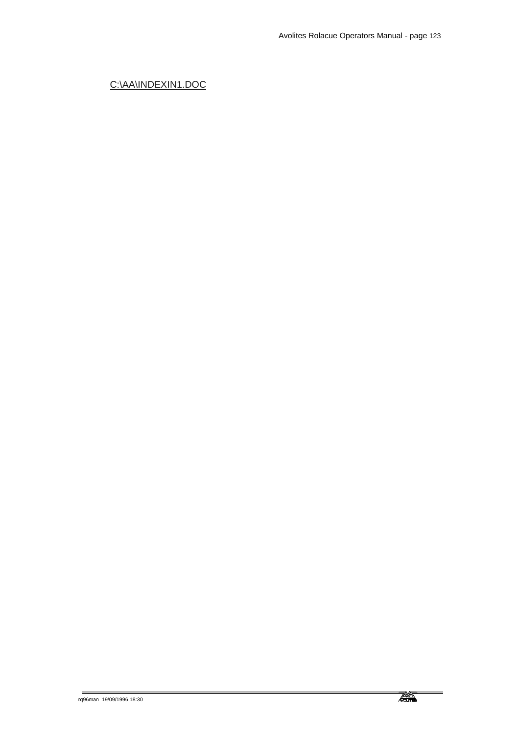C:\AA\INDEXIN1.DOC